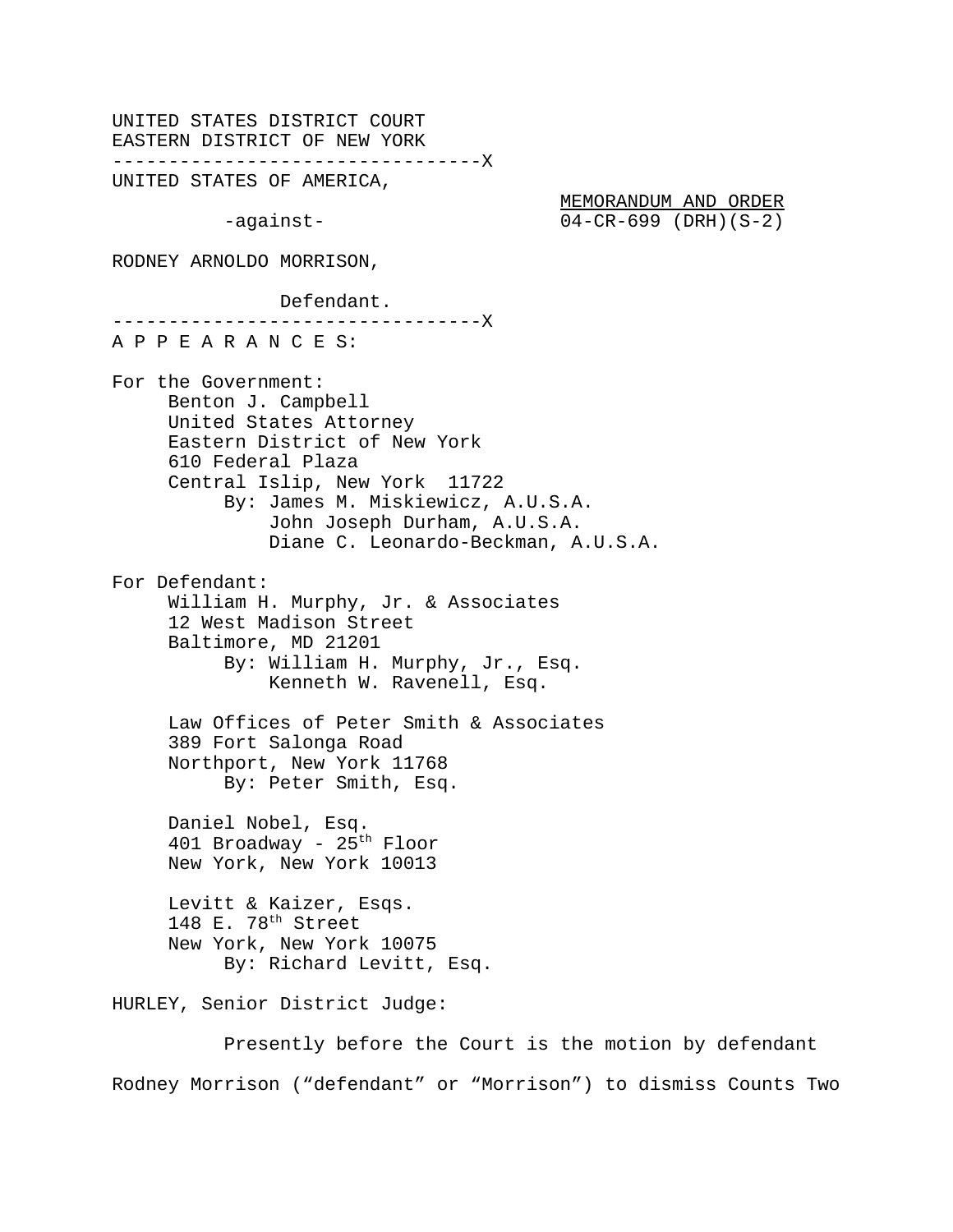UNITED STATES DISTRICT COURT
EASTERN DISTRICT OF NEW YORK

--------------------------------X

UNITED STATES OF AMERICA,

-against-

RODNEY ARNOLDO MORRISON,

Defendant.

--------------------------------X

MEMORANDUM AND ORDER
04-CR-699 (DRH)(S-2)

A P P E A R A N C E S:

For the Government:
Benton J. Campbell
United States Attorney
Eastern District of New York
610 Federal Plaza
Central Islip, New York 11722
By: James M. Miskiewicz, A.U.S.A.
John Joseph Durham, A.U.S.A.
Diane C. Leonardo-Beckman, A.U.S.A.

For Defendant:
William H. Murphy, Jr. & Associates
12 West Madison Street
Baltimore, MD 21201
By: William H. Murphy, Jr., Esq.
Kenneth W. Ravenell, Esq.

Law Offices of Peter Smith & Associates
389 Fort Salonga Road
Northport, New York 11768
By: Peter Smith, Esq.

Daniel Nobel, Esq.
401 Broadway - 25th Floor
New York, New York 10013

Levitt & Kaizer, Esqs.
148 E. 78th Street
New York, New York 10075
By: Richard Levitt, Esq.

HURLEY, Senior District Judge:

Presently before the Court is the motion by defendant Rodney Morrison ("defendant" or "Morrison") to dismiss Counts Two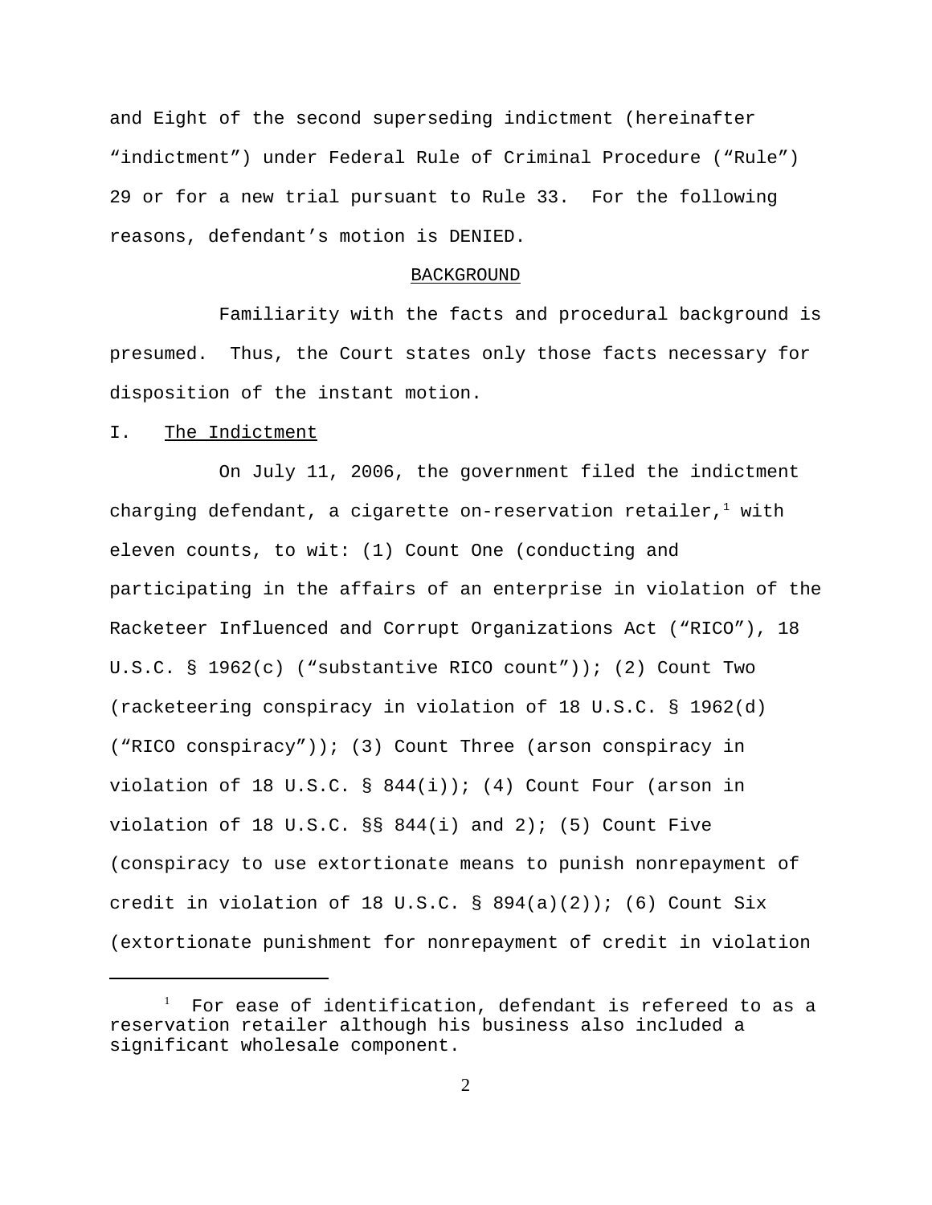and Eight of the second superseding indictment (hereinafter "indictment") under Federal Rule of Criminal Procedure ("Rule") 29 or for a new trial pursuant to Rule 33. For the following reasons, defendant's motion is DENIED.

## BACKGROUND

Familiarity with the facts and procedural background is presumed. Thus, the Court states only those facts necessary for disposition of the instant motion.

### I. The Indictment

On July 11, 2006, the government filed the indictment charging defendant, a cigarette on-reservation retailer,[1] with eleven counts, to wit: (1) Count One (conducting and participating in the affairs of an enterprise in violation of the Racketeer Influenced and Corrupt Organizations Act ("RICO"), 18 U.S.C. § 1962(c) ("substantive RICO count")); (2) Count Two (racketeering conspiracy in violation of 18 U.S.C. § 1962(d) ("RICO conspiracy")); (3) Count Three (arson conspiracy in violation of 18 U.S.C. § 844(i)); (4) Count Four (arson in violation of 18 U.S.C. §§ 844(i) and 2); (5) Count Five (conspiracy to use extortionate means to punish nonrepayment of credit in violation of 18 U.S.C. § 894(a)(2)); (6) Count Six (extortionate punishment for nonrepayment of credit in violation

---

[1] For ease of identification, defendant is refereed to as a reservation retailer although his business also included a significant wholesale component.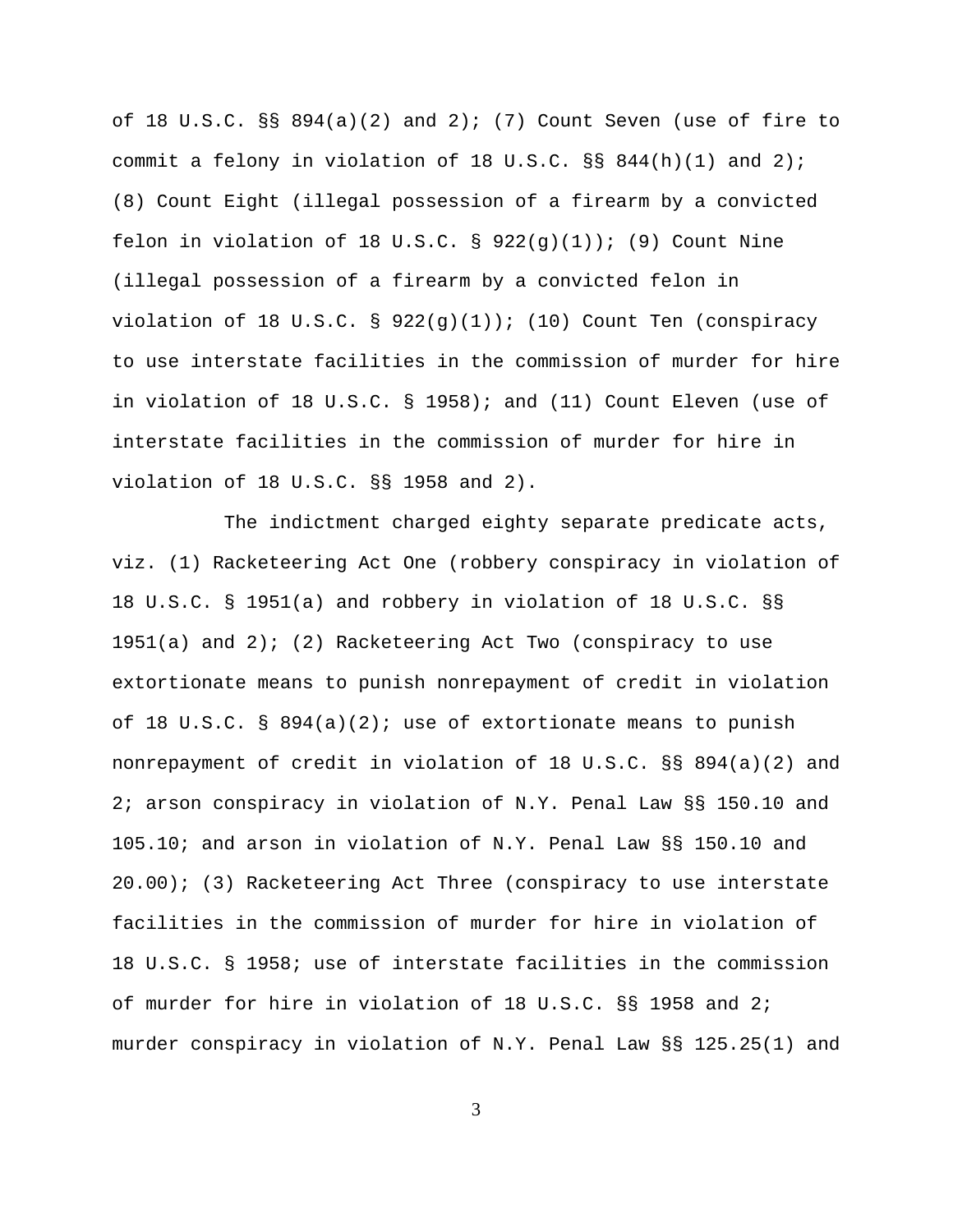of 18 U.S.C. §§ 894(a)(2) and 2); (7) Count Seven (use of fire to commit a felony in violation of 18 U.S.C. §§ 844(h)(1) and 2); (8) Count Eight (illegal possession of a firearm by a convicted felon in violation of 18 U.S.C. § 922(g)(1)); (9) Count Nine (illegal possession of a firearm by a convicted felon in violation of 18 U.S.C. § 922(g)(1)); (10) Count Ten (conspiracy to use interstate facilities in the commission of murder for hire in violation of 18 U.S.C. § 1958); and (11) Count Eleven (use of interstate facilities in the commission of murder for hire in violation of 18 U.S.C. §§ 1958 and 2).

The indictment charged eighty separate predicate acts, viz. (1) Racketeering Act One (robbery conspiracy in violation of 18 U.S.C. § 1951(a) and robbery in violation of 18 U.S.C. §§ 1951(a) and 2); (2) Racketeering Act Two (conspiracy to use extortionate means to punish nonrepayment of credit in violation of 18 U.S.C. § 894(a)(2); use of extortionate means to punish nonrepayment of credit in violation of 18 U.S.C. §§ 894(a)(2) and 2; arson conspiracy in violation of N.Y. Penal Law §§ 150.10 and 105.10; and arson in violation of N.Y. Penal Law §§ 150.10 and 20.00); (3) Racketeering Act Three (conspiracy to use interstate facilities in the commission of murder for hire in violation of 18 U.S.C. § 1958; use of interstate facilities in the commission of murder for hire in violation of 18 U.S.C. §§ 1958 and 2; murder conspiracy in violation of N.Y. Penal Law §§ 125.25(1) and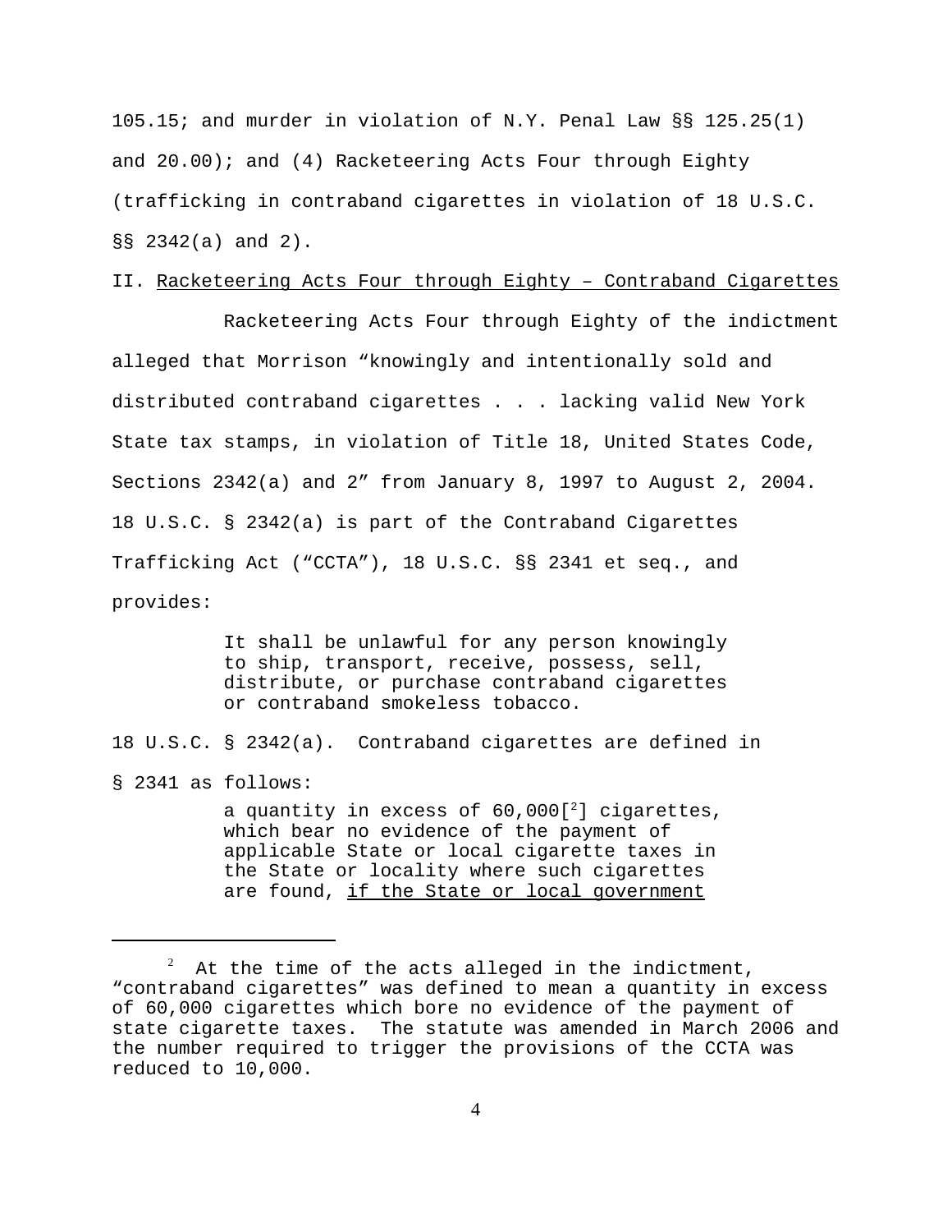105.15; and murder in violation of N.Y. Penal Law §§ 125.25(1) and 20.00); and (4) Racketeering Acts Four through Eighty (trafficking in contraband cigarettes in violation of 18 U.S.C. §§ 2342(a) and 2).

## II. Racketeering Acts Four through Eighty – Contraband Cigarettes

Racketeering Acts Four through Eighty of the indictment alleged that Morrison "knowingly and intentionally sold and distributed contraband cigarettes . . . lacking valid New York State tax stamps, in violation of Title 18, United States Code, Sections 2342(a) and 2" from January 8, 1997 to August 2, 2004. 18 U.S.C. § 2342(a) is part of the Contraband Cigarettes Trafficking Act ("CCTA"), 18 U.S.C. §§ 2341 et seq., and provides:

> It shall be unlawful for any person knowingly to ship, transport, receive, possess, sell, distribute, or purchase contraband cigarettes or contraband smokeless tobacco.

18 U.S.C. § 2342(a). Contraband cigarettes are defined in § 2341 as follows:

> a quantity in excess of 60,000[[2]] cigarettes, which bear no evidence of the payment of applicable State or local cigarette taxes in the State or locality where such cigarettes are found, <u>if the State or local government</u>

---

[2] At the time of the acts alleged in the indictment, "contraband cigarettes" was defined to mean a quantity in excess of 60,000 cigarettes which bore no evidence of the payment of state cigarette taxes. The statute was amended in March 2006 and the number required to trigger the provisions of the CCTA was reduced to 10,000.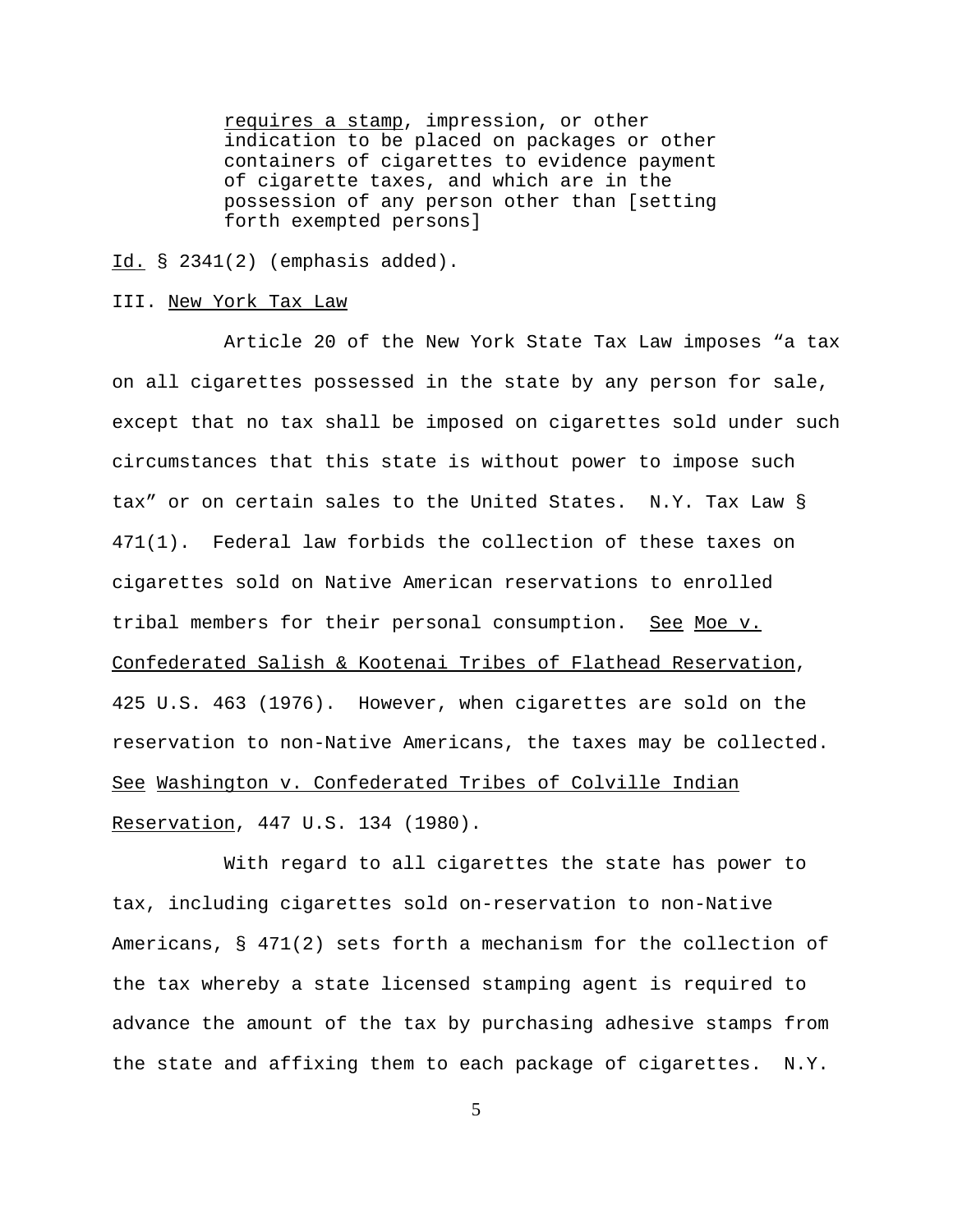> requires a stamp, impression, or other indication to be placed on packages or other containers of cigarettes to evidence payment of cigarette taxes, and which are in the possession of any person other than [setting forth exempted persons]

Id. § 2341(2) (emphasis added).

III. New York Tax Law

Article 20 of the New York State Tax Law imposes "a tax on all cigarettes possessed in the state by any person for sale, except that no tax shall be imposed on cigarettes sold under such circumstances that this state is without power to impose such tax" or on certain sales to the United States. N.Y. Tax Law § 471(1). Federal law forbids the collection of these taxes on cigarettes sold on Native American reservations to enrolled tribal members for their personal consumption. See Moe v. Confederated Salish & Kootenai Tribes of Flathead Reservation, 425 U.S. 463 (1976). However, when cigarettes are sold on the reservation to non-Native Americans, the taxes may be collected. See Washington v. Confederated Tribes of Colville Indian Reservation, 447 U.S. 134 (1980).

With regard to all cigarettes the state has power to tax, including cigarettes sold on-reservation to non-Native Americans, § 471(2) sets forth a mechanism for the collection of the tax whereby a state licensed stamping agent is required to advance the amount of the tax by purchasing adhesive stamps from the state and affixing them to each package of cigarettes. N.Y.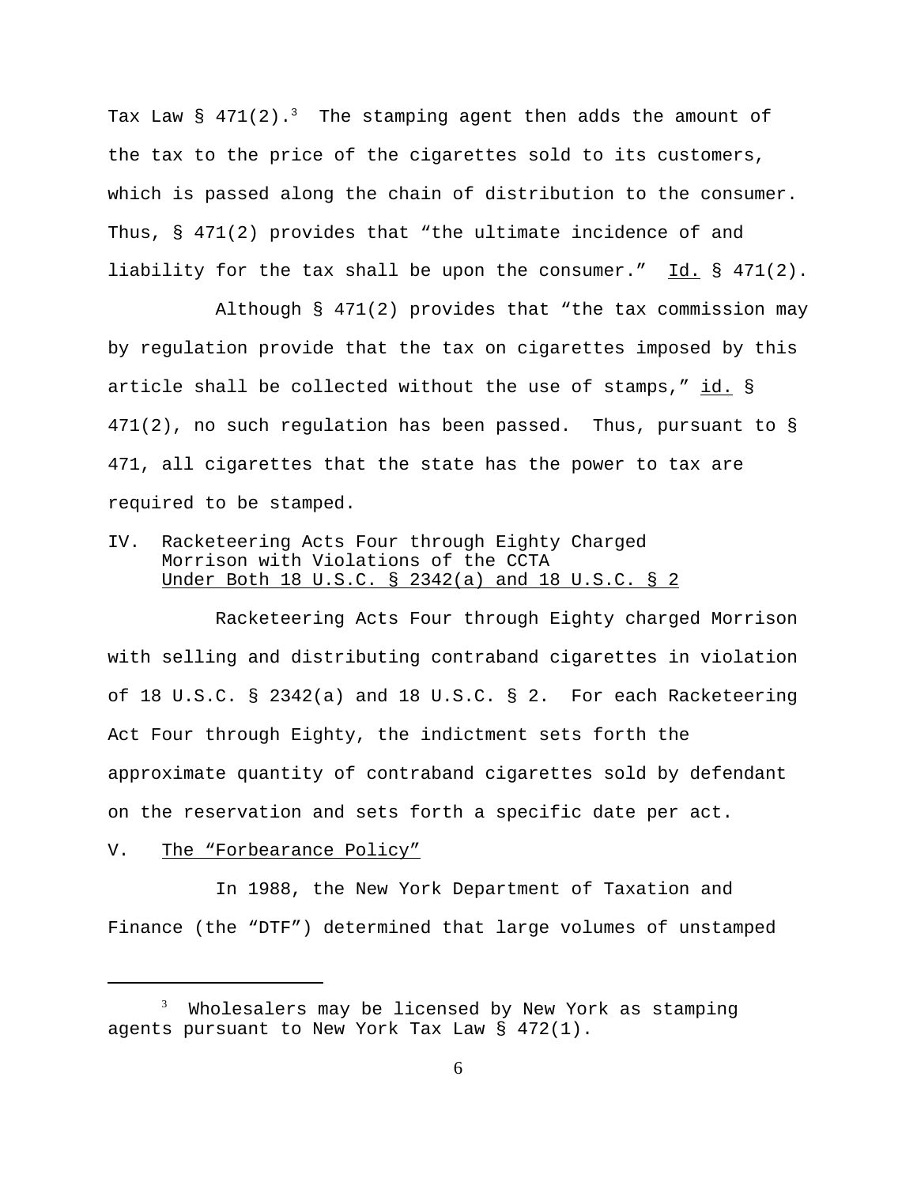Tax Law § 471(2).[3] The stamping agent then adds the amount of the tax to the price of the cigarettes sold to its customers, which is passed along the chain of distribution to the consumer. Thus, § 471(2) provides that "the ultimate incidence of and liability for the tax shall be upon the consumer." Id. § 471(2).

Although § 471(2) provides that "the tax commission may by regulation provide that the tax on cigarettes imposed by this article shall be collected without the use of stamps," id. § 471(2), no such regulation has been passed. Thus, pursuant to § 471, all cigarettes that the state has the power to tax are required to be stamped.

## IV. Racketeering Acts Four through Eighty Charged Morrison with Violations of the CCTA Under Both 18 U.S.C. § 2342(a) and 18 U.S.C. § 2

Racketeering Acts Four through Eighty charged Morrison with selling and distributing contraband cigarettes in violation of 18 U.S.C. § 2342(a) and 18 U.S.C. § 2. For each Racketeering Act Four through Eighty, the indictment sets forth the approximate quantity of contraband cigarettes sold by defendant on the reservation and sets forth a specific date per act.

## V. The "Forbearance Policy"

In 1988, the New York Department of Taxation and Finance (the "DTF") determined that large volumes of unstamped

---

[3] Wholesalers may be licensed by New York as stamping agents pursuant to New York Tax Law § 472(1).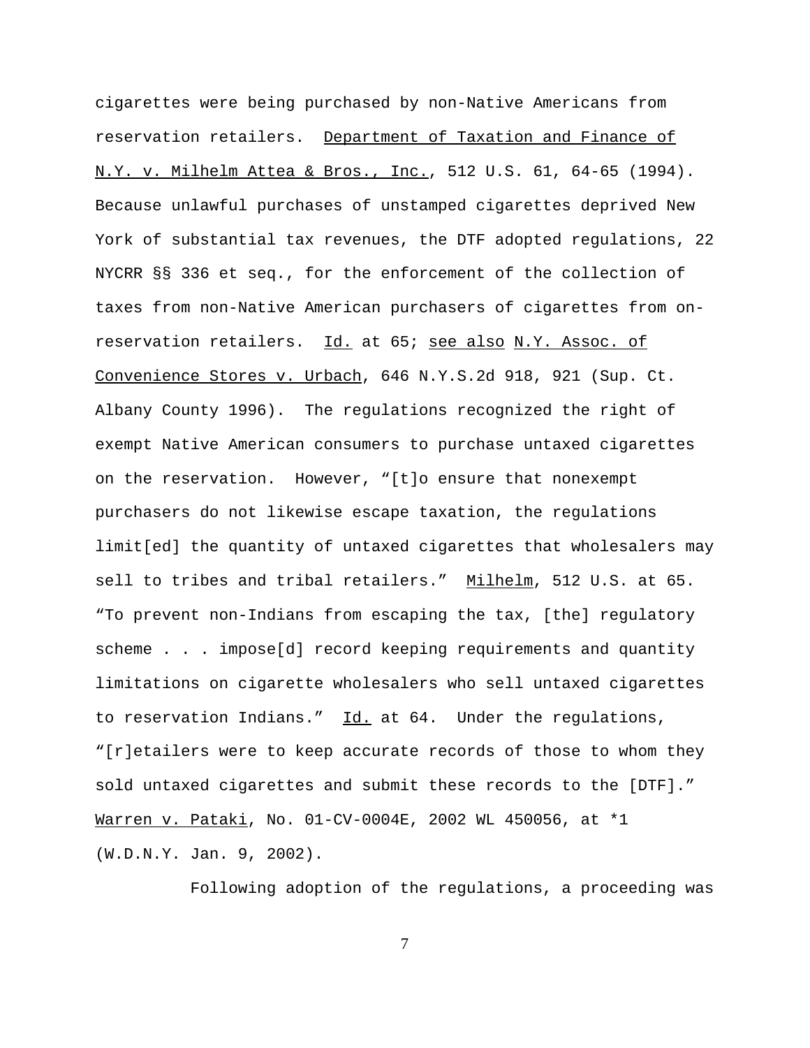cigarettes were being purchased by non-Native Americans from reservation retailers. Department of Taxation and Finance of N.Y. v. Milhelm Attea & Bros., Inc., 512 U.S. 61, 64-65 (1994). Because unlawful purchases of unstamped cigarettes deprived New York of substantial tax revenues, the DTF adopted regulations, 22 NYCRR §§ 336 et seq., for the enforcement of the collection of taxes from non-Native American purchasers of cigarettes from on-reservation retailers. Id. at 65; see also N.Y. Assoc. of Convenience Stores v. Urbach, 646 N.Y.S.2d 918, 921 (Sup. Ct. Albany County 1996). The regulations recognized the right of exempt Native American consumers to purchase untaxed cigarettes on the reservation. However, "[t]o ensure that nonexempt purchasers do not likewise escape taxation, the regulations limit[ed] the quantity of untaxed cigarettes that wholesalers may sell to tribes and tribal retailers." Milhelm, 512 U.S. at 65. "To prevent non-Indians from escaping the tax, [the] regulatory scheme . . . impose[d] record keeping requirements and quantity limitations on cigarette wholesalers who sell untaxed cigarettes to reservation Indians." Id. at 64. Under the regulations, "[r]etailers were to keep accurate records of those to whom they sold untaxed cigarettes and submit these records to the [DTF]." Warren v. Pataki, No. 01-CV-0004E, 2002 WL 450056, at *1 (W.D.N.Y. Jan. 9, 2002).

Following adoption of the regulations, a proceeding was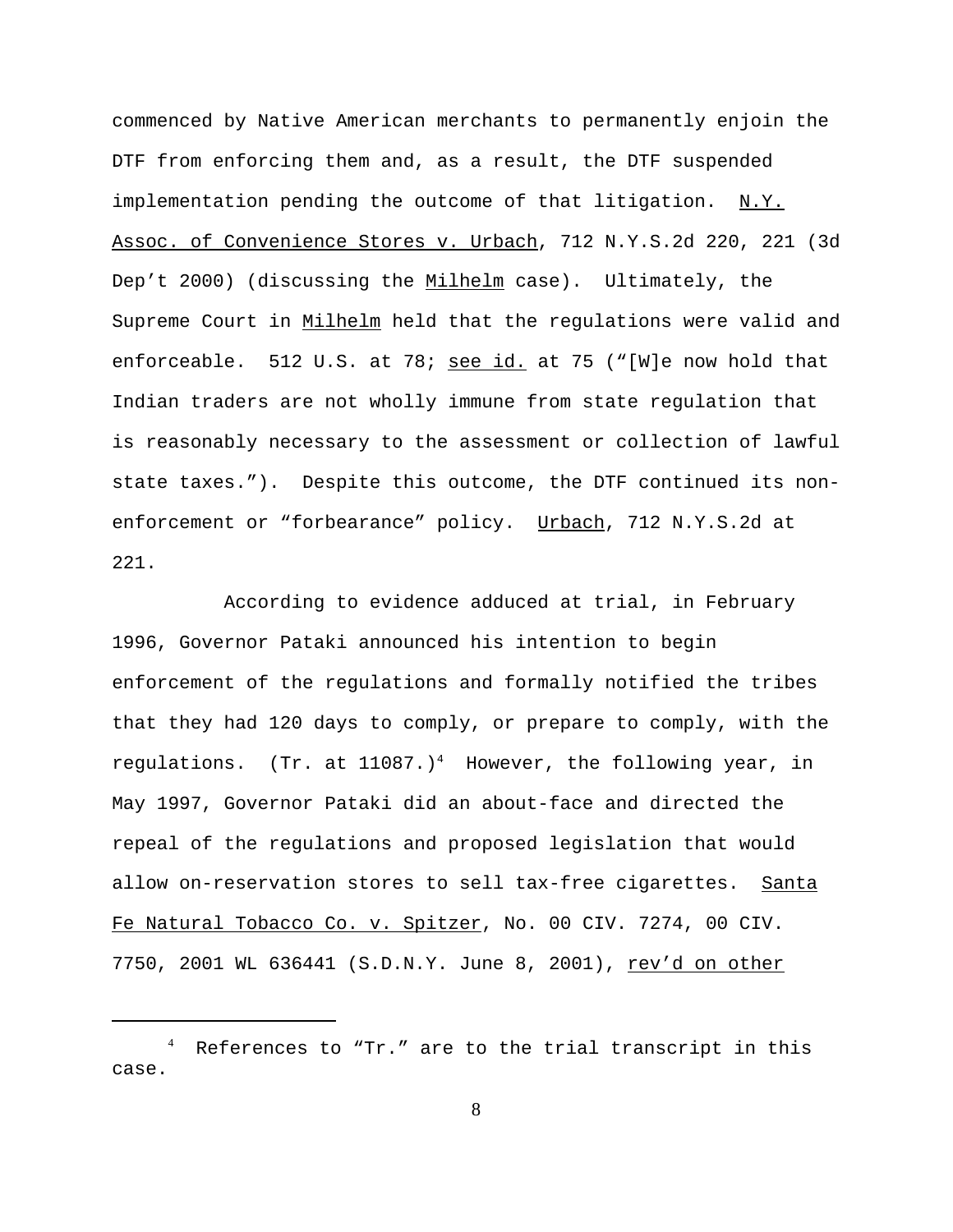commenced by Native American merchants to permanently enjoin the DTF from enforcing them and, as a result, the DTF suspended implementation pending the outcome of that litigation. N.Y. Assoc. of Convenience Stores v. Urbach, 712 N.Y.S.2d 220, 221 (3d Dep't 2000) (discussing the Milhelm case). Ultimately, the Supreme Court in Milhelm held that the regulations were valid and enforceable. 512 U.S. at 78; see id. at 75 ("[W]e now hold that Indian traders are not wholly immune from state regulation that is reasonably necessary to the assessment or collection of lawful state taxes."). Despite this outcome, the DTF continued its non-enforcement or "forbearance" policy. Urbach, 712 N.Y.S.2d at 221.

According to evidence adduced at trial, in February 1996, Governor Pataki announced his intention to begin enforcement of the regulations and formally notified the tribes that they had 120 days to comply, or prepare to comply, with the regulations. (Tr. at 11087.)[4] However, the following year, in May 1997, Governor Pataki did an about-face and directed the repeal of the regulations and proposed legislation that would allow on-reservation stores to sell tax-free cigarettes. Santa Fe Natural Tobacco Co. v. Spitzer, No. 00 CIV. 7274, 00 CIV. 7750, 2001 WL 636441 (S.D.N.Y. June 8, 2001), rev'd on other

---

[4] References to "Tr." are to the trial transcript in this case.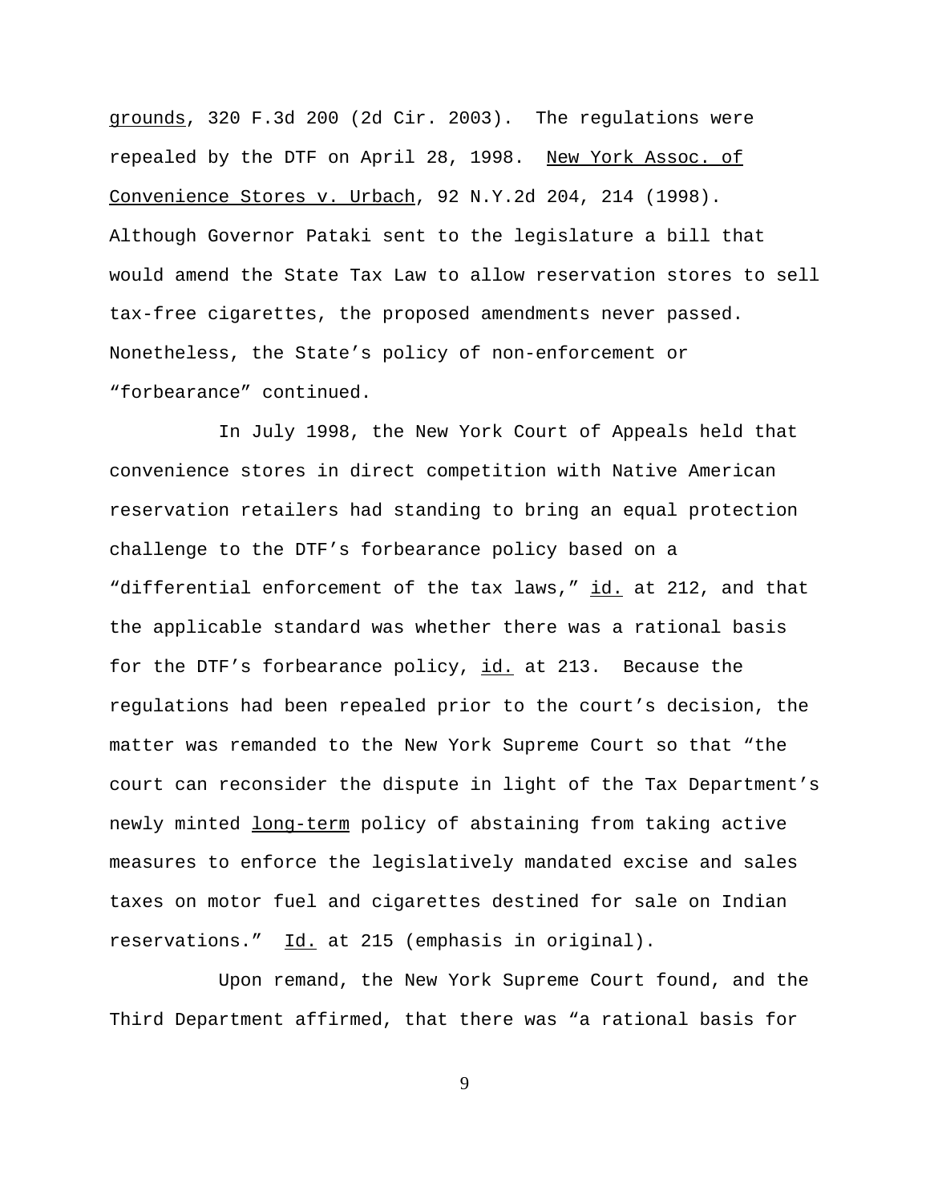grounds, 320 F.3d 200 (2d Cir. 2003). The regulations were repealed by the DTF on April 28, 1998. New York Assoc. of Convenience Stores v. Urbach, 92 N.Y.2d 204, 214 (1998). Although Governor Pataki sent to the legislature a bill that would amend the State Tax Law to allow reservation stores to sell tax-free cigarettes, the proposed amendments never passed. Nonetheless, the State's policy of non-enforcement or "forbearance" continued.

In July 1998, the New York Court of Appeals held that convenience stores in direct competition with Native American reservation retailers had standing to bring an equal protection challenge to the DTF's forbearance policy based on a "differential enforcement of the tax laws," id. at 212, and that the applicable standard was whether there was a rational basis for the DTF's forbearance policy, id. at 213. Because the regulations had been repealed prior to the court's decision, the matter was remanded to the New York Supreme Court so that "the court can reconsider the dispute in light of the Tax Department's newly minted long-term policy of abstaining from taking active measures to enforce the legislatively mandated excise and sales taxes on motor fuel and cigarettes destined for sale on Indian reservations." Id. at 215 (emphasis in original).

Upon remand, the New York Supreme Court found, and the Third Department affirmed, that there was "a rational basis for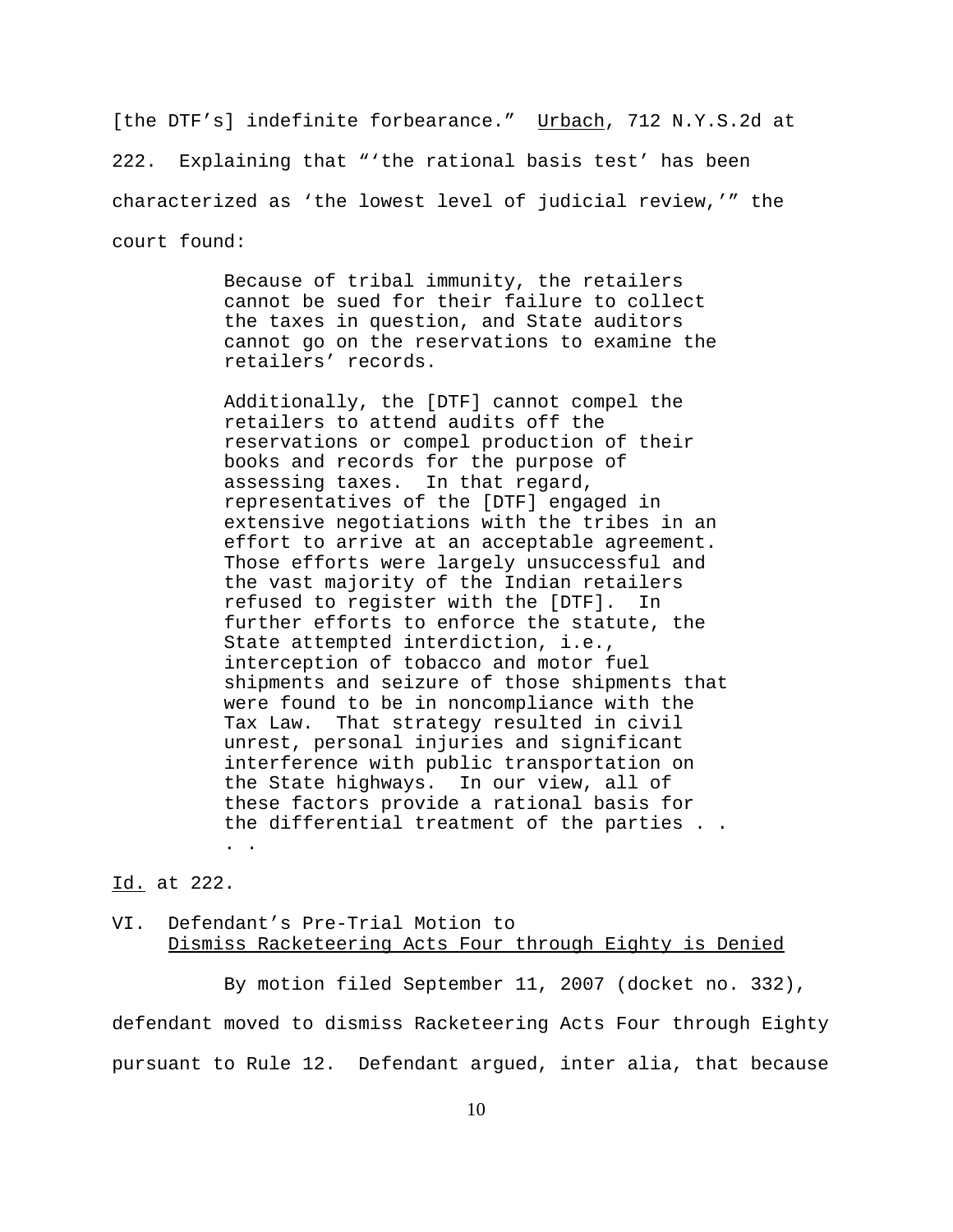[the DTF's] indefinite forbearance." Urbach, 712 N.Y.S.2d at 222. Explaining that "'the rational basis test' has been characterized as 'the lowest level of judicial review,'" the court found:

> Because of tribal immunity, the retailers cannot be sued for their failure to collect the taxes in question, and State auditors cannot go on the reservations to examine the retailers' records.
>
> Additionally, the [DTF] cannot compel the retailers to attend audits off the reservations or compel production of their books and records for the purpose of assessing taxes. In that regard, representatives of the [DTF] engaged in extensive negotiations with the tribes in an effort to arrive at an acceptable agreement. Those efforts were largely unsuccessful and the vast majority of the Indian retailers refused to register with the [DTF]. In further efforts to enforce the statute, the State attempted interdiction, i.e., interception of tobacco and motor fuel shipments and seizure of those shipments that were found to be in noncompliance with the Tax Law. That strategy resulted in civil unrest, personal injuries and significant interference with public transportation on the State highways. In our view, all of these factors provide a rational basis for the differential treatment of the parties . . . .

Id. at 222.

## VI. Defendant's Pre-Trial Motion to Dismiss Racketeering Acts Four through Eighty is Denied

By motion filed September 11, 2007 (docket no. 332), defendant moved to dismiss Racketeering Acts Four through Eighty pursuant to Rule 12. Defendant argued, inter alia, that because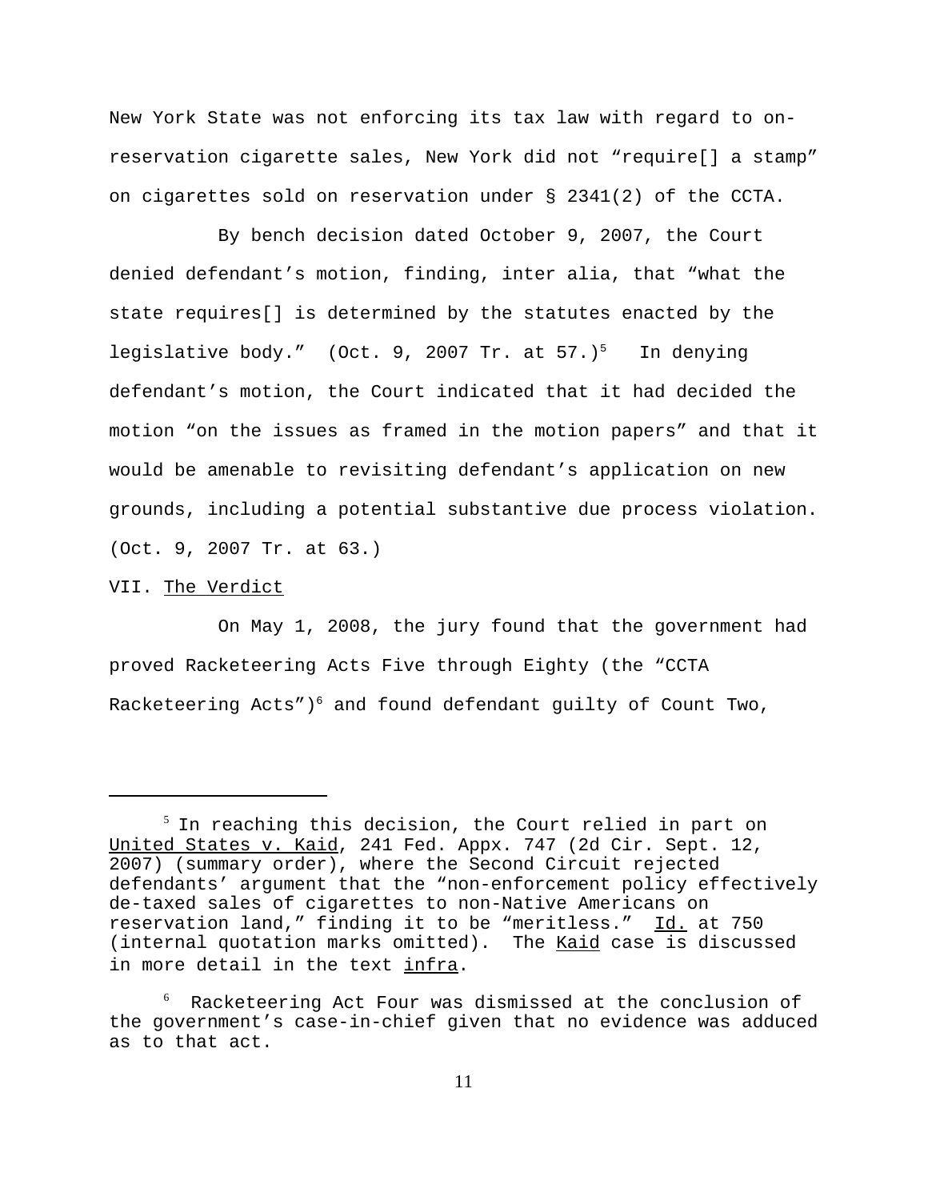New York State was not enforcing its tax law with regard to on-reservation cigarette sales, New York did not "require[] a stamp" on cigarettes sold on reservation under § 2341(2) of the CCTA.

By bench decision dated October 9, 2007, the Court denied defendant's motion, finding, inter alia, that "what the state requires[] is determined by the statutes enacted by the legislative body." (Oct. 9, 2007 Tr. at 57.)[5] In denying defendant's motion, the Court indicated that it had decided the motion "on the issues as framed in the motion papers" and that it would be amenable to revisiting defendant's application on new grounds, including a potential substantive due process violation. (Oct. 9, 2007 Tr. at 63.)

VII. The Verdict

On May 1, 2008, the jury found that the government had proved Racketeering Acts Five through Eighty (the "CCTA Racketeering Acts")[6] and found defendant guilty of Count Two,

---

[5] In reaching this decision, the Court relied in part on United States v. Kaid, 241 Fed. Appx. 747 (2d Cir. Sept. 12, 2007) (summary order), where the Second Circuit rejected defendants' argument that the "non-enforcement policy effectively de-taxed sales of cigarettes to non-Native Americans on reservation land," finding it to be "meritless." Id. at 750 (internal quotation marks omitted). The Kaid case is discussed in more detail in the text infra.

[6] Racketeering Act Four was dismissed at the conclusion of the government's case-in-chief given that no evidence was adduced as to that act.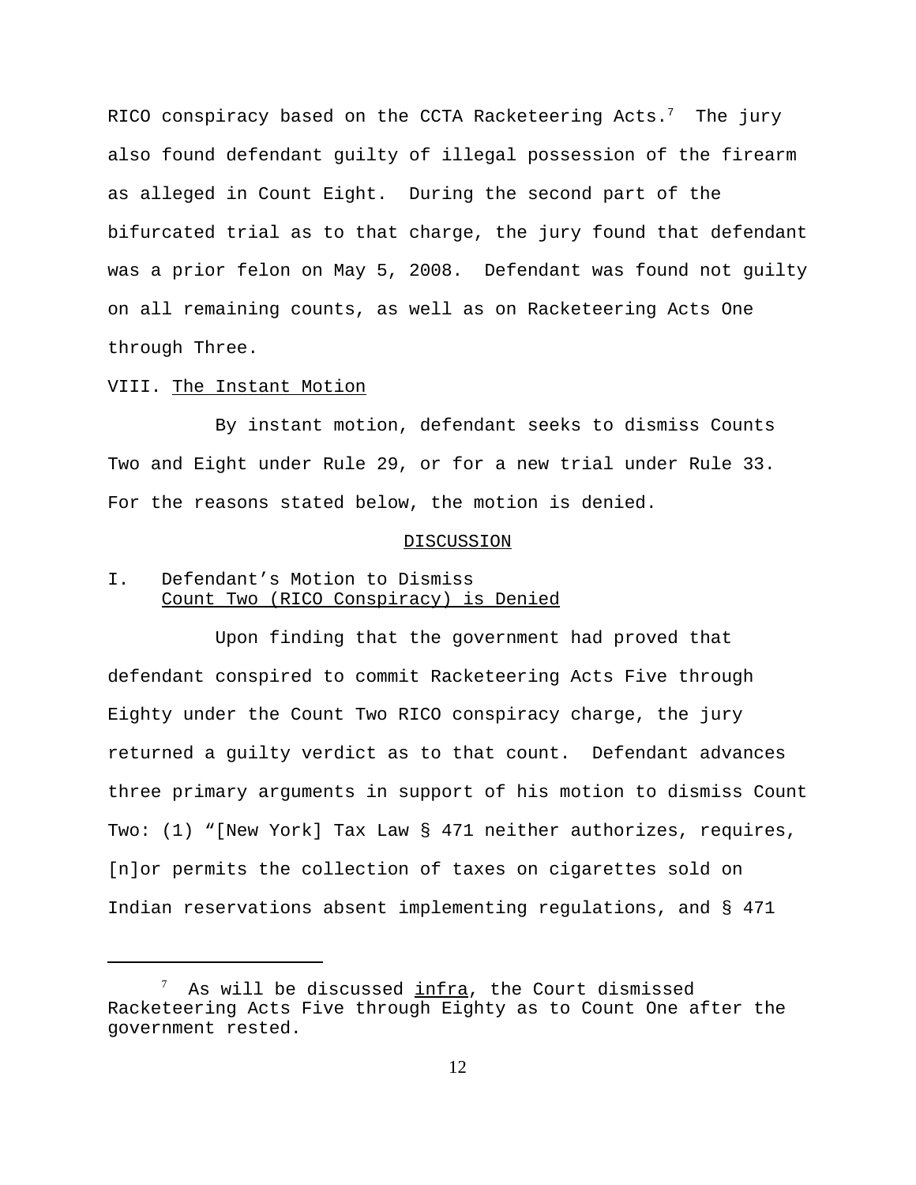RICO conspiracy based on the CCTA Racketeering Acts.[7] The jury also found defendant guilty of illegal possession of the firearm as alleged in Count Eight. During the second part of the bifurcated trial as to that charge, the jury found that defendant was a prior felon on May 5, 2008. Defendant was found not guilty on all remaining counts, as well as on Racketeering Acts One through Three.

VIII. The Instant Motion

By instant motion, defendant seeks to dismiss Counts Two and Eight under Rule 29, or for a new trial under Rule 33. For the reasons stated below, the motion is denied.

## DISCUSSION

### I. Defendant's Motion to Dismiss Count Two (RICO Conspiracy) is Denied

Upon finding that the government had proved that defendant conspired to commit Racketeering Acts Five through Eighty under the Count Two RICO conspiracy charge, the jury returned a guilty verdict as to that count. Defendant advances three primary arguments in support of his motion to dismiss Count Two: (1) "[New York] Tax Law § 471 neither authorizes, requires, [n]or permits the collection of taxes on cigarettes sold on Indian reservations absent implementing regulations, and § 471

---

[7] As will be discussed infra, the Court dismissed Racketeering Acts Five through Eighty as to Count One after the government rested.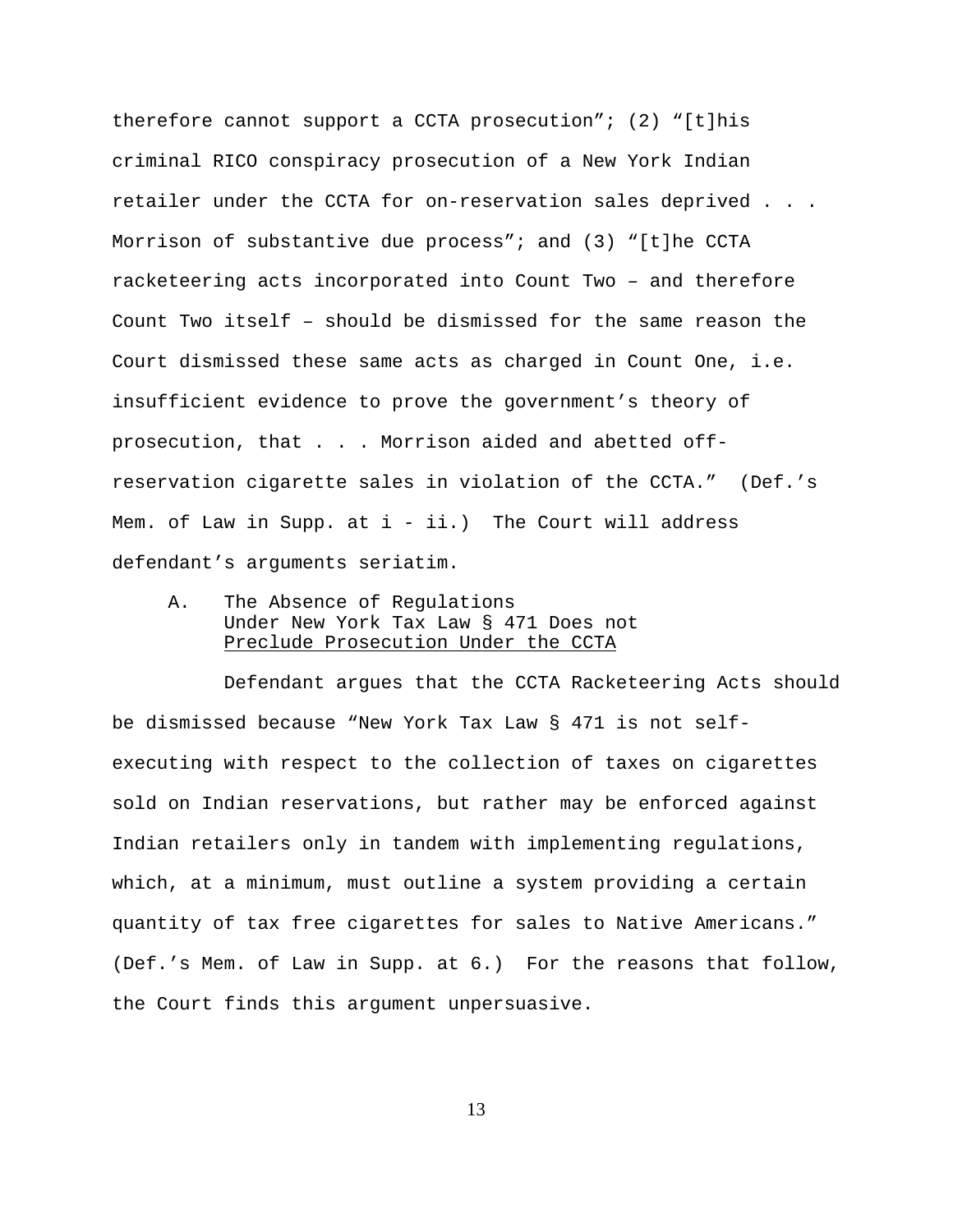therefore cannot support a CCTA prosecution"; (2) "[t]his criminal RICO conspiracy prosecution of a New York Indian retailer under the CCTA for on-reservation sales deprived . . . Morrison of substantive due process"; and (3) "[t]he CCTA racketeering acts incorporated into Count Two – and therefore Count Two itself – should be dismissed for the same reason the Court dismissed these same acts as charged in Count One, i.e. insufficient evidence to prove the government's theory of prosecution, that . . . Morrison aided and abetted off-reservation cigarette sales in violation of the CCTA." (Def.'s Mem. of Law in Supp. at i - ii.) The Court will address defendant's arguments seriatim.

### A. The Absence of Regulations Under New York Tax Law § 471 Does not Preclude Prosecution Under the CCTA

Defendant argues that the CCTA Racketeering Acts should be dismissed because "New York Tax Law § 471 is not self-executing with respect to the collection of taxes on cigarettes sold on Indian reservations, but rather may be enforced against Indian retailers only in tandem with implementing regulations, which, at a minimum, must outline a system providing a certain quantity of tax free cigarettes for sales to Native Americans." (Def.'s Mem. of Law in Supp. at 6.) For the reasons that follow, the Court finds this argument unpersuasive.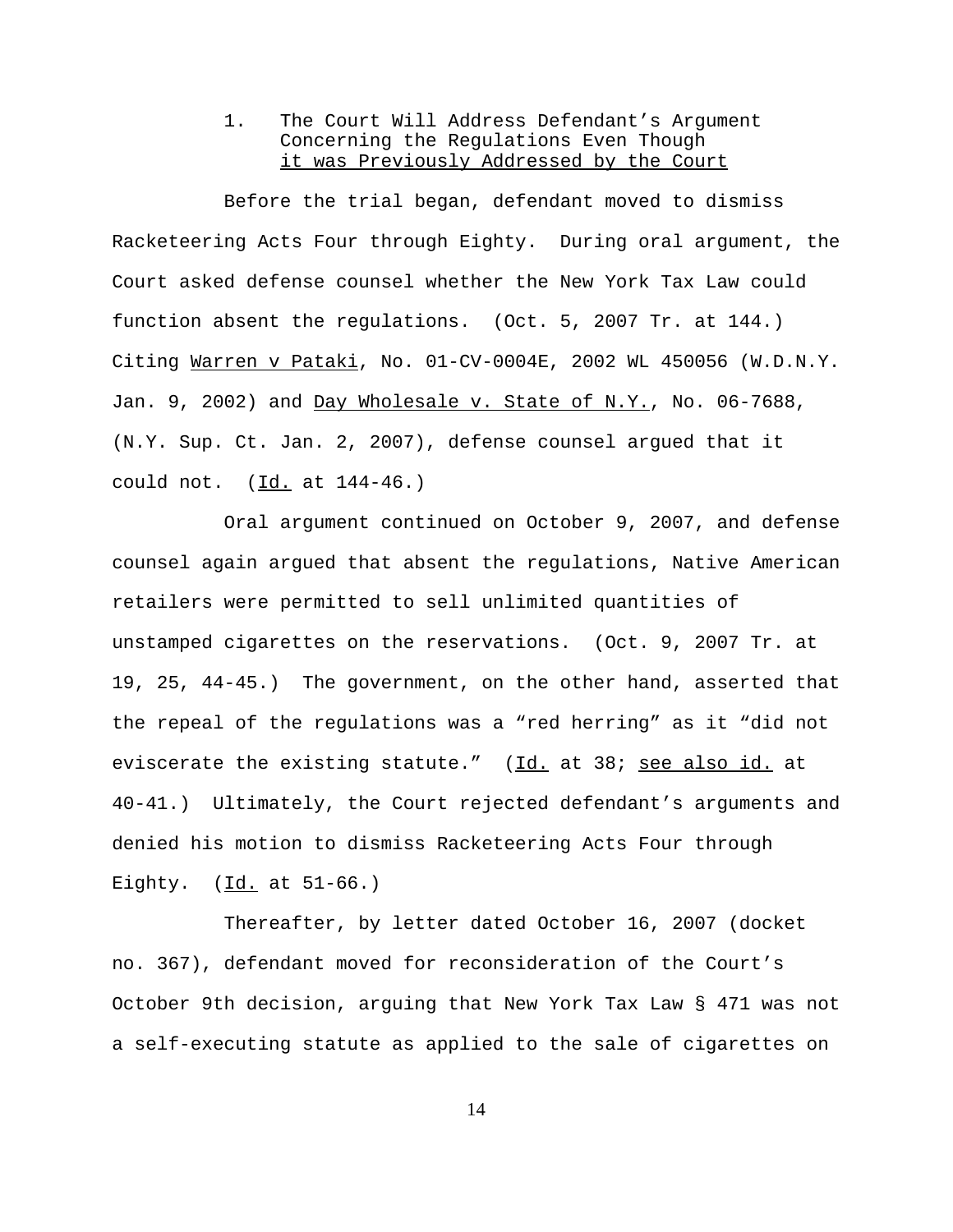### 1. The Court Will Address Defendant's Argument Concerning the Regulations Even Though it was Previously Addressed by the Court

Before the trial began, defendant moved to dismiss Racketeering Acts Four through Eighty. During oral argument, the Court asked defense counsel whether the New York Tax Law could function absent the regulations. (Oct. 5, 2007 Tr. at 144.) Citing Warren v Pataki, No. 01-CV-0004E, 2002 WL 450056 (W.D.N.Y. Jan. 9, 2002) and Day Wholesale v. State of N.Y., No. 06-7688, (N.Y. Sup. Ct. Jan. 2, 2007), defense counsel argued that it could not. (Id. at 144-46.)

Oral argument continued on October 9, 2007, and defense counsel again argued that absent the regulations, Native American retailers were permitted to sell unlimited quantities of unstamped cigarettes on the reservations. (Oct. 9, 2007 Tr. at 19, 25, 44-45.) The government, on the other hand, asserted that the repeal of the regulations was a "red herring" as it "did not eviscerate the existing statute." (Id. at 38; see also id. at 40-41.) Ultimately, the Court rejected defendant's arguments and denied his motion to dismiss Racketeering Acts Four through Eighty. (Id. at 51-66.)

Thereafter, by letter dated October 16, 2007 (docket no. 367), defendant moved for reconsideration of the Court's October 9th decision, arguing that New York Tax Law § 471 was not a self-executing statute as applied to the sale of cigarettes on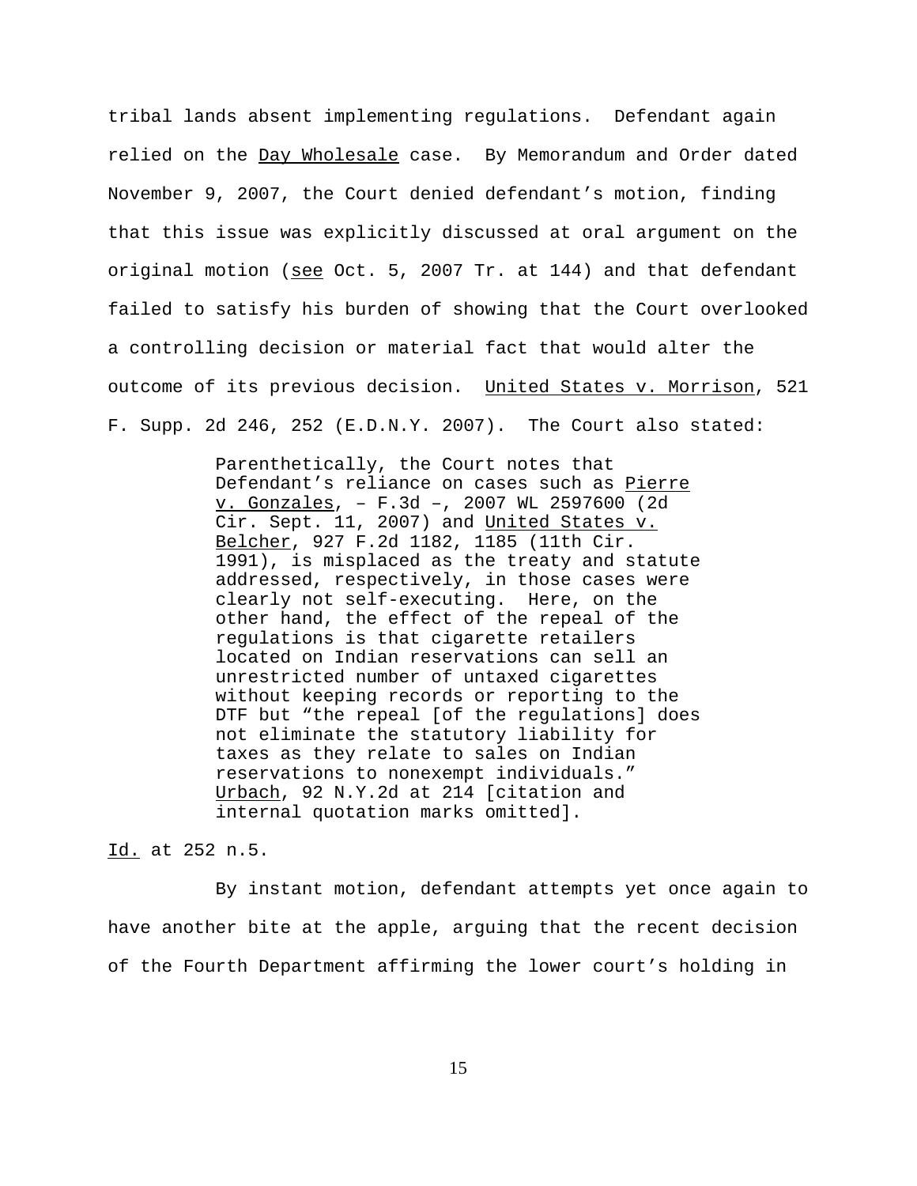tribal lands absent implementing regulations. Defendant again relied on the Day Wholesale case. By Memorandum and Order dated November 9, 2007, the Court denied defendant's motion, finding that this issue was explicitly discussed at oral argument on the original motion (see Oct. 5, 2007 Tr. at 144) and that defendant failed to satisfy his burden of showing that the Court overlooked a controlling decision or material fact that would alter the outcome of its previous decision. United States v. Morrison, 521 F. Supp. 2d 246, 252 (E.D.N.Y. 2007). The Court also stated:

> Parenthetically, the Court notes that Defendant's reliance on cases such as Pierre v. Gonzales, – F.3d –, 2007 WL 2597600 (2d Cir. Sept. 11, 2007) and United States v. Belcher, 927 F.2d 1182, 1185 (11th Cir. 1991), is misplaced as the treaty and statute addressed, respectively, in those cases were clearly not self-executing. Here, on the other hand, the effect of the repeal of the regulations is that cigarette retailers located on Indian reservations can sell an unrestricted number of untaxed cigarettes without keeping records or reporting to the DTF but "the repeal [of the regulations] does not eliminate the statutory liability for taxes as they relate to sales on Indian reservations to nonexempt individuals." Urbach, 92 N.Y.2d at 214 [citation and internal quotation marks omitted].

Id. at 252 n.5.

By instant motion, defendant attempts yet once again to have another bite at the apple, arguing that the recent decision of the Fourth Department affirming the lower court's holding in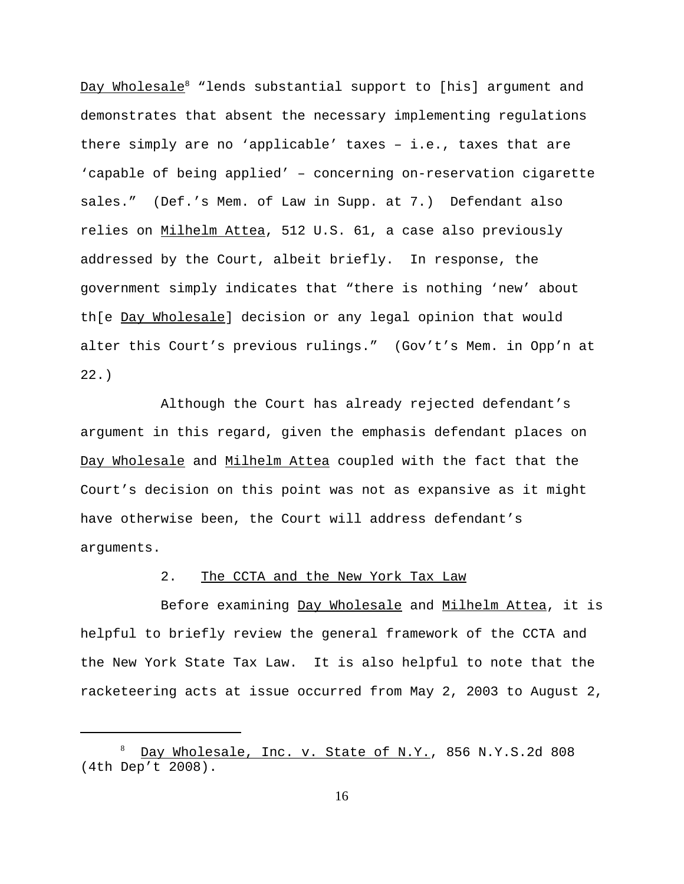Day Wholesale[8] "lends substantial support to [his] argument and demonstrates that absent the necessary implementing regulations there simply are no 'applicable' taxes – i.e., taxes that are 'capable of being applied' – concerning on-reservation cigarette sales." (Def.'s Mem. of Law in Supp. at 7.) Defendant also relies on Milhelm Attea, 512 U.S. 61, a case also previously addressed by the Court, albeit briefly. In response, the government simply indicates that "there is nothing 'new' about th[e Day Wholesale] decision or any legal opinion that would alter this Court's previous rulings." (Gov't's Mem. in Opp'n at 22.)

Although the Court has already rejected defendant's argument in this regard, given the emphasis defendant places on Day Wholesale and Milhelm Attea coupled with the fact that the Court's decision on this point was not as expansive as it might have otherwise been, the Court will address defendant's arguments.

2. The CCTA and the New York Tax Law

Before examining Day Wholesale and Milhelm Attea, it is helpful to briefly review the general framework of the CCTA and the New York State Tax Law. It is also helpful to note that the racketeering acts at issue occurred from May 2, 2003 to August 2,

[8] Day Wholesale, Inc. v. State of N.Y., 856 N.Y.S.2d 808 (4th Dep't 2008).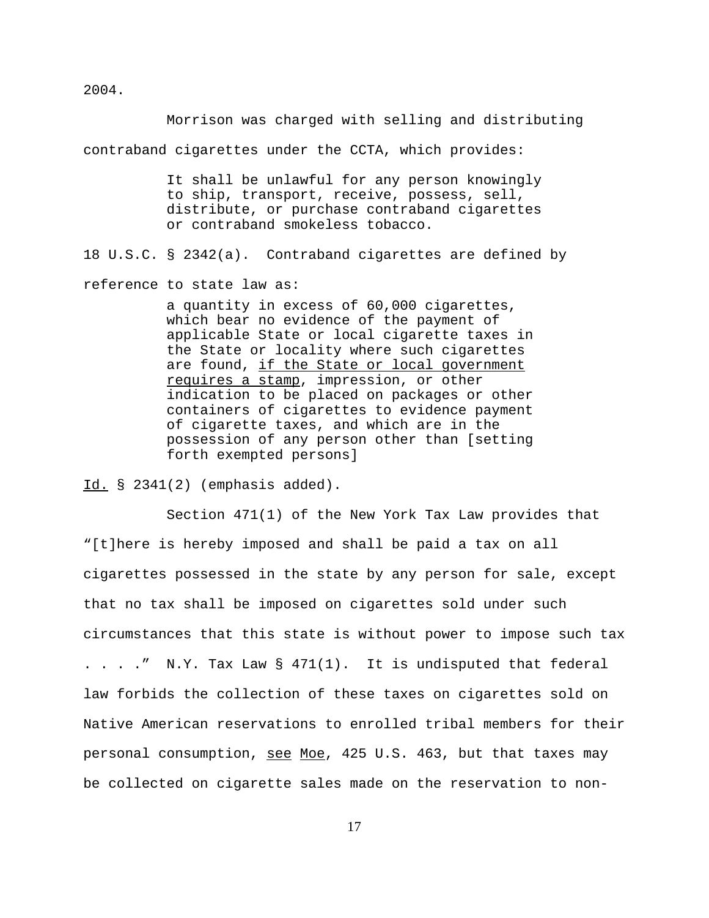2004.

Morrison was charged with selling and distributing contraband cigarettes under the CCTA, which provides:

> It shall be unlawful for any person knowingly to ship, transport, receive, possess, sell, distribute, or purchase contraband cigarettes or contraband smokeless tobacco.

18 U.S.C. § 2342(a). Contraband cigarettes are defined by reference to state law as:

> a quantity in excess of 60,000 cigarettes, which bear no evidence of the payment of applicable State or local cigarette taxes in the State or locality where such cigarettes are found, <u>if the State or local government requires a stamp</u>, impression, or other indication to be placed on packages or other containers of cigarettes to evidence payment of cigarette taxes, and which are in the possession of any person other than [setting forth exempted persons]

<u>Id.</u> § 2341(2) (emphasis added).

Section 471(1) of the New York Tax Law provides that "[t]here is hereby imposed and shall be paid a tax on all cigarettes possessed in the state by any person for sale, except that no tax shall be imposed on cigarettes sold under such circumstances that this state is without power to impose such tax . . . ." N.Y. Tax Law § 471(1). It is undisputed that federal law forbids the collection of these taxes on cigarettes sold on Native American reservations to enrolled tribal members for their personal consumption, <u>see</u> <u>Moe</u>, 425 U.S. 463, but that taxes may be collected on cigarette sales made on the reservation to non-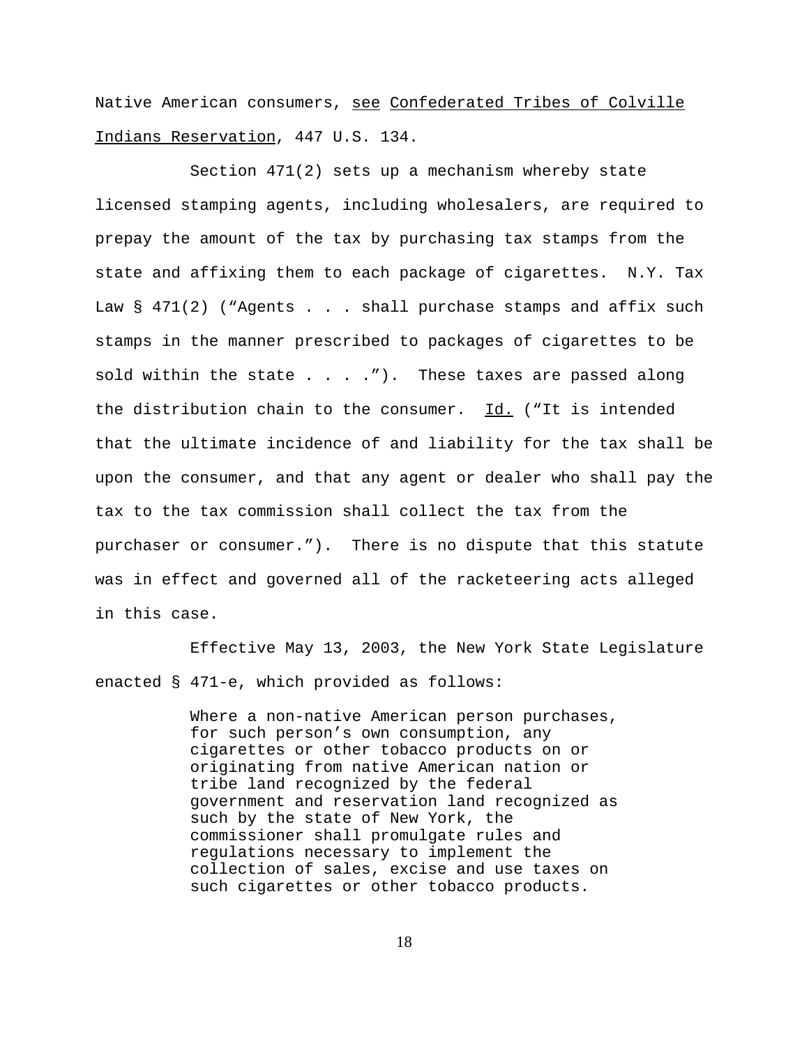Native American consumers, see Confederated Tribes of Colville Indians Reservation, 447 U.S. 134.

Section 471(2) sets up a mechanism whereby state licensed stamping agents, including wholesalers, are required to prepay the amount of the tax by purchasing tax stamps from the state and affixing them to each package of cigarettes. N.Y. Tax Law § 471(2) ("Agents . . . shall purchase stamps and affix such stamps in the manner prescribed to packages of cigarettes to be sold within the state . . . ."). These taxes are passed along the distribution chain to the consumer. Id. ("It is intended that the ultimate incidence of and liability for the tax shall be upon the consumer, and that any agent or dealer who shall pay the tax to the tax commission shall collect the tax from the purchaser or consumer."). There is no dispute that this statute was in effect and governed all of the racketeering acts alleged in this case.

Effective May 13, 2003, the New York State Legislature enacted § 471-e, which provided as follows:

> Where a non-native American person purchases, for such person's own consumption, any cigarettes or other tobacco products on or originating from native American nation or tribe land recognized by the federal government and reservation land recognized as such by the state of New York, the commissioner shall promulgate rules and regulations necessary to implement the collection of sales, excise and use taxes on such cigarettes or other tobacco products.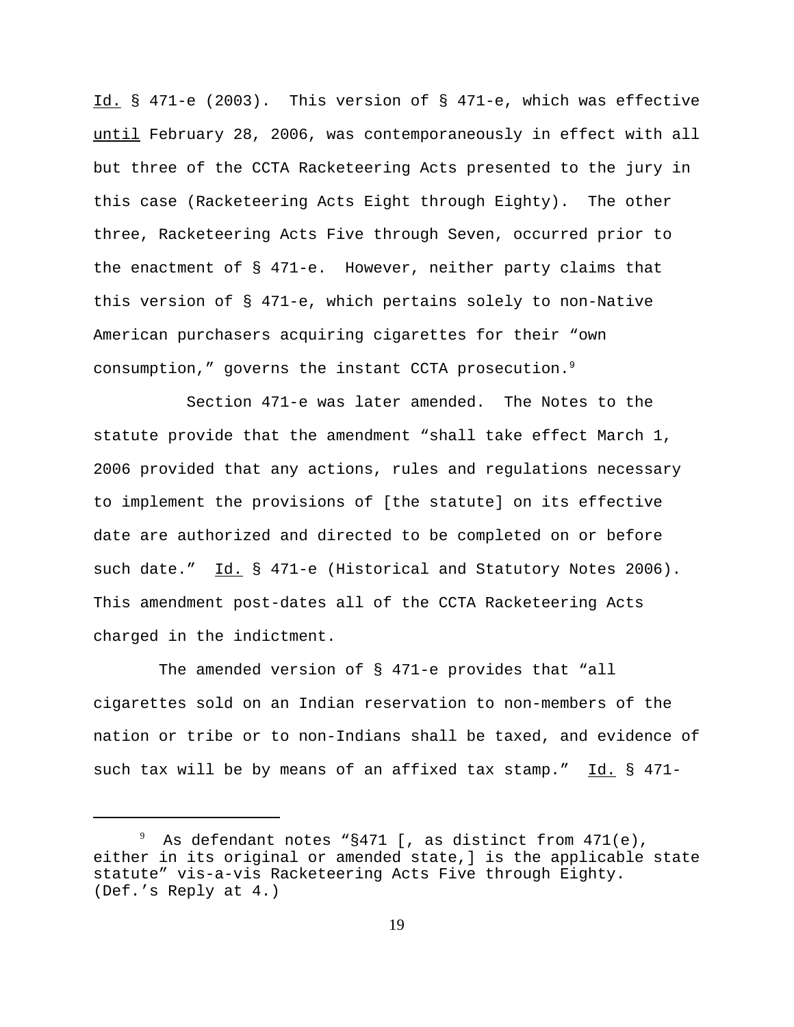Id. § 471-e (2003). This version of § 471-e, which was effective until February 28, 2006, was contemporaneously in effect with all but three of the CCTA Racketeering Acts presented to the jury in this case (Racketeering Acts Eight through Eighty). The other three, Racketeering Acts Five through Seven, occurred prior to the enactment of § 471-e. However, neither party claims that this version of § 471-e, which pertains solely to non-Native American purchasers acquiring cigarettes for their "own consumption," governs the instant CCTA prosecution.[9]

Section 471-e was later amended. The Notes to the statute provide that the amendment "shall take effect March 1, 2006 provided that any actions, rules and regulations necessary to implement the provisions of [the statute] on its effective date are authorized and directed to be completed on or before such date." Id. § 471-e (Historical and Statutory Notes 2006). This amendment post-dates all of the CCTA Racketeering Acts charged in the indictment.

The amended version of § 471-e provides that "all cigarettes sold on an Indian reservation to non-members of the nation or tribe or to non-Indians shall be taxed, and evidence of such tax will be by means of an affixed tax stamp." Id. § 471-

---

[9] As defendant notes "§471 [, as distinct from 471(e), either in its original or amended state,] is the applicable state statute" vis-a-vis Racketeering Acts Five through Eighty. (Def.'s Reply at 4.)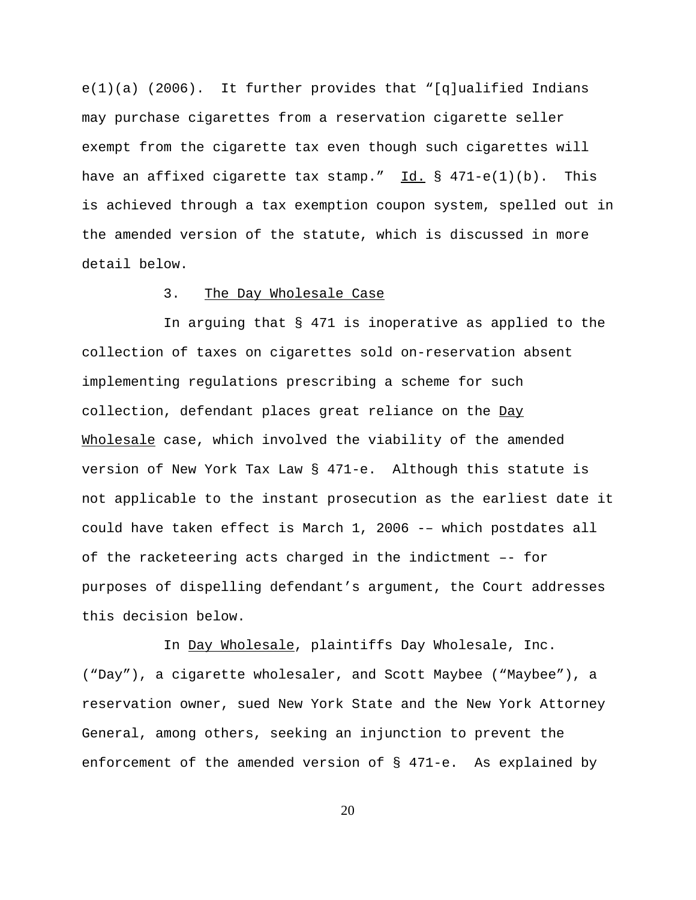e(1)(a) (2006). It further provides that "[q]ualified Indians may purchase cigarettes from a reservation cigarette seller exempt from the cigarette tax even though such cigarettes will have an affixed cigarette tax stamp." Id. § 471-e(1)(b). This is achieved through a tax exemption coupon system, spelled out in the amended version of the statute, which is discussed in more detail below.

3. The Day Wholesale Case

In arguing that § 471 is inoperative as applied to the collection of taxes on cigarettes sold on-reservation absent implementing regulations prescribing a scheme for such collection, defendant places great reliance on the Day Wholesale case, which involved the viability of the amended version of New York Tax Law § 471-e. Although this statute is not applicable to the instant prosecution as the earliest date it could have taken effect is March 1, 2006 -– which postdates all of the racketeering acts charged in the indictment –- for purposes of dispelling defendant's argument, the Court addresses this decision below.

In Day Wholesale, plaintiffs Day Wholesale, Inc. ("Day"), a cigarette wholesaler, and Scott Maybee ("Maybee"), a reservation owner, sued New York State and the New York Attorney General, among others, seeking an injunction to prevent the enforcement of the amended version of § 471-e. As explained by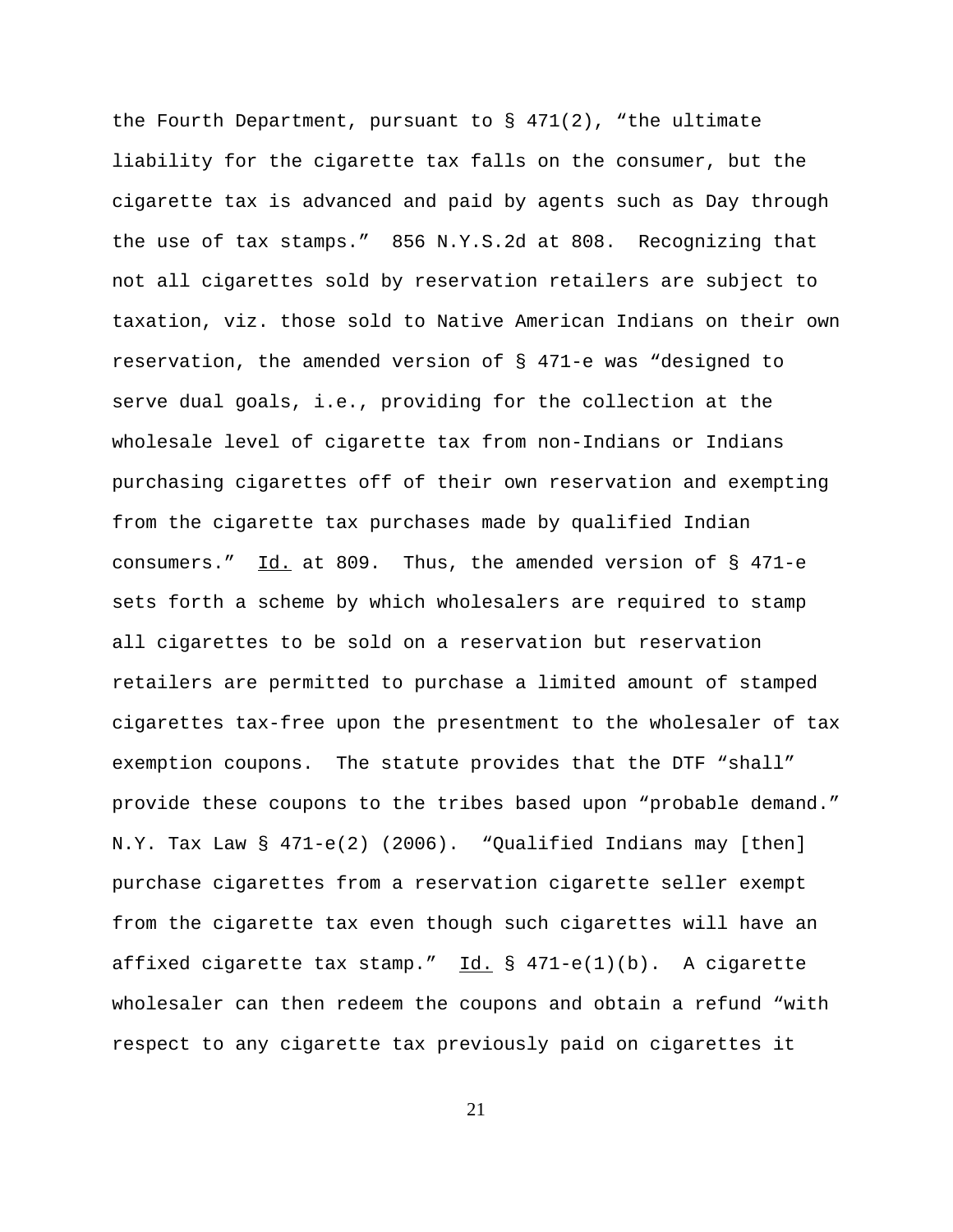the Fourth Department, pursuant to § 471(2), "the ultimate liability for the cigarette tax falls on the consumer, but the cigarette tax is advanced and paid by agents such as Day through the use of tax stamps." 856 N.Y.S.2d at 808. Recognizing that not all cigarettes sold by reservation retailers are subject to taxation, viz. those sold to Native American Indians on their own reservation, the amended version of § 471-e was "designed to serve dual goals, i.e., providing for the collection at the wholesale level of cigarette tax from non-Indians or Indians purchasing cigarettes off of their own reservation and exempting from the cigarette tax purchases made by qualified Indian consumers." Id. at 809. Thus, the amended version of § 471-e sets forth a scheme by which wholesalers are required to stamp all cigarettes to be sold on a reservation but reservation retailers are permitted to purchase a limited amount of stamped cigarettes tax-free upon the presentment to the wholesaler of tax exemption coupons. The statute provides that the DTF "shall" provide these coupons to the tribes based upon "probable demand." N.Y. Tax Law § 471-e(2) (2006). "Qualified Indians may [then] purchase cigarettes from a reservation cigarette seller exempt from the cigarette tax even though such cigarettes will have an affixed cigarette tax stamp." Id. § 471-e(1)(b). A cigarette wholesaler can then redeem the coupons and obtain a refund "with respect to any cigarette tax previously paid on cigarettes it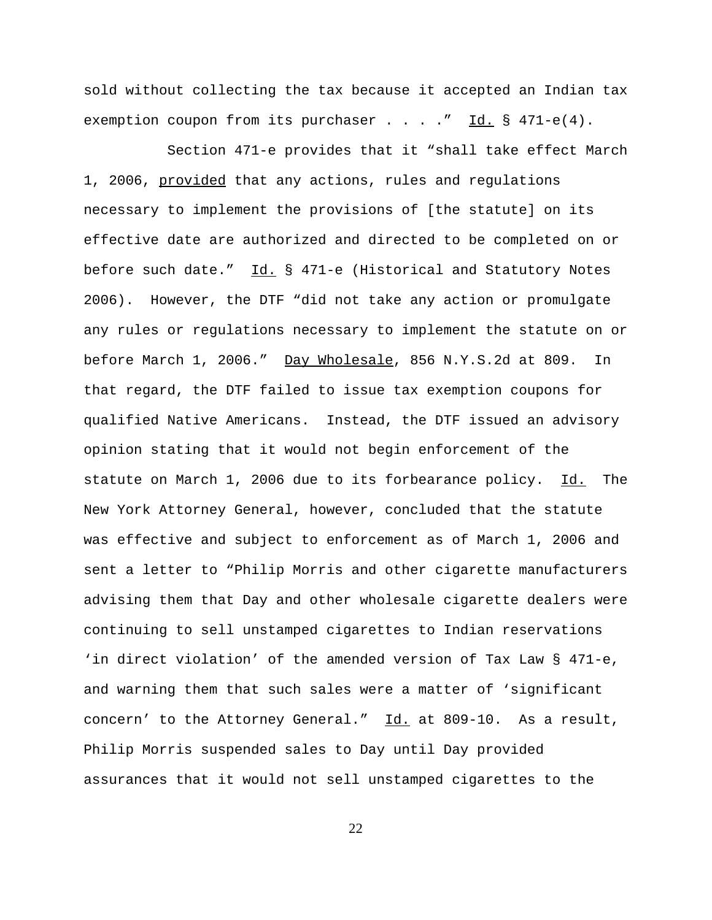sold without collecting the tax because it accepted an Indian tax exemption coupon from its purchaser . . . ." Id. § 471-e(4).

Section 471-e provides that it "shall take effect March 1, 2006, provided that any actions, rules and regulations necessary to implement the provisions of [the statute] on its effective date are authorized and directed to be completed on or before such date." Id. § 471-e (Historical and Statutory Notes 2006). However, the DTF "did not take any action or promulgate any rules or regulations necessary to implement the statute on or before March 1, 2006." Day Wholesale, 856 N.Y.S.2d at 809. In that regard, the DTF failed to issue tax exemption coupons for qualified Native Americans. Instead, the DTF issued an advisory opinion stating that it would not begin enforcement of the statute on March 1, 2006 due to its forbearance policy. Id. The New York Attorney General, however, concluded that the statute was effective and subject to enforcement as of March 1, 2006 and sent a letter to "Philip Morris and other cigarette manufacturers advising them that Day and other wholesale cigarette dealers were continuing to sell unstamped cigarettes to Indian reservations 'in direct violation' of the amended version of Tax Law § 471-e, and warning them that such sales were a matter of 'significant concern' to the Attorney General." Id. at 809-10. As a result, Philip Morris suspended sales to Day until Day provided assurances that it would not sell unstamped cigarettes to the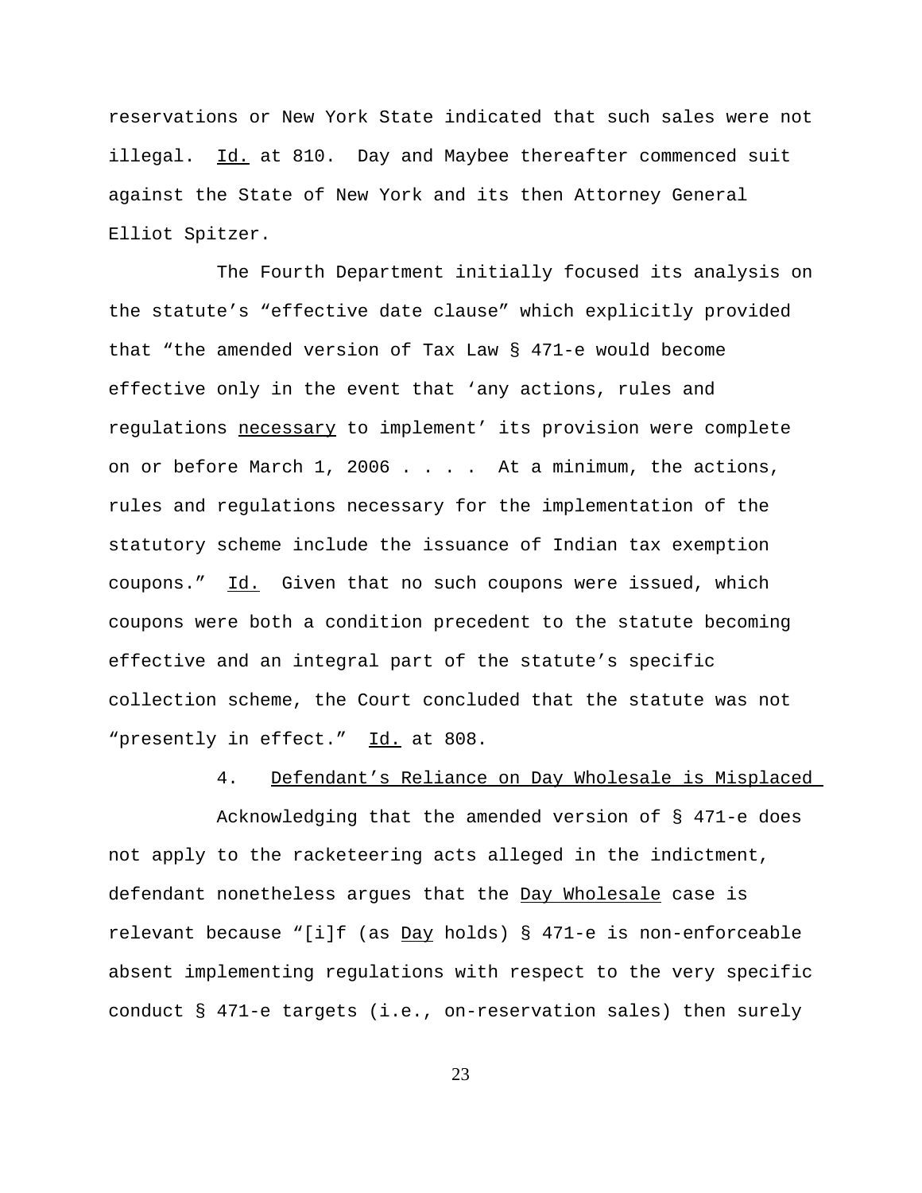reservations or New York State indicated that such sales were not illegal. Id. at 810. Day and Maybee thereafter commenced suit against the State of New York and its then Attorney General Elliot Spitzer.

The Fourth Department initially focused its analysis on the statute's "effective date clause" which explicitly provided that "the amended version of Tax Law § 471-e would become effective only in the event that 'any actions, rules and regulations necessary to implement' its provision were complete on or before March 1, 2006 . . . . At a minimum, the actions, rules and regulations necessary for the implementation of the statutory scheme include the issuance of Indian tax exemption coupons." Id. Given that no such coupons were issued, which coupons were both a condition precedent to the statute becoming effective and an integral part of the statute's specific collection scheme, the Court concluded that the statute was not "presently in effect." Id. at 808.

4. Defendant's Reliance on Day Wholesale is Misplaced

Acknowledging that the amended version of § 471-e does not apply to the racketeering acts alleged in the indictment, defendant nonetheless argues that the Day Wholesale case is relevant because "[i]f (as Day holds) § 471-e is non-enforceable absent implementing regulations with respect to the very specific conduct § 471-e targets (i.e., on-reservation sales) then surely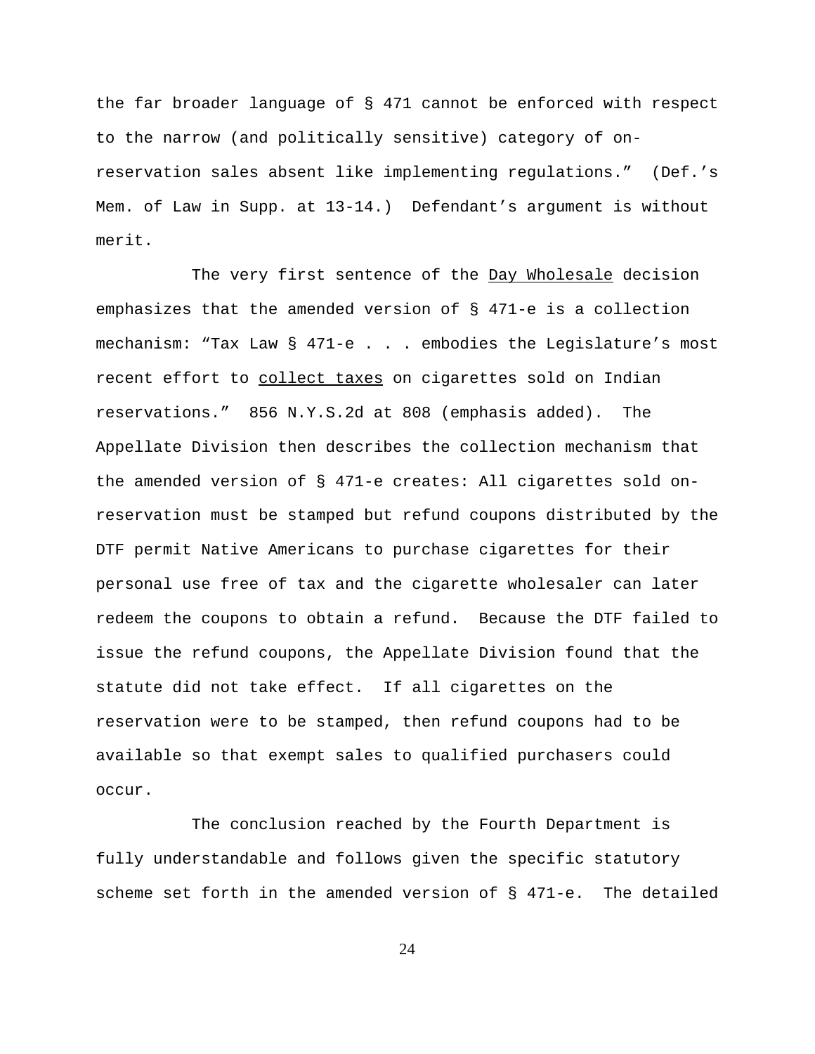the far broader language of § 471 cannot be enforced with respect to the narrow (and politically sensitive) category of on-reservation sales absent like implementing regulations." (Def.'s Mem. of Law in Supp. at 13-14.) Defendant's argument is without merit.

The very first sentence of the Day Wholesale decision emphasizes that the amended version of § 471-e is a collection mechanism: "Tax Law § 471-e . . . embodies the Legislature's most recent effort to collect taxes on cigarettes sold on Indian reservations." 856 N.Y.S.2d at 808 (emphasis added). The Appellate Division then describes the collection mechanism that the amended version of § 471-e creates: All cigarettes sold on-reservation must be stamped but refund coupons distributed by the DTF permit Native Americans to purchase cigarettes for their personal use free of tax and the cigarette wholesaler can later redeem the coupons to obtain a refund. Because the DTF failed to issue the refund coupons, the Appellate Division found that the statute did not take effect. If all cigarettes on the reservation were to be stamped, then refund coupons had to be available so that exempt sales to qualified purchasers could occur.

The conclusion reached by the Fourth Department is fully understandable and follows given the specific statutory scheme set forth in the amended version of § 471-e. The detailed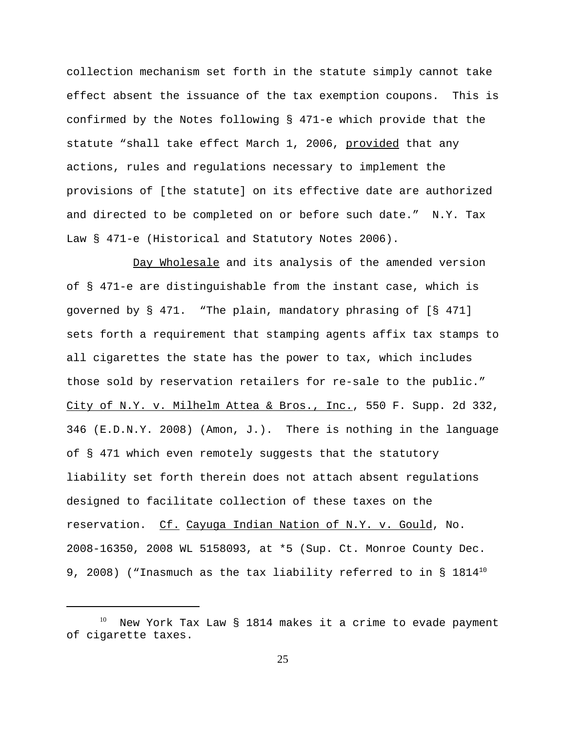collection mechanism set forth in the statute simply cannot take effect absent the issuance of the tax exemption coupons. This is confirmed by the Notes following § 471-e which provide that the statute "shall take effect March 1, 2006, provided that any actions, rules and regulations necessary to implement the provisions of [the statute] on its effective date are authorized and directed to be completed on or before such date." N.Y. Tax Law § 471-e (Historical and Statutory Notes 2006).

Day Wholesale and its analysis of the amended version of § 471-e are distinguishable from the instant case, which is governed by § 471. "The plain, mandatory phrasing of [§ 471] sets forth a requirement that stamping agents affix tax stamps to all cigarettes the state has the power to tax, which includes those sold by reservation retailers for re-sale to the public." City of N.Y. v. Milhelm Attea & Bros., Inc., 550 F. Supp. 2d 332, 346 (E.D.N.Y. 2008) (Amon, J.). There is nothing in the language of § 471 which even remotely suggests that the statutory liability set forth therein does not attach absent regulations designed to facilitate collection of these taxes on the reservation. Cf. Cayuga Indian Nation of N.Y. v. Gould, No. 2008-16350, 2008 WL 5158093, at *5 (Sup. Ct. Monroe County Dec. 9, 2008) ("Inasmuch as the tax liability referred to in § 1814[10]

[10] New York Tax Law § 1814 makes it a crime to evade payment of cigarette taxes.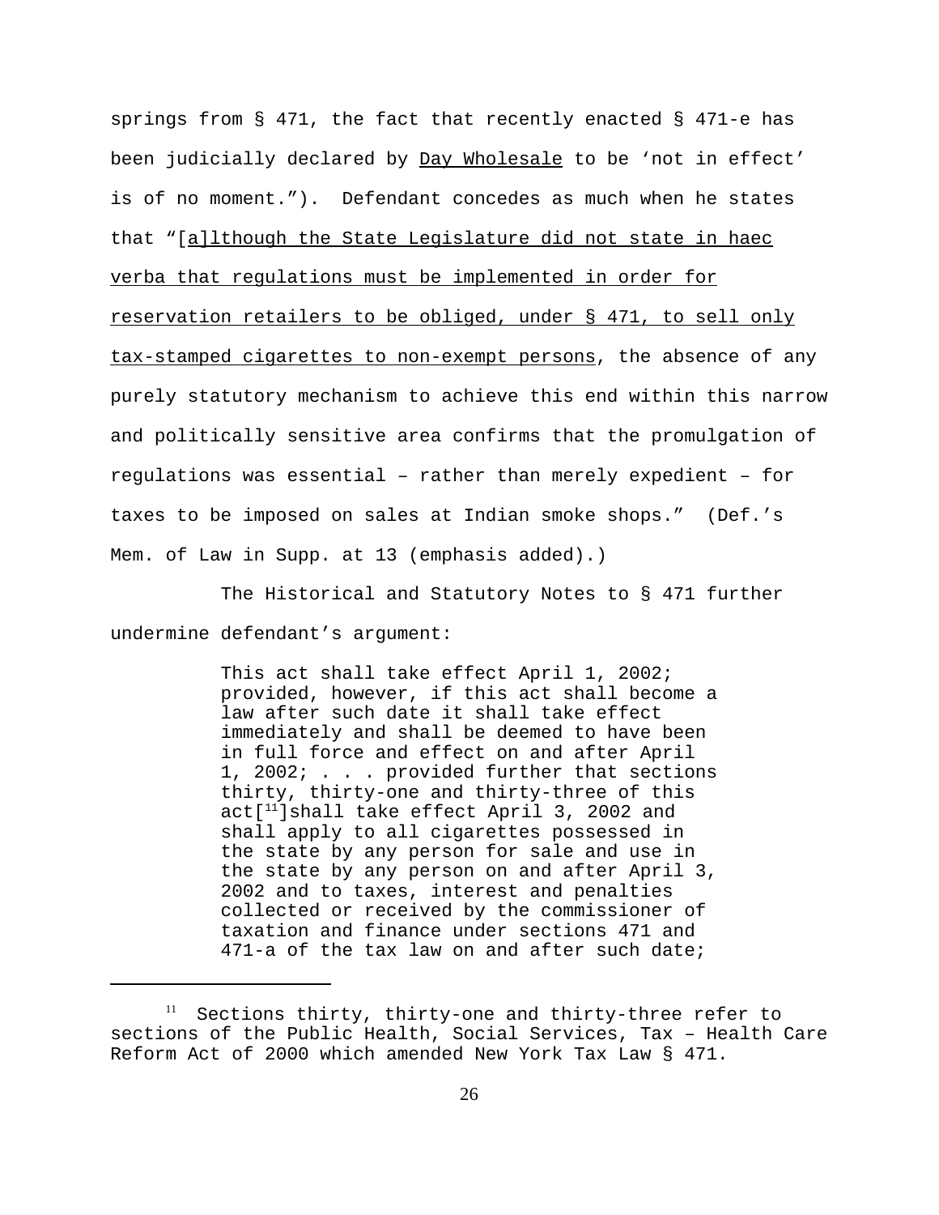springs from § 471, the fact that recently enacted § 471-e has been judicially declared by Day Wholesale to be 'not in effect' is of no moment."). Defendant concedes as much when he states that "[a]lthough the State Legislature did not state in haec verba that regulations must be implemented in order for reservation retailers to be obliged, under § 471, to sell only tax-stamped cigarettes to non-exempt persons, the absence of any purely statutory mechanism to achieve this end within this narrow and politically sensitive area confirms that the promulgation of regulations was essential – rather than merely expedient – for taxes to be imposed on sales at Indian smoke shops." (Def.'s Mem. of Law in Supp. at 13 (emphasis added).)

The Historical and Statutory Notes to § 471 further undermine defendant's argument:

> This act shall take effect April 1, 2002; provided, however, if this act shall become a law after such date it shall take effect immediately and shall be deemed to have been in full force and effect on and after April 1, 2002; . . . provided further that sections thirty, thirty-one and thirty-three of this act[11]shall take effect April 3, 2002 and shall apply to all cigarettes possessed in the state by any person for sale and use in the state by any person on and after April 3, 2002 and to taxes, interest and penalties collected or received by the commissioner of taxation and finance under sections 471 and 471-a of the tax law on and after such date;

---

[11] Sections thirty, thirty-one and thirty-three refer to sections of the Public Health, Social Services, Tax – Health Care Reform Act of 2000 which amended New York Tax Law § 471.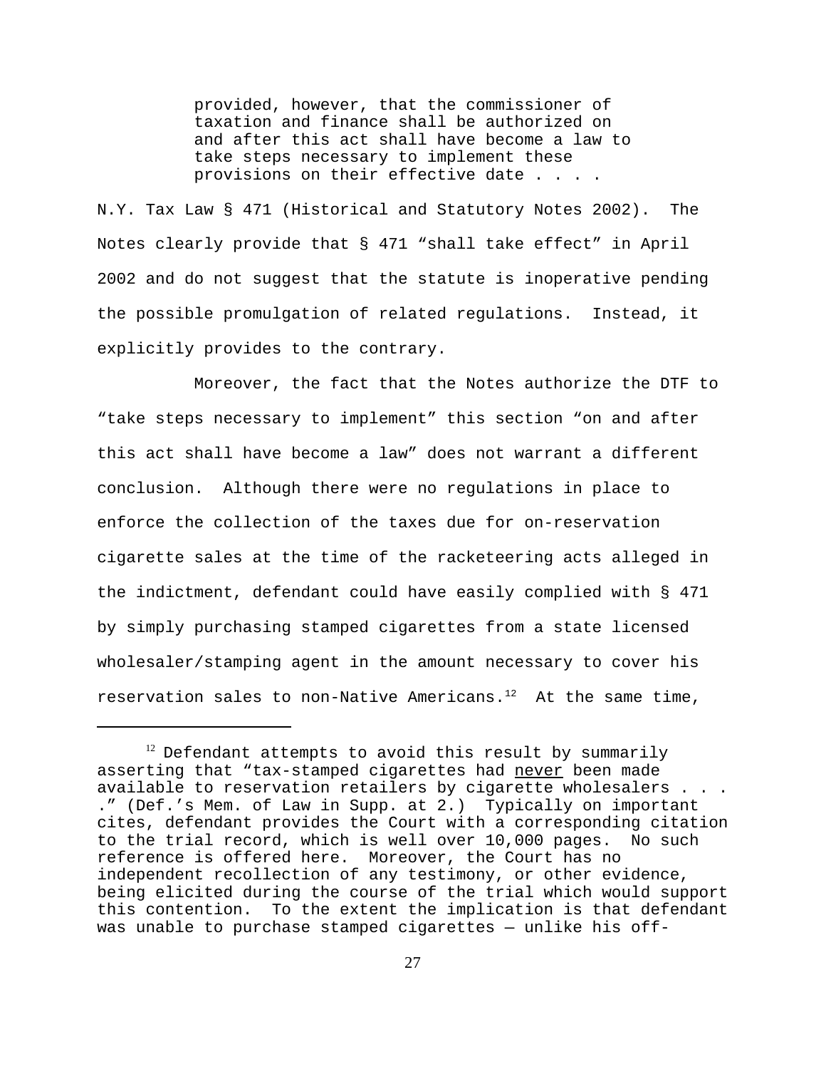> provided, however, that the commissioner of taxation and finance shall be authorized on and after this act shall have become a law to take steps necessary to implement these provisions on their effective date . . . .

N.Y. Tax Law § 471 (Historical and Statutory Notes 2002). The Notes clearly provide that § 471 "shall take effect" in April 2002 and do not suggest that the statute is inoperative pending the possible promulgation of related regulations. Instead, it explicitly provides to the contrary.

Moreover, the fact that the Notes authorize the DTF to "take steps necessary to implement" this section "on and after this act shall have become a law" does not warrant a different conclusion. Although there were no regulations in place to enforce the collection of the taxes due for on-reservation cigarette sales at the time of the racketeering acts alleged in the indictment, defendant could have easily complied with § 471 by simply purchasing stamped cigarettes from a state licensed wholesaler/stamping agent in the amount necessary to cover his reservation sales to non-Native Americans.[12] At the same time,

[12] Defendant attempts to avoid this result by summarily asserting that "tax-stamped cigarettes had <u>never</u> been made available to reservation retailers by cigarette wholesalers . . . ." (Def.'s Mem. of Law in Supp. at 2.) Typically on important cites, defendant provides the Court with a corresponding citation to the trial record, which is well over 10,000 pages. No such reference is offered here. Moreover, the Court has no independent recollection of any testimony, or other evidence, being elicited during the course of the trial which would support this contention. To the extent the implication is that defendant was unable to purchase stamped cigarettes — unlike his off-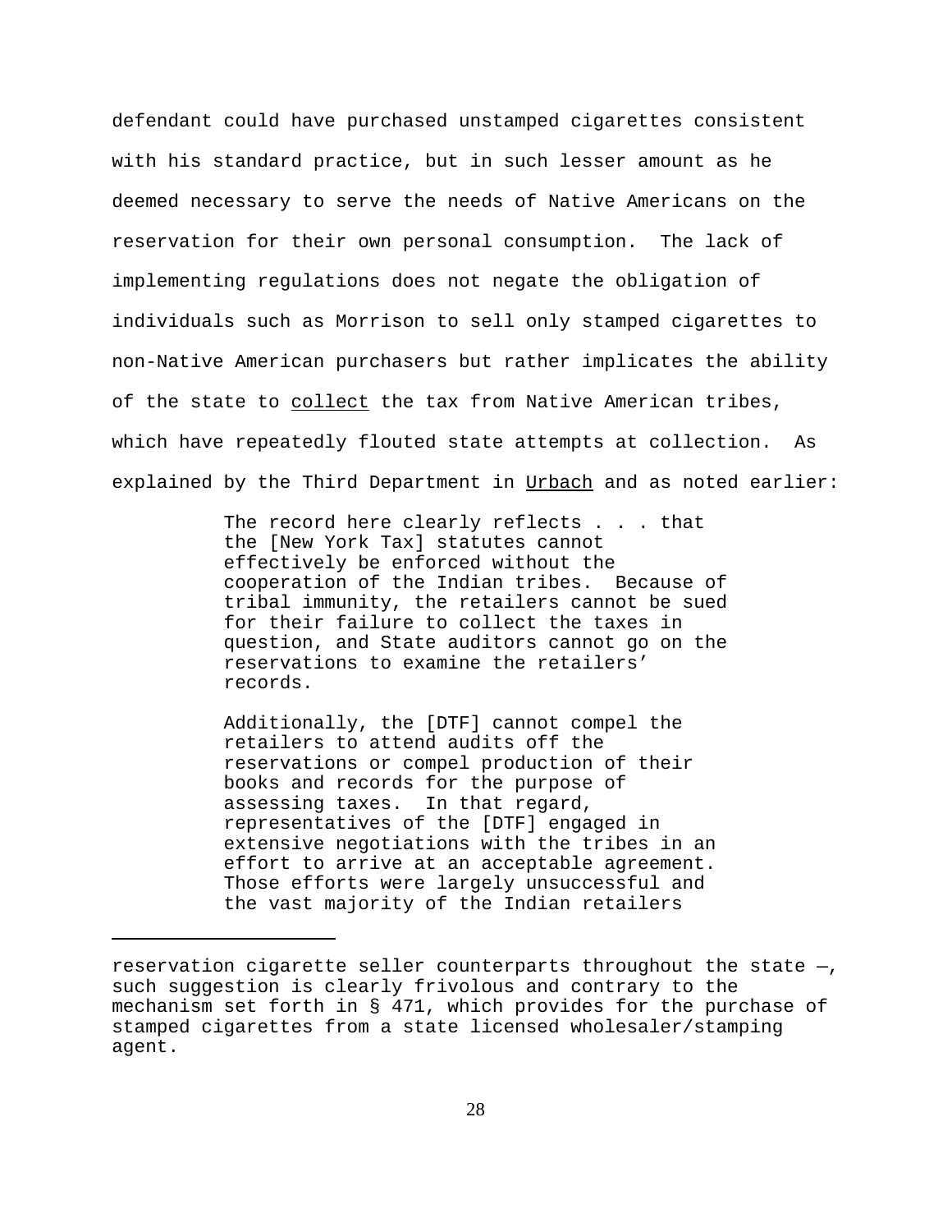defendant could have purchased unstamped cigarettes consistent with his standard practice, but in such lesser amount as he deemed necessary to serve the needs of Native Americans on the reservation for their own personal consumption. The lack of implementing regulations does not negate the obligation of individuals such as Morrison to sell only stamped cigarettes to non-Native American purchasers but rather implicates the ability of the state to collect the tax from Native American tribes, which have repeatedly flouted state attempts at collection. As explained by the Third Department in Urbach and as noted earlier:

> The record here clearly reflects . . . that the [New York Tax] statutes cannot effectively be enforced without the cooperation of the Indian tribes. Because of tribal immunity, the retailers cannot be sued for their failure to collect the taxes in question, and State auditors cannot go on the reservations to examine the retailers' records.
>
> Additionally, the [DTF] cannot compel the retailers to attend audits off the reservations or compel production of their books and records for the purpose of assessing taxes. In that regard, representatives of the [DTF] engaged in extensive negotiations with the tribes in an effort to arrive at an acceptable agreement. Those efforts were largely unsuccessful and the vast majority of the Indian retailers

---

reservation cigarette seller counterparts throughout the state —, such suggestion is clearly frivolous and contrary to the mechanism set forth in § 471, which provides for the purchase of stamped cigarettes from a state licensed wholesaler/stamping agent.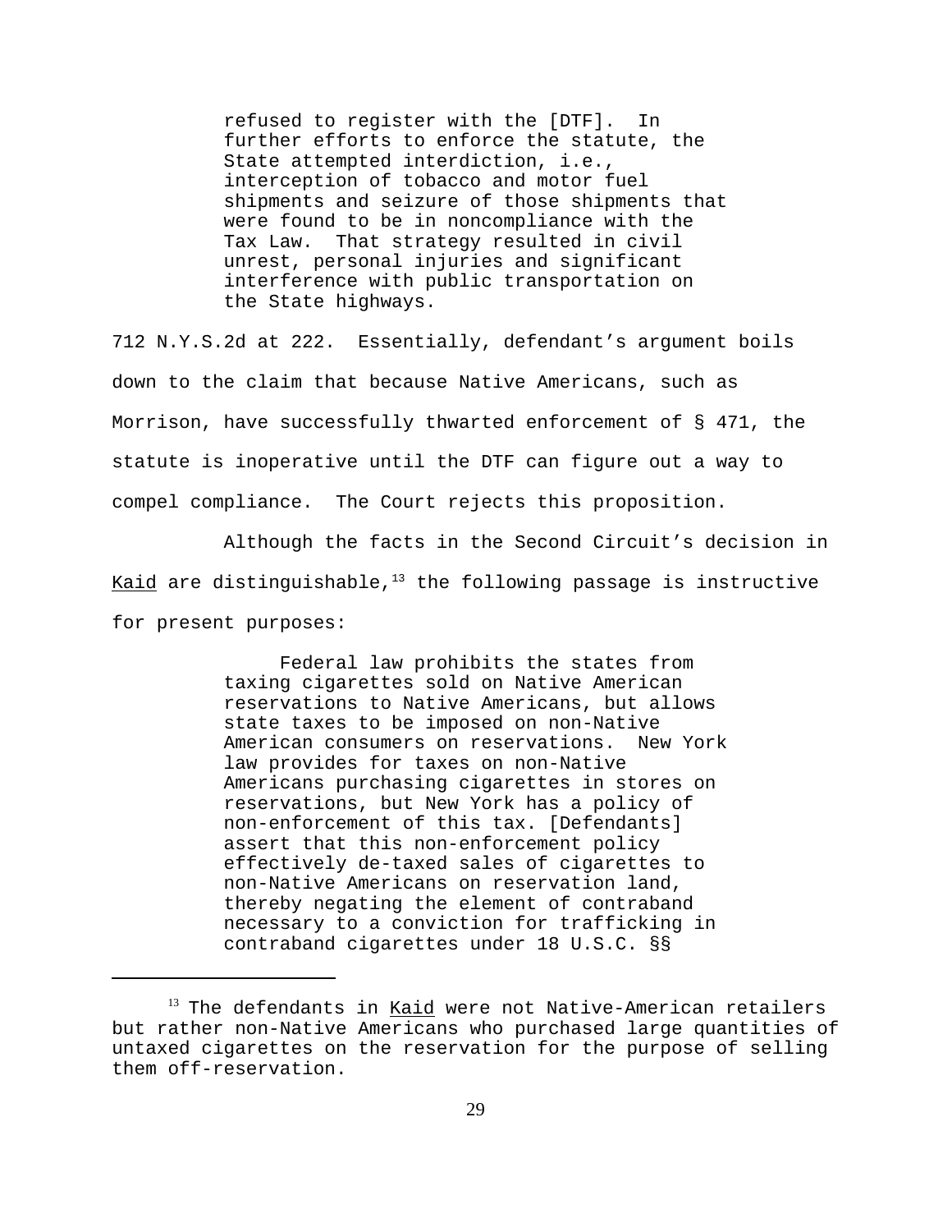> refused to register with the [DTF]. In further efforts to enforce the statute, the State attempted interdiction, i.e., interception of tobacco and motor fuel shipments and seizure of those shipments that were found to be in noncompliance with the Tax Law. That strategy resulted in civil unrest, personal injuries and significant interference with public transportation on the State highways.

712 N.Y.S.2d at 222. Essentially, defendant's argument boils down to the claim that because Native Americans, such as Morrison, have successfully thwarted enforcement of § 471, the statute is inoperative until the DTF can figure out a way to compel compliance. The Court rejects this proposition.

Although the facts in the Second Circuit's decision in Kaid are distinguishable,[13] the following passage is instructive for present purposes:

> Federal law prohibits the states from taxing cigarettes sold on Native American reservations to Native Americans, but allows state taxes to be imposed on non-Native American consumers on reservations. New York law provides for taxes on non-Native Americans purchasing cigarettes in stores on reservations, but New York has a policy of non-enforcement of this tax. [Defendants] assert that this non-enforcement policy effectively de-taxed sales of cigarettes to non-Native Americans on reservation land, thereby negating the element of contraband necessary to a conviction for trafficking in contraband cigarettes under 18 U.S.C. §§

[13] The defendants in Kaid were not Native-American retailers but rather non-Native Americans who purchased large quantities of untaxed cigarettes on the reservation for the purpose of selling them off-reservation.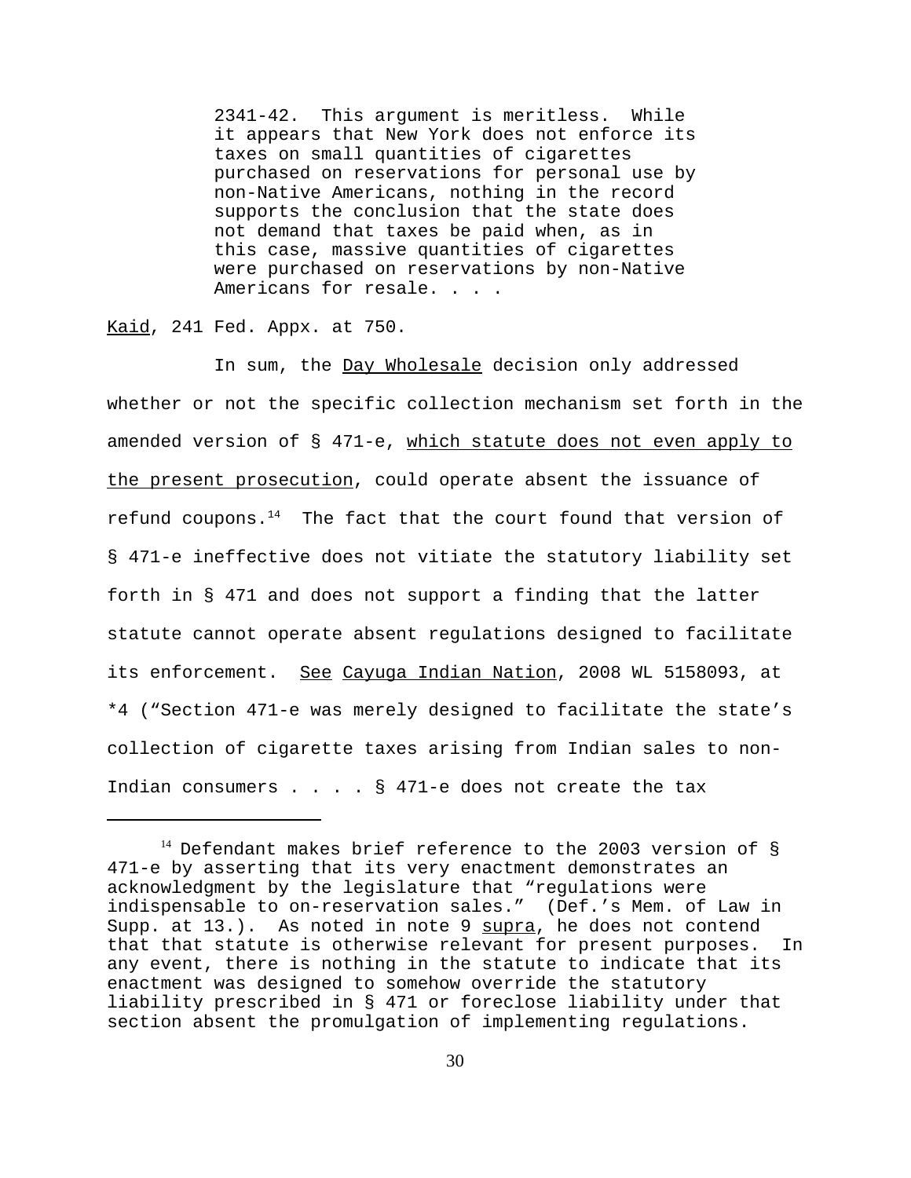> 2341-42. This argument is meritless. While it appears that New York does not enforce its taxes on small quantities of cigarettes purchased on reservations for personal use by non-Native Americans, nothing in the record supports the conclusion that the state does not demand that taxes be paid when, as in this case, massive quantities of cigarettes were purchased on reservations by non-Native Americans for resale. . . .

Kaid, 241 Fed. Appx. at 750.

In sum, the Day Wholesale decision only addressed whether or not the specific collection mechanism set forth in the amended version of § 471-e, which statute does not even apply to the present prosecution, could operate absent the issuance of refund coupons.[14] The fact that the court found that version of § 471-e ineffective does not vitiate the statutory liability set forth in § 471 and does not support a finding that the latter statute cannot operate absent regulations designed to facilitate its enforcement. See Cayuga Indian Nation, 2008 WL 5158093, at *4 ("Section 471-e was merely designed to facilitate the state's collection of cigarette taxes arising from Indian sales to non-Indian consumers . . . . § 471-e does not create the tax

---

[14] Defendant makes brief reference to the 2003 version of § 471-e by asserting that its very enactment demonstrates an acknowledgment by the legislature that "regulations were indispensable to on-reservation sales." (Def.'s Mem. of Law in Supp. at 13.). As noted in note 9 supra, he does not contend that that statute is otherwise relevant for present purposes. In any event, there is nothing in the statute to indicate that its enactment was designed to somehow override the statutory liability prescribed in § 471 or foreclose liability under that section absent the promulgation of implementing regulations.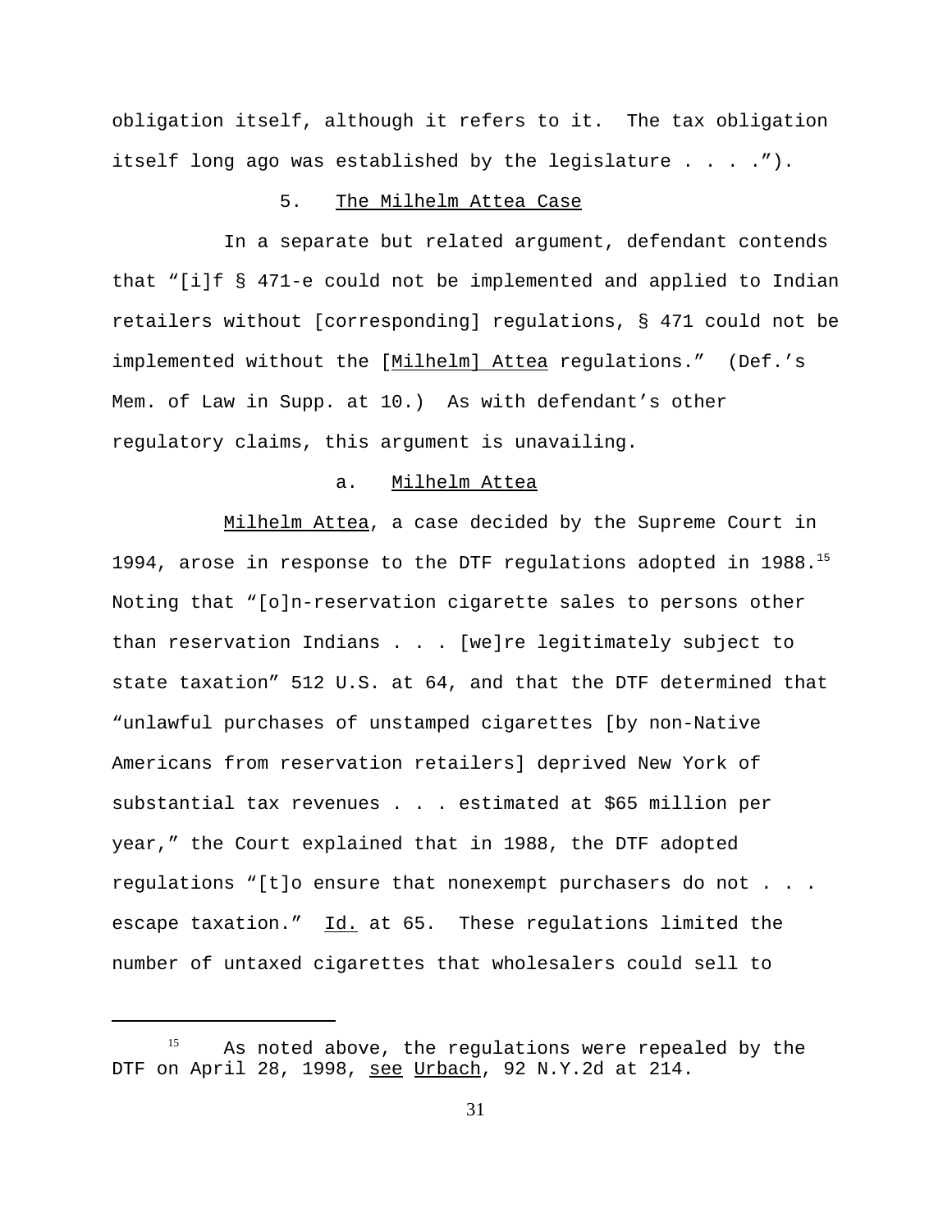obligation itself, although it refers to it. The tax obligation itself long ago was established by the legislature . . . .").

### 5. The Milhelm Attea Case

In a separate but related argument, defendant contends that "[i]f § 471-e could not be implemented and applied to Indian retailers without [corresponding] regulations, § 471 could not be implemented without the [Milhelm] Attea regulations." (Def.'s Mem. of Law in Supp. at 10.) As with defendant's other regulatory claims, this argument is unavailing.

#### a. Milhelm Attea

Milhelm Attea, a case decided by the Supreme Court in 1994, arose in response to the DTF regulations adopted in 1988.[15] Noting that "[o]n-reservation cigarette sales to persons other than reservation Indians . . . [we]re legitimately subject to state taxation" 512 U.S. at 64, and that the DTF determined that "unlawful purchases of unstamped cigarettes [by non-Native Americans from reservation retailers] deprived New York of substantial tax revenues . . . estimated at $65 million per year," the Court explained that in 1988, the DTF adopted regulations "[t]o ensure that nonexempt purchasers do not . . . escape taxation." Id. at 65. These regulations limited the number of untaxed cigarettes that wholesalers could sell to

---

[15] As noted above, the regulations were repealed by the DTF on April 28, 1998, see Urbach, 92 N.Y.2d at 214.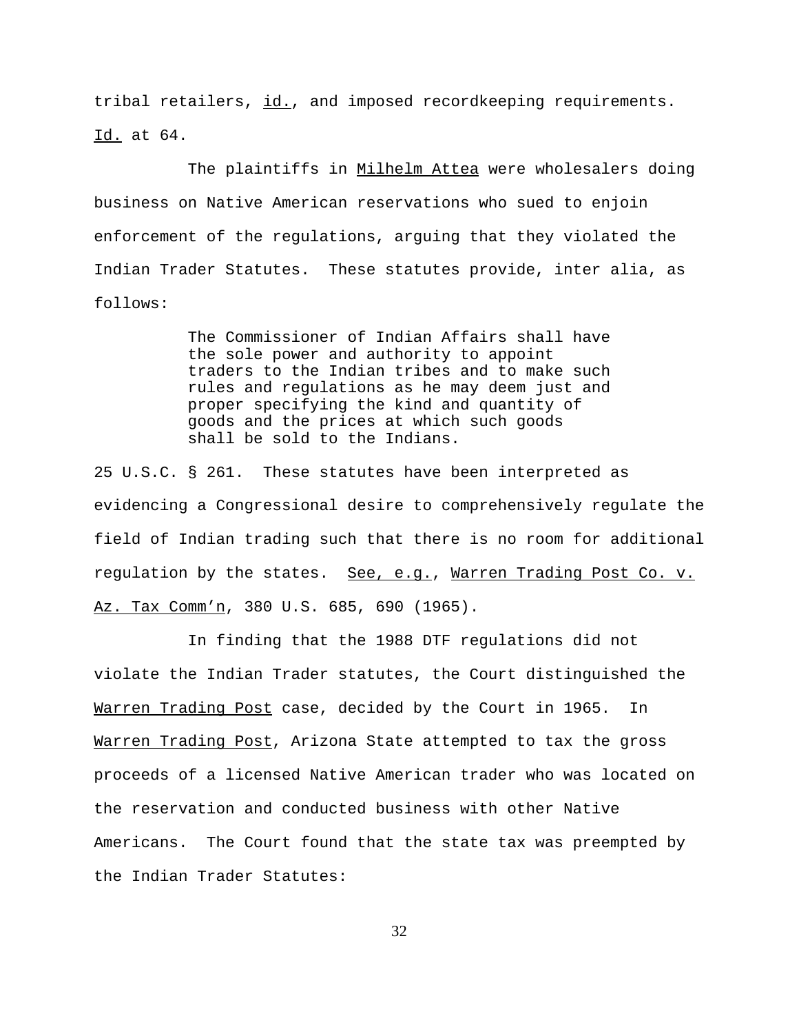tribal retailers, _id._, and imposed recordkeeping requirements. _Id._ at 64.

The plaintiffs in _Milhelm Attea_ were wholesalers doing business on Native American reservations who sued to enjoin enforcement of the regulations, arguing that they violated the Indian Trader Statutes. These statutes provide, inter alia, as follows:

> The Commissioner of Indian Affairs shall have the sole power and authority to appoint traders to the Indian tribes and to make such rules and regulations as he may deem just and proper specifying the kind and quantity of goods and the prices at which such goods shall be sold to the Indians.

25 U.S.C. § 261. These statutes have been interpreted as evidencing a Congressional desire to comprehensively regulate the field of Indian trading such that there is no room for additional regulation by the states. _See, e.g._, _Warren Trading Post Co. v. Az. Tax Comm'n_, 380 U.S. 685, 690 (1965).

In finding that the 1988 DTF regulations did not violate the Indian Trader statutes, the Court distinguished the _Warren Trading Post_ case, decided by the Court in 1965. In _Warren Trading Post_, Arizona State attempted to tax the gross proceeds of a licensed Native American trader who was located on the reservation and conducted business with other Native Americans. The Court found that the state tax was preempted by the Indian Trader Statutes: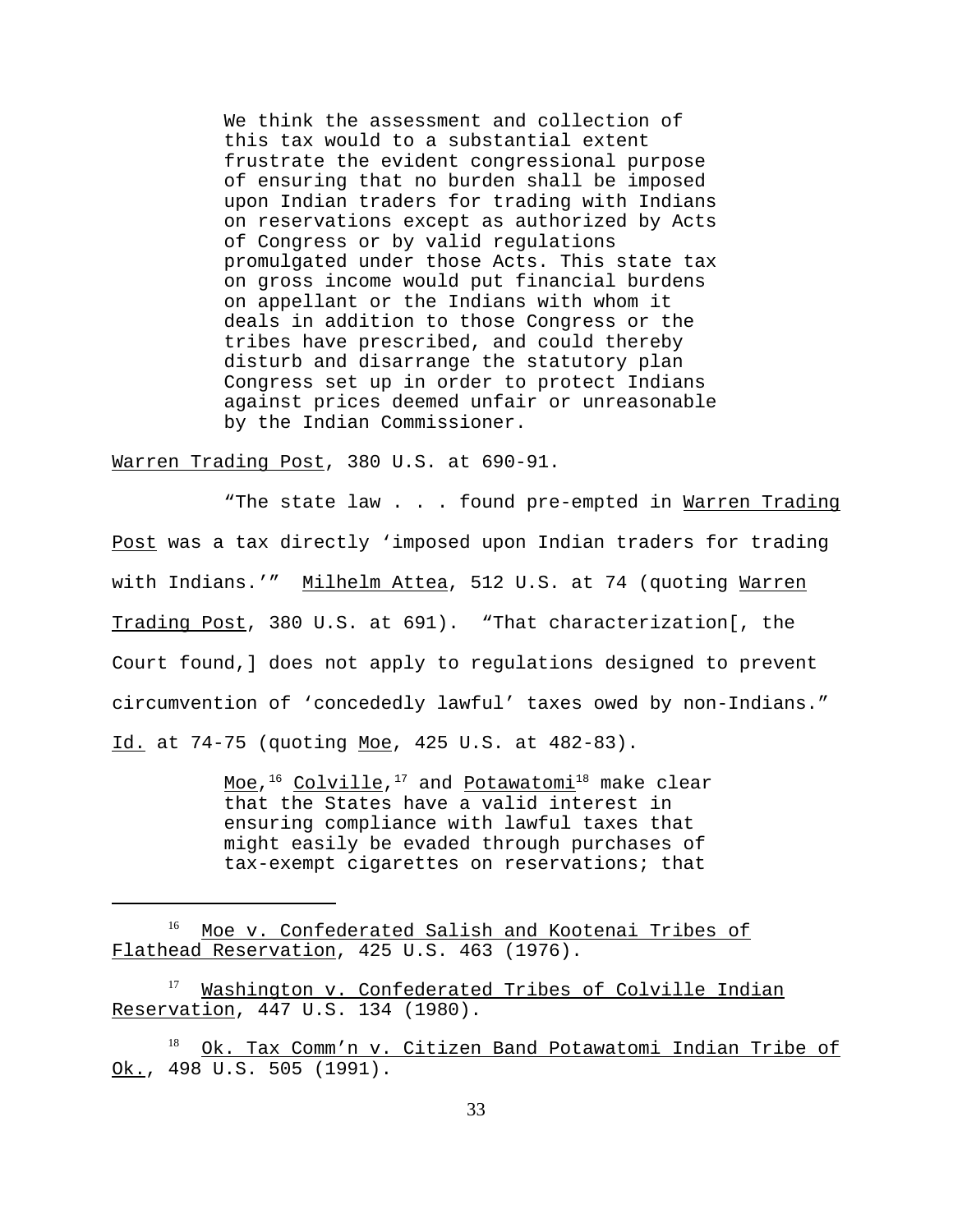> We think the assessment and collection of this tax would to a substantial extent frustrate the evident congressional purpose of ensuring that no burden shall be imposed upon Indian traders for trading with Indians on reservations except as authorized by Acts of Congress or by valid regulations promulgated under those Acts. This state tax on gross income would put financial burdens on appellant or the Indians with whom it deals in addition to those Congress or the tribes have prescribed, and could thereby disturb and disarrange the statutory plan Congress set up in order to protect Indians against prices deemed unfair or unreasonable by the Indian Commissioner.

Warren Trading Post, 380 U.S. at 690-91.

"The state law . . . found pre-empted in Warren Trading Post was a tax directly 'imposed upon Indian traders for trading with Indians.'" Milhelm Attea, 512 U.S. at 74 (quoting Warren Trading Post, 380 U.S. at 691). "That characterization[, the Court found,] does not apply to regulations designed to prevent circumvention of 'concededly lawful' taxes owed by non-Indians." Id. at 74-75 (quoting Moe, 425 U.S. at 482-83).

> Moe,[16] Colville,[17] and Potawatomi[18] make clear that the States have a valid interest in ensuring compliance with lawful taxes that might easily be evaded through purchases of tax-exempt cigarettes on reservations; that

---

[16] Moe v. Confederated Salish and Kootenai Tribes of Flathead Reservation, 425 U.S. 463 (1976).

[17] Washington v. Confederated Tribes of Colville Indian Reservation, 447 U.S. 134 (1980).

[18] Ok. Tax Comm'n v. Citizen Band Potawatomi Indian Tribe of Ok., 498 U.S. 505 (1991).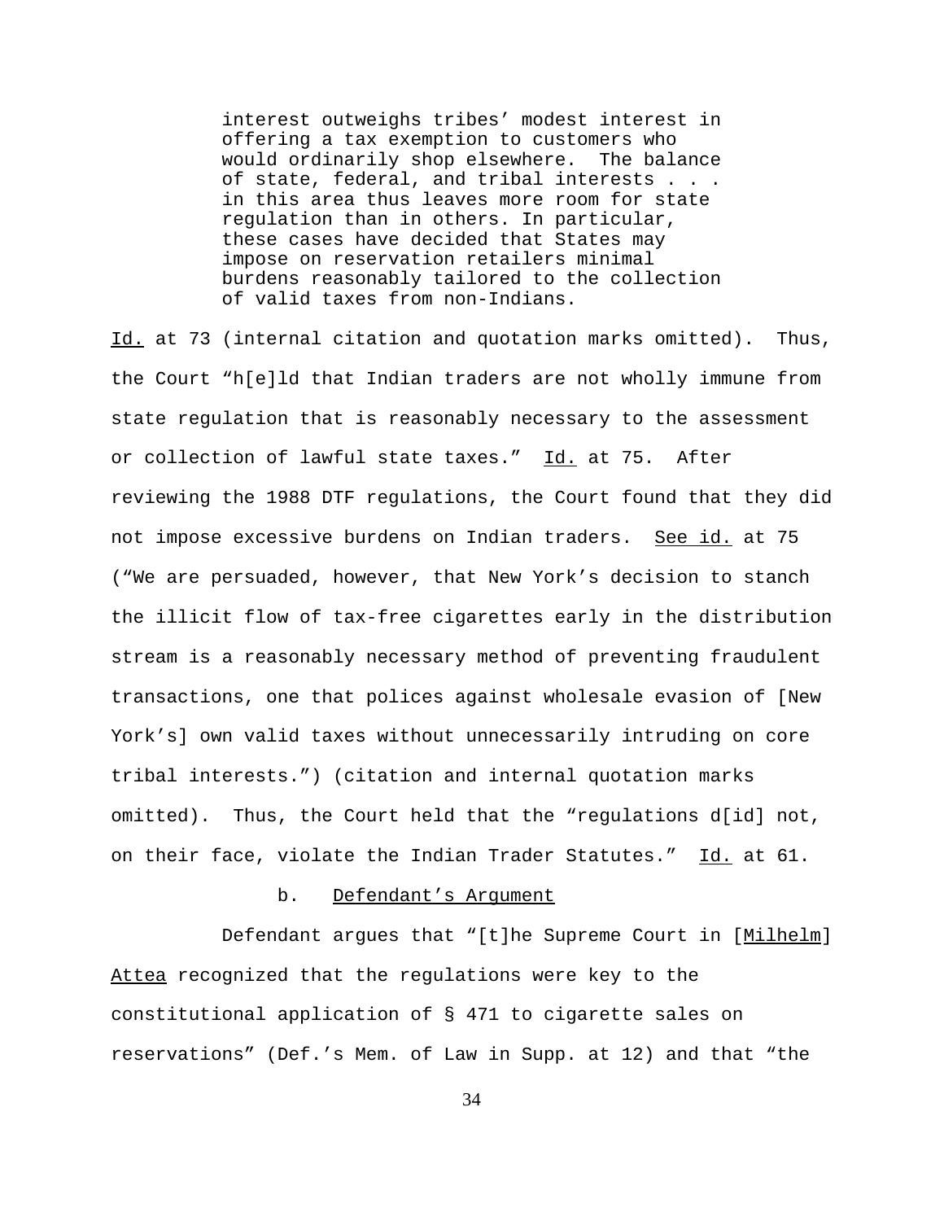> interest outweighs tribes' modest interest in offering a tax exemption to customers who would ordinarily shop elsewhere. The balance of state, federal, and tribal interests . . . in this area thus leaves more room for state regulation than in others. In particular, these cases have decided that States may impose on reservation retailers minimal burdens reasonably tailored to the collection of valid taxes from non-Indians.

Id. at 73 (internal citation and quotation marks omitted). Thus, the Court "h[e]ld that Indian traders are not wholly immune from state regulation that is reasonably necessary to the assessment or collection of lawful state taxes." Id. at 75. After reviewing the 1988 DTF regulations, the Court found that they did not impose excessive burdens on Indian traders. See id. at 75 ("We are persuaded, however, that New York's decision to stanch the illicit flow of tax-free cigarettes early in the distribution stream is a reasonably necessary method of preventing fraudulent transactions, one that polices against wholesale evasion of [New York's] own valid taxes without unnecessarily intruding on core tribal interests.") (citation and internal quotation marks omitted). Thus, the Court held that the "regulations d[id] not, on their face, violate the Indian Trader Statutes." Id. at 61.

b. Defendant's Argument

Defendant argues that "[t]he Supreme Court in [Milhelm] Attea recognized that the regulations were key to the constitutional application of § 471 to cigarette sales on reservations" (Def.'s Mem. of Law in Supp. at 12) and that "the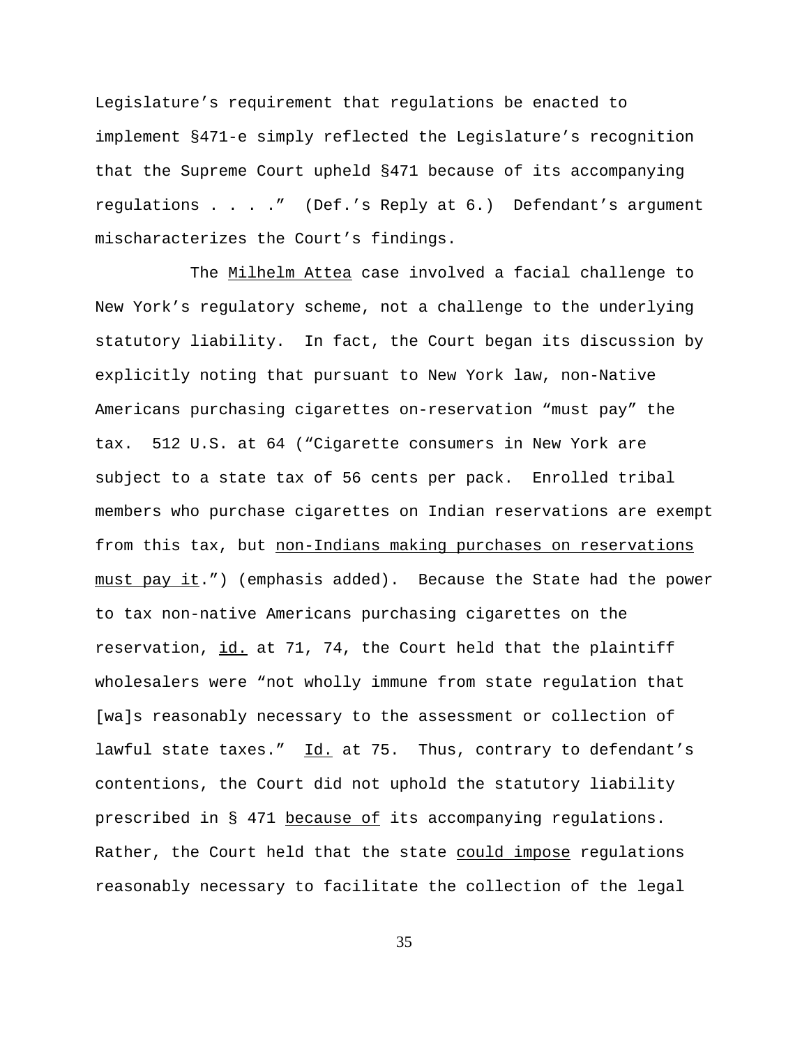Legislature's requirement that regulations be enacted to implement §471-e simply reflected the Legislature's recognition that the Supreme Court upheld §471 because of its accompanying regulations . . . ." (Def.'s Reply at 6.) Defendant's argument mischaracterizes the Court's findings.

The Milhelm Attea case involved a facial challenge to New York's regulatory scheme, not a challenge to the underlying statutory liability. In fact, the Court began its discussion by explicitly noting that pursuant to New York law, non-Native Americans purchasing cigarettes on-reservation "must pay" the tax. 512 U.S. at 64 ("Cigarette consumers in New York are subject to a state tax of 56 cents per pack. Enrolled tribal members who purchase cigarettes on Indian reservations are exempt from this tax, but non-Indians making purchases on reservations must pay it.") (emphasis added). Because the State had the power to tax non-native Americans purchasing cigarettes on the reservation, id. at 71, 74, the Court held that the plaintiff wholesalers were "not wholly immune from state regulation that [wa]s reasonably necessary to the assessment or collection of lawful state taxes." Id. at 75. Thus, contrary to defendant's contentions, the Court did not uphold the statutory liability prescribed in § 471 because of its accompanying regulations. Rather, the Court held that the state could impose regulations reasonably necessary to facilitate the collection of the legal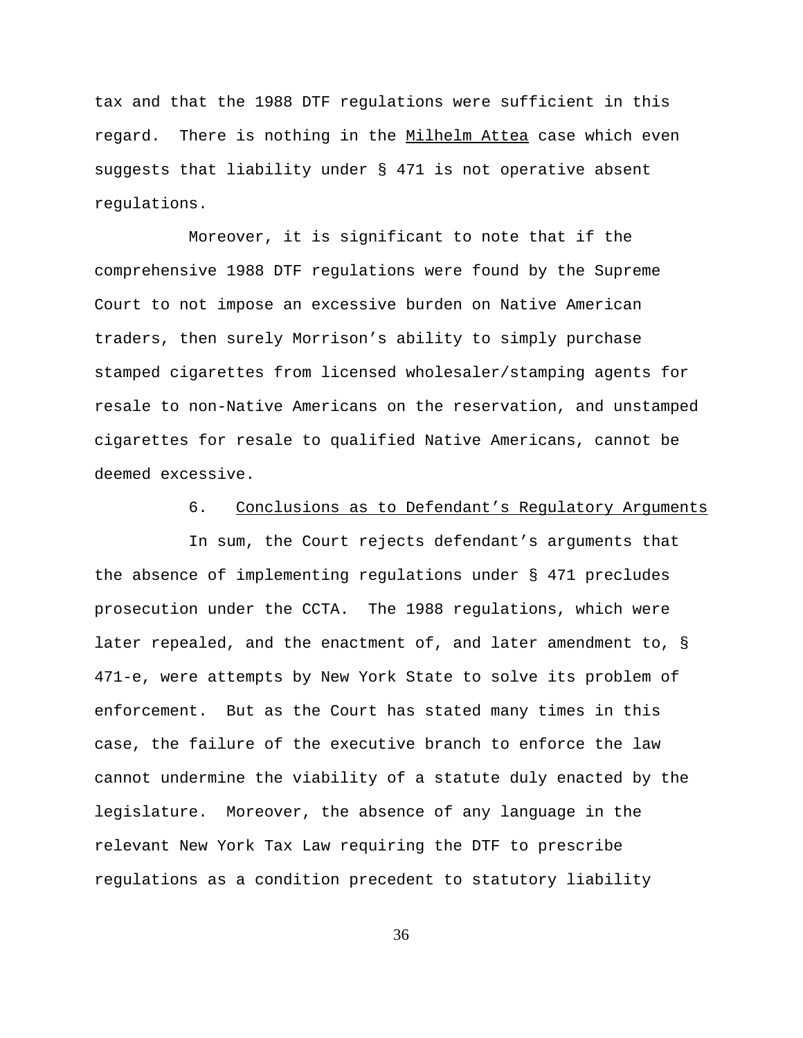tax and that the 1988 DTF regulations were sufficient in this regard. There is nothing in the Milhelm Attea case which even suggests that liability under § 471 is not operative absent regulations.

Moreover, it is significant to note that if the comprehensive 1988 DTF regulations were found by the Supreme Court to not impose an excessive burden on Native American traders, then surely Morrison's ability to simply purchase stamped cigarettes from licensed wholesaler/stamping agents for resale to non-Native Americans on the reservation, and unstamped cigarettes for resale to qualified Native Americans, cannot be deemed excessive.

6. Conclusions as to Defendant's Regulatory Arguments

In sum, the Court rejects defendant's arguments that the absence of implementing regulations under § 471 precludes prosecution under the CCTA. The 1988 regulations, which were later repealed, and the enactment of, and later amendment to, § 471-e, were attempts by New York State to solve its problem of enforcement. But as the Court has stated many times in this case, the failure of the executive branch to enforce the law cannot undermine the viability of a statute duly enacted by the legislature. Moreover, the absence of any language in the relevant New York Tax Law requiring the DTF to prescribe regulations as a condition precedent to statutory liability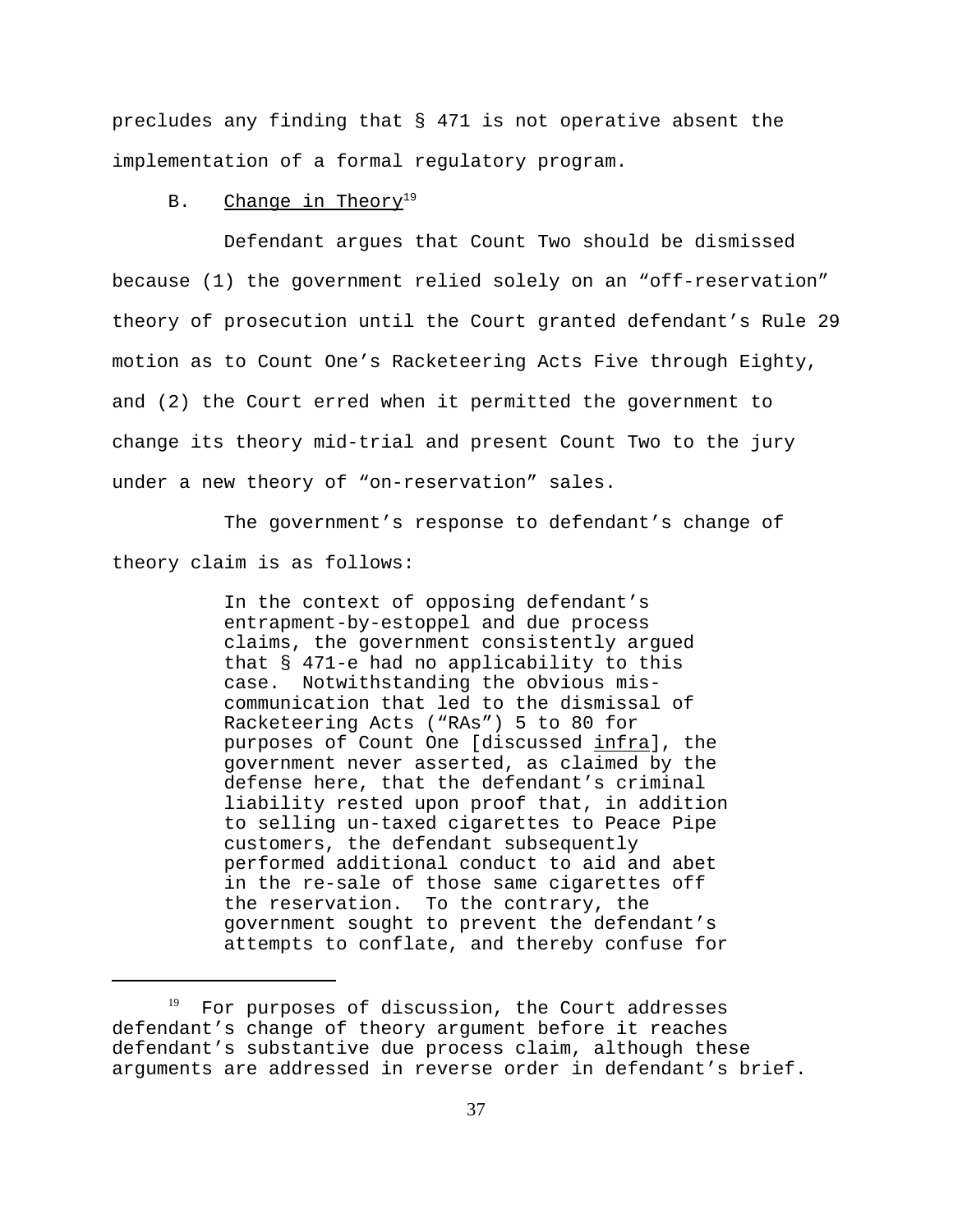precludes any finding that § 471 is not operative absent the implementation of a formal regulatory program.

B. Change in Theory[19]

Defendant argues that Count Two should be dismissed because (1) the government relied solely on an "off-reservation" theory of prosecution until the Court granted defendant's Rule 29 motion as to Count One's Racketeering Acts Five through Eighty, and (2) the Court erred when it permitted the government to change its theory mid-trial and present Count Two to the jury under a new theory of "on-reservation" sales.

The government's response to defendant's change of theory claim is as follows:

> In the context of opposing defendant's entrapment-by-estoppel and due process claims, the government consistently argued that § 471-e had no applicability to this case. Notwithstanding the obvious mis-communication that led to the dismissal of Racketeering Acts ("RAs") 5 to 80 for purposes of Count One [discussed infra], the government never asserted, as claimed by the defense here, that the defendant's criminal liability rested upon proof that, in addition to selling un-taxed cigarettes to Peace Pipe customers, the defendant subsequently performed additional conduct to aid and abet in the re-sale of those same cigarettes off the reservation. To the contrary, the government sought to prevent the defendant's attempts to conflate, and thereby confuse for

[19] For purposes of discussion, the Court addresses defendant's change of theory argument before it reaches defendant's substantive due process claim, although these arguments are addressed in reverse order in defendant's brief.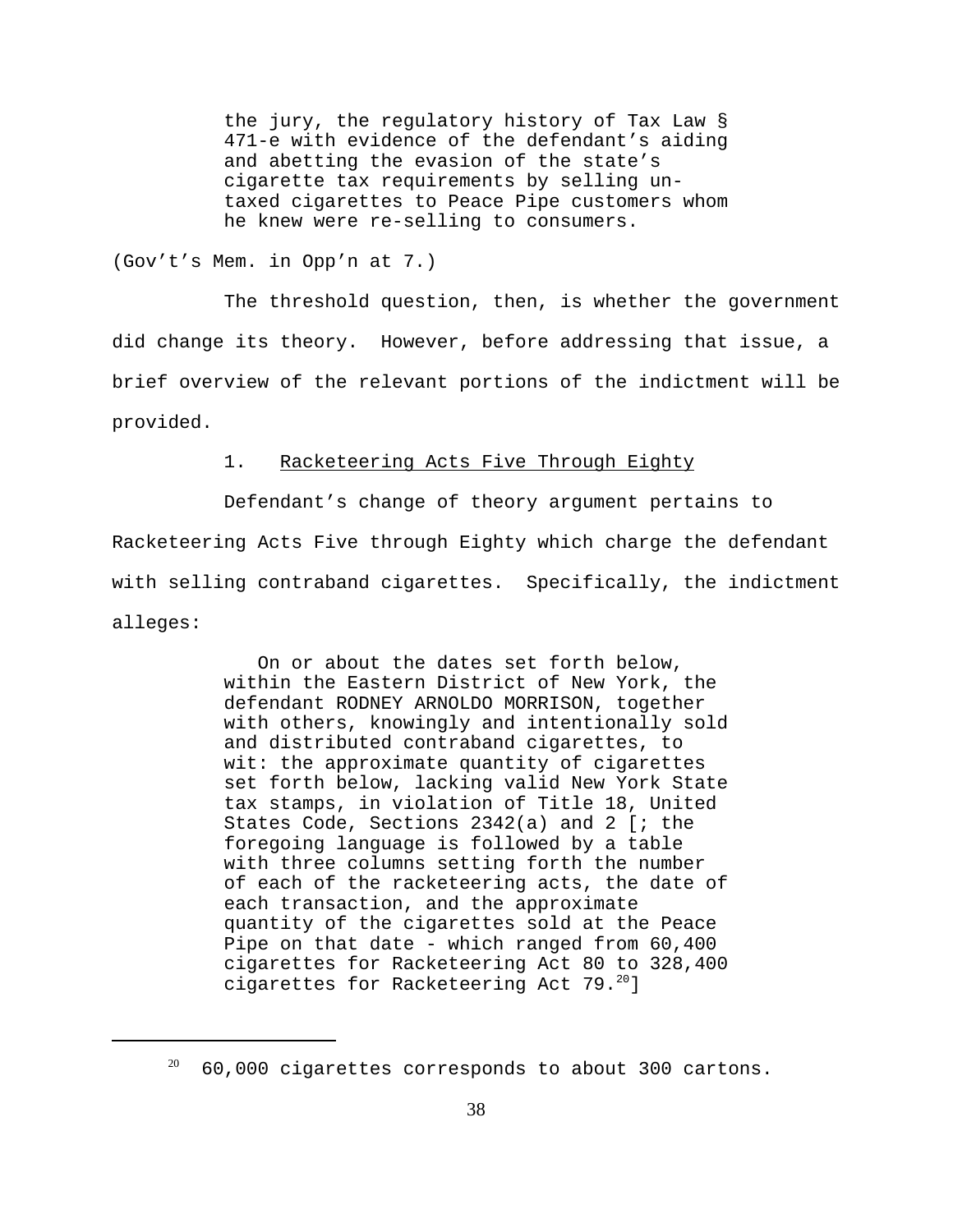> the jury, the regulatory history of Tax Law § 471-e with evidence of the defendant's aiding and abetting the evasion of the state's cigarette tax requirements by selling un-taxed cigarettes to Peace Pipe customers whom he knew were re-selling to consumers.

(Gov't's Mem. in Opp'n at 7.)

The threshold question, then, is whether the government did change its theory. However, before addressing that issue, a brief overview of the relevant portions of the indictment will be provided.

1. Racketeering Acts Five Through Eighty

Defendant's change of theory argument pertains to Racketeering Acts Five through Eighty which charge the defendant with selling contraband cigarettes. Specifically, the indictment alleges:

> On or about the dates set forth below, within the Eastern District of New York, the defendant RODNEY ARNOLDO MORRISON, together with others, knowingly and intentionally sold and distributed contraband cigarettes, to wit: the approximate quantity of cigarettes set forth below, lacking valid New York State tax stamps, in violation of Title 18, United States Code, Sections 2342(a) and 2 [; the foregoing language is followed by a table with three columns setting forth the number of each of the racketeering acts, the date of each transaction, and the approximate quantity of the cigarettes sold at the Peace Pipe on that date - which ranged from 60,400 cigarettes for Racketeering Act 80 to 328,400 cigarettes for Racketeering Act 79.[20]]

[20] 60,000 cigarettes corresponds to about 300 cartons.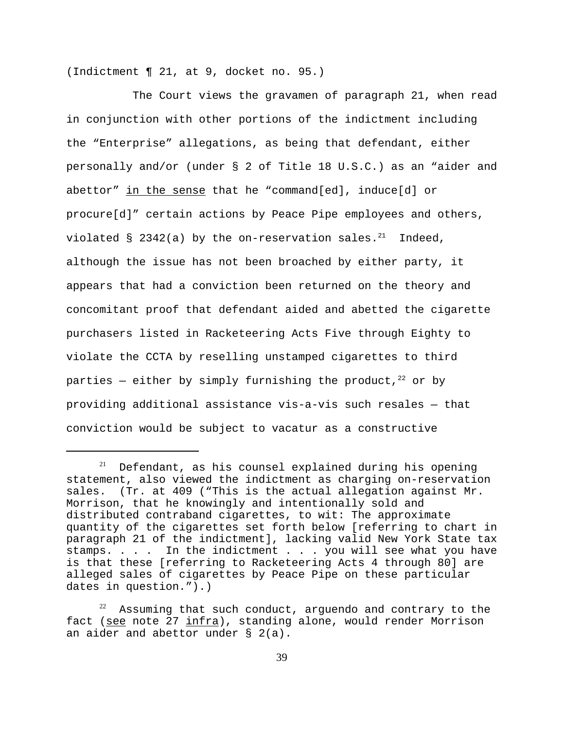(Indictment ¶ 21, at 9, docket no. 95.)

The Court views the gravamen of paragraph 21, when read in conjunction with other portions of the indictment including the "Enterprise" allegations, as being that defendant, either personally and/or (under § 2 of Title 18 U.S.C.) as an "aider and abettor" <u>in the sense</u> that he "command[ed], induce[d] or procure[d]" certain actions by Peace Pipe employees and others, violated § 2342(a) by the on-reservation sales.[21] Indeed, although the issue has not been broached by either party, it appears that had a conviction been returned on the theory and concomitant proof that defendant aided and abetted the cigarette purchasers listed in Racketeering Acts Five through Eighty to violate the CCTA by reselling unstamped cigarettes to third parties — either by simply furnishing the product,[22] or by providing additional assistance vis-a-vis such resales — that conviction would be subject to vacatur as a constructive

---

[21] Defendant, as his counsel explained during his opening statement, also viewed the indictment as charging on-reservation sales. (Tr. at 409 ("This is the actual allegation against Mr. Morrison, that he knowingly and intentionally sold and distributed contraband cigarettes, to wit: The approximate quantity of the cigarettes set forth below [referring to chart in paragraph 21 of the indictment], lacking valid New York State tax stamps. . . . In the indictment . . . you will see what you have is that these [referring to Racketeering Acts 4 through 80] are alleged sales of cigarettes by Peace Pipe on these particular dates in question.").)

[22] Assuming that such conduct, arguendo and contrary to the fact (<u>see</u> note 27 <u>infra</u>), standing alone, would render Morrison an aider and abettor under § 2(a).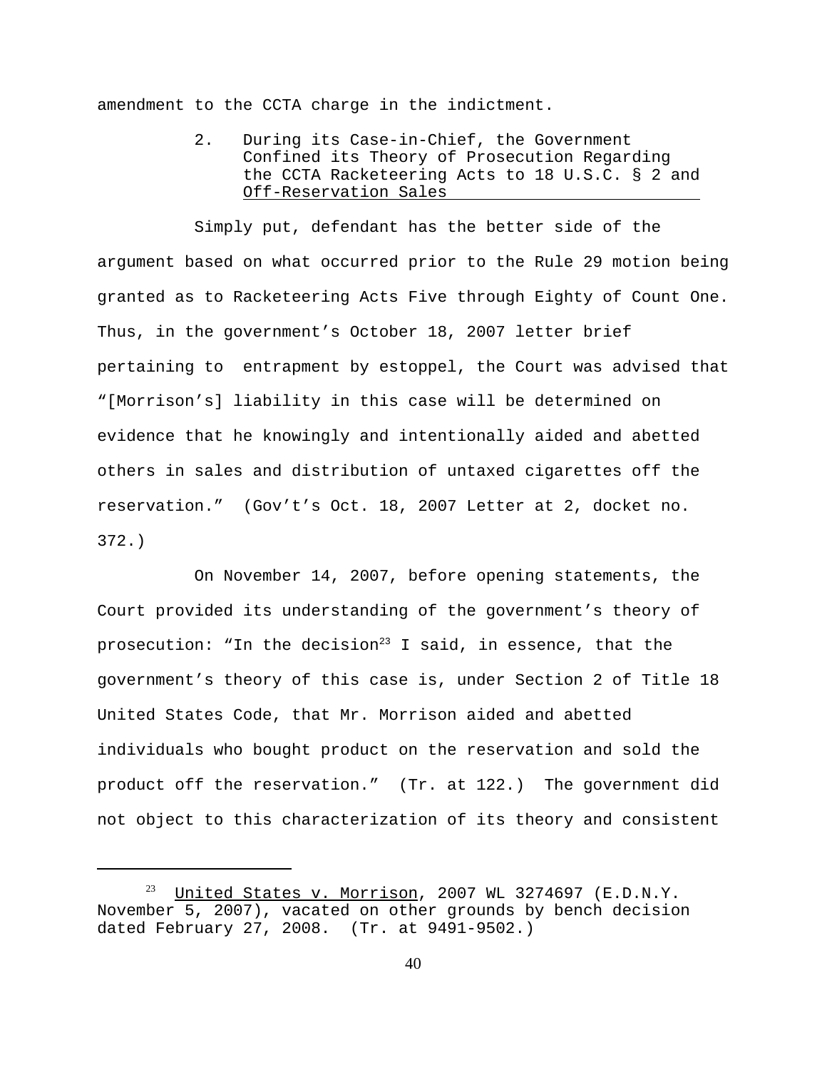amendment to the CCTA charge in the indictment.

2. During its Case-in-Chief, the Government Confined its Theory of Prosecution Regarding the CCTA Racketeering Acts to 18 U.S.C. § 2 and Off-Reservation Sales

Simply put, defendant has the better side of the argument based on what occurred prior to the Rule 29 motion being granted as to Racketeering Acts Five through Eighty of Count One. Thus, in the government's October 18, 2007 letter brief pertaining to entrapment by estoppel, the Court was advised that "[Morrison's] liability in this case will be determined on evidence that he knowingly and intentionally aided and abetted others in sales and distribution of untaxed cigarettes off the reservation." (Gov't's Oct. 18, 2007 Letter at 2, docket no. 372.)

On November 14, 2007, before opening statements, the Court provided its understanding of the government's theory of prosecution: "In the decision[23] I said, in essence, that the government's theory of this case is, under Section 2 of Title 18 United States Code, that Mr. Morrison aided and abetted individuals who bought product on the reservation and sold the product off the reservation." (Tr. at 122.) The government did not object to this characterization of its theory and consistent

[23] United States v. Morrison, 2007 WL 3274697 (E.D.N.Y. November 5, 2007), vacated on other grounds by bench decision dated February 27, 2008. (Tr. at 9491-9502.)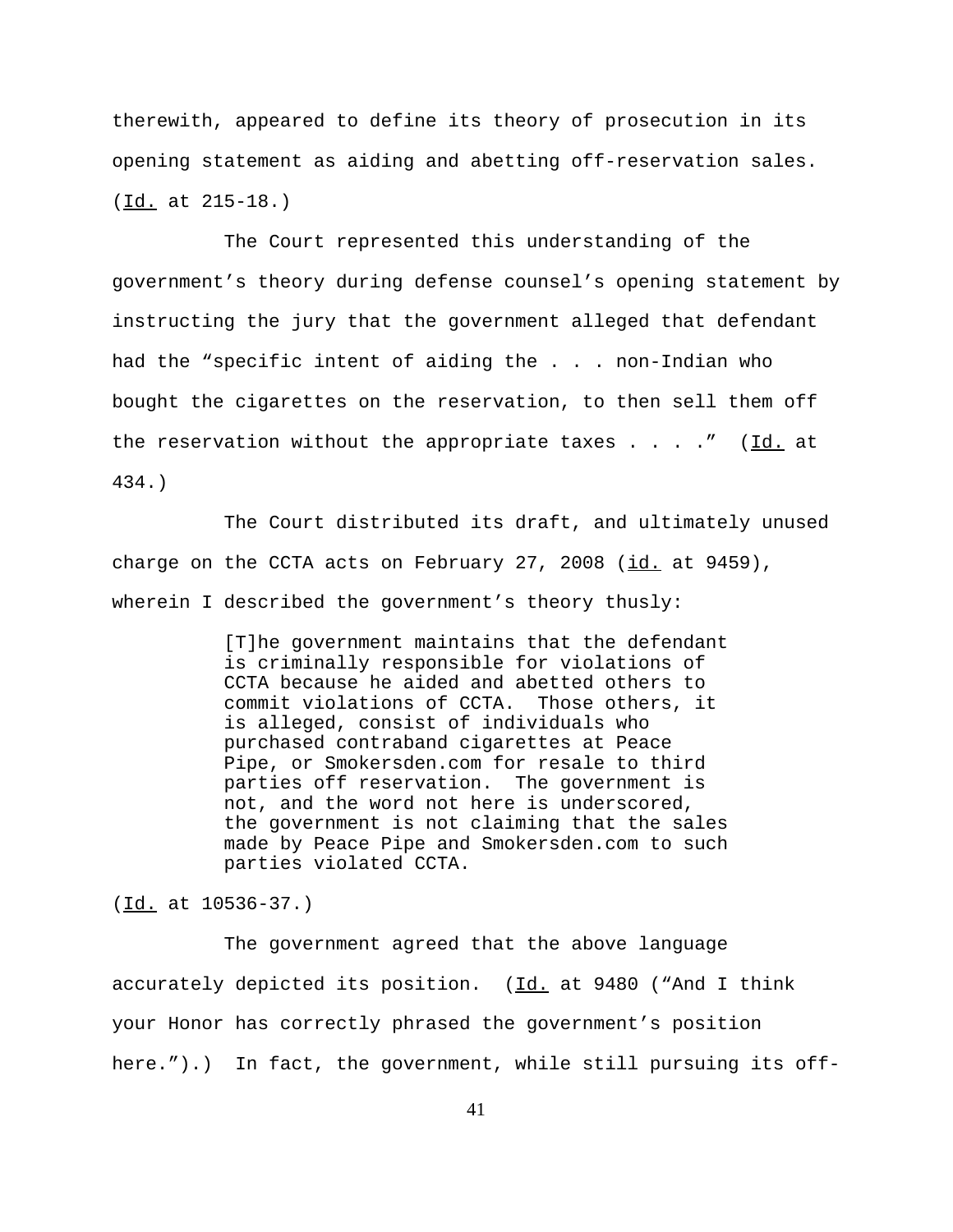therewith, appeared to define its theory of prosecution in its opening statement as aiding and abetting off-reservation sales. (Id. at 215-18.)

The Court represented this understanding of the government's theory during defense counsel's opening statement by instructing the jury that the government alleged that defendant had the "specific intent of aiding the . . . non-Indian who bought the cigarettes on the reservation, to then sell them off the reservation without the appropriate taxes . . . ." (Id. at 434.)

The Court distributed its draft, and ultimately unused charge on the CCTA acts on February 27, 2008 (id. at 9459), wherein I described the government's theory thusly:

> [T]he government maintains that the defendant is criminally responsible for violations of CCTA because he aided and abetted others to commit violations of CCTA. Those others, it is alleged, consist of individuals who purchased contraband cigarettes at Peace Pipe, or Smokersden.com for resale to third parties off reservation. The government is not, and the word not here is underscored, the government is not claiming that the sales made by Peace Pipe and Smokersden.com to such parties violated CCTA.

(Id. at 10536-37.)

The government agreed that the above language accurately depicted its position. (Id. at 9480 ("And I think your Honor has correctly phrased the government's position here.").) In fact, the government, while still pursuing its off-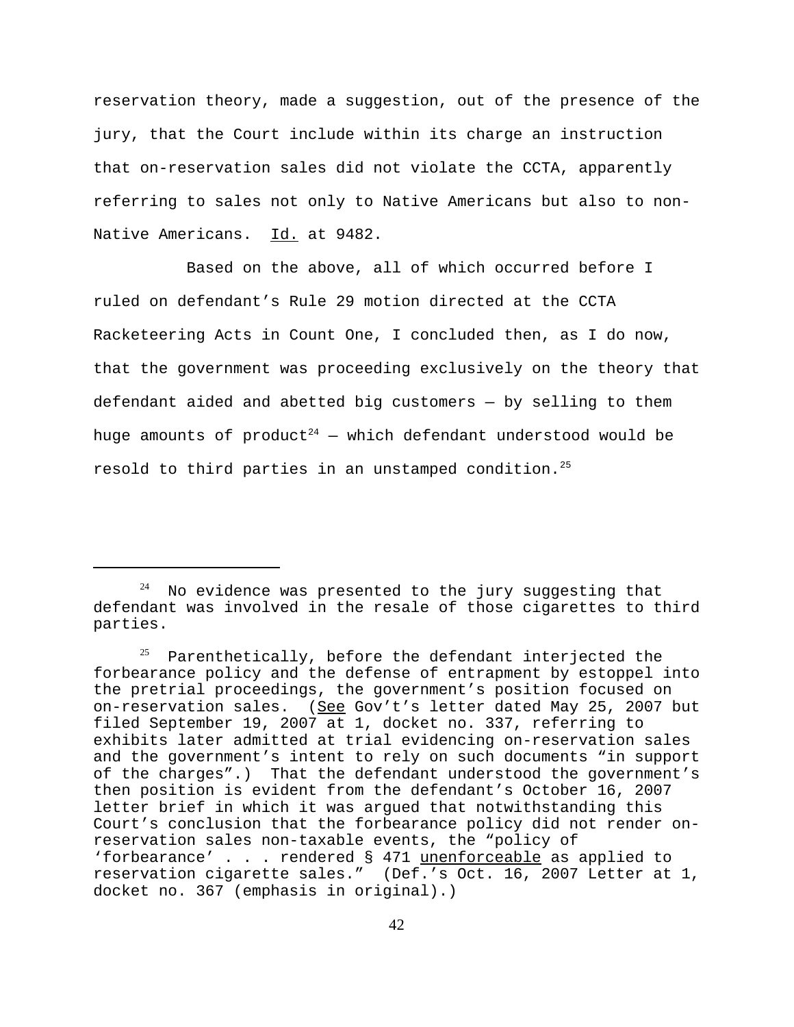reservation theory, made a suggestion, out of the presence of the jury, that the Court include within its charge an instruction that on-reservation sales did not violate the CCTA, apparently referring to sales not only to Native Americans but also to non-Native Americans. Id. at 9482.

Based on the above, all of which occurred before I ruled on defendant's Rule 29 motion directed at the CCTA Racketeering Acts in Count One, I concluded then, as I do now, that the government was proceeding exclusively on the theory that defendant aided and abetted big customers — by selling to them huge amounts of product[24] — which defendant understood would be resold to third parties in an unstamped condition.[25]

---

[24] No evidence was presented to the jury suggesting that defendant was involved in the resale of those cigarettes to third parties.

[25] Parenthetically, before the defendant interjected the forbearance policy and the defense of entrapment by estoppel into the pretrial proceedings, the government's position focused on on-reservation sales. (See Gov't's letter dated May 25, 2007 but filed September 19, 2007 at 1, docket no. 337, referring to exhibits later admitted at trial evidencing on-reservation sales and the government's intent to rely on such documents "in support of the charges".) That the defendant understood the government's then position is evident from the defendant's October 16, 2007 letter brief in which it was argued that notwithstanding this Court's conclusion that the forbearance policy did not render on-reservation sales non-taxable events, the "policy of 'forbearance' . . . rendered § 471 unenforceable as applied to reservation cigarette sales." (Def.'s Oct. 16, 2007 Letter at 1, docket no. 367 (emphasis in original).)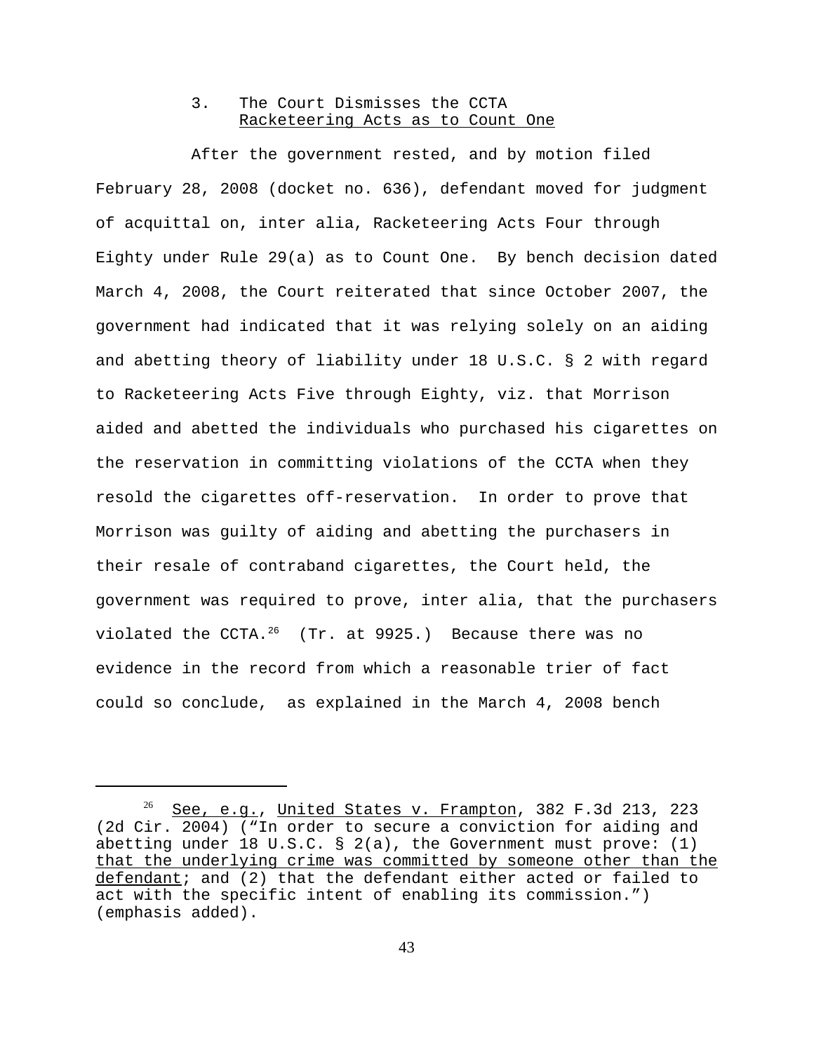### 3. The Court Dismisses the CCTA Racketeering Acts as to Count One

After the government rested, and by motion filed February 28, 2008 (docket no. 636), defendant moved for judgment of acquittal on, inter alia, Racketeering Acts Four through Eighty under Rule 29(a) as to Count One. By bench decision dated March 4, 2008, the Court reiterated that since October 2007, the government had indicated that it was relying solely on an aiding and abetting theory of liability under 18 U.S.C. § 2 with regard to Racketeering Acts Five through Eighty, viz. that Morrison aided and abetted the individuals who purchased his cigarettes on the reservation in committing violations of the CCTA when they resold the cigarettes off-reservation. In order to prove that Morrison was guilty of aiding and abetting the purchasers in their resale of contraband cigarettes, the Court held, the government was required to prove, inter alia, that the purchasers violated the CCTA.[26] (Tr. at 9925.) Because there was no evidence in the record from which a reasonable trier of fact could so conclude, as explained in the March 4, 2008 bench

---

[26] See, e.g., United States v. Frampton, 382 F.3d 213, 223 (2d Cir. 2004) ("In order to secure a conviction for aiding and abetting under 18 U.S.C. § 2(a), the Government must prove: (1) that the underlying crime was committed by someone other than the defendant; and (2) that the defendant either acted or failed to act with the specific intent of enabling its commission.") (emphasis added).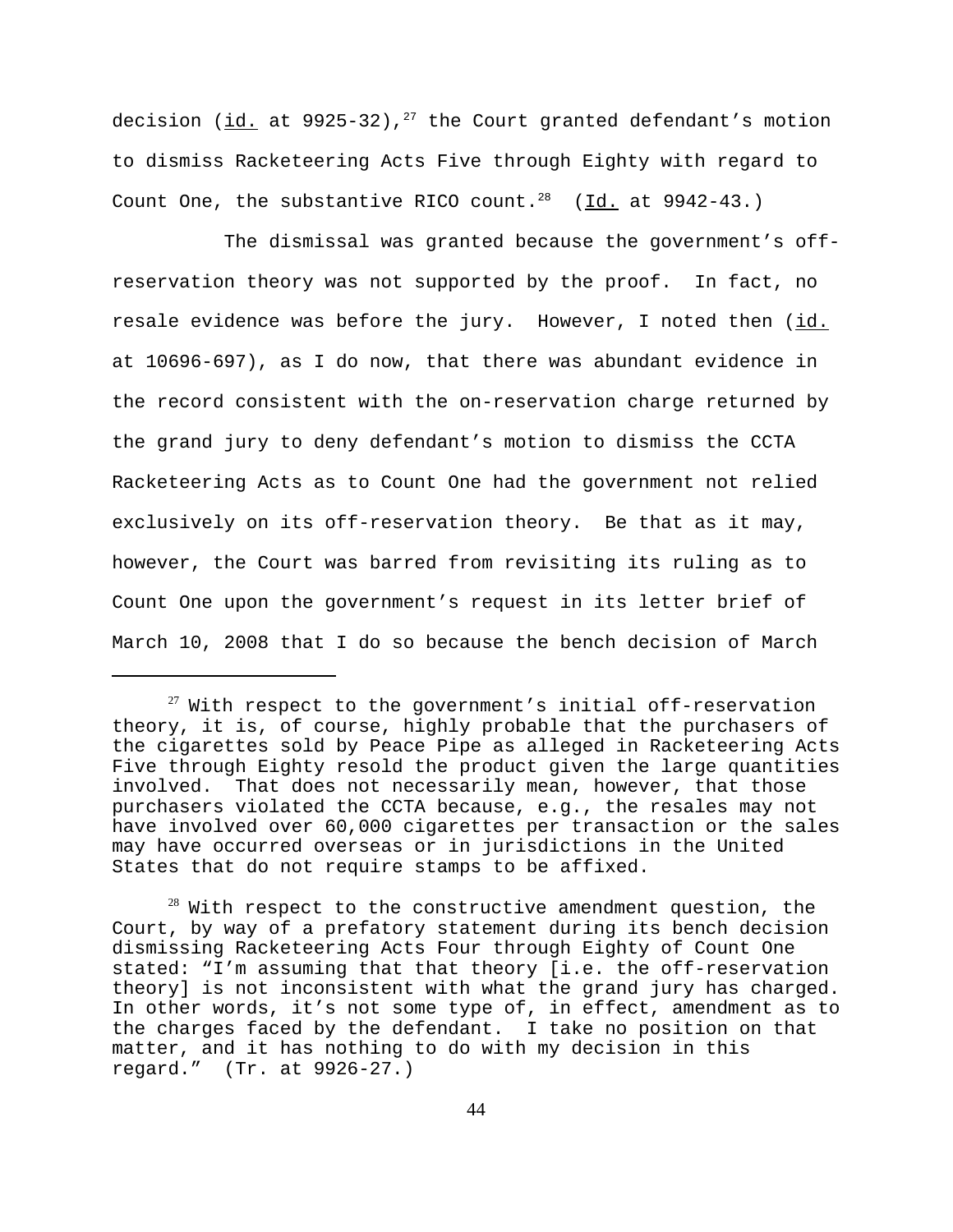decision (id. at 9925-32),[27] the Court granted defendant's motion to dismiss Racketeering Acts Five through Eighty with regard to Count One, the substantive RICO count.[28] (Id. at 9942-43.)

The dismissal was granted because the government's off-reservation theory was not supported by the proof. In fact, no resale evidence was before the jury. However, I noted then (id. at 10696-697), as I do now, that there was abundant evidence in the record consistent with the on-reservation charge returned by the grand jury to deny defendant's motion to dismiss the CCTA Racketeering Acts as to Count One had the government not relied exclusively on its off-reservation theory. Be that as it may, however, the Court was barred from revisiting its ruling as to Count One upon the government's request in its letter brief of March 10, 2008 that I do so because the bench decision of March

---

[27] With respect to the government's initial off-reservation theory, it is, of course, highly probable that the purchasers of the cigarettes sold by Peace Pipe as alleged in Racketeering Acts Five through Eighty resold the product given the large quantities involved. That does not necessarily mean, however, that those purchasers violated the CCTA because, e.g., the resales may not have involved over 60,000 cigarettes per transaction or the sales may have occurred overseas or in jurisdictions in the United States that do not require stamps to be affixed.

[28] With respect to the constructive amendment question, the Court, by way of a prefatory statement during its bench decision dismissing Racketeering Acts Four through Eighty of Count One stated: "I'm assuming that that theory [i.e. the off-reservation theory] is not inconsistent with what the grand jury has charged. In other words, it's not some type of, in effect, amendment as to the charges faced by the defendant. I take no position on that matter, and it has nothing to do with my decision in this regard." (Tr. at 9926-27.)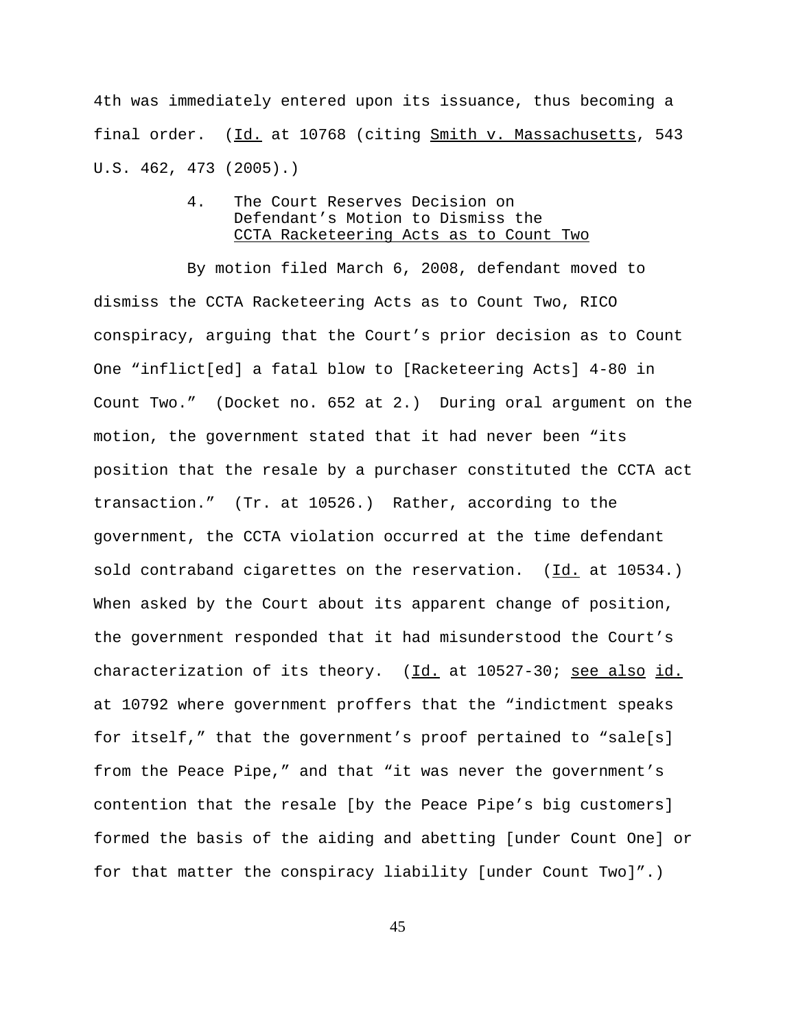4th was immediately entered upon its issuance, thus becoming a final order. (Id. at 10768 (citing Smith v. Massachusetts, 543 U.S. 462, 473 (2005).)

### 4. The Court Reserves Decision on Defendant's Motion to Dismiss the CCTA Racketeering Acts as to Count Two

By motion filed March 6, 2008, defendant moved to dismiss the CCTA Racketeering Acts as to Count Two, RICO conspiracy, arguing that the Court's prior decision as to Count One "inflict[ed] a fatal blow to [Racketeering Acts] 4-80 in Count Two." (Docket no. 652 at 2.) During oral argument on the motion, the government stated that it had never been "its position that the resale by a purchaser constituted the CCTA act transaction." (Tr. at 10526.) Rather, according to the government, the CCTA violation occurred at the time defendant sold contraband cigarettes on the reservation. (Id. at 10534.) When asked by the Court about its apparent change of position, the government responded that it had misunderstood the Court's characterization of its theory. (Id. at 10527-30; see also id. at 10792 where government proffers that the "indictment speaks for itself," that the government's proof pertained to "sale[s] from the Peace Pipe," and that "it was never the government's contention that the resale [by the Peace Pipe's big customers] formed the basis of the aiding and abetting [under Count One] or for that matter the conspiracy liability [under Count Two]".)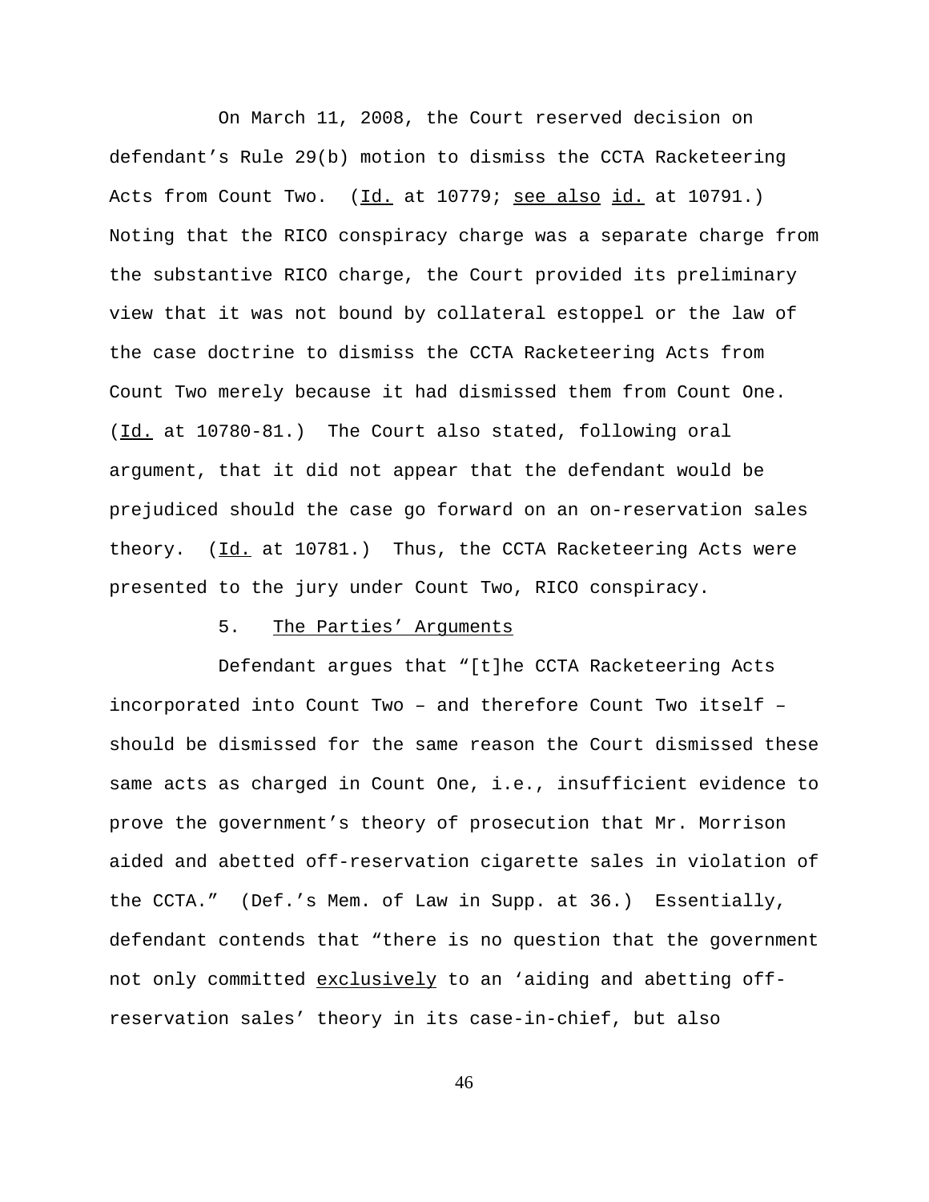On March 11, 2008, the Court reserved decision on defendant's Rule 29(b) motion to dismiss the CCTA Racketeering Acts from Count Two. (Id. at 10779; see also id. at 10791.) Noting that the RICO conspiracy charge was a separate charge from the substantive RICO charge, the Court provided its preliminary view that it was not bound by collateral estoppel or the law of the case doctrine to dismiss the CCTA Racketeering Acts from Count Two merely because it had dismissed them from Count One. (Id. at 10780-81.) The Court also stated, following oral argument, that it did not appear that the defendant would be prejudiced should the case go forward on an on-reservation sales theory. (Id. at 10781.) Thus, the CCTA Racketeering Acts were presented to the jury under Count Two, RICO conspiracy.

5. The Parties' Arguments

Defendant argues that "[t]he CCTA Racketeering Acts incorporated into Count Two – and therefore Count Two itself – should be dismissed for the same reason the Court dismissed these same acts as charged in Count One, i.e., insufficient evidence to prove the government's theory of prosecution that Mr. Morrison aided and abetted off-reservation cigarette sales in violation of the CCTA." (Def.'s Mem. of Law in Supp. at 36.) Essentially, defendant contends that "there is no question that the government not only committed exclusively to an 'aiding and abetting off-reservation sales' theory in its case-in-chief, but also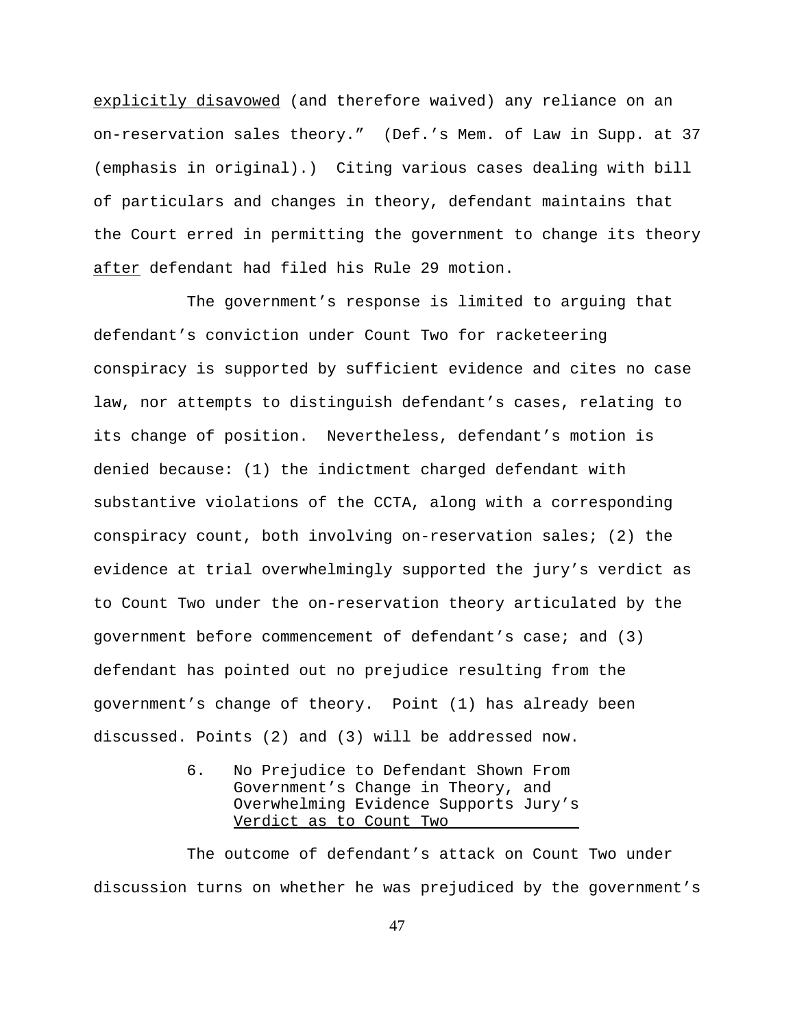explicitly disavowed (and therefore waived) any reliance on an on-reservation sales theory." (Def.'s Mem. of Law in Supp. at 37 (emphasis in original).) Citing various cases dealing with bill of particulars and changes in theory, defendant maintains that the Court erred in permitting the government to change its theory after defendant had filed his Rule 29 motion.

The government's response is limited to arguing that defendant's conviction under Count Two for racketeering conspiracy is supported by sufficient evidence and cites no case law, nor attempts to distinguish defendant's cases, relating to its change of position. Nevertheless, defendant's motion is denied because: (1) the indictment charged defendant with substantive violations of the CCTA, along with a corresponding conspiracy count, both involving on-reservation sales; (2) the evidence at trial overwhelmingly supported the jury's verdict as to Count Two under the on-reservation theory articulated by the government before commencement of defendant's case; and (3) defendant has pointed out no prejudice resulting from the government's change of theory. Point (1) has already been discussed. Points (2) and (3) will be addressed now.

### 6. No Prejudice to Defendant Shown From Government's Change in Theory, and Overwhelming Evidence Supports Jury's Verdict as to Count Two

The outcome of defendant's attack on Count Two under discussion turns on whether he was prejudiced by the government's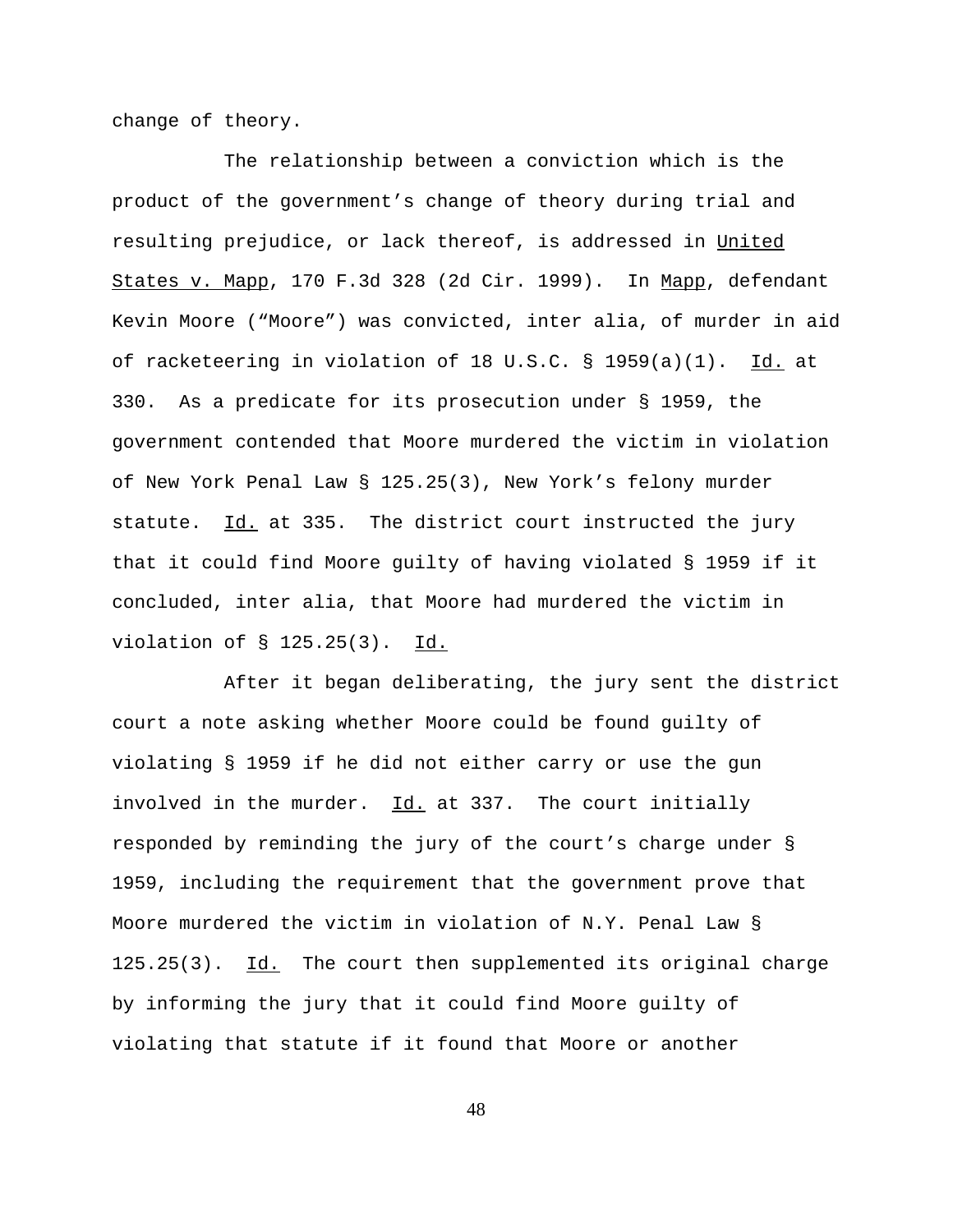change of theory.

The relationship between a conviction which is the product of the government's change of theory during trial and resulting prejudice, or lack thereof, is addressed in United States v. Mapp, 170 F.3d 328 (2d Cir. 1999). In Mapp, defendant Kevin Moore ("Moore") was convicted, inter alia, of murder in aid of racketeering in violation of 18 U.S.C. § 1959(a)(1). Id. at 330. As a predicate for its prosecution under § 1959, the government contended that Moore murdered the victim in violation of New York Penal Law § 125.25(3), New York's felony murder statute. Id. at 335. The district court instructed the jury that it could find Moore guilty of having violated § 1959 if it concluded, inter alia, that Moore had murdered the victim in violation of § 125.25(3). Id.

After it began deliberating, the jury sent the district court a note asking whether Moore could be found guilty of violating § 1959 if he did not either carry or use the gun involved in the murder. Id. at 337. The court initially responded by reminding the jury of the court's charge under § 1959, including the requirement that the government prove that Moore murdered the victim in violation of N.Y. Penal Law § 125.25(3). Id. The court then supplemented its original charge by informing the jury that it could find Moore guilty of violating that statute if it found that Moore or another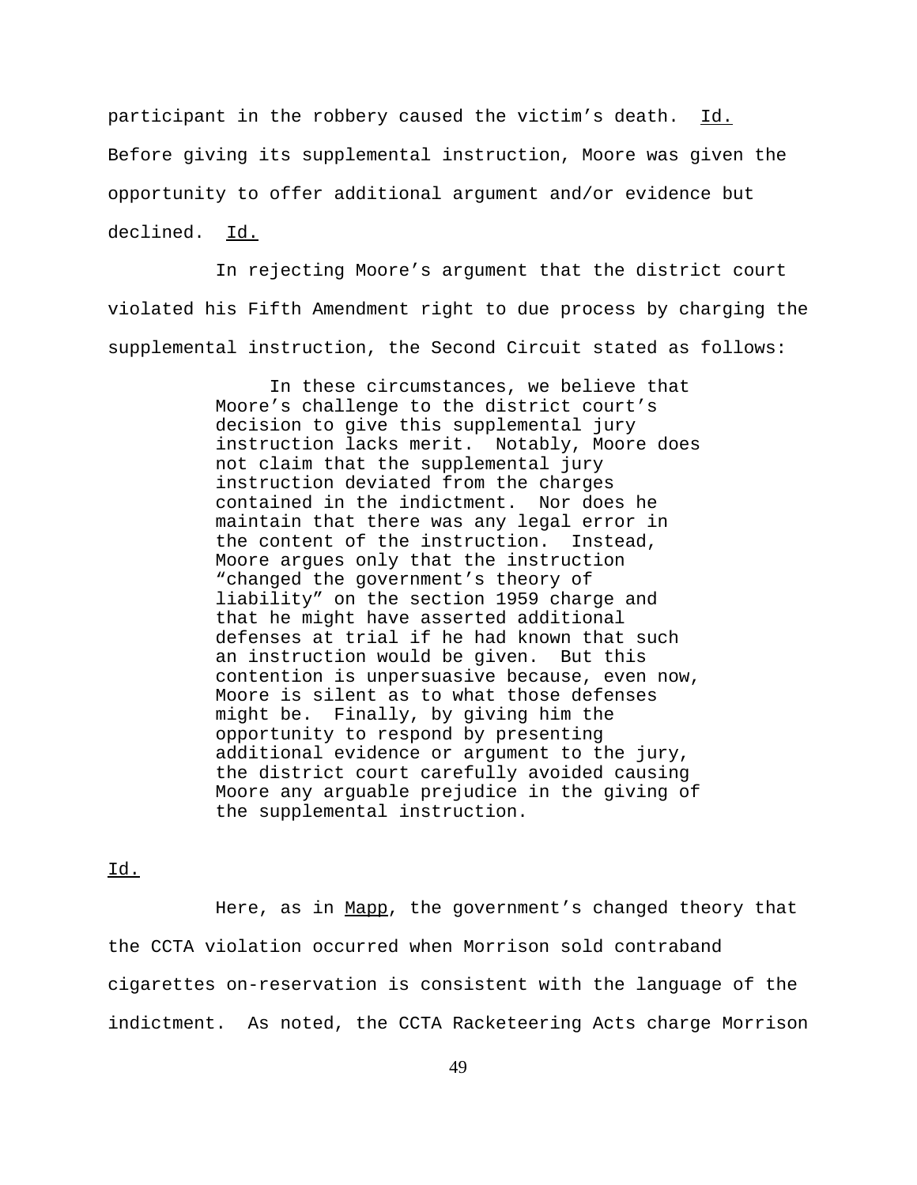participant in the robbery caused the victim's death. Id. Before giving its supplemental instruction, Moore was given the opportunity to offer additional argument and/or evidence but declined. Id.

In rejecting Moore's argument that the district court violated his Fifth Amendment right to due process by charging the supplemental instruction, the Second Circuit stated as follows:

> In these circumstances, we believe that Moore's challenge to the district court's decision to give this supplemental jury instruction lacks merit. Notably, Moore does not claim that the supplemental jury instruction deviated from the charges contained in the indictment. Nor does he maintain that there was any legal error in the content of the instruction. Instead, Moore argues only that the instruction "changed the government's theory of liability" on the section 1959 charge and that he might have asserted additional defenses at trial if he had known that such an instruction would be given. But this contention is unpersuasive because, even now, Moore is silent as to what those defenses might be. Finally, by giving him the opportunity to respond by presenting additional evidence or argument to the jury, the district court carefully avoided causing Moore any arguable prejudice in the giving of the supplemental instruction.

Id.

Here, as in Mapp, the government's changed theory that the CCTA violation occurred when Morrison sold contraband cigarettes on-reservation is consistent with the language of the indictment. As noted, the CCTA Racketeering Acts charge Morrison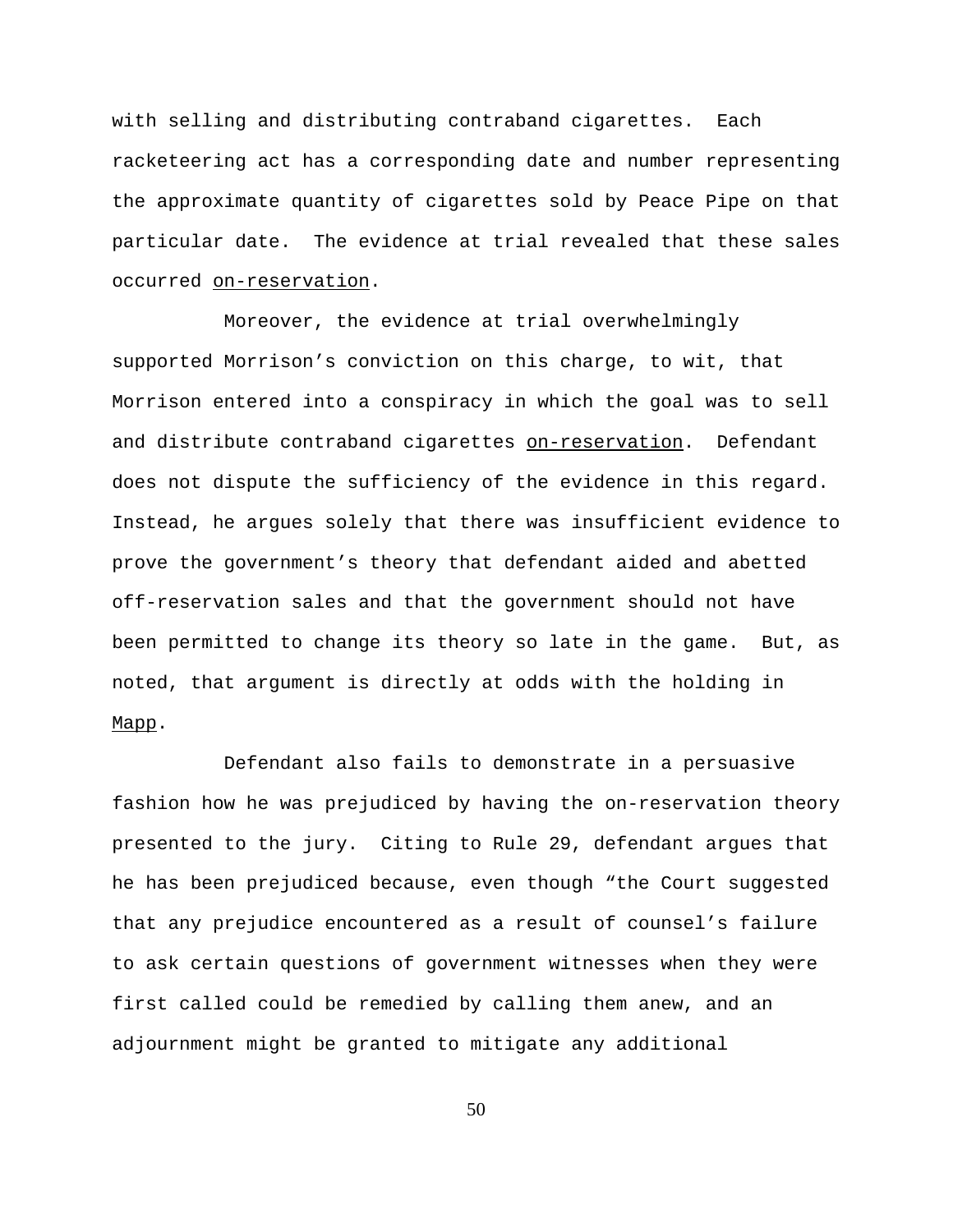with selling and distributing contraband cigarettes. Each racketeering act has a corresponding date and number representing the approximate quantity of cigarettes sold by Peace Pipe on that particular date. The evidence at trial revealed that these sales occurred <u>on-reservation</u>.

Moreover, the evidence at trial overwhelmingly supported Morrison's conviction on this charge, to wit, that Morrison entered into a conspiracy in which the goal was to sell and distribute contraband cigarettes <u>on-reservation</u>. Defendant does not dispute the sufficiency of the evidence in this regard. Instead, he argues solely that there was insufficient evidence to prove the government's theory that defendant aided and abetted off-reservation sales and that the government should not have been permitted to change its theory so late in the game. But, as noted, that argument is directly at odds with the holding in <u>Mapp</u>.

Defendant also fails to demonstrate in a persuasive fashion how he was prejudiced by having the on-reservation theory presented to the jury. Citing to Rule 29, defendant argues that he has been prejudiced because, even though "the Court suggested that any prejudice encountered as a result of counsel's failure to ask certain questions of government witnesses when they were first called could be remedied by calling them anew, and an adjournment might be granted to mitigate any additional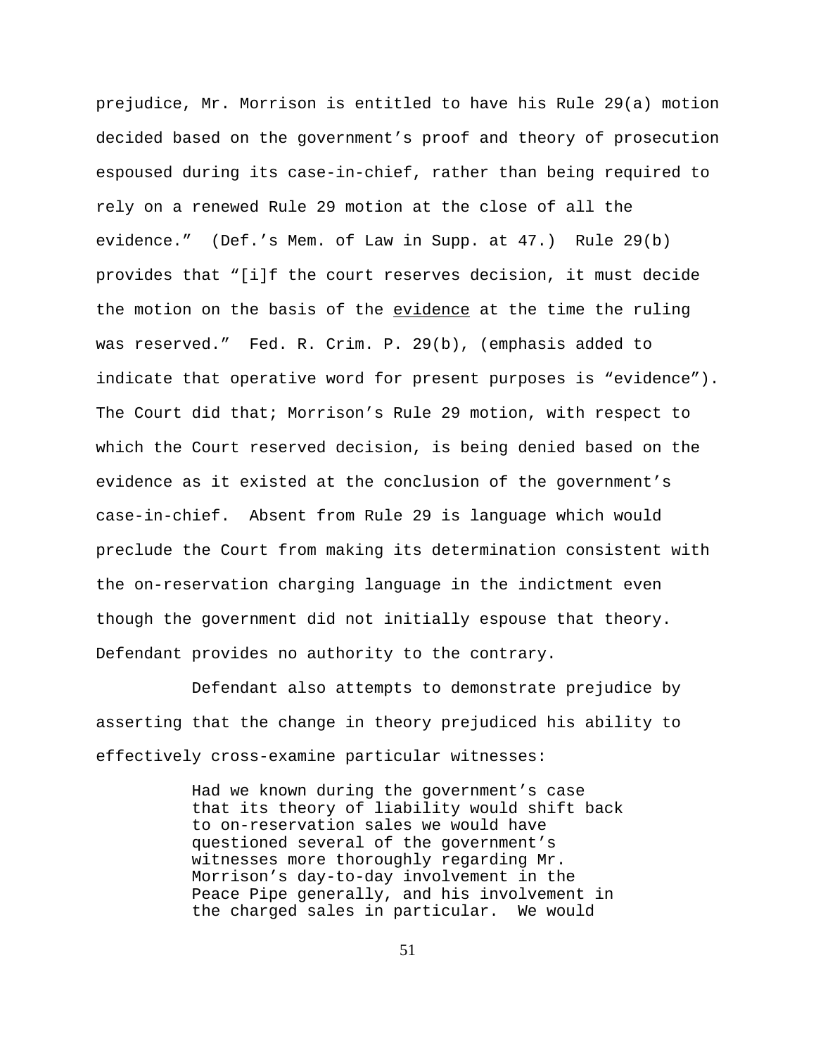prejudice, Mr. Morrison is entitled to have his Rule 29(a) motion decided based on the government's proof and theory of prosecution espoused during its case-in-chief, rather than being required to rely on a renewed Rule 29 motion at the close of all the evidence." (Def.'s Mem. of Law in Supp. at 47.) Rule 29(b) provides that "[i]f the court reserves decision, it must decide the motion on the basis of the <u>evidence</u> at the time the ruling was reserved." Fed. R. Crim. P. 29(b), (emphasis added to indicate that operative word for present purposes is "evidence"). The Court did that; Morrison's Rule 29 motion, with respect to which the Court reserved decision, is being denied based on the evidence as it existed at the conclusion of the government's case-in-chief. Absent from Rule 29 is language which would preclude the Court from making its determination consistent with the on-reservation charging language in the indictment even though the government did not initially espouse that theory. Defendant provides no authority to the contrary.

Defendant also attempts to demonstrate prejudice by asserting that the change in theory prejudiced his ability to effectively cross-examine particular witnesses:

> Had we known during the government's case that its theory of liability would shift back to on-reservation sales we would have questioned several of the government's witnesses more thoroughly regarding Mr. Morrison's day-to-day involvement in the Peace Pipe generally, and his involvement in the charged sales in particular. We would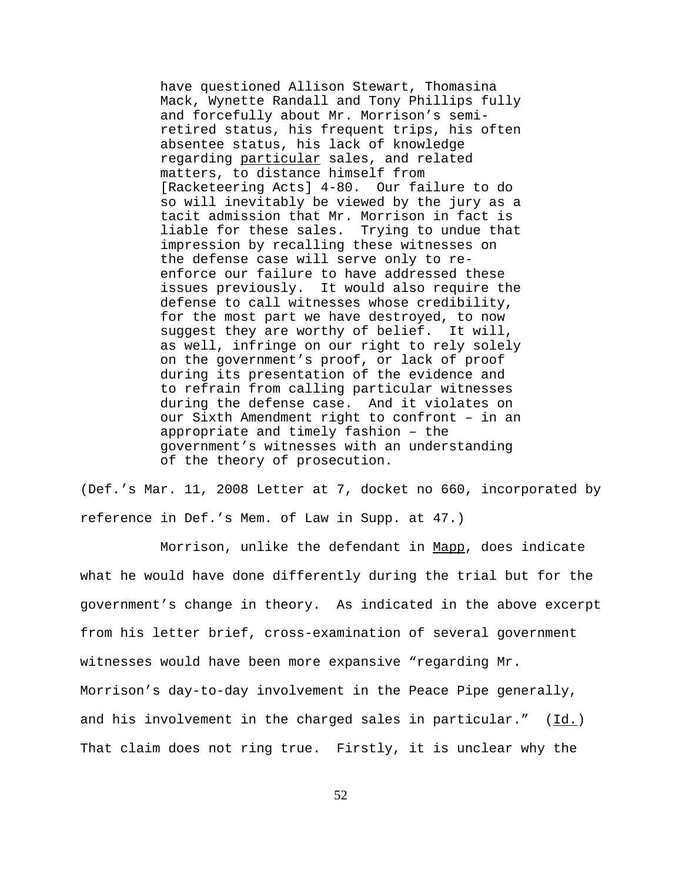> have questioned Allison Stewart, Thomasina Mack, Wynette Randall and Tony Phillips fully and forcefully about Mr. Morrison's semi-retired status, his frequent trips, his often absentee status, his lack of knowledge regarding particular sales, and related matters, to distance himself from [Racketeering Acts] 4-80. Our failure to do so will inevitably be viewed by the jury as a tacit admission that Mr. Morrison in fact is liable for these sales. Trying to undue that impression by recalling these witnesses on the defense case will serve only to re-enforce our failure to have addressed these issues previously. It would also require the defense to call witnesses whose credibility, for the most part we have destroyed, to now suggest they are worthy of belief. It will, as well, infringe on our right to rely solely on the government's proof, or lack of proof during its presentation of the evidence and to refrain from calling particular witnesses during the defense case. And it violates on our Sixth Amendment right to confront – in an appropriate and timely fashion – the government's witnesses with an understanding of the theory of prosecution.

(Def.'s Mar. 11, 2008 Letter at 7, docket no 660, incorporated by reference in Def.'s Mem. of Law in Supp. at 47.)

Morrison, unlike the defendant in Mapp, does indicate what he would have done differently during the trial but for the government's change in theory. As indicated in the above excerpt from his letter brief, cross-examination of several government witnesses would have been more expansive "regarding Mr. Morrison's day-to-day involvement in the Peace Pipe generally, and his involvement in the charged sales in particular." (Id.) That claim does not ring true. Firstly, it is unclear why the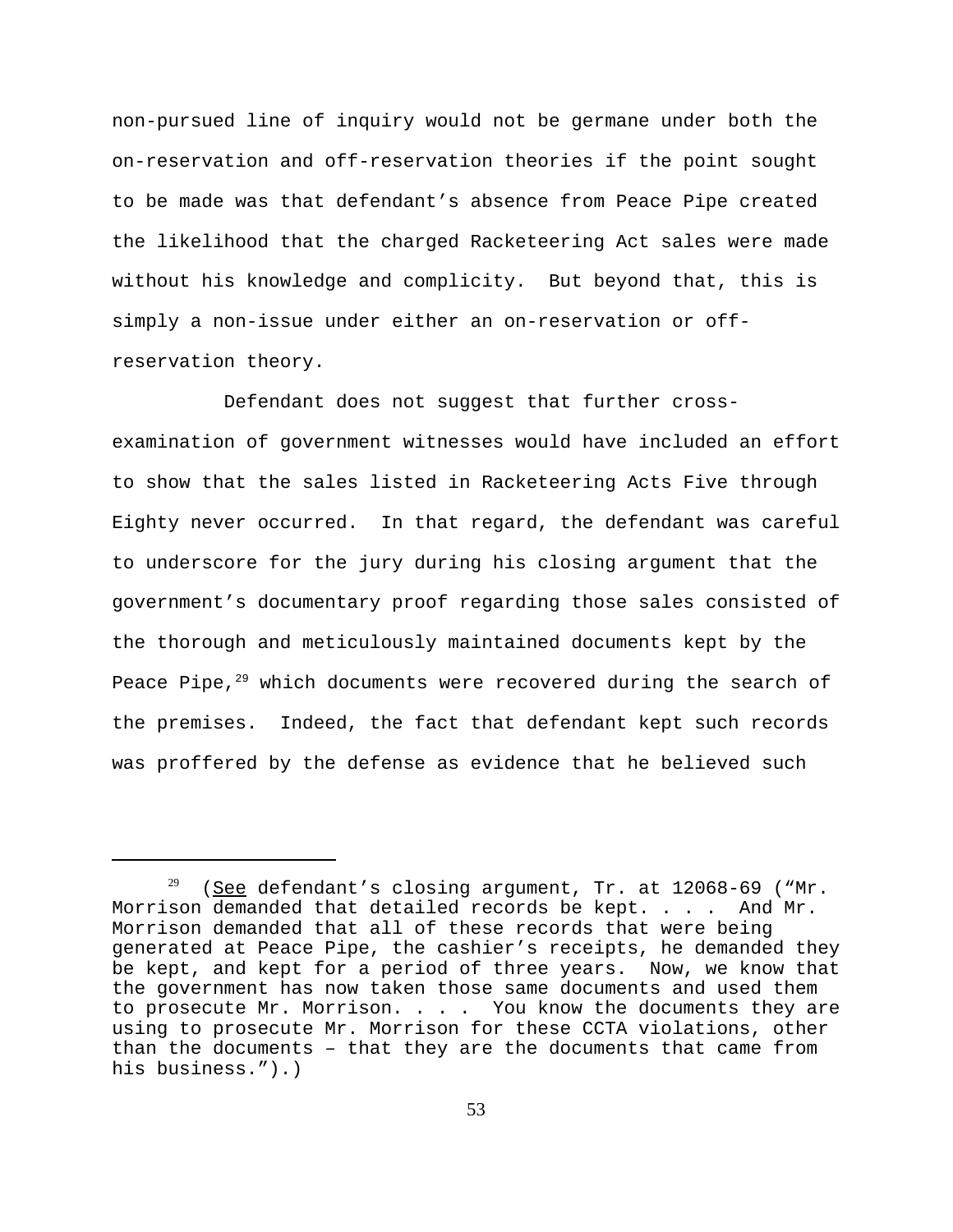non-pursued line of inquiry would not be germane under both the on-reservation and off-reservation theories if the point sought to be made was that defendant's absence from Peace Pipe created the likelihood that the charged Racketeering Act sales were made without his knowledge and complicity. But beyond that, this is simply a non-issue under either an on-reservation or off-reservation theory.

Defendant does not suggest that further cross-examination of government witnesses would have included an effort to show that the sales listed in Racketeering Acts Five through Eighty never occurred. In that regard, the defendant was careful to underscore for the jury during his closing argument that the government's documentary proof regarding those sales consisted of the thorough and meticulously maintained documents kept by the Peace Pipe,[29] which documents were recovered during the search of the premises. Indeed, the fact that defendant kept such records was proffered by the defense as evidence that he believed such

---

[29] (See defendant's closing argument, Tr. at 12068-69 ("Mr. Morrison demanded that detailed records be kept. . . . And Mr. Morrison demanded that all of these records that were being generated at Peace Pipe, the cashier's receipts, he demanded they be kept, and kept for a period of three years. Now, we know that the government has now taken those same documents and used them to prosecute Mr. Morrison. . . . You know the documents they are using to prosecute Mr. Morrison for these CCTA violations, other than the documents – that they are the documents that came from his business.").)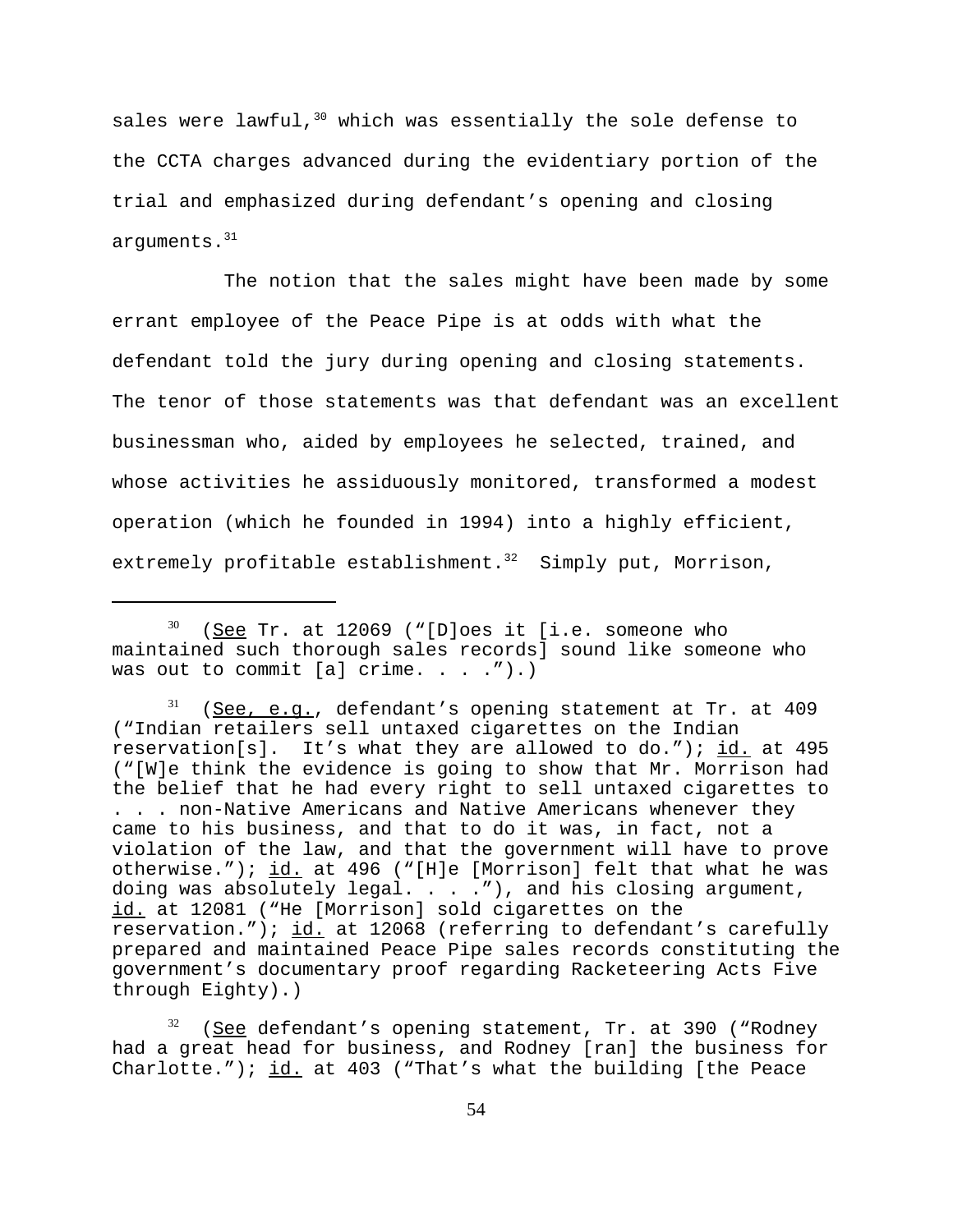sales were lawful,[30] which was essentially the sole defense to the CCTA charges advanced during the evidentiary portion of the trial and emphasized during defendant's opening and closing arguments.[31]

The notion that the sales might have been made by some errant employee of the Peace Pipe is at odds with what the defendant told the jury during opening and closing statements. The tenor of those statements was that defendant was an excellent businessman who, aided by employees he selected, trained, and whose activities he assiduously monitored, transformed a modest operation (which he founded in 1994) into a highly efficient, extremely profitable establishment.[32] Simply put, Morrison,

---

[30] (See Tr. at 12069 ("[D]oes it [i.e. someone who maintained such thorough sales records] sound like someone who was out to commit [a] crime. . . .").)

[31] (See, e.g., defendant's opening statement at Tr. at 409 ("Indian retailers sell untaxed cigarettes on the Indian reservation[s]. It's what they are allowed to do."); id. at 495 ("[W]e think the evidence is going to show that Mr. Morrison had the belief that he had every right to sell untaxed cigarettes to . . . non-Native Americans and Native Americans whenever they came to his business, and that to do it was, in fact, not a violation of the law, and that the government will have to prove otherwise."); id. at 496 ("[H]e [Morrison] felt that what he was doing was absolutely legal. . . ."), and his closing argument, id. at 12081 ("He [Morrison] sold cigarettes on the reservation."); id. at 12068 (referring to defendant's carefully prepared and maintained Peace Pipe sales records constituting the government's documentary proof regarding Racketeering Acts Five through Eighty).)

[32] (See defendant's opening statement, Tr. at 390 ("Rodney had a great head for business, and Rodney [ran] the business for Charlotte."); id. at 403 ("That's what the building [the Peace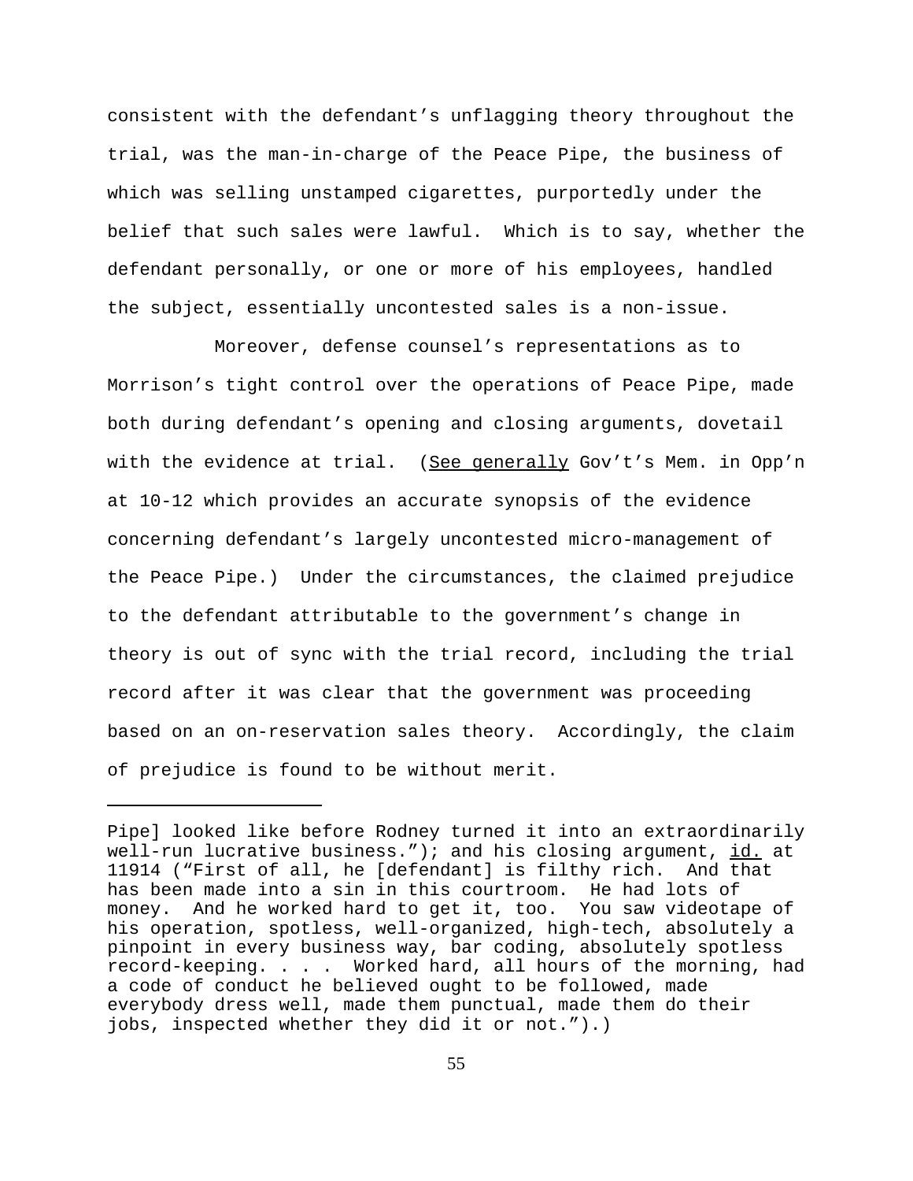consistent with the defendant's unflagging theory throughout the trial, was the man-in-charge of the Peace Pipe, the business of which was selling unstamped cigarettes, purportedly under the belief that such sales were lawful. Which is to say, whether the defendant personally, or one or more of his employees, handled the subject, essentially uncontested sales is a non-issue.

Moreover, defense counsel's representations as to Morrison's tight control over the operations of Peace Pipe, made both during defendant's opening and closing arguments, dovetail with the evidence at trial. (See generally Gov't's Mem. in Opp'n at 10-12 which provides an accurate synopsis of the evidence concerning defendant's largely uncontested micro-management of the Peace Pipe.) Under the circumstances, the claimed prejudice to the defendant attributable to the government's change in theory is out of sync with the trial record, including the trial record after it was clear that the government was proceeding based on an on-reservation sales theory. Accordingly, the claim of prejudice is found to be without merit.

---

Pipe] looked like before Rodney turned it into an extraordinarily well-run lucrative business."); and his closing argument, id. at 11914 ("First of all, he [defendant] is filthy rich. And that has been made into a sin in this courtroom. He had lots of money. And he worked hard to get it, too. You saw videotape of his operation, spotless, well-organized, high-tech, absolutely a pinpoint in every business way, bar coding, absolutely spotless record-keeping. . . . Worked hard, all hours of the morning, had a code of conduct he believed ought to be followed, made everybody dress well, made them punctual, made them do their jobs, inspected whether they did it or not.").)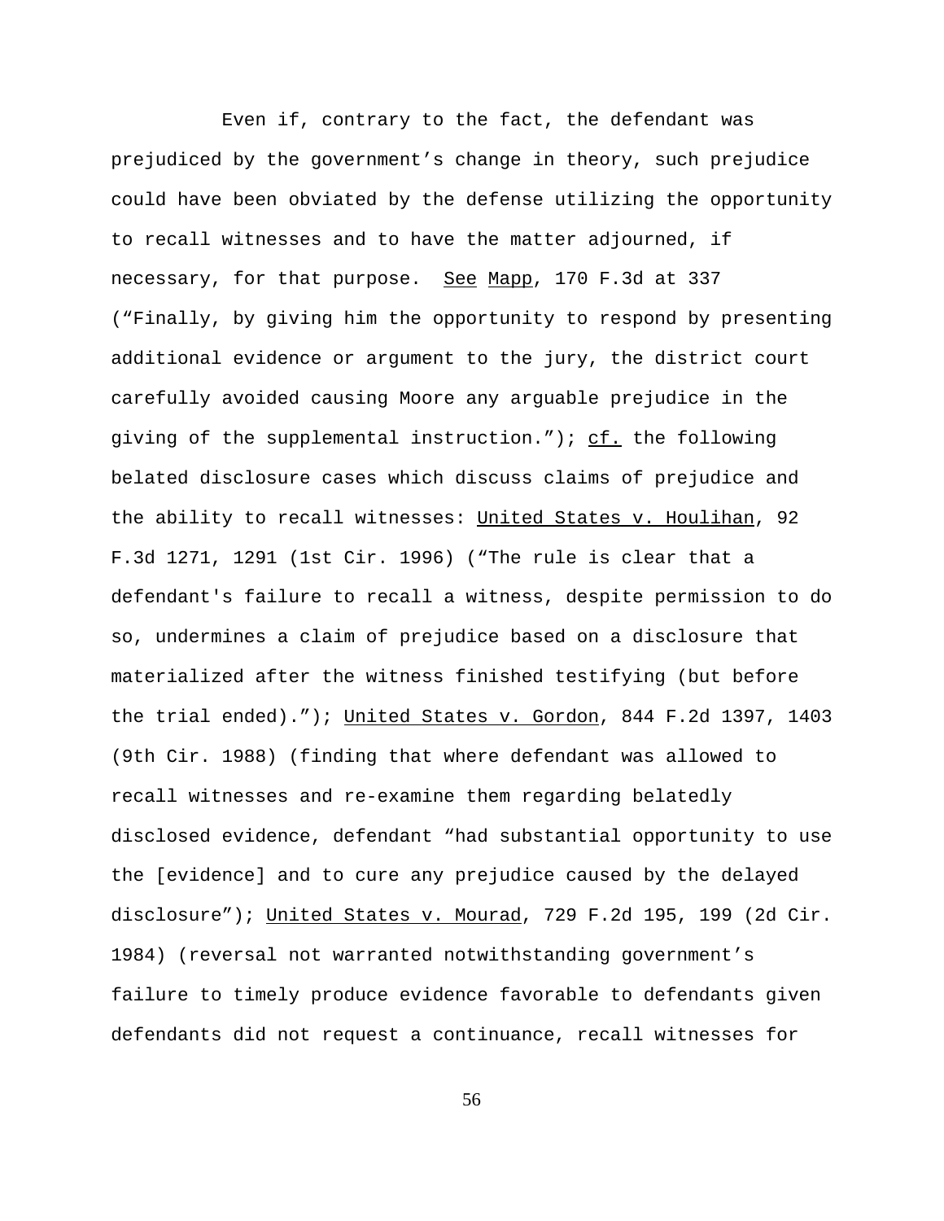Even if, contrary to the fact, the defendant was prejudiced by the government's change in theory, such prejudice could have been obviated by the defense utilizing the opportunity to recall witnesses and to have the matter adjourned, if necessary, for that purpose. See Mapp, 170 F.3d at 337 ("Finally, by giving him the opportunity to respond by presenting additional evidence or argument to the jury, the district court carefully avoided causing Moore any arguable prejudice in the giving of the supplemental instruction."); cf. the following belated disclosure cases which discuss claims of prejudice and the ability to recall witnesses: United States v. Houlihan, 92 F.3d 1271, 1291 (1st Cir. 1996) ("The rule is clear that a defendant's failure to recall a witness, despite permission to do so, undermines a claim of prejudice based on a disclosure that materialized after the witness finished testifying (but before the trial ended)."); United States v. Gordon, 844 F.2d 1397, 1403 (9th Cir. 1988) (finding that where defendant was allowed to recall witnesses and re-examine them regarding belatedly disclosed evidence, defendant "had substantial opportunity to use the [evidence] and to cure any prejudice caused by the delayed disclosure"); United States v. Mourad, 729 F.2d 195, 199 (2d Cir. 1984) (reversal not warranted notwithstanding government's failure to timely produce evidence favorable to defendants given defendants did not request a continuance, recall witnesses for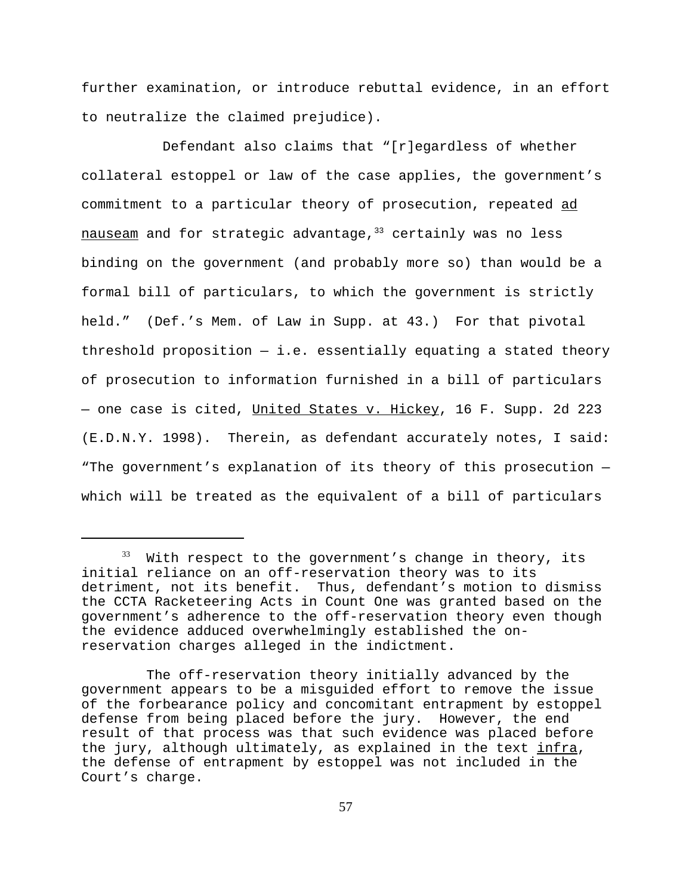further examination, or introduce rebuttal evidence, in an effort to neutralize the claimed prejudice).

Defendant also claims that "[r]egardless of whether collateral estoppel or law of the case applies, the government's commitment to a particular theory of prosecution, repeated _ad nauseam_ and for strategic advantage,[33] certainly was no less binding on the government (and probably more so) than would be a formal bill of particulars, to which the government is strictly held." (Def.'s Mem. of Law in Supp. at 43.) For that pivotal threshold proposition — i.e. essentially equating a stated theory of prosecution to information furnished in a bill of particulars — one case is cited, _United States v. Hickey_, 16 F. Supp. 2d 223 (E.D.N.Y. 1998). Therein, as defendant accurately notes, I said: "The government's explanation of its theory of this prosecution — which will be treated as the equivalent of a bill of particulars

---

[33] With respect to the government's change in theory, its initial reliance on an off-reservation theory was to its detriment, not its benefit. Thus, defendant's motion to dismiss the CCTA Racketeering Acts in Count One was granted based on the government's adherence to the off-reservation theory even though the evidence adduced overwhelmingly established the on-reservation charges alleged in the indictment.

The off-reservation theory initially advanced by the government appears to be a misguided effort to remove the issue of the forbearance policy and concomitant entrapment by estoppel defense from being placed before the jury. However, the end result of that process was that such evidence was placed before the jury, although ultimately, as explained in the text _infra_, the defense of entrapment by estoppel was not included in the Court's charge.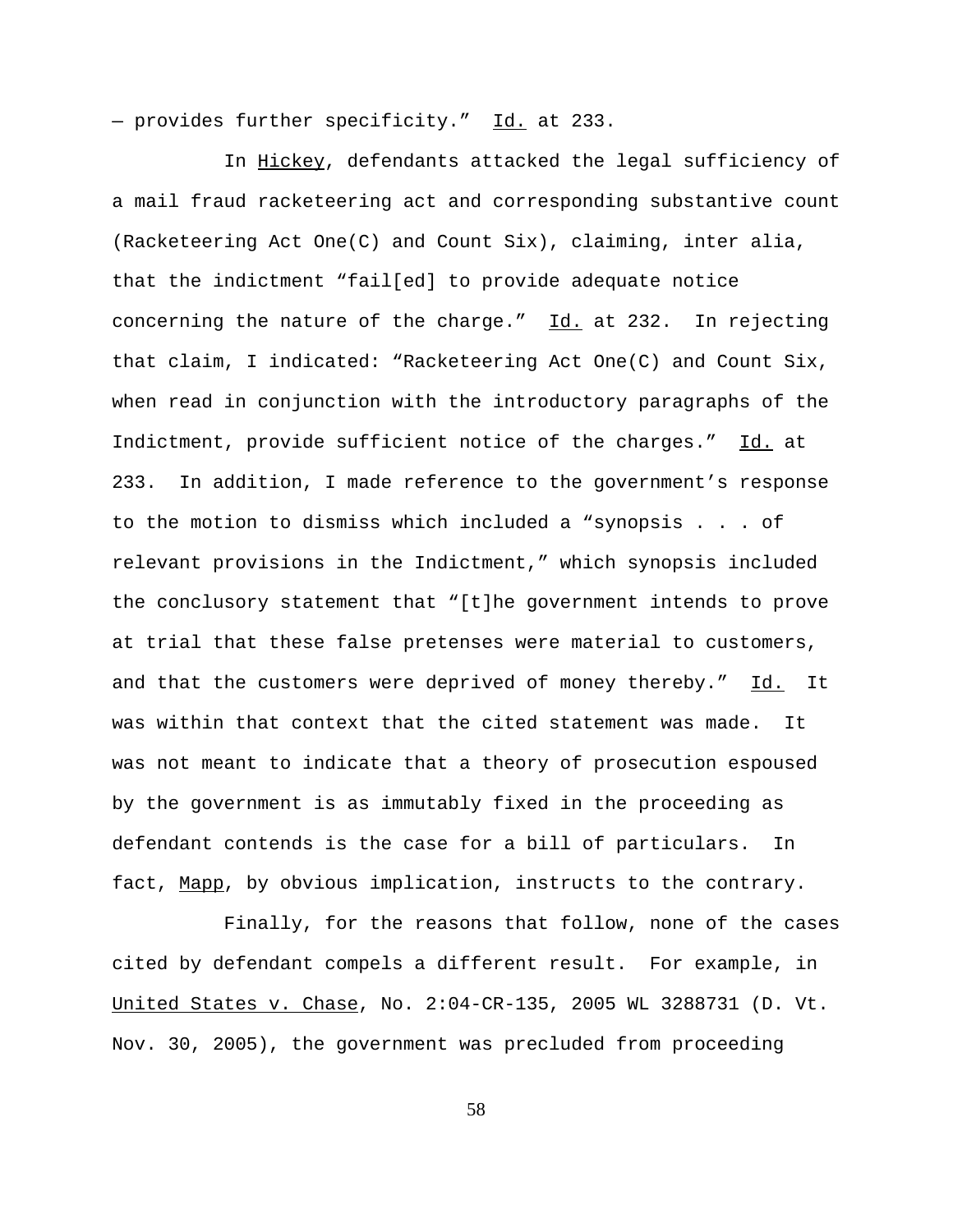— provides further specificity." Id. at 233.

In Hickey, defendants attacked the legal sufficiency of a mail fraud racketeering act and corresponding substantive count (Racketeering Act One(C) and Count Six), claiming, inter alia, that the indictment "fail[ed] to provide adequate notice concerning the nature of the charge." Id. at 232. In rejecting that claim, I indicated: "Racketeering Act One(C) and Count Six, when read in conjunction with the introductory paragraphs of the Indictment, provide sufficient notice of the charges." Id. at 233. In addition, I made reference to the government's response to the motion to dismiss which included a "synopsis . . . of relevant provisions in the Indictment," which synopsis included the conclusory statement that "[t]he government intends to prove at trial that these false pretenses were material to customers, and that the customers were deprived of money thereby." Id. It was within that context that the cited statement was made. It was not meant to indicate that a theory of prosecution espoused by the government is as immutably fixed in the proceeding as defendant contends is the case for a bill of particulars. In fact, Mapp, by obvious implication, instructs to the contrary.

Finally, for the reasons that follow, none of the cases cited by defendant compels a different result. For example, in United States v. Chase, No. 2:04-CR-135, 2005 WL 3288731 (D. Vt. Nov. 30, 2005), the government was precluded from proceeding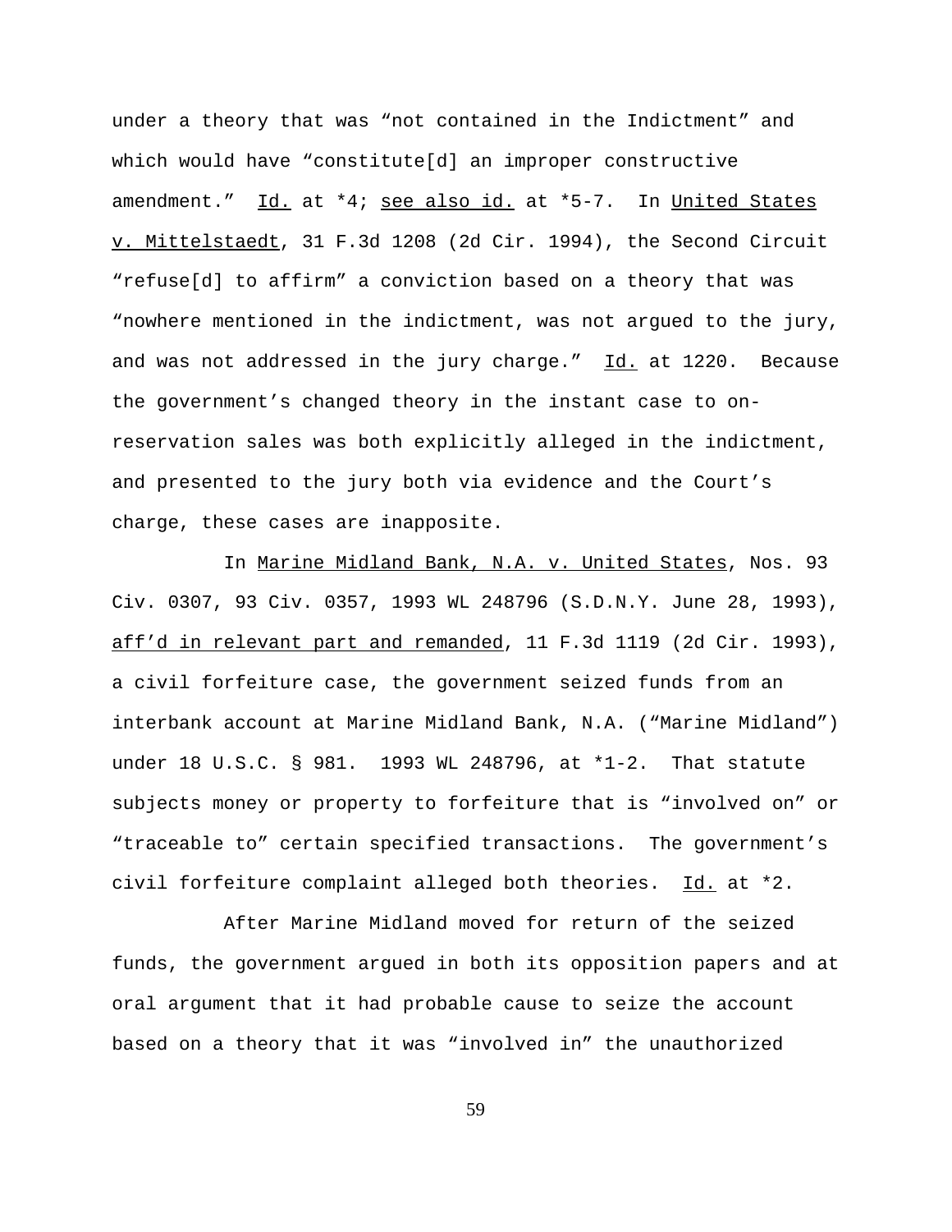under a theory that was "not contained in the Indictment" and which would have "constitute[d] an improper constructive amendment." Id. at *4; see also id. at *5-7. In United States v. Mittelstaedt, 31 F.3d 1208 (2d Cir. 1994), the Second Circuit "refuse[d] to affirm" a conviction based on a theory that was "nowhere mentioned in the indictment, was not argued to the jury, and was not addressed in the jury charge." Id. at 1220. Because the government's changed theory in the instant case to on-reservation sales was both explicitly alleged in the indictment, and presented to the jury both via evidence and the Court's charge, these cases are inapposite.

In Marine Midland Bank, N.A. v. United States, Nos. 93 Civ. 0307, 93 Civ. 0357, 1993 WL 248796 (S.D.N.Y. June 28, 1993), aff'd in relevant part and remanded, 11 F.3d 1119 (2d Cir. 1993), a civil forfeiture case, the government seized funds from an interbank account at Marine Midland Bank, N.A. ("Marine Midland") under 18 U.S.C. § 981. 1993 WL 248796, at *1-2. That statute subjects money or property to forfeiture that is "involved on" or "traceable to" certain specified transactions. The government's civil forfeiture complaint alleged both theories. Id. at *2.

After Marine Midland moved for return of the seized funds, the government argued in both its opposition papers and at oral argument that it had probable cause to seize the account based on a theory that it was "involved in" the unauthorized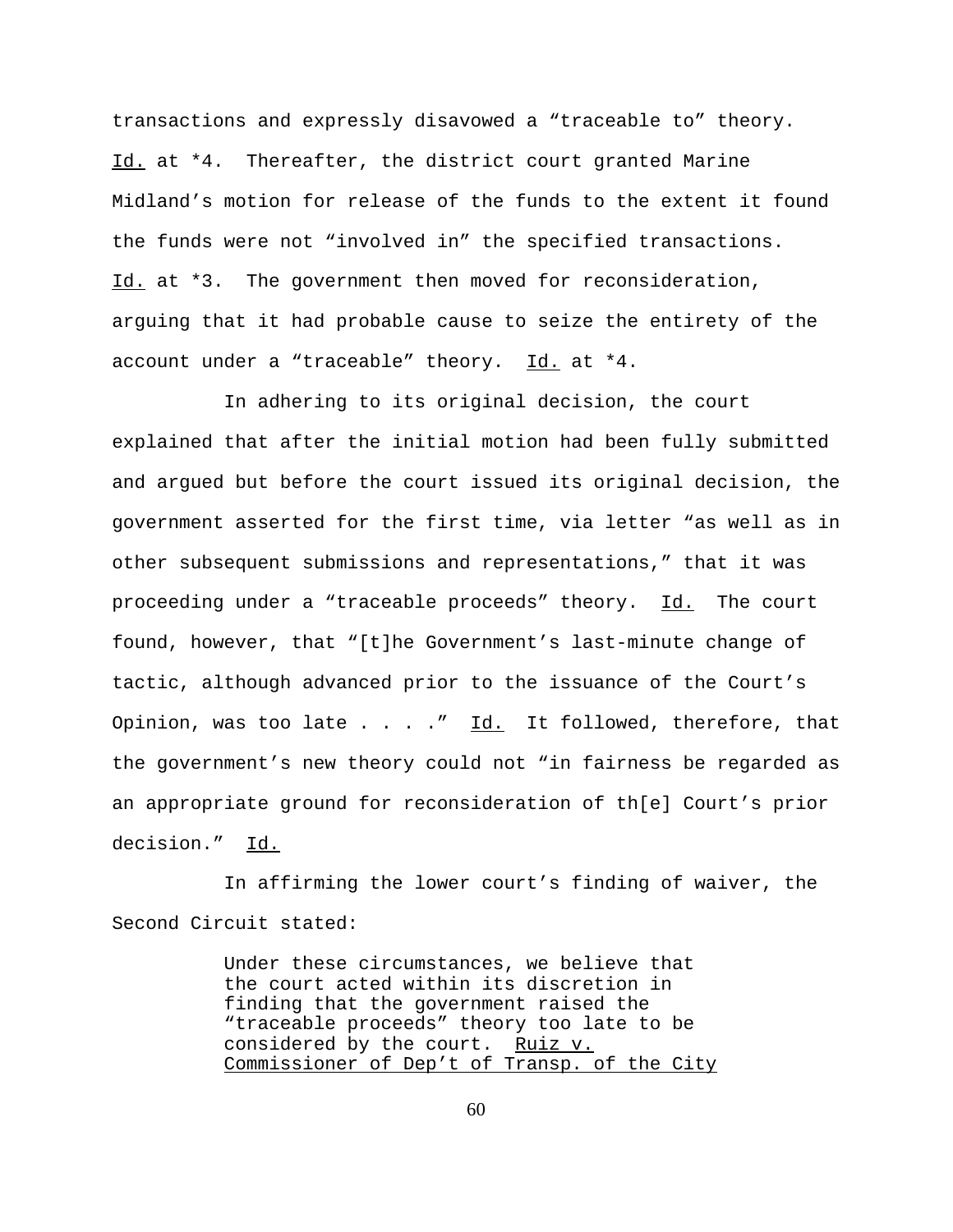transactions and expressly disavowed a "traceable to" theory. Id. at *4. Thereafter, the district court granted Marine Midland's motion for release of the funds to the extent it found the funds were not "involved in" the specified transactions. Id. at *3. The government then moved for reconsideration, arguing that it had probable cause to seize the entirety of the account under a "traceable" theory. Id. at *4.

In adhering to its original decision, the court explained that after the initial motion had been fully submitted and argued but before the court issued its original decision, the government asserted for the first time, via letter "as well as in other subsequent submissions and representations," that it was proceeding under a "traceable proceeds" theory. Id. The court found, however, that "[t]he Government's last-minute change of tactic, although advanced prior to the issuance of the Court's Opinion, was too late . . . ." Id. It followed, therefore, that the government's new theory could not "in fairness be regarded as an appropriate ground for reconsideration of th[e] Court's prior decision." Id.

In affirming the lower court's finding of waiver, the Second Circuit stated:

> Under these circumstances, we believe that the court acted within its discretion in finding that the government raised the "traceable proceeds" theory too late to be considered by the court. Ruiz v. Commissioner of Dep't of Transp. of the City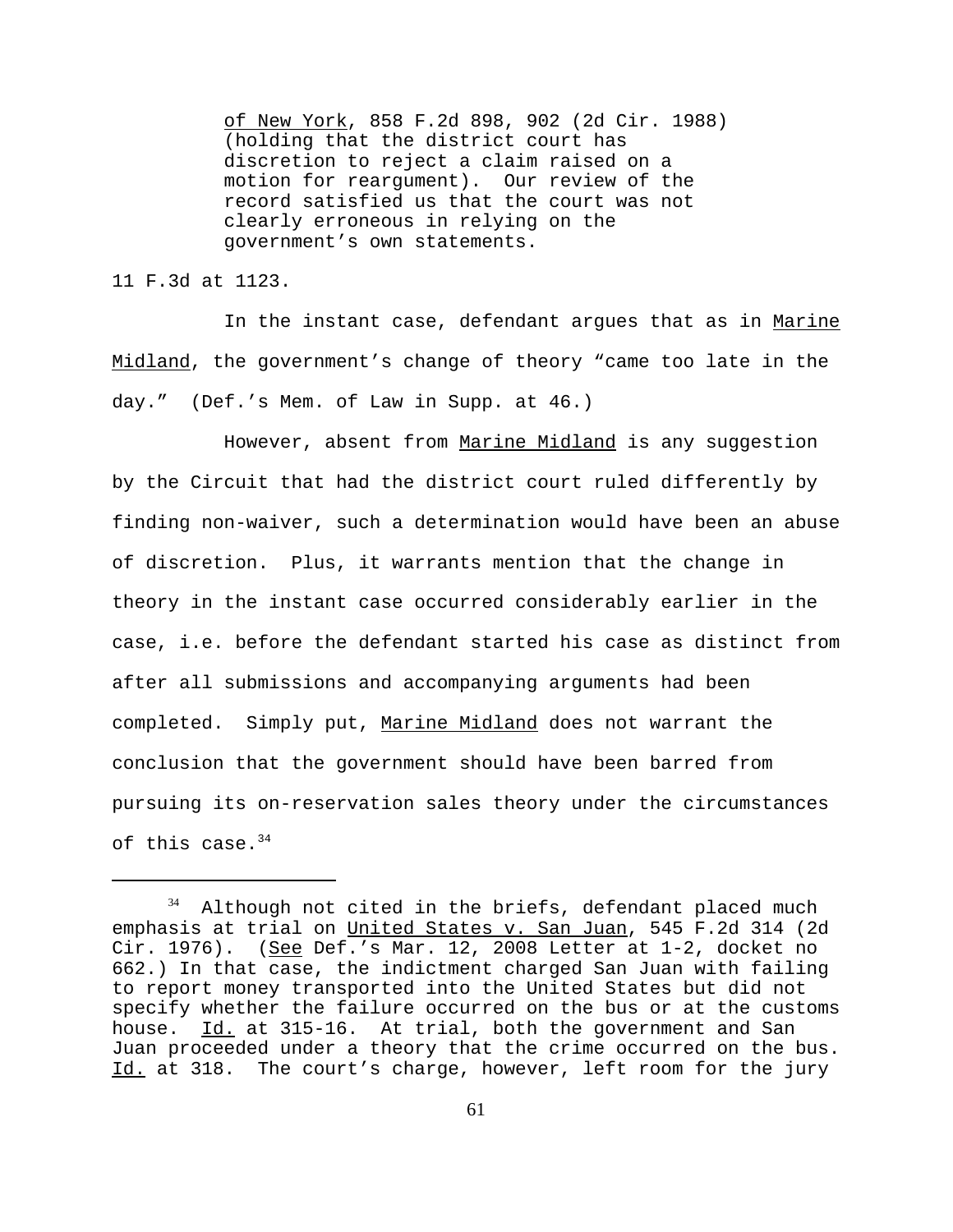> of New York, 858 F.2d 898, 902 (2d Cir. 1988) (holding that the district court has discretion to reject a claim raised on a motion for reargument). Our review of the record satisfied us that the court was not clearly erroneous in relying on the government's own statements.

11 F.3d at 1123.

In the instant case, defendant argues that as in Marine Midland, the government's change of theory "came too late in the day." (Def.'s Mem. of Law in Supp. at 46.)

However, absent from Marine Midland is any suggestion by the Circuit that had the district court ruled differently by finding non-waiver, such a determination would have been an abuse of discretion. Plus, it warrants mention that the change in theory in the instant case occurred considerably earlier in the case, i.e. before the defendant started his case as distinct from after all submissions and accompanying arguments had been completed. Simply put, Marine Midland does not warrant the conclusion that the government should have been barred from pursuing its on-reservation sales theory under the circumstances of this case.[34]

---

[34] Although not cited in the briefs, defendant placed much emphasis at trial on United States v. San Juan, 545 F.2d 314 (2d Cir. 1976). (See Def.'s Mar. 12, 2008 Letter at 1-2, docket no 662.) In that case, the indictment charged San Juan with failing to report money transported into the United States but did not specify whether the failure occurred on the bus or at the customs house. Id. at 315-16. At trial, both the government and San Juan proceeded under a theory that the crime occurred on the bus. Id. at 318. The court's charge, however, left room for the jury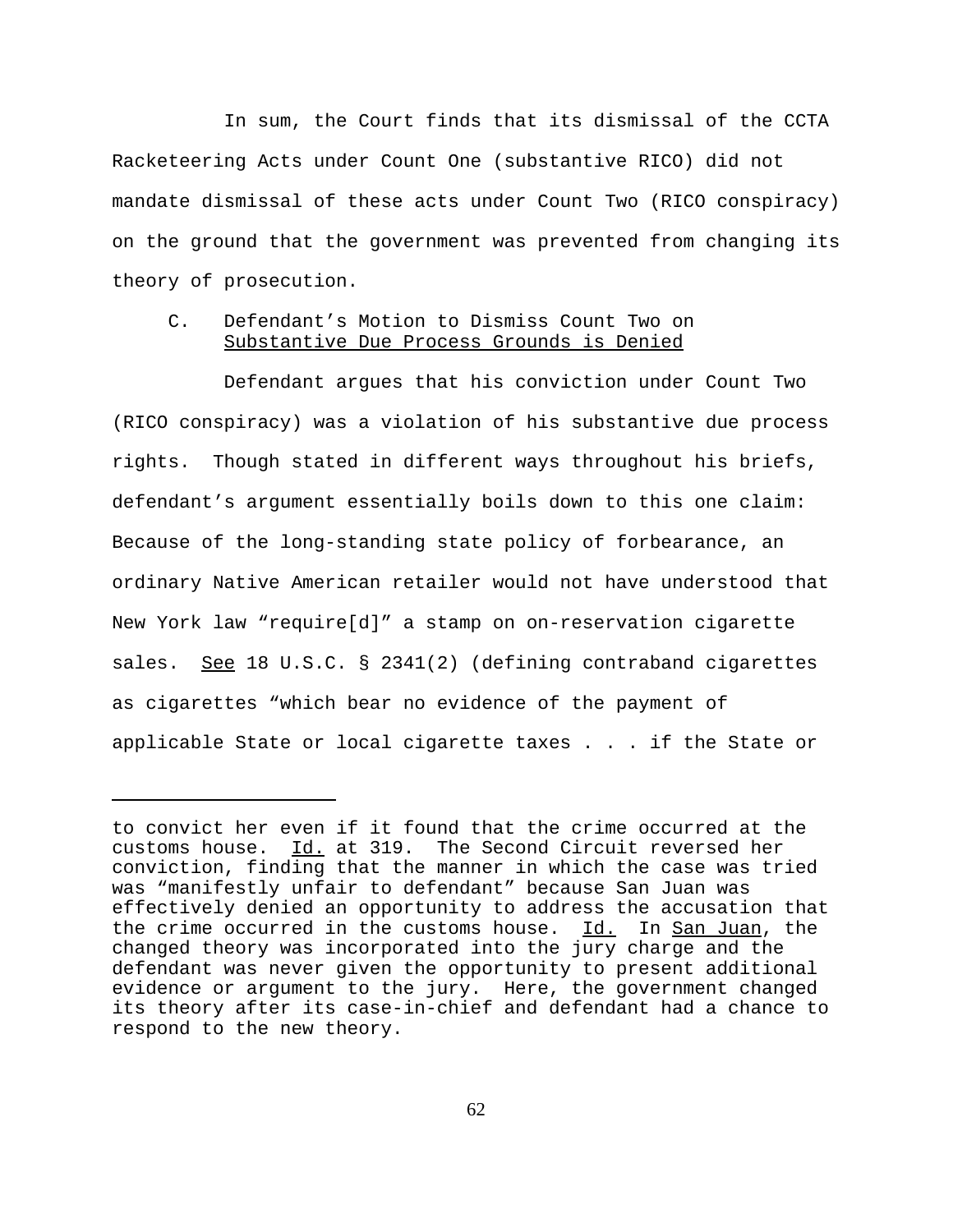In sum, the Court finds that its dismissal of the CCTA Racketeering Acts under Count One (substantive RICO) did not mandate dismissal of these acts under Count Two (RICO conspiracy) on the ground that the government was prevented from changing its theory of prosecution.

### C. Defendant's Motion to Dismiss Count Two on Substantive Due Process Grounds is Denied

Defendant argues that his conviction under Count Two (RICO conspiracy) was a violation of his substantive due process rights. Though stated in different ways throughout his briefs, defendant's argument essentially boils down to this one claim: Because of the long-standing state policy of forbearance, an ordinary Native American retailer would not have understood that New York law "require[d]" a stamp on on-reservation cigarette sales. See 18 U.S.C. § 2341(2) (defining contraband cigarettes as cigarettes "which bear no evidence of the payment of applicable State or local cigarette taxes . . . if the State or

---

to convict her even if it found that the crime occurred at the customs house. Id. at 319. The Second Circuit reversed her conviction, finding that the manner in which the case was tried was "manifestly unfair to defendant" because San Juan was effectively denied an opportunity to address the accusation that the crime occurred in the customs house. Id. In San Juan, the changed theory was incorporated into the jury charge and the defendant was never given the opportunity to present additional evidence or argument to the jury. Here, the government changed its theory after its case-in-chief and defendant had a chance to respond to the new theory.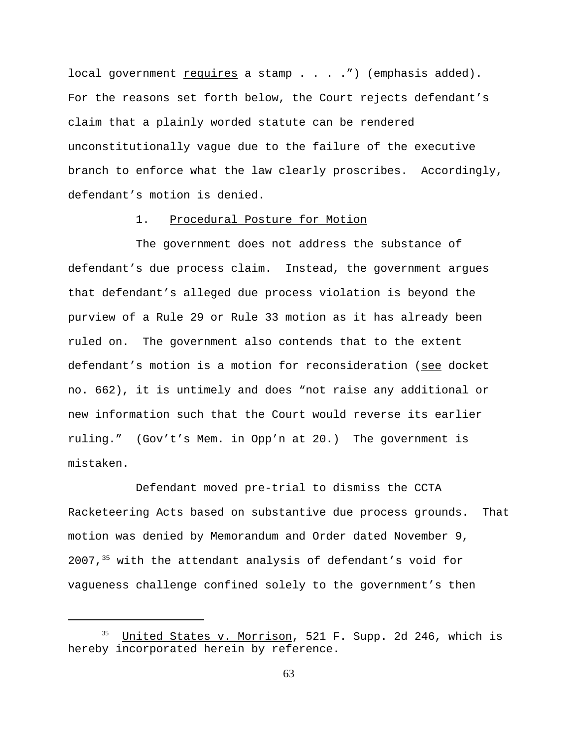local government requires a stamp . . . .") (emphasis added). For the reasons set forth below, the Court rejects defendant's claim that a plainly worded statute can be rendered unconstitutionally vague due to the failure of the executive branch to enforce what the law clearly proscribes. Accordingly, defendant's motion is denied.

1. Procedural Posture for Motion

The government does not address the substance of defendant's due process claim. Instead, the government argues that defendant's alleged due process violation is beyond the purview of a Rule 29 or Rule 33 motion as it has already been ruled on. The government also contends that to the extent defendant's motion is a motion for reconsideration (see docket no. 662), it is untimely and does "not raise any additional or new information such that the Court would reverse its earlier ruling." (Gov't's Mem. in Opp'n at 20.) The government is mistaken.

Defendant moved pre-trial to dismiss the CCTA Racketeering Acts based on substantive due process grounds. That motion was denied by Memorandum and Order dated November 9, 2007,[35] with the attendant analysis of defendant's void for vagueness challenge confined solely to the government's then

---

[35] United States v. Morrison, 521 F. Supp. 2d 246, which is hereby incorporated herein by reference.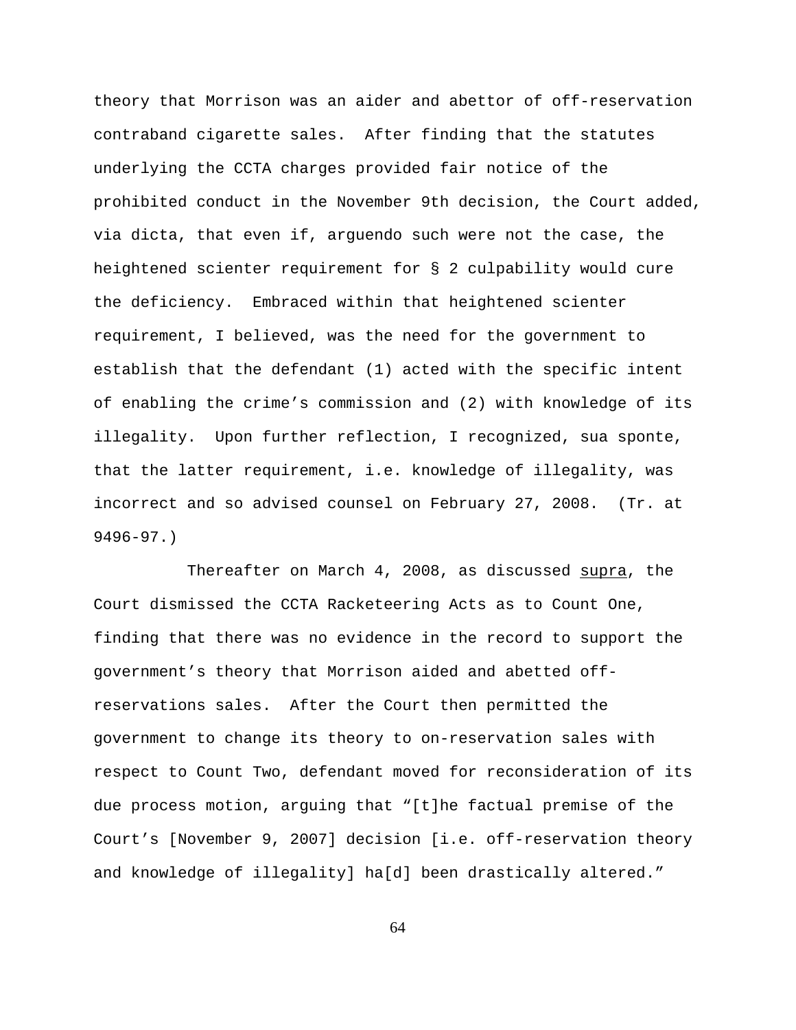theory that Morrison was an aider and abettor of off-reservation contraband cigarette sales. After finding that the statutes underlying the CCTA charges provided fair notice of the prohibited conduct in the November 9th decision, the Court added, via dicta, that even if, arguendo such were not the case, the heightened scienter requirement for § 2 culpability would cure the deficiency. Embraced within that heightened scienter requirement, I believed, was the need for the government to establish that the defendant (1) acted with the specific intent of enabling the crime's commission and (2) with knowledge of its illegality. Upon further reflection, I recognized, sua sponte, that the latter requirement, i.e. knowledge of illegality, was incorrect and so advised counsel on February 27, 2008. (Tr. at 9496-97.)

Thereafter on March 4, 2008, as discussed supra, the Court dismissed the CCTA Racketeering Acts as to Count One, finding that there was no evidence in the record to support the government's theory that Morrison aided and abetted off-reservations sales. After the Court then permitted the government to change its theory to on-reservation sales with respect to Count Two, defendant moved for reconsideration of its due process motion, arguing that "[t]he factual premise of the Court's [November 9, 2007] decision [i.e. off-reservation theory and knowledge of illegality] ha[d] been drastically altered."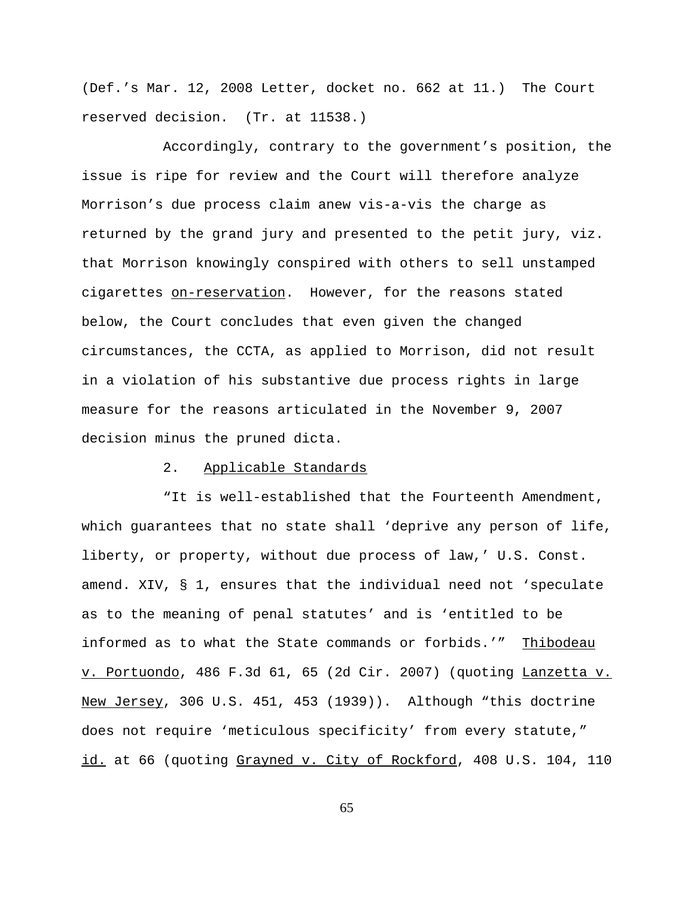(Def.'s Mar. 12, 2008 Letter, docket no. 662 at 11.) The Court reserved decision. (Tr. at 11538.)

Accordingly, contrary to the government's position, the issue is ripe for review and the Court will therefore analyze Morrison's due process claim anew vis-a-vis the charge as returned by the grand jury and presented to the petit jury, viz. that Morrison knowingly conspired with others to sell unstamped cigarettes <u>on-reservation</u>. However, for the reasons stated below, the Court concludes that even given the changed circumstances, the CCTA, as applied to Morrison, did not result in a violation of his substantive due process rights in large measure for the reasons articulated in the November 9, 2007 decision minus the pruned dicta.

2. <u>Applicable Standards</u>

"It is well-established that the Fourteenth Amendment, which guarantees that no state shall 'deprive any person of life, liberty, or property, without due process of law,' U.S. Const. amend. XIV, § 1, ensures that the individual need not 'speculate as to the meaning of penal statutes' and is 'entitled to be informed as to what the State commands or forbids.'" <u>Thibodeau v. Portuondo</u>, 486 F.3d 61, 65 (2d Cir. 2007) (quoting <u>Lanzetta v. New Jersey</u>, 306 U.S. 451, 453 (1939)). Although "this doctrine does not require 'meticulous specificity' from every statute," <u>id.</u> at 66 (quoting <u>Grayned v. City of Rockford</u>, 408 U.S. 104, 110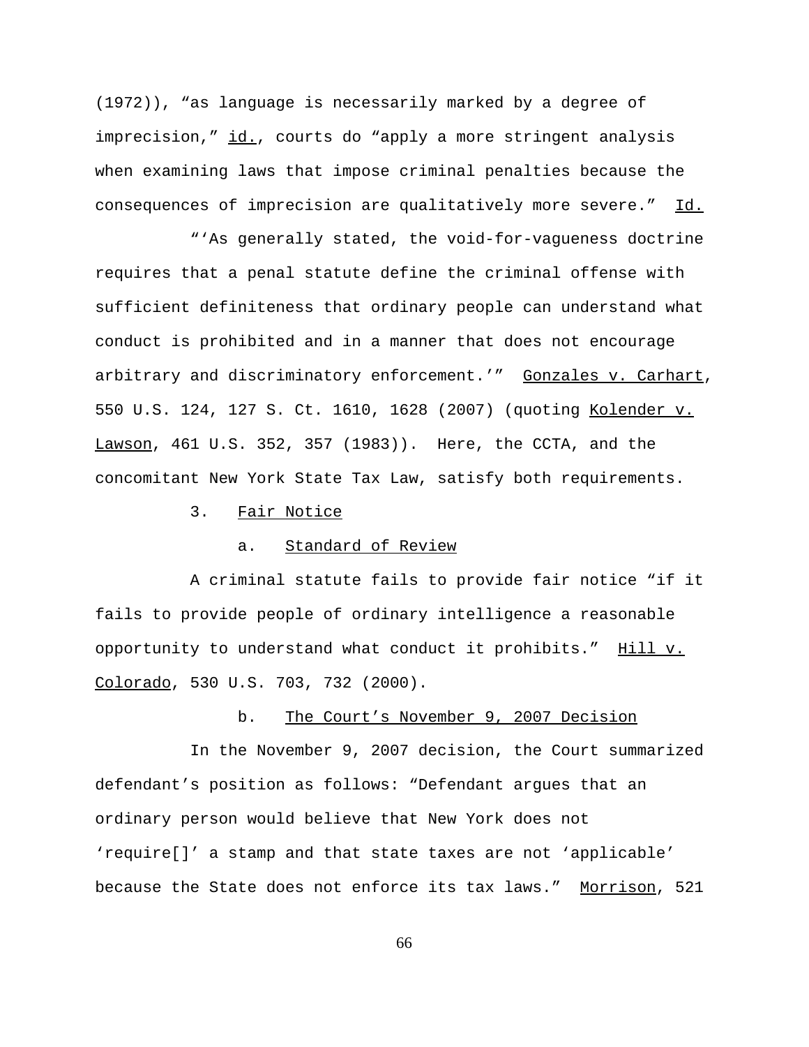(1972)), "as language is necessarily marked by a degree of imprecision," id., courts do "apply a more stringent analysis when examining laws that impose criminal penalties because the consequences of imprecision are qualitatively more severe." Id.

"'As generally stated, the void-for-vagueness doctrine requires that a penal statute define the criminal offense with sufficient definiteness that ordinary people can understand what conduct is prohibited and in a manner that does not encourage arbitrary and discriminatory enforcement.'" Gonzales v. Carhart, 550 U.S. 124, 127 S. Ct. 1610, 1628 (2007) (quoting Kolender v. Lawson, 461 U.S. 352, 357 (1983)). Here, the CCTA, and the concomitant New York State Tax Law, satisfy both requirements.

### 3. Fair Notice

#### a. Standard of Review

A criminal statute fails to provide fair notice "if it fails to provide people of ordinary intelligence a reasonable opportunity to understand what conduct it prohibits." Hill v. Colorado, 530 U.S. 703, 732 (2000).

#### b. The Court's November 9, 2007 Decision

In the November 9, 2007 decision, the Court summarized defendant's position as follows: "Defendant argues that an ordinary person would believe that New York does not 'require[]' a stamp and that state taxes are not 'applicable' because the State does not enforce its tax laws." Morrison, 521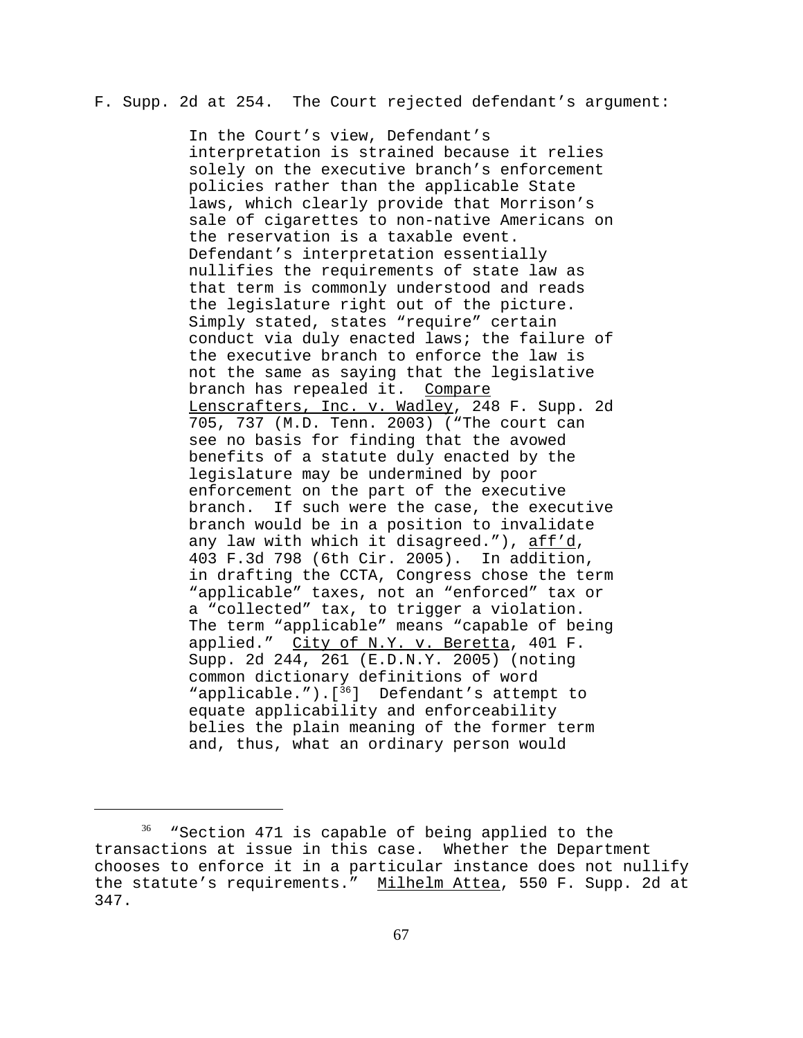F. Supp. 2d at 254. The Court rejected defendant's argument:

> In the Court's view, Defendant's interpretation is strained because it relies solely on the executive branch's enforcement policies rather than the applicable State laws, which clearly provide that Morrison's sale of cigarettes to non-native Americans on the reservation is a taxable event. Defendant's interpretation essentially nullifies the requirements of state law as that term is commonly understood and reads the legislature right out of the picture. Simply stated, states "require" certain conduct via duly enacted laws; the failure of the executive branch to enforce the law is not the same as saying that the legislative branch has repealed it. Compare Lenscrafters, Inc. v. Wadley, 248 F. Supp. 2d 705, 737 (M.D. Tenn. 2003) ("The court can see no basis for finding that the avowed benefits of a statute duly enacted by the legislature may be undermined by poor enforcement on the part of the executive branch. If such were the case, the executive branch would be in a position to invalidate any law with which it disagreed."), aff'd, 403 F.3d 798 (6th Cir. 2005). In addition, in drafting the CCTA, Congress chose the term "applicable" taxes, not an "enforced" tax or a "collected" tax, to trigger a violation. The term "applicable" means "capable of being applied." City of N.Y. v. Beretta, 401 F. Supp. 2d 244, 261 (E.D.N.Y. 2005) (noting common dictionary definitions of word "applicable.").[36] Defendant's attempt to equate applicability and enforceability belies the plain meaning of the former term and, thus, what an ordinary person would

[36] "Section 471 is capable of being applied to the transactions at issue in this case. Whether the Department chooses to enforce it in a particular instance does not nullify the statute's requirements." Milhelm Attea, 550 F. Supp. 2d at 347.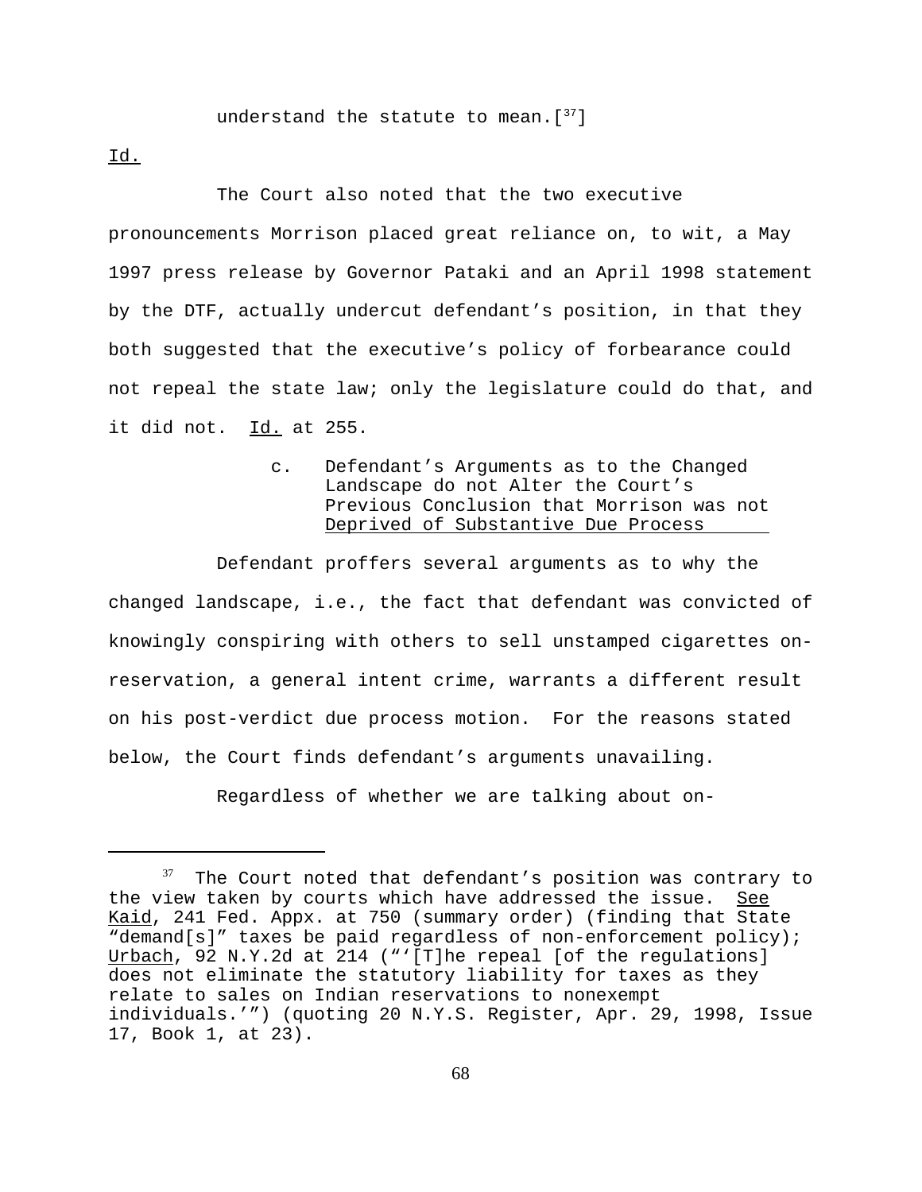understand the statute to mean.[37]

Id.

The Court also noted that the two executive pronouncements Morrison placed great reliance on, to wit, a May 1997 press release by Governor Pataki and an April 1998 statement by the DTF, actually undercut defendant's position, in that they both suggested that the executive's policy of forbearance could not repeal the state law; only the legislature could do that, and it did not. Id. at 255.

c. Defendant's Arguments as to the Changed Landscape do not Alter the Court's Previous Conclusion that Morrison was not Deprived of Substantive Due Process

Defendant proffers several arguments as to why the changed landscape, i.e., the fact that defendant was convicted of knowingly conspiring with others to sell unstamped cigarettes on-reservation, a general intent crime, warrants a different result on his post-verdict due process motion. For the reasons stated below, the Court finds defendant's arguments unavailing.

Regardless of whether we are talking about on-

---

[37] The Court noted that defendant's position was contrary to the view taken by courts which have addressed the issue. See Kaid, 241 Fed. Appx. at 750 (summary order) (finding that State "demand[s]" taxes be paid regardless of non-enforcement policy); Urbach, 92 N.Y.2d at 214 ("'[T]he repeal [of the regulations] does not eliminate the statutory liability for taxes as they relate to sales on Indian reservations to nonexempt individuals.'") (quoting 20 N.Y.S. Register, Apr. 29, 1998, Issue 17, Book 1, at 23).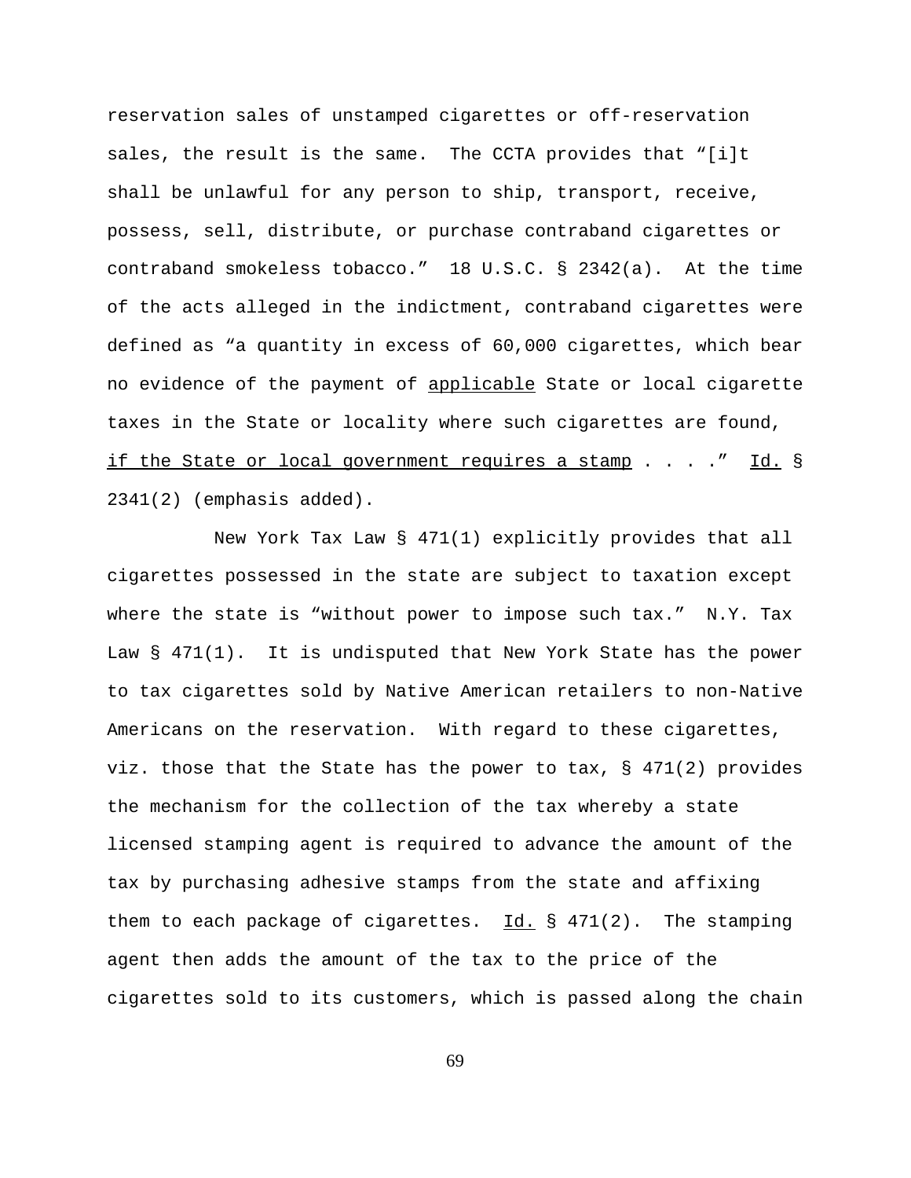reservation sales of unstamped cigarettes or off-reservation sales, the result is the same. The CCTA provides that "[i]t shall be unlawful for any person to ship, transport, receive, possess, sell, distribute, or purchase contraband cigarettes or contraband smokeless tobacco." 18 U.S.C. § 2342(a). At the time of the acts alleged in the indictment, contraband cigarettes were defined as "a quantity in excess of 60,000 cigarettes, which bear no evidence of the payment of <u>applicable</u> State or local cigarette taxes in the State or locality where such cigarettes are found, <u>if the State or local government requires a stamp</u> . . . ." <u>Id.</u> § 2341(2) (emphasis added).

New York Tax Law § 471(1) explicitly provides that all cigarettes possessed in the state are subject to taxation except where the state is "without power to impose such tax." N.Y. Tax Law § 471(1). It is undisputed that New York State has the power to tax cigarettes sold by Native American retailers to non-Native Americans on the reservation. With regard to these cigarettes, viz. those that the State has the power to tax, § 471(2) provides the mechanism for the collection of the tax whereby a state licensed stamping agent is required to advance the amount of the tax by purchasing adhesive stamps from the state and affixing them to each package of cigarettes. <u>Id.</u> § 471(2). The stamping agent then adds the amount of the tax to the price of the cigarettes sold to its customers, which is passed along the chain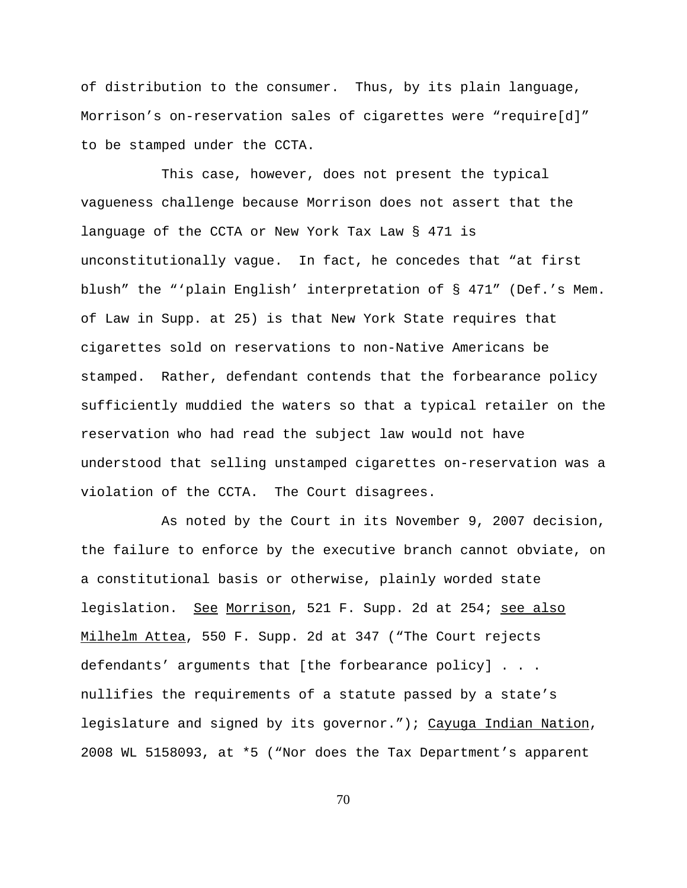of distribution to the consumer. Thus, by its plain language, Morrison's on-reservation sales of cigarettes were "require[d]" to be stamped under the CCTA.

This case, however, does not present the typical vagueness challenge because Morrison does not assert that the language of the CCTA or New York Tax Law § 471 is unconstitutionally vague. In fact, he concedes that "at first blush" the "'plain English' interpretation of § 471" (Def.'s Mem. of Law in Supp. at 25) is that New York State requires that cigarettes sold on reservations to non-Native Americans be stamped. Rather, defendant contends that the forbearance policy sufficiently muddied the waters so that a typical retailer on the reservation who had read the subject law would not have understood that selling unstamped cigarettes on-reservation was a violation of the CCTA. The Court disagrees.

As noted by the Court in its November 9, 2007 decision, the failure to enforce by the executive branch cannot obviate, on a constitutional basis or otherwise, plainly worded state legislation. <u>See</u> <u>Morrison</u>, 521 F. Supp. 2d at 254; <u>see also</u> <u>Milhelm Attea</u>, 550 F. Supp. 2d at 347 ("The Court rejects defendants' arguments that [the forbearance policy] . . . nullifies the requirements of a statute passed by a state's legislature and signed by its governor."); <u>Cayuga Indian Nation</u>, 2008 WL 5158093, at *5 ("Nor does the Tax Department's apparent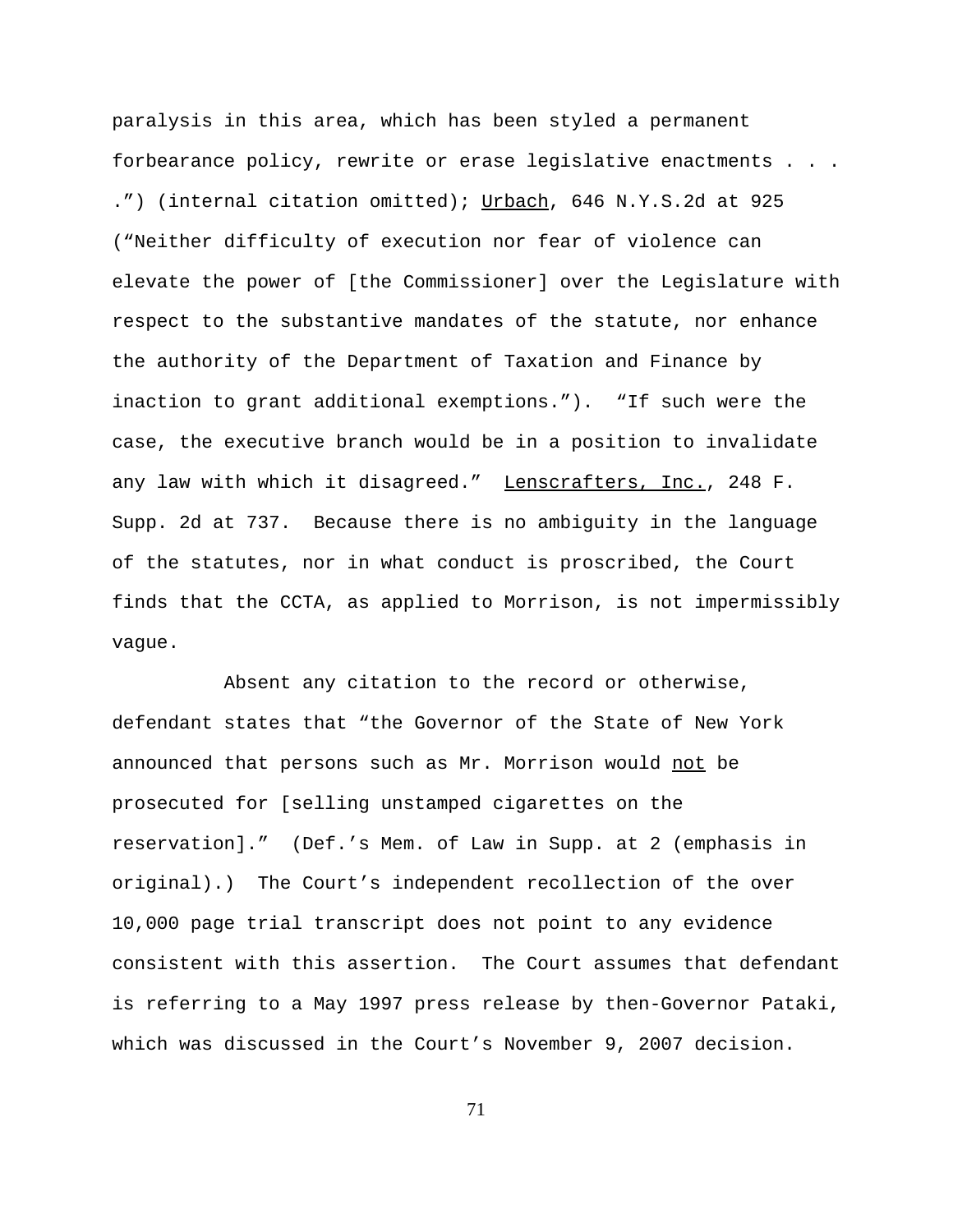paralysis in this area, which has been styled a permanent forbearance policy, rewrite or erase legislative enactments . . . .") (internal citation omitted); Urbach, 646 N.Y.S.2d at 925 ("Neither difficulty of execution nor fear of violence can elevate the power of [the Commissioner] over the Legislature with respect to the substantive mandates of the statute, nor enhance the authority of the Department of Taxation and Finance by inaction to grant additional exemptions."). "If such were the case, the executive branch would be in a position to invalidate any law with which it disagreed." Lenscrafters, Inc., 248 F. Supp. 2d at 737. Because there is no ambiguity in the language of the statutes, nor in what conduct is proscribed, the Court finds that the CCTA, as applied to Morrison, is not impermissibly vague.

Absent any citation to the record or otherwise, defendant states that "the Governor of the State of New York announced that persons such as Mr. Morrison would not be prosecuted for [selling unstamped cigarettes on the reservation]." (Def.'s Mem. of Law in Supp. at 2 (emphasis in original).) The Court's independent recollection of the over 10,000 page trial transcript does not point to any evidence consistent with this assertion. The Court assumes that defendant is referring to a May 1997 press release by then-Governor Pataki, which was discussed in the Court's November 9, 2007 decision.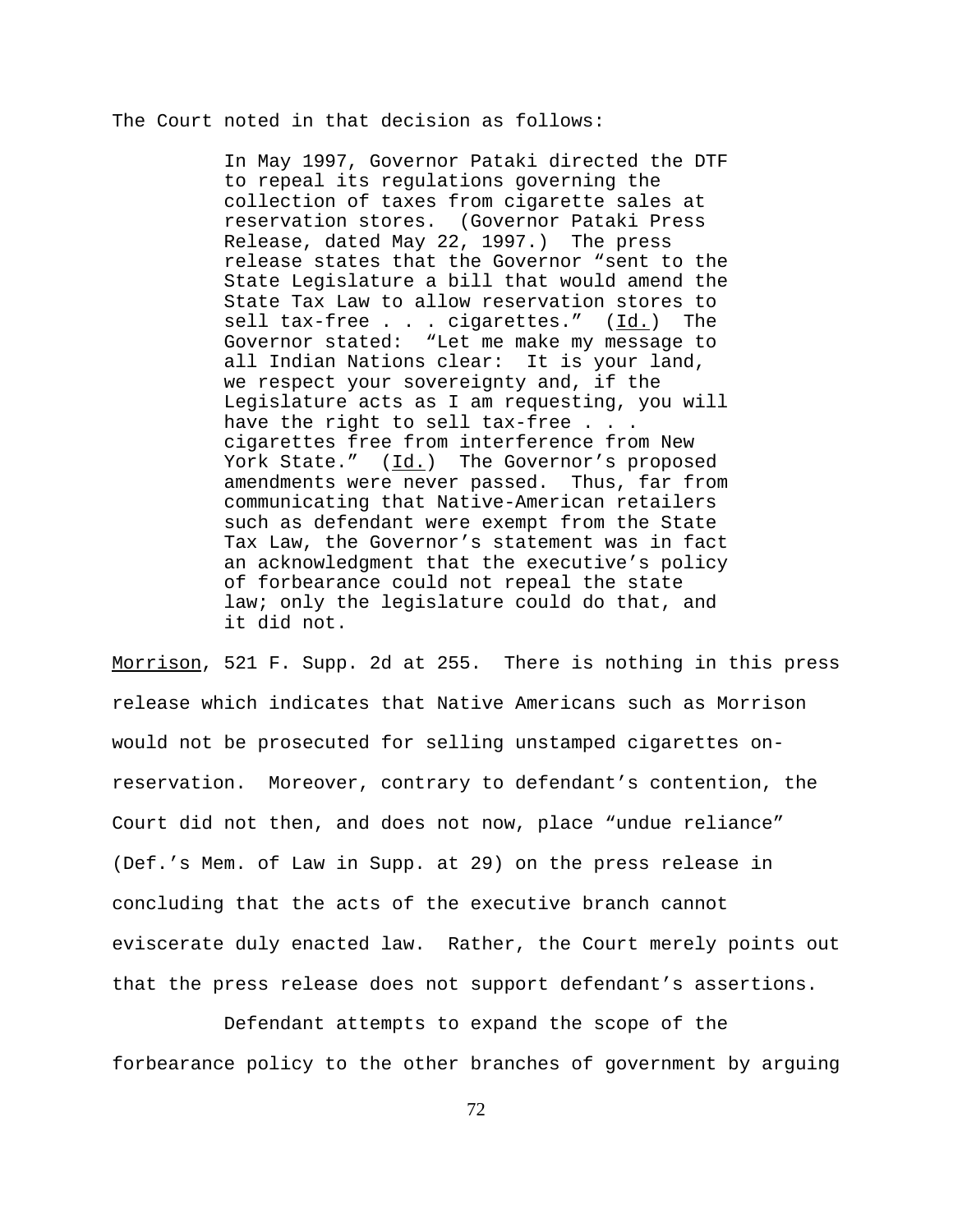The Court noted in that decision as follows:

> In May 1997, Governor Pataki directed the DTF to repeal its regulations governing the collection of taxes from cigarette sales at reservation stores. (Governor Pataki Press Release, dated May 22, 1997.) The press release states that the Governor "sent to the State Legislature a bill that would amend the State Tax Law to allow reservation stores to sell tax-free . . . cigarettes." (Id.) The Governor stated: "Let me make my message to all Indian Nations clear: It is your land, we respect your sovereignty and, if the Legislature acts as I am requesting, you will have the right to sell tax-free . . . cigarettes free from interference from New York State." (Id.) The Governor's proposed amendments were never passed. Thus, far from communicating that Native-American retailers such as defendant were exempt from the State Tax Law, the Governor's statement was in fact an acknowledgment that the executive's policy of forbearance could not repeal the state law; only the legislature could do that, and it did not.

Morrison, 521 F. Supp. 2d at 255. There is nothing in this press release which indicates that Native Americans such as Morrison would not be prosecuted for selling unstamped cigarettes on-reservation. Moreover, contrary to defendant's contention, the Court did not then, and does not now, place "undue reliance" (Def.'s Mem. of Law in Supp. at 29) on the press release in concluding that the acts of the executive branch cannot eviscerate duly enacted law. Rather, the Court merely points out that the press release does not support defendant's assertions.

Defendant attempts to expand the scope of the forbearance policy to the other branches of government by arguing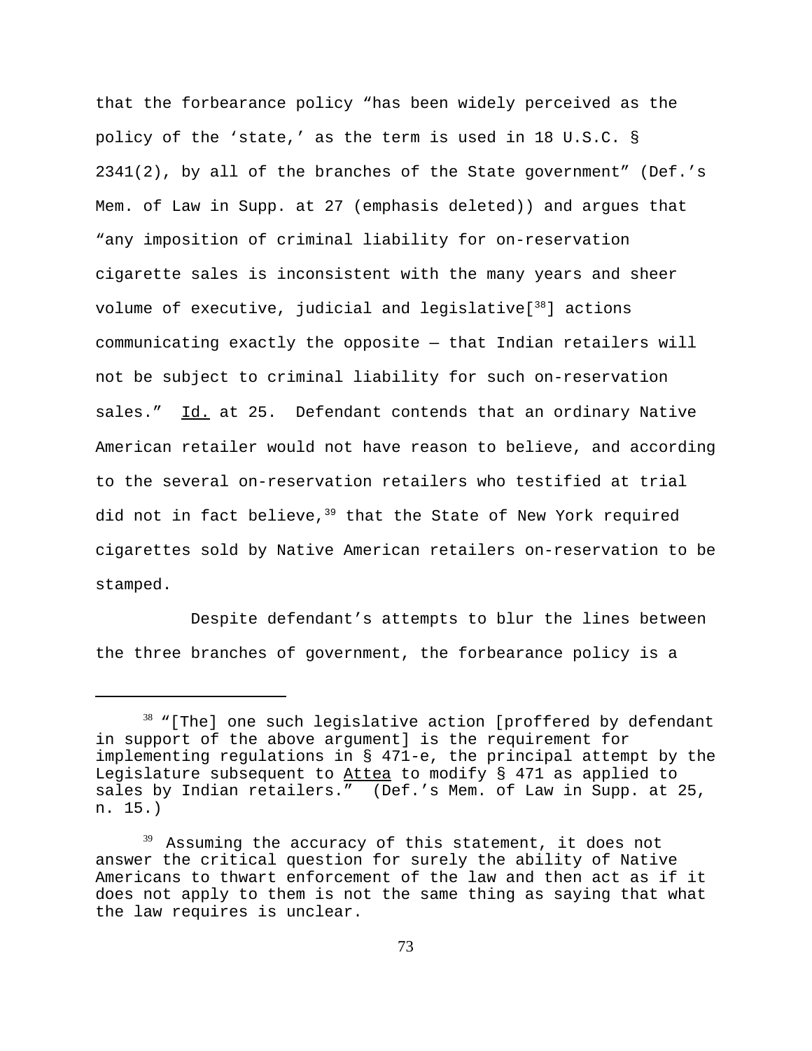that the forbearance policy "has been widely perceived as the policy of the 'state,' as the term is used in 18 U.S.C. § 2341(2), by all of the branches of the State government" (Def.'s Mem. of Law in Supp. at 27 (emphasis deleted)) and argues that "any imposition of criminal liability for on-reservation cigarette sales is inconsistent with the many years and sheer volume of executive, judicial and legislative[38] actions communicating exactly the opposite — that Indian retailers will not be subject to criminal liability for such on-reservation sales." Id. at 25. Defendant contends that an ordinary Native American retailer would not have reason to believe, and according to the several on-reservation retailers who testified at trial did not in fact believe,[39] that the State of New York required cigarettes sold by Native American retailers on-reservation to be stamped.

Despite defendant's attempts to blur the lines between the three branches of government, the forbearance policy is a

---

[38] "[The] one such legislative action [proffered by defendant in support of the above argument] is the requirement for implementing regulations in § 471-e, the principal attempt by the Legislature subsequent to Attea to modify § 471 as applied to sales by Indian retailers." (Def.'s Mem. of Law in Supp. at 25, n. 15.)

[39] Assuming the accuracy of this statement, it does not answer the critical question for surely the ability of Native Americans to thwart enforcement of the law and then act as if it does not apply to them is not the same thing as saying that what the law requires is unclear.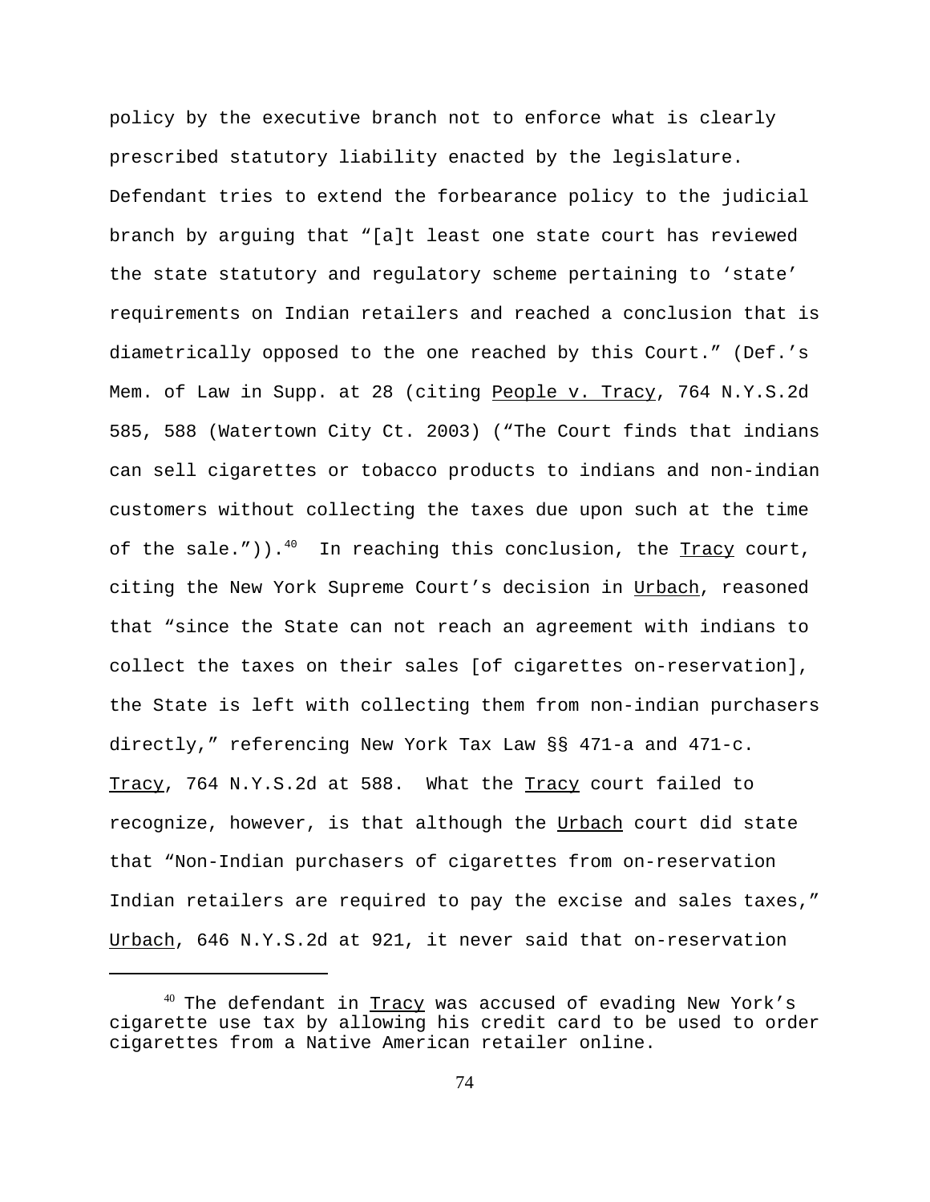policy by the executive branch not to enforce what is clearly prescribed statutory liability enacted by the legislature. Defendant tries to extend the forbearance policy to the judicial branch by arguing that "[a]t least one state court has reviewed the state statutory and regulatory scheme pertaining to 'state' requirements on Indian retailers and reached a conclusion that is diametrically opposed to the one reached by this Court." (Def.'s Mem. of Law in Supp. at 28 (citing People v. Tracy, 764 N.Y.S.2d 585, 588 (Watertown City Ct. 2003) ("The Court finds that indians can sell cigarettes or tobacco products to indians and non-indian customers without collecting the taxes due upon such at the time of the sale.")).[40] In reaching this conclusion, the Tracy court, citing the New York Supreme Court's decision in Urbach, reasoned that "since the State can not reach an agreement with indians to collect the taxes on their sales [of cigarettes on-reservation], the State is left with collecting them from non-indian purchasers directly," referencing New York Tax Law §§ 471-a and 471-c. Tracy, 764 N.Y.S.2d at 588. What the Tracy court failed to recognize, however, is that although the Urbach court did state that "Non-Indian purchasers of cigarettes from on-reservation Indian retailers are required to pay the excise and sales taxes," Urbach, 646 N.Y.S.2d at 921, it never said that on-reservation

---

[40] The defendant in Tracy was accused of evading New York's cigarette use tax by allowing his credit card to be used to order cigarettes from a Native American retailer online.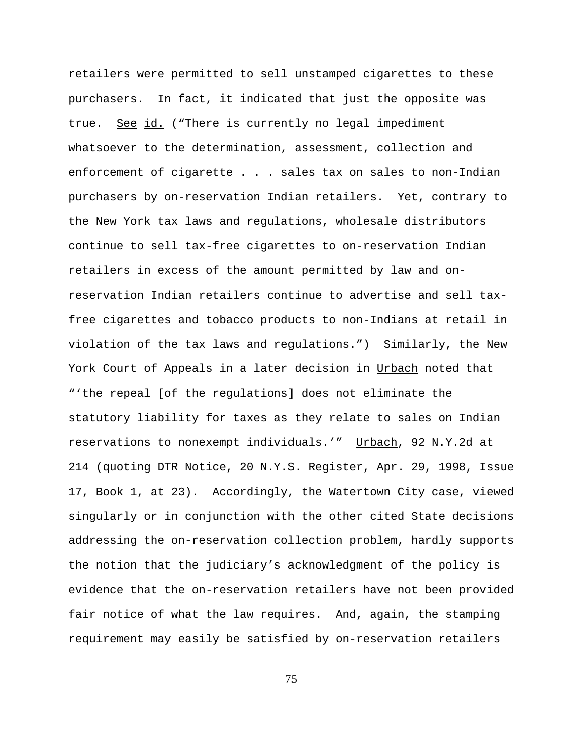retailers were permitted to sell unstamped cigarettes to these purchasers. In fact, it indicated that just the opposite was true. See id. ("There is currently no legal impediment whatsoever to the determination, assessment, collection and enforcement of cigarette . . . sales tax on sales to non-Indian purchasers by on-reservation Indian retailers. Yet, contrary to the New York tax laws and regulations, wholesale distributors continue to sell tax-free cigarettes to on-reservation Indian retailers in excess of the amount permitted by law and on-reservation Indian retailers continue to advertise and sell tax-free cigarettes and tobacco products to non-Indians at retail in violation of the tax laws and regulations.") Similarly, the New York Court of Appeals in a later decision in Urbach noted that "'the repeal [of the regulations] does not eliminate the statutory liability for taxes as they relate to sales on Indian reservations to nonexempt individuals.'" Urbach, 92 N.Y.2d at 214 (quoting DTR Notice, 20 N.Y.S. Register, Apr. 29, 1998, Issue 17, Book 1, at 23). Accordingly, the Watertown City case, viewed singularly or in conjunction with the other cited State decisions addressing the on-reservation collection problem, hardly supports the notion that the judiciary's acknowledgment of the policy is evidence that the on-reservation retailers have not been provided fair notice of what the law requires. And, again, the stamping requirement may easily be satisfied by on-reservation retailers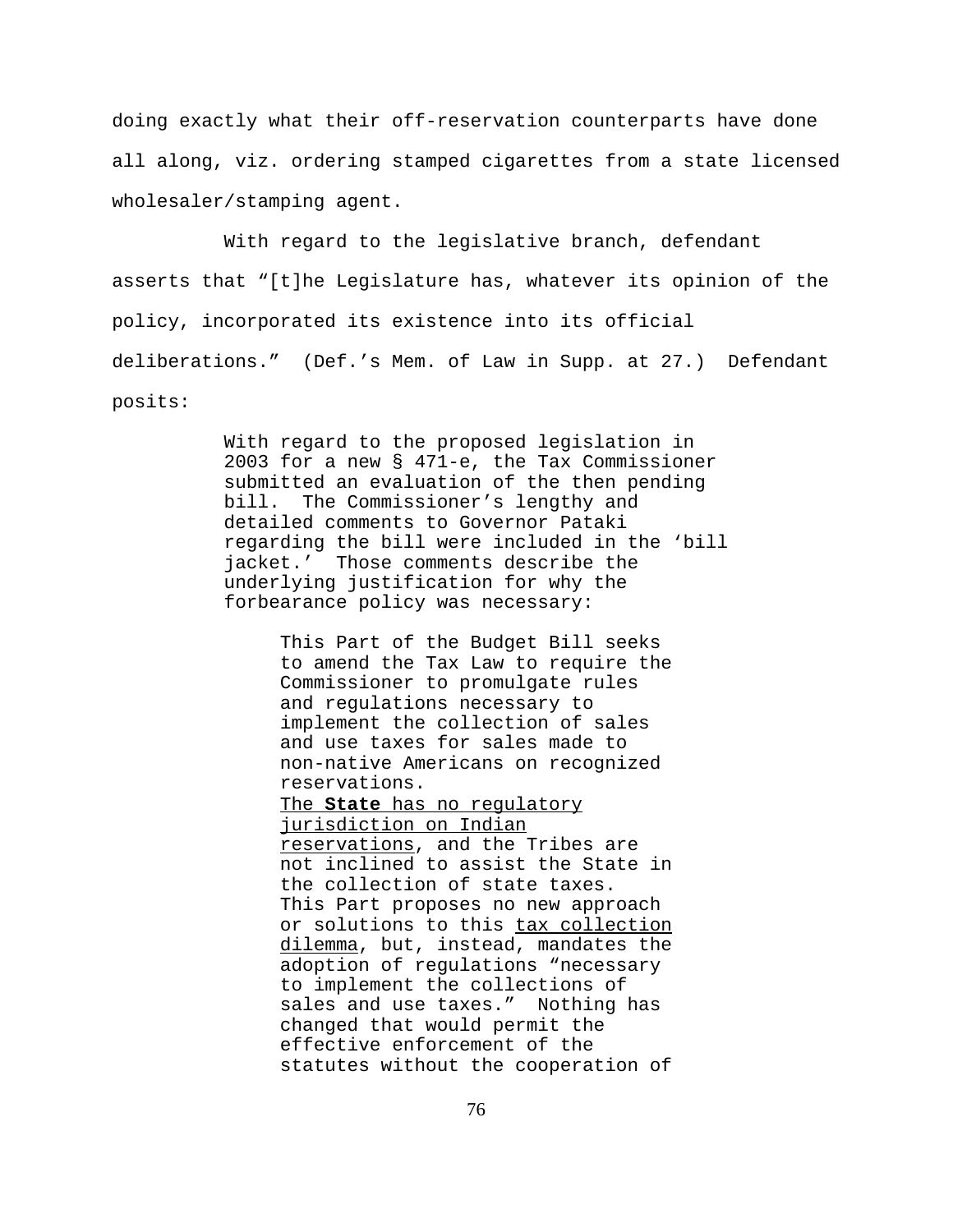doing exactly what their off-reservation counterparts have done all along, viz. ordering stamped cigarettes from a state licensed wholesaler/stamping agent.

With regard to the legislative branch, defendant asserts that "[t]he Legislature has, whatever its opinion of the policy, incorporated its existence into its official deliberations." (Def.'s Mem. of Law in Supp. at 27.) Defendant posits:

> With regard to the proposed legislation in 2003 for a new § 471-e, the Tax Commissioner submitted an evaluation of the then pending bill. The Commissioner's lengthy and detailed comments to Governor Pataki regarding the bill were included in the 'bill jacket.' Those comments describe the underlying justification for why the forbearance policy was necessary:
>
> > This Part of the Budget Bill seeks to amend the Tax Law to require the Commissioner to promulgate rules and regulations necessary to implement the collection of sales and use taxes for sales made to non-native Americans on recognized reservations.
> > <u>The **State** has no regulatory jurisdiction on Indian reservations</u>, and the Tribes are not inclined to assist the State in the collection of state taxes. This Part proposes no new approach or solutions to this <u>tax collection dilemma</u>, but, instead, mandates the adoption of regulations "necessary to implement the collections of sales and use taxes." Nothing has changed that would permit the effective enforcement of the statutes without the cooperation of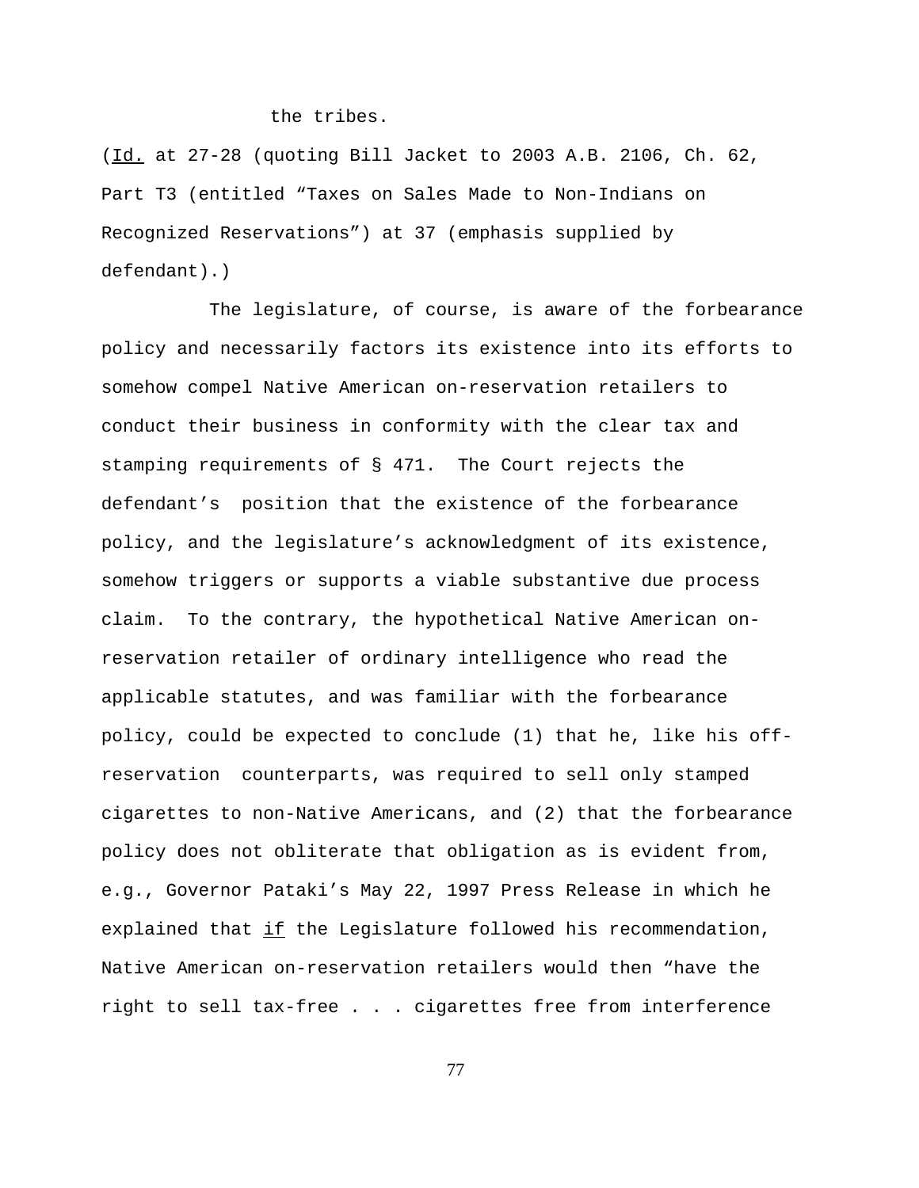the tribes.

(Id. at 27-28 (quoting Bill Jacket to 2003 A.B. 2106, Ch. 62, Part T3 (entitled “Taxes on Sales Made to Non-Indians on Recognized Reservations”) at 37 (emphasis supplied by defendant).)

The legislature, of course, is aware of the forbearance policy and necessarily factors its existence into its efforts to somehow compel Native American on-reservation retailers to conduct their business in conformity with the clear tax and stamping requirements of § 471. The Court rejects the defendant’s position that the existence of the forbearance policy, and the legislature’s acknowledgment of its existence, somehow triggers or supports a viable substantive due process claim. To the contrary, the hypothetical Native American on-reservation retailer of ordinary intelligence who read the applicable statutes, and was familiar with the forbearance policy, could be expected to conclude (1) that he, like his off-reservation counterparts, was required to sell only stamped cigarettes to non-Native Americans, and (2) that the forbearance policy does not obliterate that obligation as is evident from, e.g., Governor Pataki’s May 22, 1997 Press Release in which he explained that _if_ the Legislature followed his recommendation, Native American on-reservation retailers would then “have the right to sell tax-free . . . cigarettes free from interference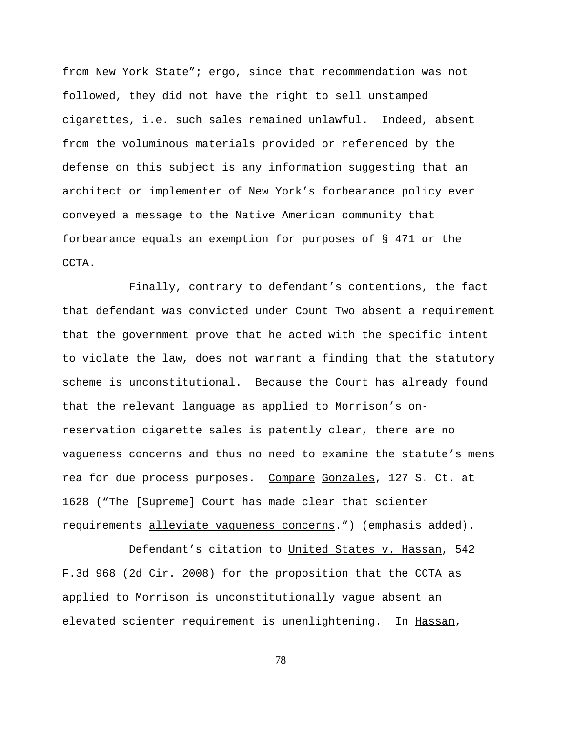from New York State"; ergo, since that recommendation was not followed, they did not have the right to sell unstamped cigarettes, i.e. such sales remained unlawful. Indeed, absent from the voluminous materials provided or referenced by the defense on this subject is any information suggesting that an architect or implementer of New York's forbearance policy ever conveyed a message to the Native American community that forbearance equals an exemption for purposes of § 471 or the CCTA.

Finally, contrary to defendant's contentions, the fact that defendant was convicted under Count Two absent a requirement that the government prove that he acted with the specific intent to violate the law, does not warrant a finding that the statutory scheme is unconstitutional. Because the Court has already found that the relevant language as applied to Morrison's on-reservation cigarette sales is patently clear, there are no vagueness concerns and thus no need to examine the statute's mens rea for due process purposes. Compare Gonzales, 127 S. Ct. at 1628 ("The [Supreme] Court has made clear that scienter requirements alleviate vagueness concerns.") (emphasis added).

Defendant's citation to United States v. Hassan, 542 F.3d 968 (2d Cir. 2008) for the proposition that the CCTA as applied to Morrison is unconstitutionally vague absent an elevated scienter requirement is unenlightening. In Hassan,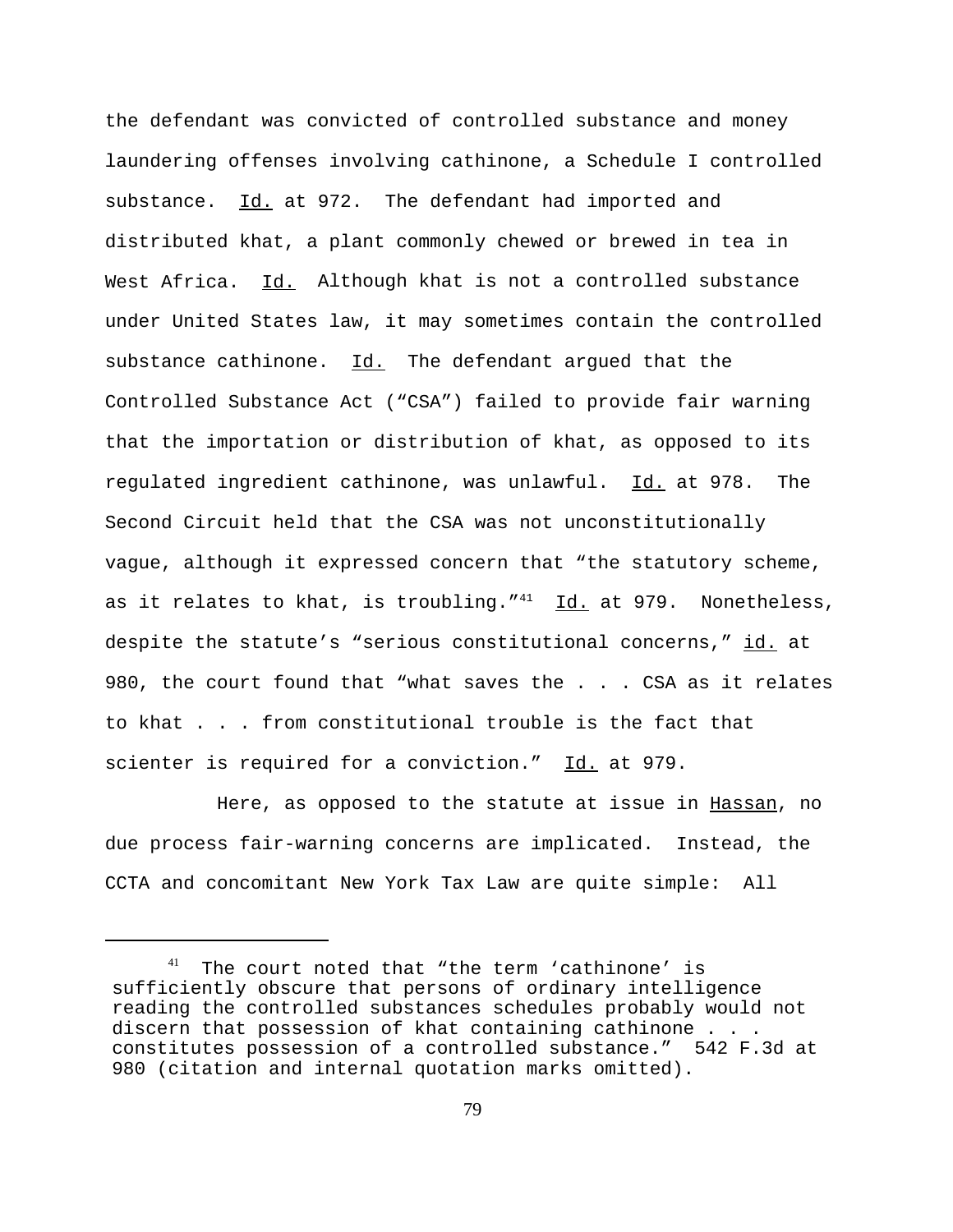the defendant was convicted of controlled substance and money laundering offenses involving cathinone, a Schedule I controlled substance. Id. at 972. The defendant had imported and distributed khat, a plant commonly chewed or brewed in tea in West Africa. Id. Although khat is not a controlled substance under United States law, it may sometimes contain the controlled substance cathinone. Id. The defendant argued that the Controlled Substance Act ("CSA") failed to provide fair warning that the importation or distribution of khat, as opposed to its regulated ingredient cathinone, was unlawful. Id. at 978. The Second Circuit held that the CSA was not unconstitutionally vague, although it expressed concern that "the statutory scheme, as it relates to khat, is troubling."[41] Id. at 979. Nonetheless, despite the statute's "serious constitutional concerns," id. at 980, the court found that "what saves the . . . CSA as it relates to khat . . . from constitutional trouble is the fact that scienter is required for a conviction." Id. at 979.

Here, as opposed to the statute at issue in Hassan, no due process fair-warning concerns are implicated. Instead, the CCTA and concomitant New York Tax Law are quite simple: All

---

[41] The court noted that "the term 'cathinone' is sufficiently obscure that persons of ordinary intelligence reading the controlled substances schedules probably would not discern that possession of khat containing cathinone . . . constitutes possession of a controlled substance." 542 F.3d at 980 (citation and internal quotation marks omitted).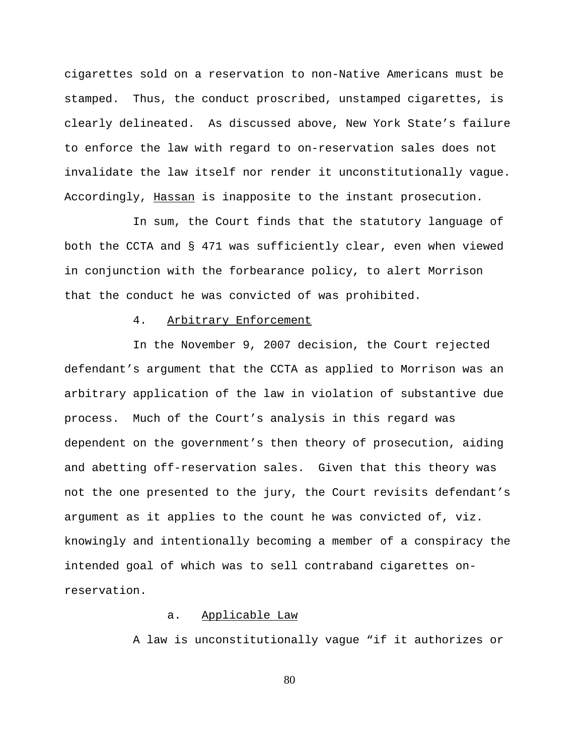cigarettes sold on a reservation to non-Native Americans must be stamped. Thus, the conduct proscribed, unstamped cigarettes, is clearly delineated. As discussed above, New York State's failure to enforce the law with regard to on-reservation sales does not invalidate the law itself nor render it unconstitutionally vague. Accordingly, Hassan is inapposite to the instant prosecution.

In sum, the Court finds that the statutory language of both the CCTA and § 471 was sufficiently clear, even when viewed in conjunction with the forbearance policy, to alert Morrison that the conduct he was convicted of was prohibited.

4. Arbitrary Enforcement

In the November 9, 2007 decision, the Court rejected defendant's argument that the CCTA as applied to Morrison was an arbitrary application of the law in violation of substantive due process. Much of the Court's analysis in this regard was dependent on the government's then theory of prosecution, aiding and abetting off-reservation sales. Given that this theory was not the one presented to the jury, the Court revisits defendant's argument as it applies to the count he was convicted of, viz. knowingly and intentionally becoming a member of a conspiracy the intended goal of which was to sell contraband cigarettes on-reservation.

a. Applicable Law

A law is unconstitutionally vague "if it authorizes or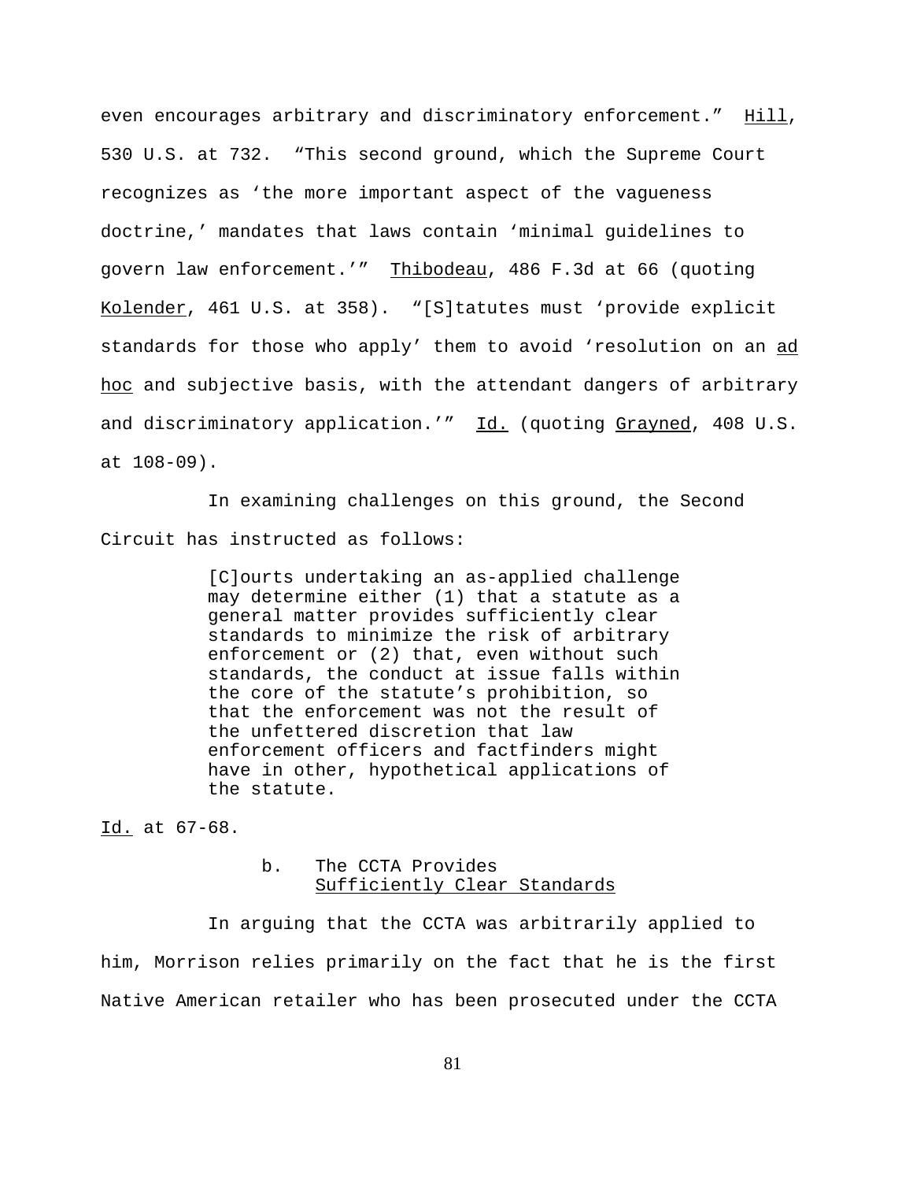even encourages arbitrary and discriminatory enforcement." Hill, 530 U.S. at 732. "This second ground, which the Supreme Court recognizes as 'the more important aspect of the vagueness doctrine,' mandates that laws contain 'minimal guidelines to govern law enforcement.'" Thibodeau, 486 F.3d at 66 (quoting Kolender, 461 U.S. at 358). "[S]tatutes must 'provide explicit standards for those who apply' them to avoid 'resolution on an ad hoc and subjective basis, with the attendant dangers of arbitrary and discriminatory application.'" Id. (quoting Grayned, 408 U.S. at 108-09).

In examining challenges on this ground, the Second Circuit has instructed as follows:

> [C]ourts undertaking an as-applied challenge may determine either (1) that a statute as a general matter provides sufficiently clear standards to minimize the risk of arbitrary enforcement or (2) that, even without such standards, the conduct at issue falls within the core of the statute's prohibition, so that the enforcement was not the result of the unfettered discretion that law enforcement officers and factfinders might have in other, hypothetical applications of the statute.

Id. at 67-68.

#### b. The CCTA Provides Sufficiently Clear Standards

In arguing that the CCTA was arbitrarily applied to him, Morrison relies primarily on the fact that he is the first Native American retailer who has been prosecuted under the CCTA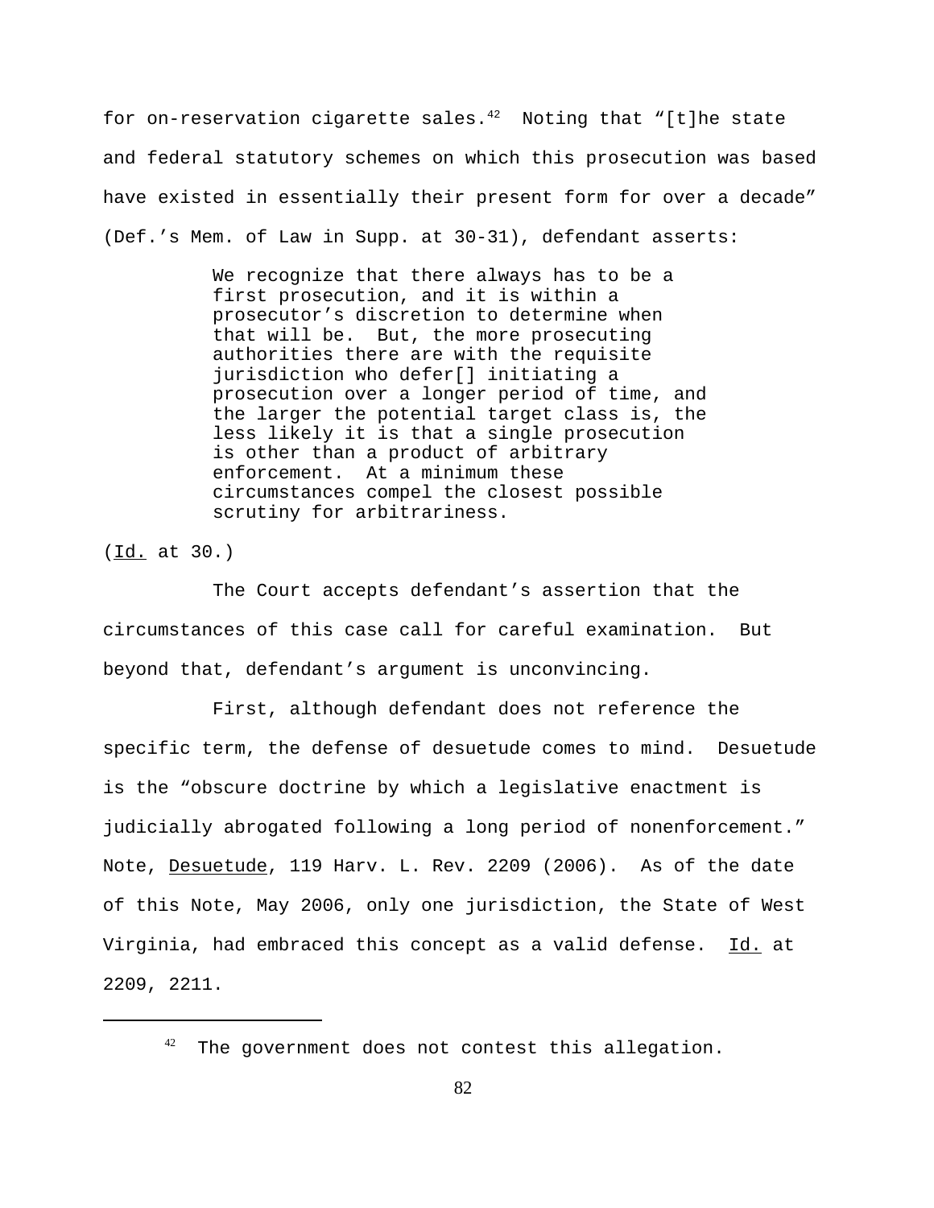for on-reservation cigarette sales.[42] Noting that "[t]he state and federal statutory schemes on which this prosecution was based have existed in essentially their present form for over a decade" (Def.'s Mem. of Law in Supp. at 30-31), defendant asserts:

> We recognize that there always has to be a first prosecution, and it is within a prosecutor's discretion to determine when that will be. But, the more prosecuting authorities there are with the requisite jurisdiction who defer[] initiating a prosecution over a longer period of time, and the larger the potential target class is, the less likely it is that a single prosecution is other than a product of arbitrary enforcement. At a minimum these circumstances compel the closest possible scrutiny for arbitrariness.

(Id. at 30.)

The Court accepts defendant's assertion that the circumstances of this case call for careful examination. But beyond that, defendant's argument is unconvincing.

First, although defendant does not reference the specific term, the defense of desuetude comes to mind. Desuetude is the "obscure doctrine by which a legislative enactment is judicially abrogated following a long period of nonenforcement." Note, Desuetude, 119 Harv. L. Rev. 2209 (2006). As of the date of this Note, May 2006, only one jurisdiction, the State of West Virginia, had embraced this concept as a valid defense. Id. at 2209, 2211.

---

[42] The government does not contest this allegation.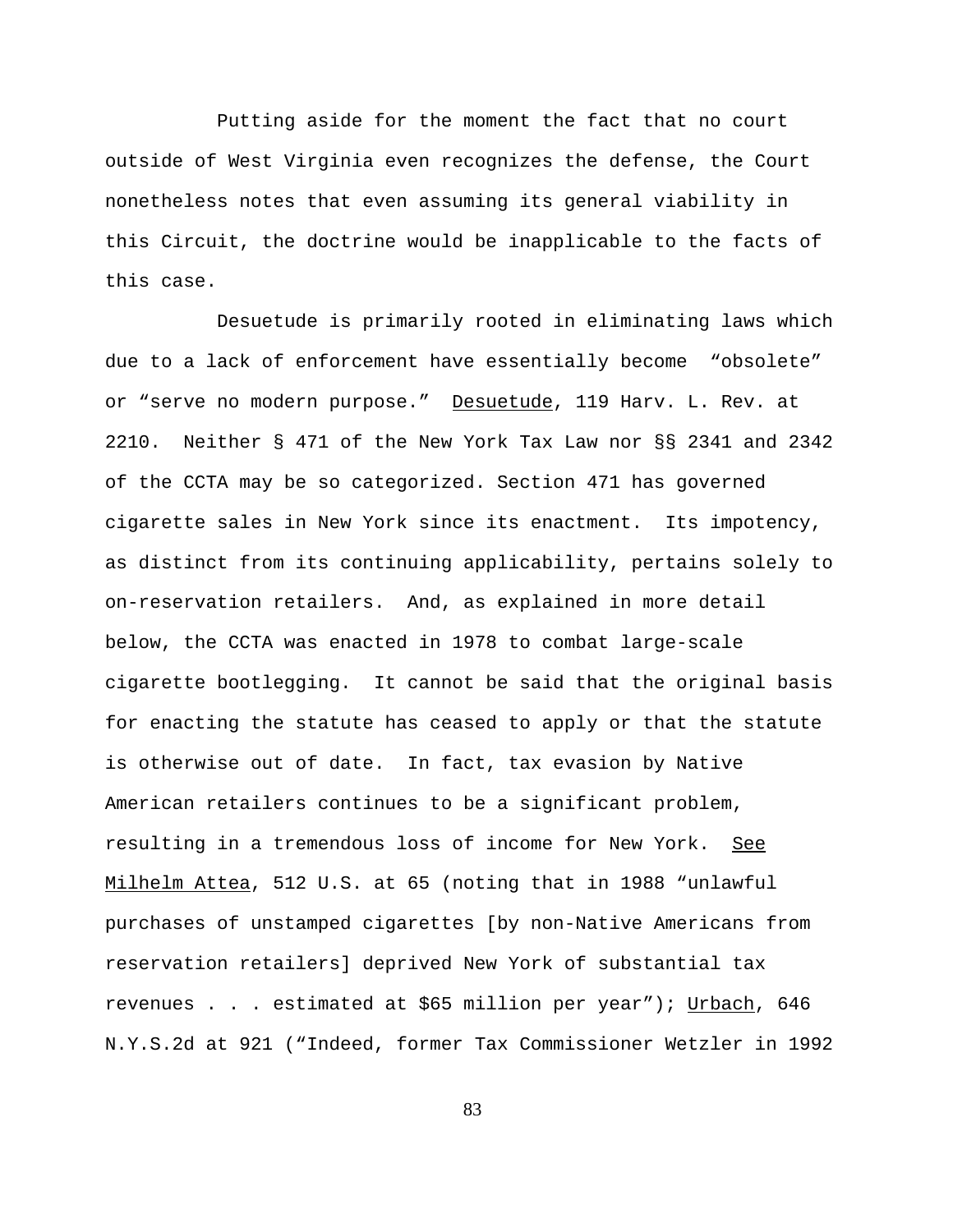Putting aside for the moment the fact that no court outside of West Virginia even recognizes the defense, the Court nonetheless notes that even assuming its general viability in this Circuit, the doctrine would be inapplicable to the facts of this case.

Desuetude is primarily rooted in eliminating laws which due to a lack of enforcement have essentially become "obsolete" or "serve no modern purpose." Desuetude, 119 Harv. L. Rev. at 2210. Neither § 471 of the New York Tax Law nor §§ 2341 and 2342 of the CCTA may be so categorized. Section 471 has governed cigarette sales in New York since its enactment. Its impotency, as distinct from its continuing applicability, pertains solely to on-reservation retailers. And, as explained in more detail below, the CCTA was enacted in 1978 to combat large-scale cigarette bootlegging. It cannot be said that the original basis for enacting the statute has ceased to apply or that the statute is otherwise out of date. In fact, tax evasion by Native American retailers continues to be a significant problem, resulting in a tremendous loss of income for New York. See Milhelm Attea, 512 U.S. at 65 (noting that in 1988 "unlawful purchases of unstamped cigarettes [by non-Native Americans from reservation retailers] deprived New York of substantial tax revenues . . . estimated at $65 million per year"); Urbach, 646 N.Y.S.2d at 921 ("Indeed, former Tax Commissioner Wetzler in 1992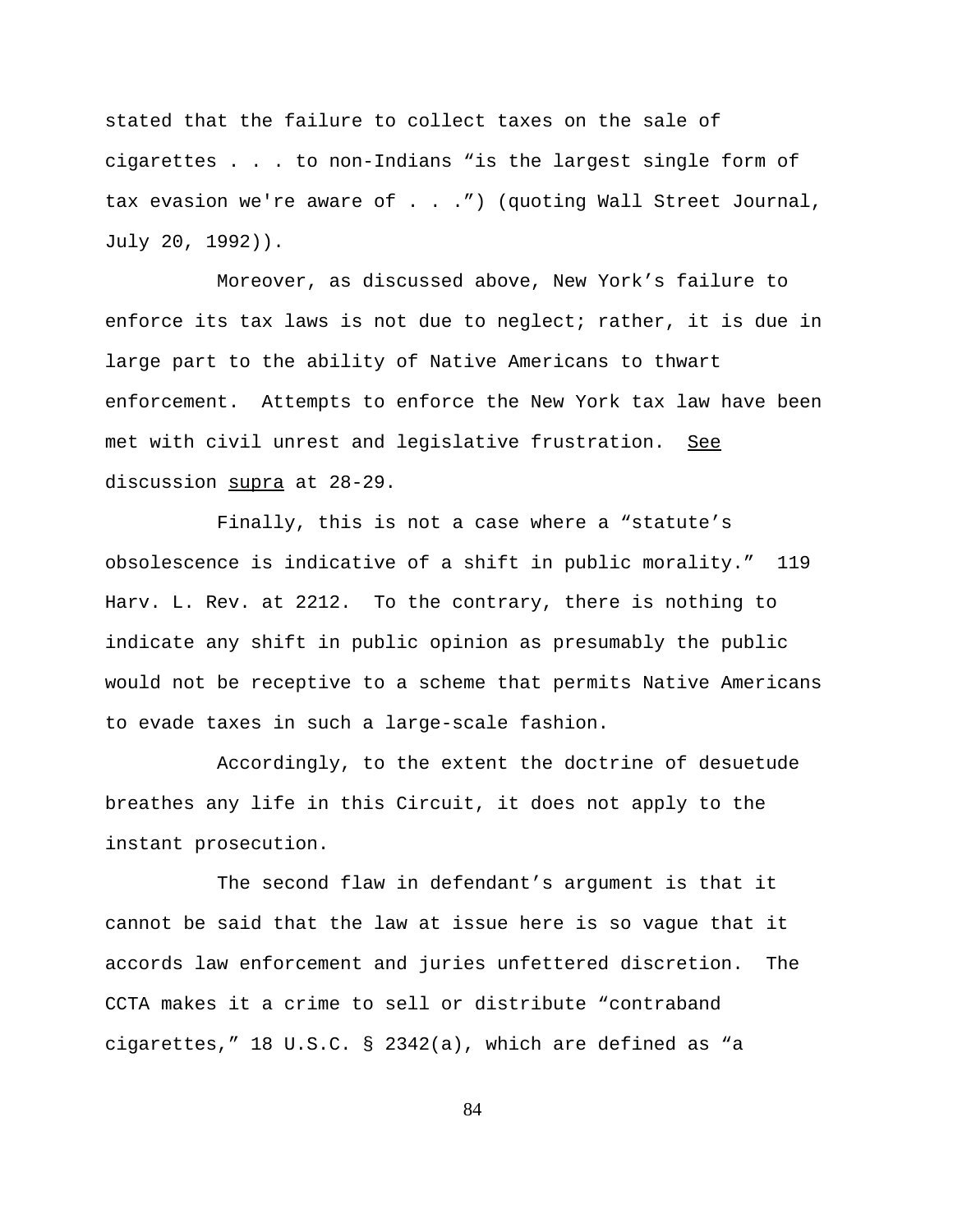stated that the failure to collect taxes on the sale of cigarettes . . . to non-Indians "is the largest single form of tax evasion we're aware of . . .") (quoting Wall Street Journal, July 20, 1992)).

Moreover, as discussed above, New York's failure to enforce its tax laws is not due to neglect; rather, it is due in large part to the ability of Native Americans to thwart enforcement. Attempts to enforce the New York tax law have been met with civil unrest and legislative frustration. See discussion supra at 28-29.

Finally, this is not a case where a "statute's obsolescence is indicative of a shift in public morality." 119 Harv. L. Rev. at 2212. To the contrary, there is nothing to indicate any shift in public opinion as presumably the public would not be receptive to a scheme that permits Native Americans to evade taxes in such a large-scale fashion.

Accordingly, to the extent the doctrine of desuetude breathes any life in this Circuit, it does not apply to the instant prosecution.

The second flaw in defendant's argument is that it cannot be said that the law at issue here is so vague that it accords law enforcement and juries unfettered discretion. The CCTA makes it a crime to sell or distribute "contraband cigarettes," 18 U.S.C. § 2342(a), which are defined as "a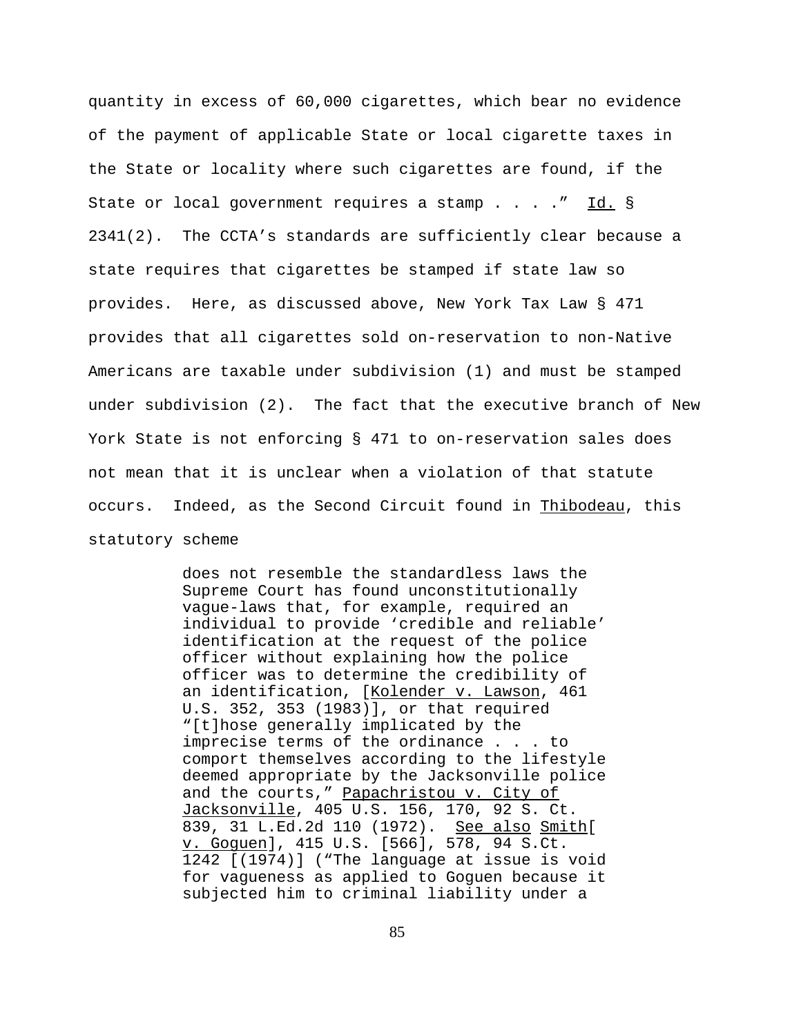quantity in excess of 60,000 cigarettes, which bear no evidence of the payment of applicable State or local cigarette taxes in the State or locality where such cigarettes are found, if the State or local government requires a stamp . . . ." Id. § 2341(2). The CCTA's standards are sufficiently clear because a state requires that cigarettes be stamped if state law so provides. Here, as discussed above, New York Tax Law § 471 provides that all cigarettes sold on-reservation to non-Native Americans are taxable under subdivision (1) and must be stamped under subdivision (2). The fact that the executive branch of New York State is not enforcing § 471 to on-reservation sales does not mean that it is unclear when a violation of that statute occurs. Indeed, as the Second Circuit found in Thibodeau, this statutory scheme

> does not resemble the standardless laws the Supreme Court has found unconstitutionally vague-laws that, for example, required an individual to provide 'credible and reliable' identification at the request of the police officer without explaining how the police officer was to determine the credibility of an identification, [Kolender v. Lawson, 461 U.S. 352, 353 (1983)], or that required "[t]hose generally implicated by the imprecise terms of the ordinance . . . to comport themselves according to the lifestyle deemed appropriate by the Jacksonville police and the courts," Papachristou v. City of Jacksonville, 405 U.S. 156, 170, 92 S. Ct. 839, 31 L.Ed.2d 110 (1972). See also Smith[ v. Goguen], 415 U.S. [566], 578, 94 S.Ct. 1242 [(1974)] ("The language at issue is void for vagueness as applied to Goguen because it subjected him to criminal liability under a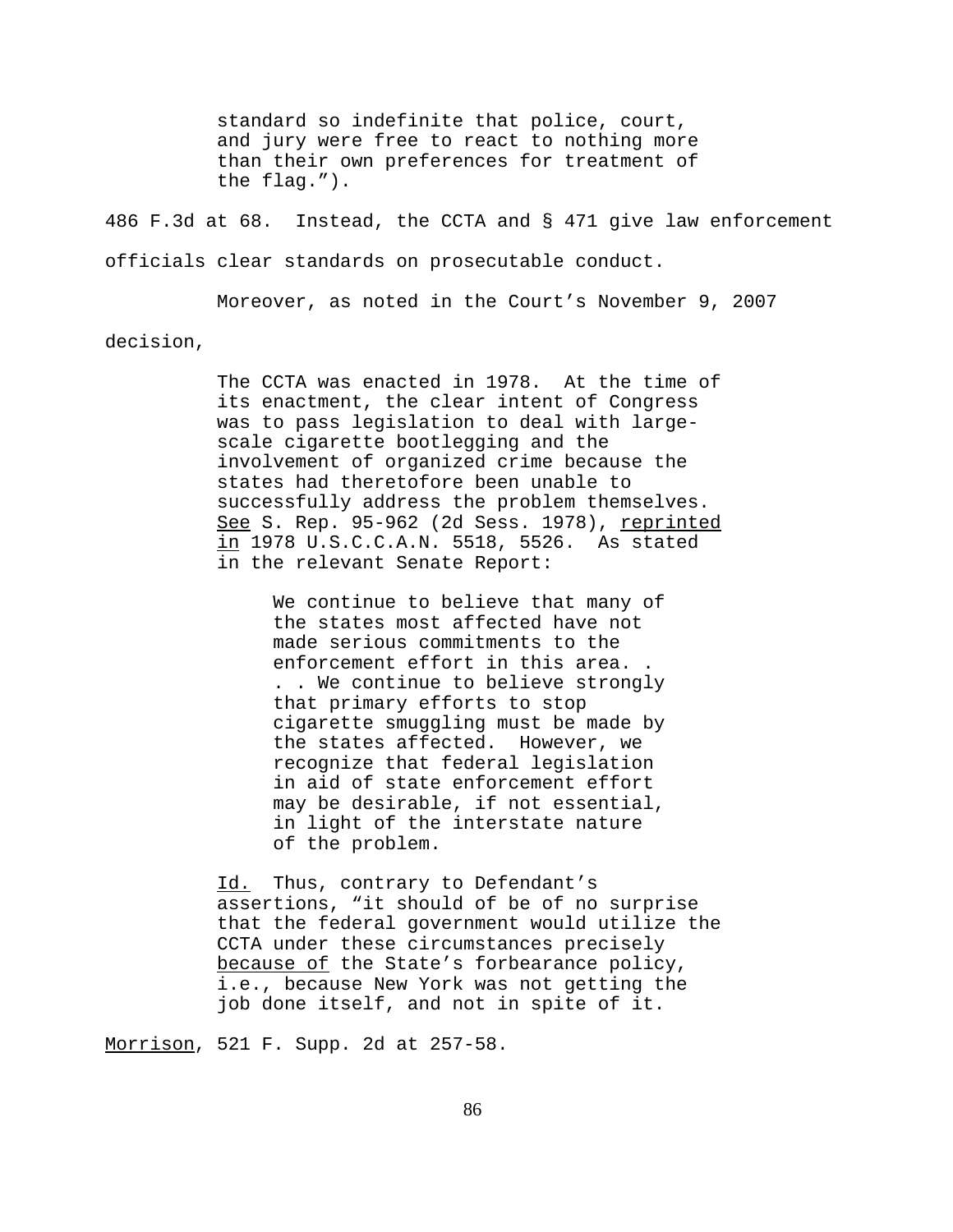> standard so indefinite that police, court, and jury were free to react to nothing more than their own preferences for treatment of the flag.").

486 F.3d at 68. Instead, the CCTA and § 471 give law enforcement officials clear standards on prosecutable conduct.

Moreover, as noted in the Court's November 9, 2007 decision,

> The CCTA was enacted in 1978. At the time of its enactment, the clear intent of Congress was to pass legislation to deal with large-scale cigarette bootlegging and the involvement of organized crime because the states had theretofore been unable to successfully address the problem themselves. See S. Rep. 95-962 (2d Sess. 1978), reprinted in 1978 U.S.C.C.A.N. 5518, 5526. As stated in the relevant Senate Report:
>
> > We continue to believe that many of the states most affected have not made serious commitments to the enforcement effort in this area. . . . We continue to believe strongly that primary efforts to stop cigarette smuggling must be made by the states affected. However, we recognize that federal legislation in aid of state enforcement effort may be desirable, if not essential, in light of the interstate nature of the problem.
>
> Id. Thus, contrary to Defendant's assertions, "it should of be of no surprise that the federal government would utilize the CCTA under these circumstances precisely because of the State's forbearance policy, i.e., because New York was not getting the job done itself, and not in spite of it.

Morrison, 521 F. Supp. 2d at 257-58.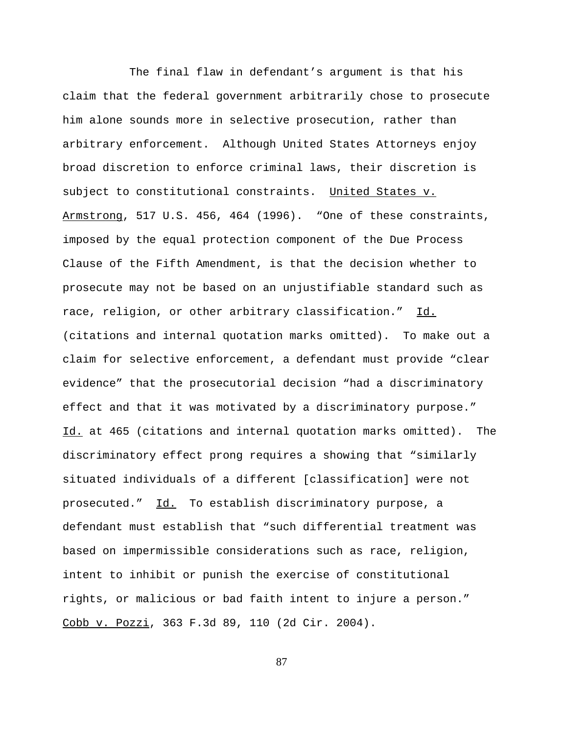The final flaw in defendant's argument is that his claim that the federal government arbitrarily chose to prosecute him alone sounds more in selective prosecution, rather than arbitrary enforcement. Although United States Attorneys enjoy broad discretion to enforce criminal laws, their discretion is subject to constitutional constraints. United States v. Armstrong, 517 U.S. 456, 464 (1996). "One of these constraints, imposed by the equal protection component of the Due Process Clause of the Fifth Amendment, is that the decision whether to prosecute may not be based on an unjustifiable standard such as race, religion, or other arbitrary classification." Id. (citations and internal quotation marks omitted). To make out a claim for selective enforcement, a defendant must provide "clear evidence" that the prosecutorial decision "had a discriminatory effect and that it was motivated by a discriminatory purpose." Id. at 465 (citations and internal quotation marks omitted). The discriminatory effect prong requires a showing that "similarly situated individuals of a different [classification] were not prosecuted." Id. To establish discriminatory purpose, a defendant must establish that "such differential treatment was based on impermissible considerations such as race, religion, intent to inhibit or punish the exercise of constitutional rights, or malicious or bad faith intent to injure a person." Cobb v. Pozzi, 363 F.3d 89, 110 (2d Cir. 2004).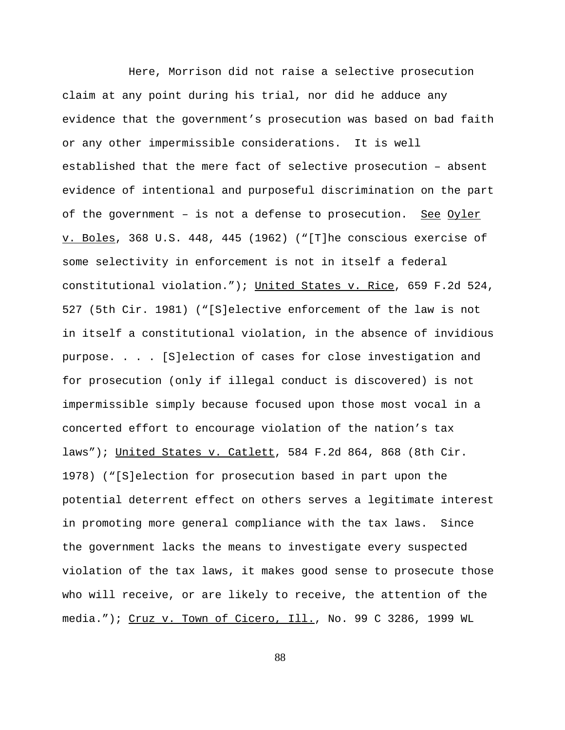Here, Morrison did not raise a selective prosecution claim at any point during his trial, nor did he adduce any evidence that the government's prosecution was based on bad faith or any other impermissible considerations. It is well established that the mere fact of selective prosecution – absent evidence of intentional and purposeful discrimination on the part of the government – is not a defense to prosecution. See Oyler v. Boles, 368 U.S. 448, 445 (1962) ("[T]he conscious exercise of some selectivity in enforcement is not in itself a federal constitutional violation."); United States v. Rice, 659 F.2d 524, 527 (5th Cir. 1981) ("[S]elective enforcement of the law is not in itself a constitutional violation, in the absence of invidious purpose. . . . [S]election of cases for close investigation and for prosecution (only if illegal conduct is discovered) is not impermissible simply because focused upon those most vocal in a concerted effort to encourage violation of the nation's tax laws"); United States v. Catlett, 584 F.2d 864, 868 (8th Cir. 1978) ("[S]election for prosecution based in part upon the potential deterrent effect on others serves a legitimate interest in promoting more general compliance with the tax laws. Since the government lacks the means to investigate every suspected violation of the tax laws, it makes good sense to prosecute those who will receive, or are likely to receive, the attention of the media."); Cruz v. Town of Cicero, Ill., No. 99 C 3286, 1999 WL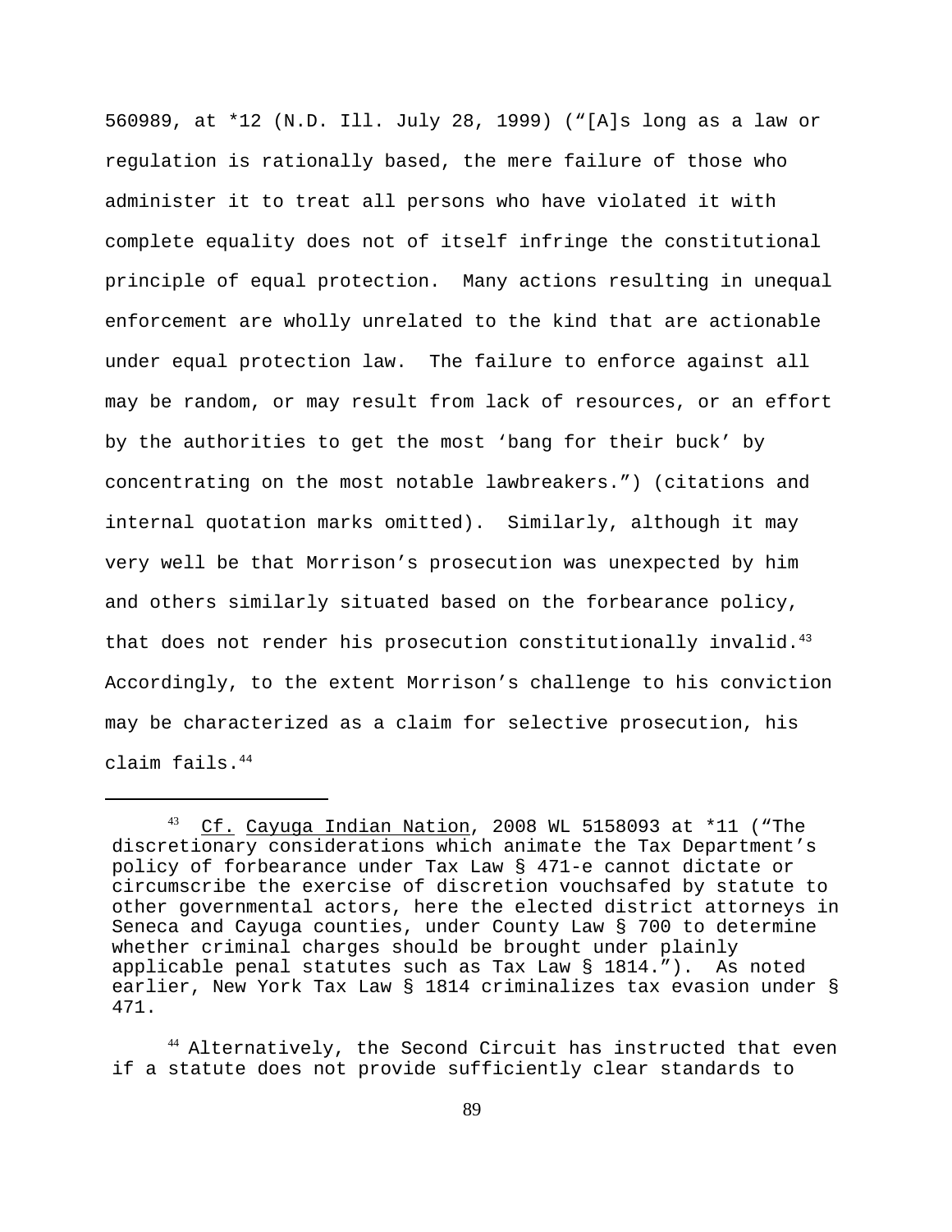560989, at *12 (N.D. Ill. July 28, 1999) ("[A]s long as a law or regulation is rationally based, the mere failure of those who administer it to treat all persons who have violated it with complete equality does not of itself infringe the constitutional principle of equal protection. Many actions resulting in unequal enforcement are wholly unrelated to the kind that are actionable under equal protection law. The failure to enforce against all may be random, or may result from lack of resources, or an effort by the authorities to get the most 'bang for their buck' by concentrating on the most notable lawbreakers.") (citations and internal quotation marks omitted). Similarly, although it may very well be that Morrison's prosecution was unexpected by him and others similarly situated based on the forbearance policy, that does not render his prosecution constitutionally invalid.[43] Accordingly, to the extent Morrison's challenge to his conviction may be characterized as a claim for selective prosecution, his claim fails.[44]

---

[43] Cf. Cayuga Indian Nation, 2008 WL 5158093 at *11 ("The discretionary considerations which animate the Tax Department's policy of forbearance under Tax Law § 471-e cannot dictate or circumscribe the exercise of discretion vouchsafed by statute to other governmental actors, here the elected district attorneys in Seneca and Cayuga counties, under County Law § 700 to determine whether criminal charges should be brought under plainly applicable penal statutes such as Tax Law § 1814."). As noted earlier, New York Tax Law § 1814 criminalizes tax evasion under § 471.

[44] Alternatively, the Second Circuit has instructed that even if a statute does not provide sufficiently clear standards to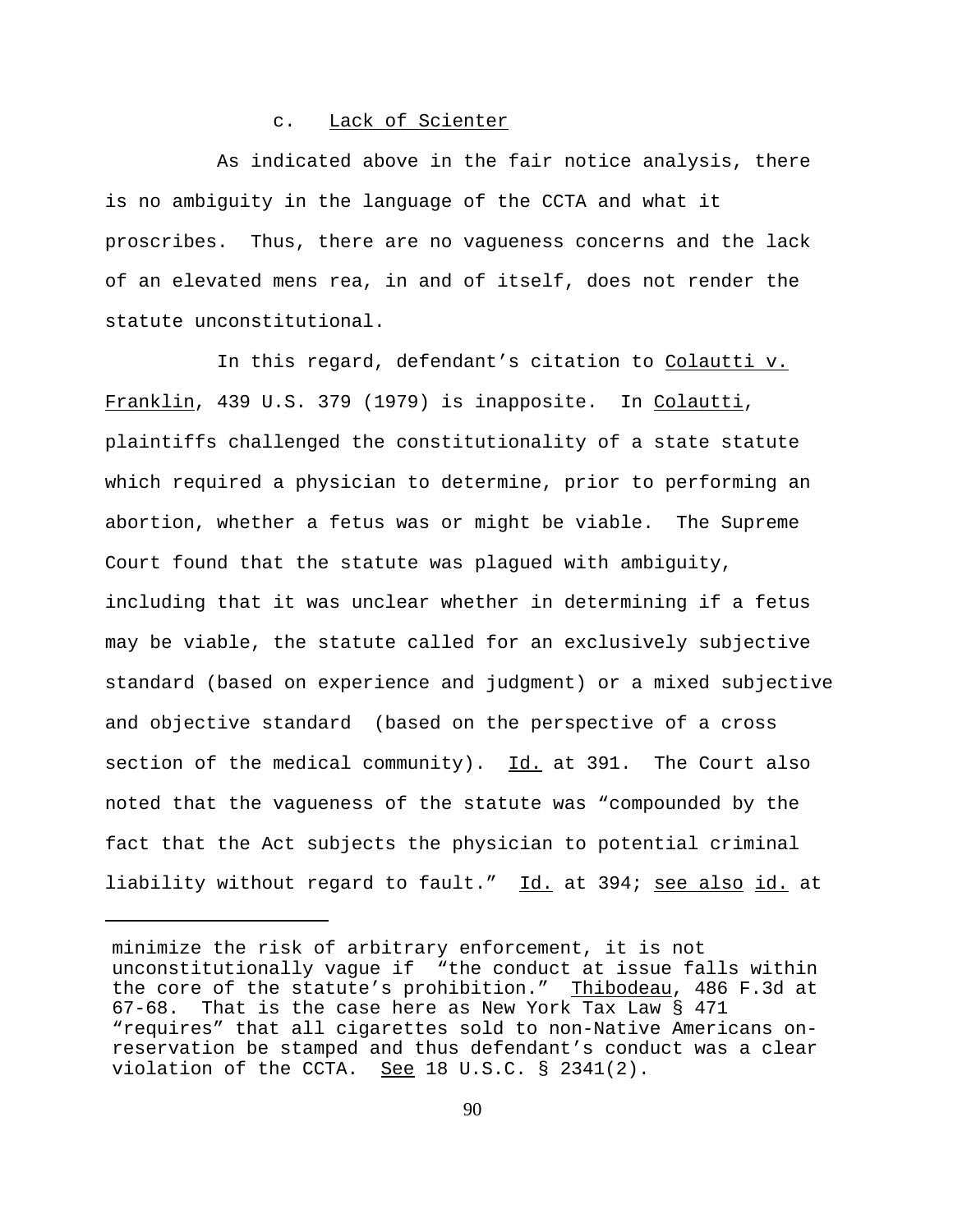c. Lack of Scienter

As indicated above in the fair notice analysis, there is no ambiguity in the language of the CCTA and what it proscribes. Thus, there are no vagueness concerns and the lack of an elevated mens rea, in and of itself, does not render the statute unconstitutional.

In this regard, defendant's citation to Colautti v. Franklin, 439 U.S. 379 (1979) is inapposite. In Colautti, plaintiffs challenged the constitutionality of a state statute which required a physician to determine, prior to performing an abortion, whether a fetus was or might be viable. The Supreme Court found that the statute was plagued with ambiguity, including that it was unclear whether in determining if a fetus may be viable, the statute called for an exclusively subjective standard (based on experience and judgment) or a mixed subjective and objective standard (based on the perspective of a cross section of the medical community). Id. at 391. The Court also noted that the vagueness of the statute was "compounded by the fact that the Act subjects the physician to potential criminal liability without regard to fault." Id. at 394; see also id. at

---

minimize the risk of arbitrary enforcement, it is not unconstitutionally vague if "the conduct at issue falls within the core of the statute's prohibition." Thibodeau, 486 F.3d at 67-68. That is the case here as New York Tax Law § 471 "requires" that all cigarettes sold to non-Native Americans on-reservation be stamped and thus defendant's conduct was a clear violation of the CCTA. See 18 U.S.C. § 2341(2).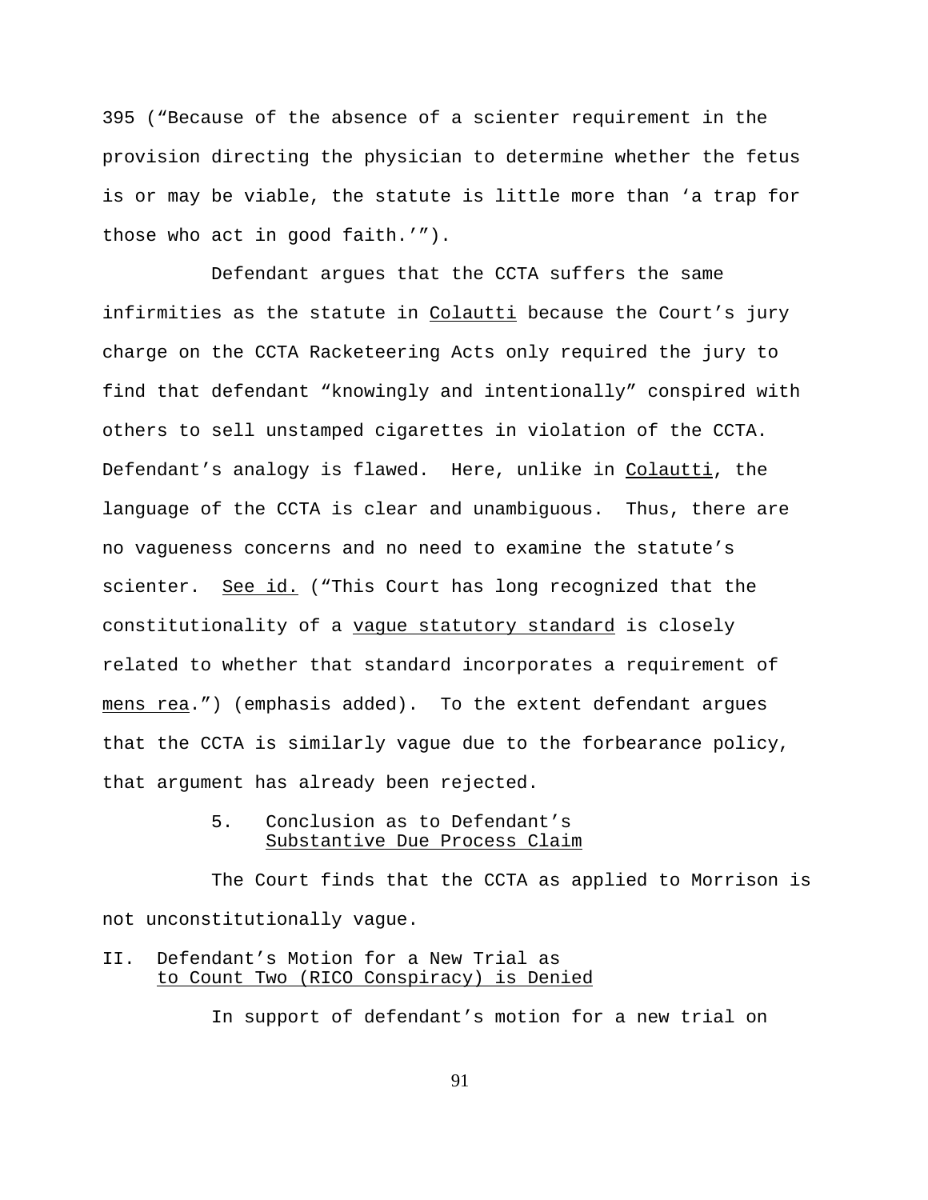395 ("Because of the absence of a scienter requirement in the provision directing the physician to determine whether the fetus is or may be viable, the statute is little more than 'a trap for those who act in good faith.'").

Defendant argues that the CCTA suffers the same infirmities as the statute in Colautti because the Court's jury charge on the CCTA Racketeering Acts only required the jury to find that defendant "knowingly and intentionally" conspired with others to sell unstamped cigarettes in violation of the CCTA. Defendant's analogy is flawed. Here, unlike in Colautti, the language of the CCTA is clear and unambiguous. Thus, there are no vagueness concerns and no need to examine the statute's scienter. See id. ("This Court has long recognized that the constitutionality of a vague statutory standard is closely related to whether that standard incorporates a requirement of mens rea.") (emphasis added). To the extent defendant argues that the CCTA is similarly vague due to the forbearance policy, that argument has already been rejected.

#### 5. Conclusion as to Defendant's Substantive Due Process Claim

The Court finds that the CCTA as applied to Morrison is not unconstitutionally vague.

## II. Defendant's Motion for a New Trial as to Count Two (RICO Conspiracy) is Denied

In support of defendant's motion for a new trial on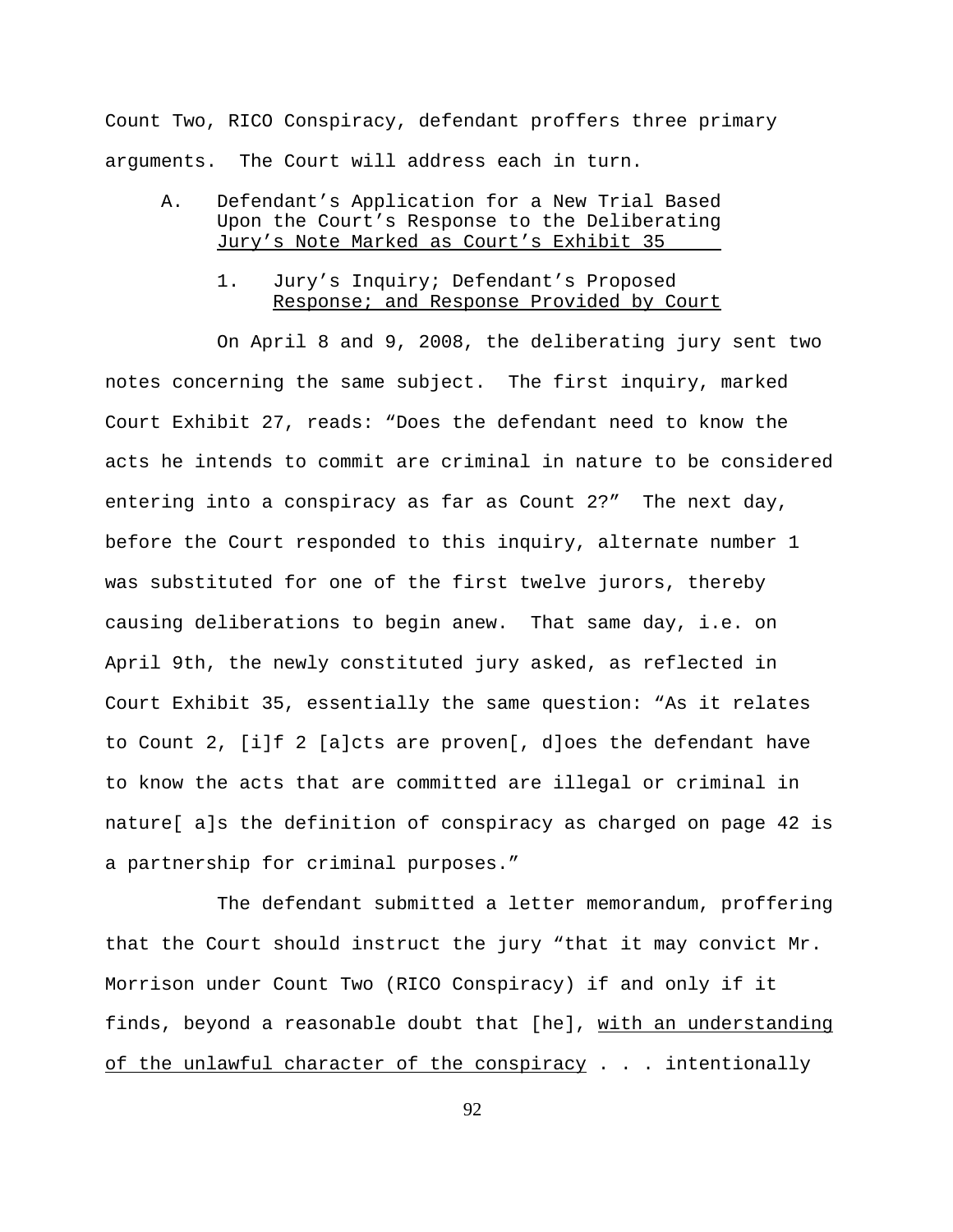Count Two, RICO Conspiracy, defendant proffers three primary arguments. The Court will address each in turn.

### A. Defendant's Application for a New Trial Based Upon the Court's Response to the Deliberating Jury's Note Marked as Court's Exhibit 35

#### 1. Jury's Inquiry; Defendant's Proposed Response; and Response Provided by Court

On April 8 and 9, 2008, the deliberating jury sent two notes concerning the same subject. The first inquiry, marked Court Exhibit 27, reads: "Does the defendant need to know the acts he intends to commit are criminal in nature to be considered entering into a conspiracy as far as Count 2?" The next day, before the Court responded to this inquiry, alternate number 1 was substituted for one of the first twelve jurors, thereby causing deliberations to begin anew. That same day, i.e. on April 9th, the newly constituted jury asked, as reflected in Court Exhibit 35, essentially the same question: "As it relates to Count 2, [i]f 2 [a]cts are proven[, d]oes the defendant have to know the acts that are committed are illegal or criminal in nature[ a]s the definition of conspiracy as charged on page 42 is a partnership for criminal purposes."

The defendant submitted a letter memorandum, proffering that the Court should instruct the jury "that it may convict Mr. Morrison under Count Two (RICO Conspiracy) if and only if it finds, beyond a reasonable doubt that [he], <u>with an understanding of the unlawful character of the conspiracy</u> . . . intentionally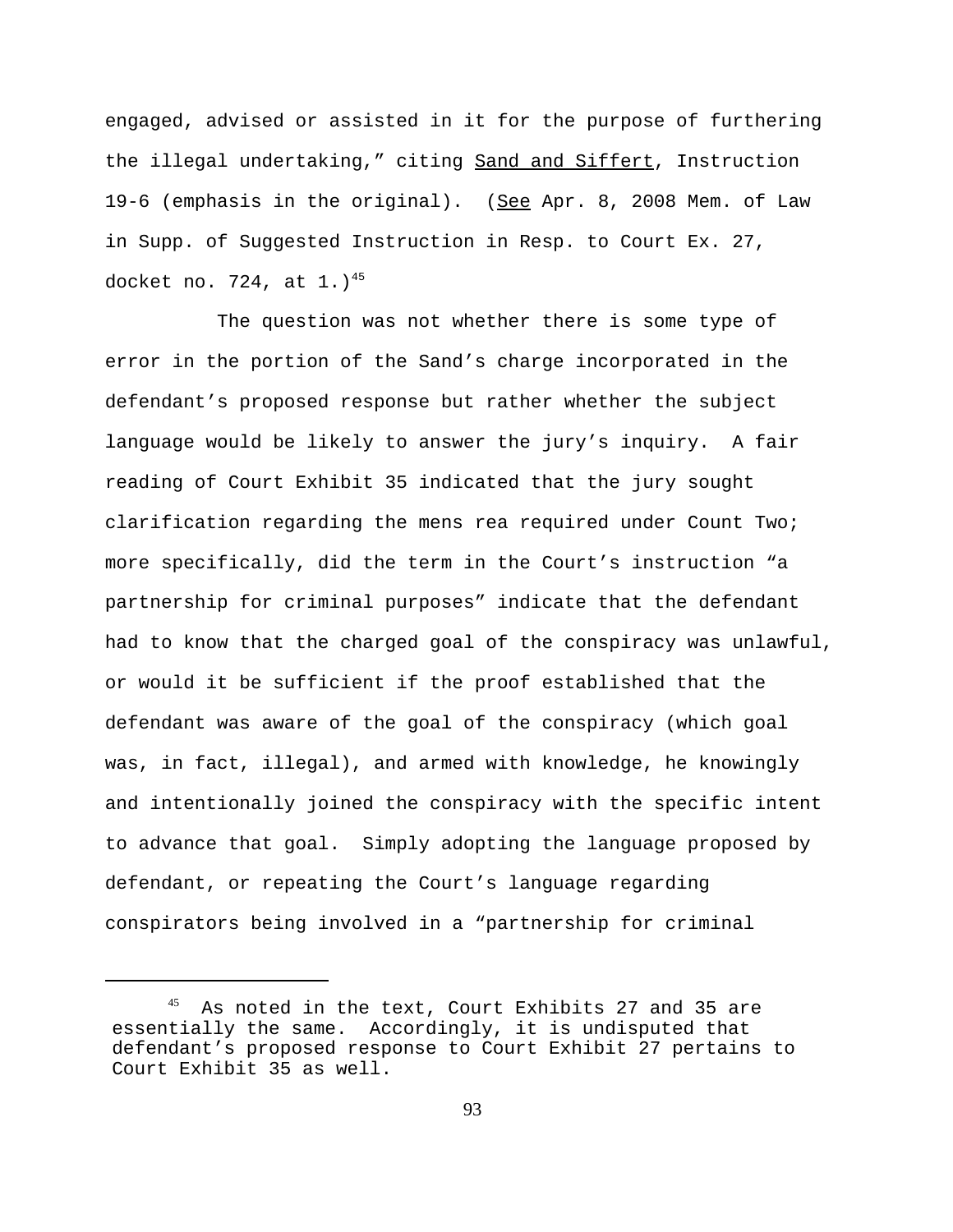engaged, advised or assisted in it for the purpose of furthering the illegal undertaking," citing Sand and Siffert, Instruction 19-6 (emphasis in the original). (See Apr. 8, 2008 Mem. of Law in Supp. of Suggested Instruction in Resp. to Court Ex. 27, docket no. 724, at 1.)[45]

The question was not whether there is some type of error in the portion of the Sand's charge incorporated in the defendant's proposed response but rather whether the subject language would be likely to answer the jury's inquiry. A fair reading of Court Exhibit 35 indicated that the jury sought clarification regarding the mens rea required under Count Two; more specifically, did the term in the Court's instruction "a partnership for criminal purposes" indicate that the defendant had to know that the charged goal of the conspiracy was unlawful, or would it be sufficient if the proof established that the defendant was aware of the goal of the conspiracy (which goal was, in fact, illegal), and armed with knowledge, he knowingly and intentionally joined the conspiracy with the specific intent to advance that goal. Simply adopting the language proposed by defendant, or repeating the Court's language regarding conspirators being involved in a "partnership for criminal

---

[45] As noted in the text, Court Exhibits 27 and 35 are essentially the same. Accordingly, it is undisputed that defendant's proposed response to Court Exhibit 27 pertains to Court Exhibit 35 as well.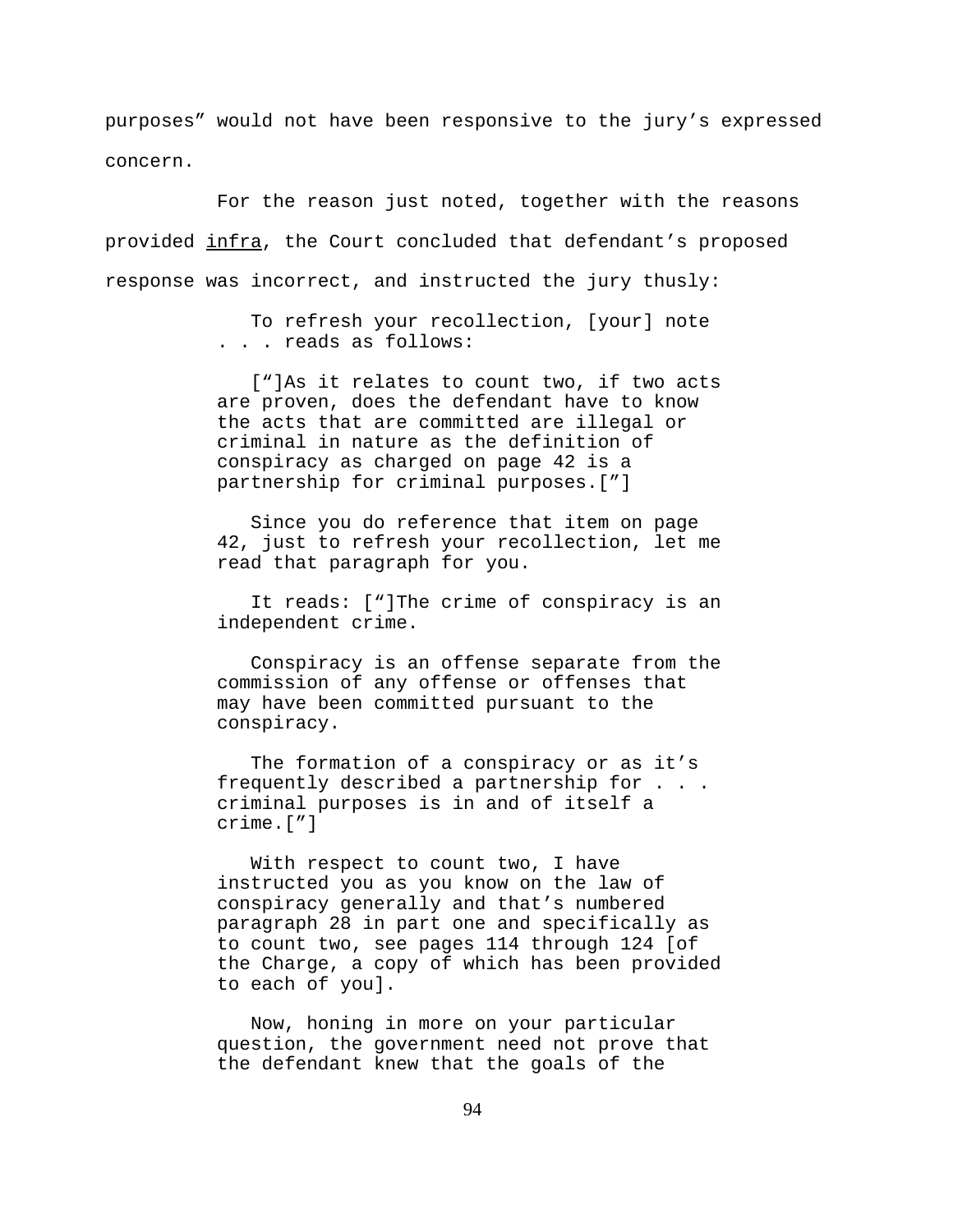purposes” would not have been responsive to the jury’s expressed concern.

For the reason just noted, together with the reasons provided infra, the Court concluded that defendant’s proposed response was incorrect, and instructed the jury thusly:

> To refresh your recollection, [your] note . . . reads as follows:
>
> [“]As it relates to count two, if two acts are proven, does the defendant have to know the acts that are committed are illegal or criminal in nature as the definition of conspiracy as charged on page 42 is a partnership for criminal purposes.[”]
>
> Since you do reference that item on page 42, just to refresh your recollection, let me read that paragraph for you.
>
> It reads: [“]The crime of conspiracy is an independent crime.
>
> Conspiracy is an offense separate from the commission of any offense or offenses that may have been committed pursuant to the conspiracy.
>
> The formation of a conspiracy or as it’s frequently described a partnership for . . . criminal purposes is in and of itself a crime.[”]
>
> With respect to count two, I have instructed you as you know on the law of conspiracy generally and that’s numbered paragraph 28 in part one and specifically as to count two, see pages 114 through 124 [of the Charge, a copy of which has been provided to each of you].
>
> Now, honing in more on your particular question, the government need not prove that the defendant knew that the goals of the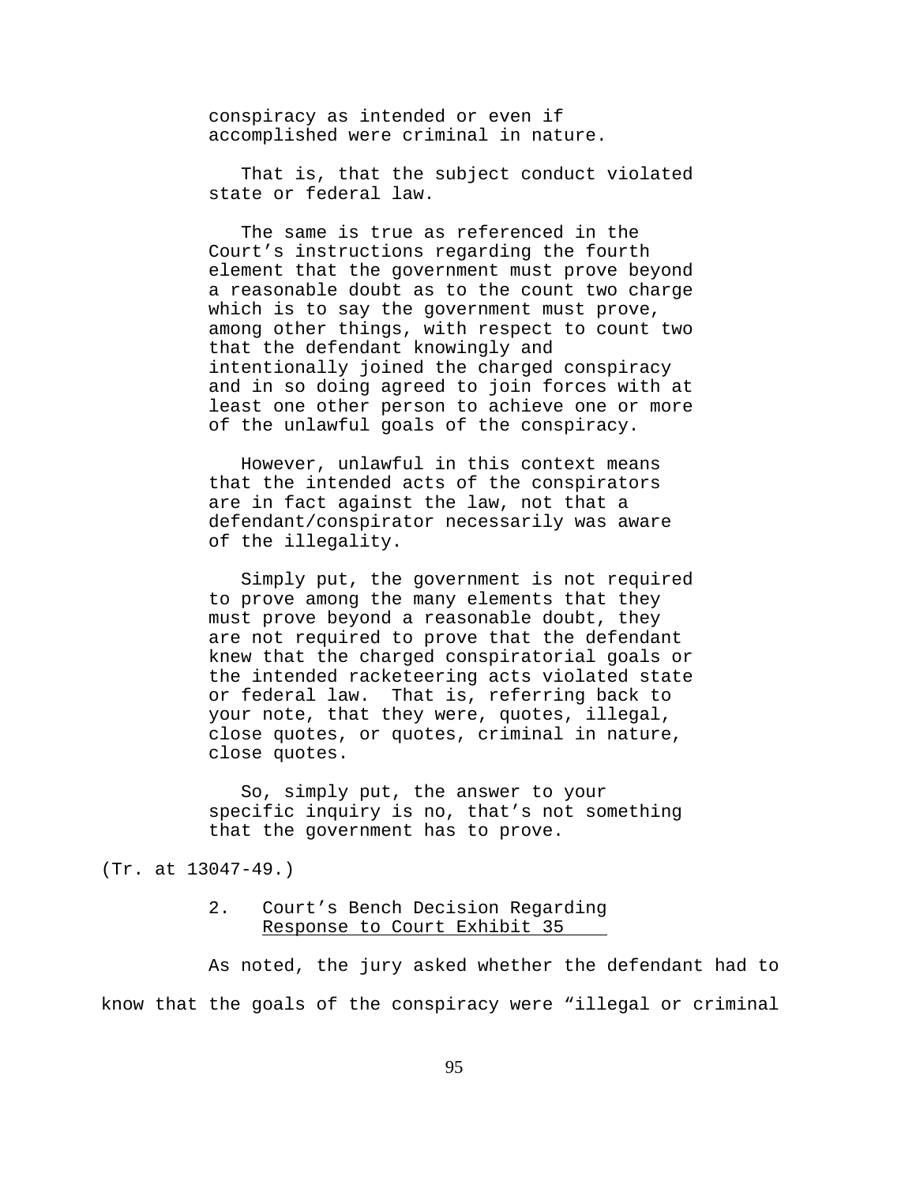> conspiracy as intended or even if accomplished were criminal in nature.
>
> That is, that the subject conduct violated state or federal law.
>
> The same is true as referenced in the Court's instructions regarding the fourth element that the government must prove beyond a reasonable doubt as to the count two charge which is to say the government must prove, among other things, with respect to count two that the defendant knowingly and intentionally joined the charged conspiracy and in so doing agreed to join forces with at least one other person to achieve one or more of the unlawful goals of the conspiracy.
>
> However, unlawful in this context means that the intended acts of the conspirators are in fact against the law, not that a defendant/conspirator necessarily was aware of the illegality.
>
> Simply put, the government is not required to prove among the many elements that they must prove beyond a reasonable doubt, they are not required to prove that the defendant knew that the charged conspiratorial goals or the intended racketeering acts violated state or federal law. That is, referring back to your note, that they were, quotes, illegal, close quotes, or quotes, criminal in nature, close quotes.
>
> So, simply put, the answer to your specific inquiry is no, that's not something that the government has to prove.

(Tr. at 13047-49.)

2. <u>Court's Bench Decision Regarding Response to Court Exhibit 35</u>

As noted, the jury asked whether the defendant had to know that the goals of the conspiracy were "illegal or criminal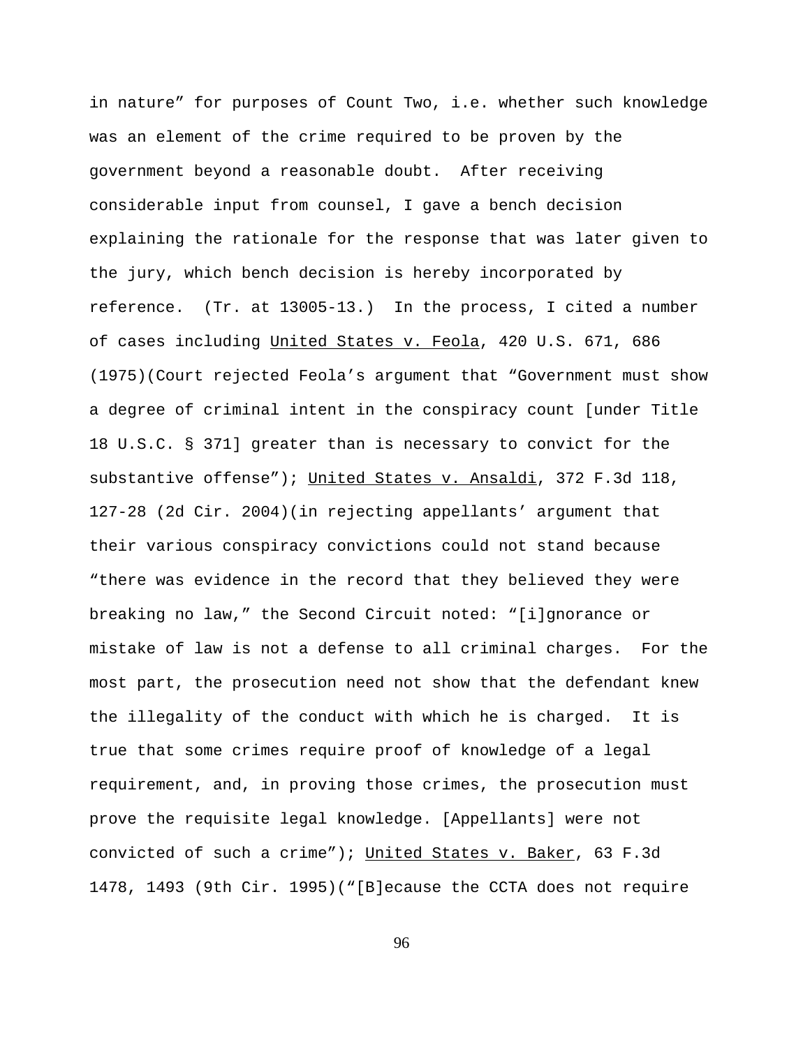in nature" for purposes of Count Two, i.e. whether such knowledge was an element of the crime required to be proven by the government beyond a reasonable doubt. After receiving considerable input from counsel, I gave a bench decision explaining the rationale for the response that was later given to the jury, which bench decision is hereby incorporated by reference. (Tr. at 13005-13.) In the process, I cited a number of cases including United States v. Feola, 420 U.S. 671, 686 (1975)(Court rejected Feola's argument that "Government must show a degree of criminal intent in the conspiracy count [under Title 18 U.S.C. § 371] greater than is necessary to convict for the substantive offense"); United States v. Ansaldi, 372 F.3d 118, 127-28 (2d Cir. 2004)(in rejecting appellants' argument that their various conspiracy convictions could not stand because "there was evidence in the record that they believed they were breaking no law," the Second Circuit noted: "[i]gnorance or mistake of law is not a defense to all criminal charges. For the most part, the prosecution need not show that the defendant knew the illegality of the conduct with which he is charged. It is true that some crimes require proof of knowledge of a legal requirement, and, in proving those crimes, the prosecution must prove the requisite legal knowledge. [Appellants] were not convicted of such a crime"); United States v. Baker, 63 F.3d 1478, 1493 (9th Cir. 1995)("[B]ecause the CCTA does not require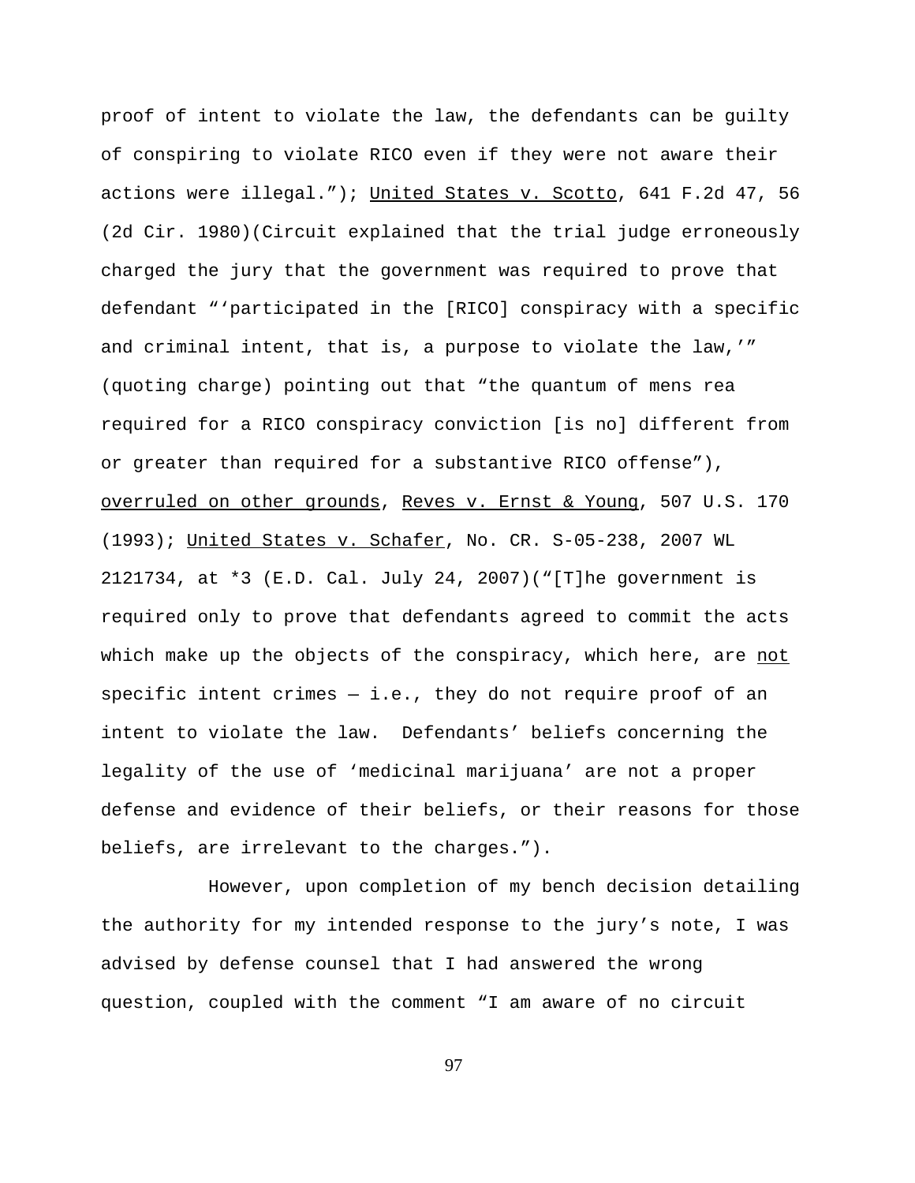proof of intent to violate the law, the defendants can be guilty of conspiring to violate RICO even if they were not aware their actions were illegal."); United States v. Scotto, 641 F.2d 47, 56 (2d Cir. 1980)(Circuit explained that the trial judge erroneously charged the jury that the government was required to prove that defendant "'participated in the [RICO] conspiracy with a specific and criminal intent, that is, a purpose to violate the law,'" (quoting charge) pointing out that "the quantum of mens rea required for a RICO conspiracy conviction [is no] different from or greater than required for a substantive RICO offense"), overruled on other grounds, Reves v. Ernst & Young, 507 U.S. 170 (1993); United States v. Schafer, No. CR. S-05-238, 2007 WL 2121734, at *3 (E.D. Cal. July 24, 2007)("[T]he government is required only to prove that defendants agreed to commit the acts which make up the objects of the conspiracy, which here, are not specific intent crimes — i.e., they do not require proof of an intent to violate the law. Defendants' beliefs concerning the legality of the use of 'medicinal marijuana' are not a proper defense and evidence of their beliefs, or their reasons for those beliefs, are irrelevant to the charges.").

However, upon completion of my bench decision detailing the authority for my intended response to the jury's note, I was advised by defense counsel that I had answered the wrong question, coupled with the comment "I am aware of no circuit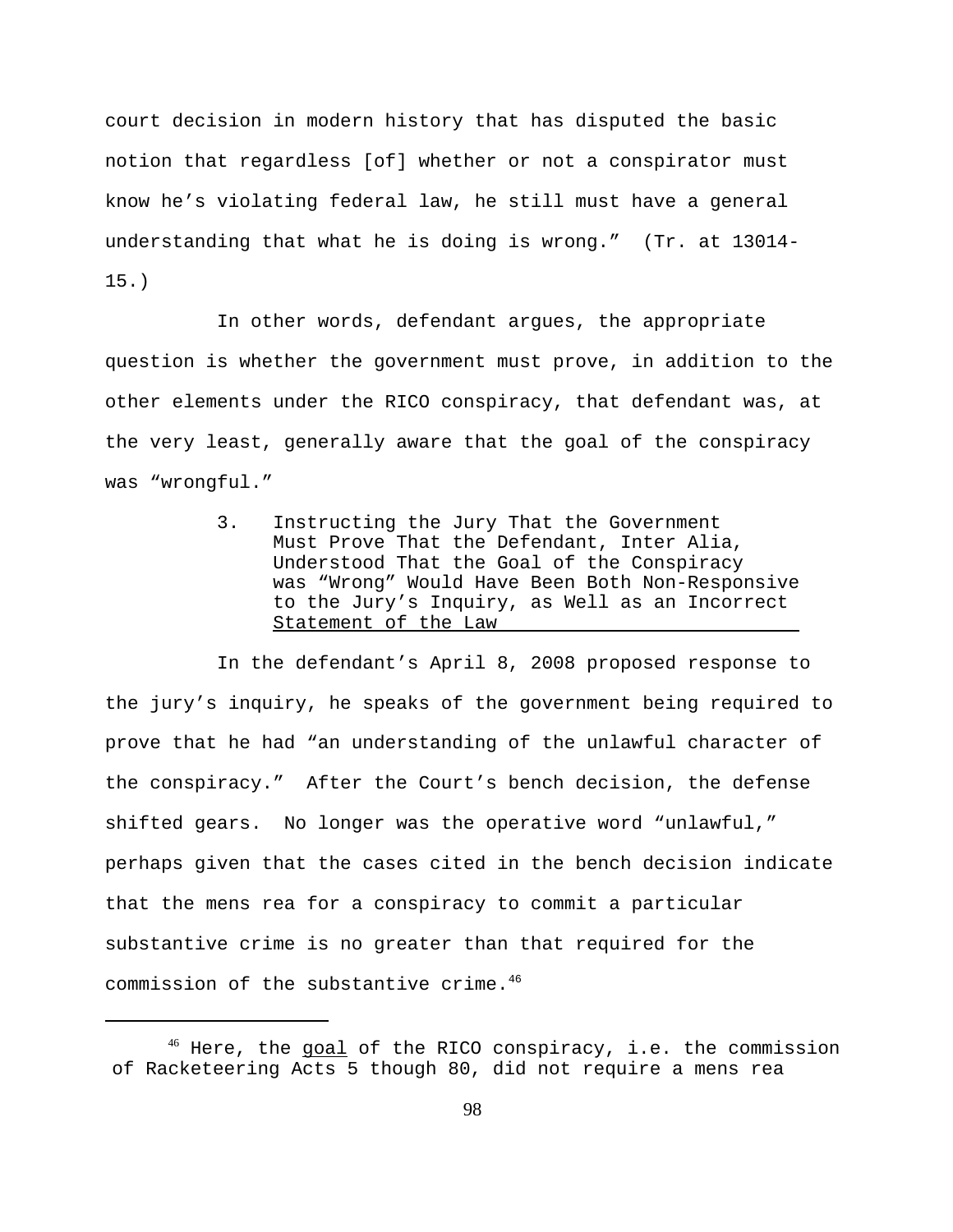court decision in modern history that has disputed the basic notion that regardless [of] whether or not a conspirator must know he's violating federal law, he still must have a general understanding that what he is doing is wrong." (Tr. at 13014-15.)

In other words, defendant argues, the appropriate question is whether the government must prove, in addition to the other elements under the RICO conspiracy, that defendant was, at the very least, generally aware that the goal of the conspiracy was "wrongful."

### 3. Instructing the Jury That the Government Must Prove That the Defendant, Inter Alia, Understood That the Goal of the Conspiracy was "Wrong" Would Have Been Both Non-Responsive to the Jury's Inquiry, as Well as an Incorrect Statement of the Law

In the defendant's April 8, 2008 proposed response to the jury's inquiry, he speaks of the government being required to prove that he had "an understanding of the unlawful character of the conspiracy." After the Court's bench decision, the defense shifted gears. No longer was the operative word "unlawful," perhaps given that the cases cited in the bench decision indicate that the mens rea for a conspiracy to commit a particular substantive crime is no greater than that required for the commission of the substantive crime.[46]

---

[46] Here, the goal of the RICO conspiracy, i.e. the commission of Racketeering Acts 5 though 80, did not require a mens rea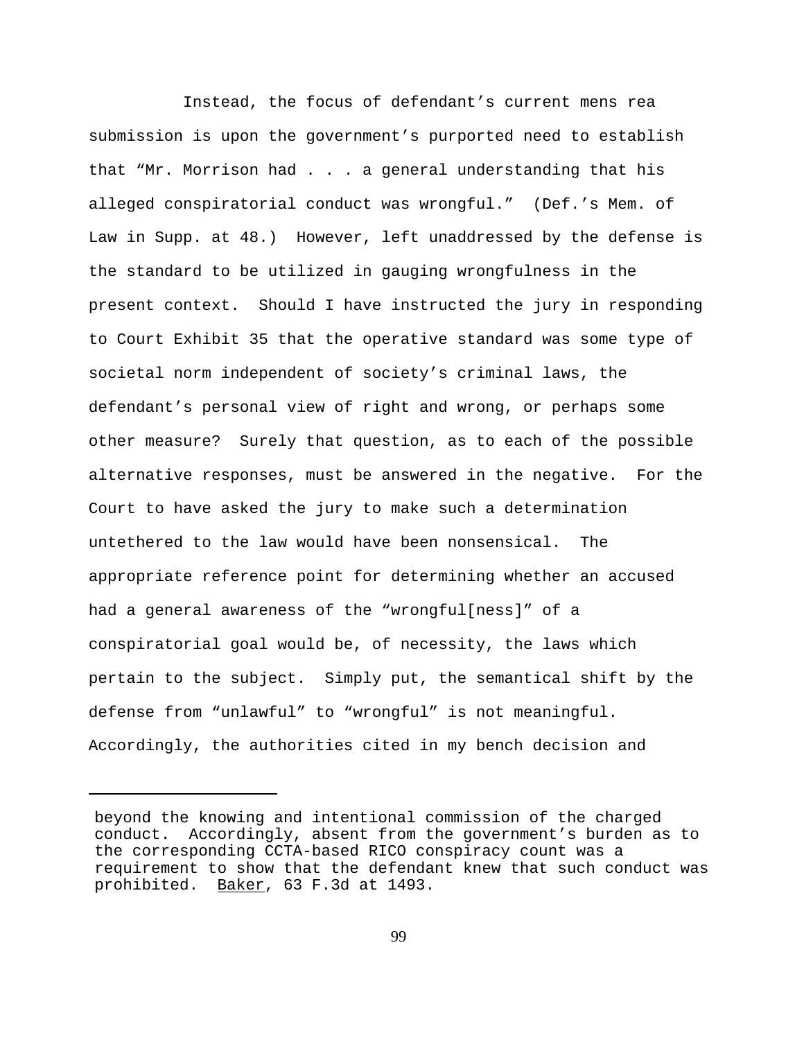Instead, the focus of defendant's current mens rea submission is upon the government's purported need to establish that "Mr. Morrison had . . . a general understanding that his alleged conspiratorial conduct was wrongful." (Def.'s Mem. of Law in Supp. at 48.) However, left unaddressed by the defense is the standard to be utilized in gauging wrongfulness in the present context. Should I have instructed the jury in responding to Court Exhibit 35 that the operative standard was some type of societal norm independent of society's criminal laws, the defendant's personal view of right and wrong, or perhaps some other measure? Surely that question, as to each of the possible alternative responses, must be answered in the negative. For the Court to have asked the jury to make such a determination untethered to the law would have been nonsensical. The appropriate reference point for determining whether an accused had a general awareness of the "wrongful[ness]" of a conspiratorial goal would be, of necessity, the laws which pertain to the subject. Simply put, the semantical shift by the defense from "unlawful" to "wrongful" is not meaningful. Accordingly, the authorities cited in my bench decision and

---

beyond the knowing and intentional commission of the charged conduct. Accordingly, absent from the government's burden as to the corresponding CCTA-based RICO conspiracy count was a requirement to show that the defendant knew that such conduct was prohibited. Baker, 63 F.3d at 1493.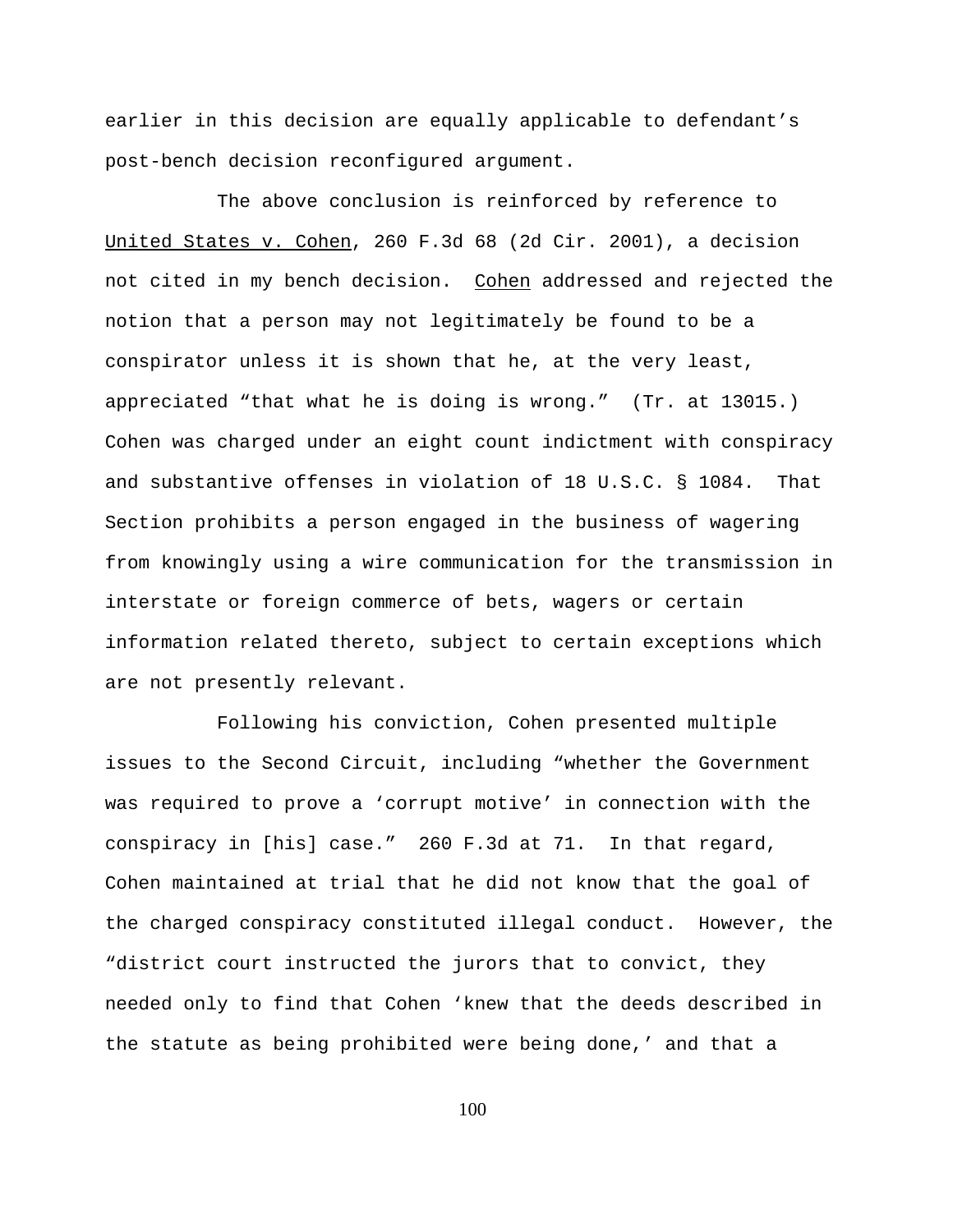earlier in this decision are equally applicable to defendant's post-bench decision reconfigured argument.

The above conclusion is reinforced by reference to United States v. Cohen, 260 F.3d 68 (2d Cir. 2001), a decision not cited in my bench decision. Cohen addressed and rejected the notion that a person may not legitimately be found to be a conspirator unless it is shown that he, at the very least, appreciated "that what he is doing is wrong." (Tr. at 13015.) Cohen was charged under an eight count indictment with conspiracy and substantive offenses in violation of 18 U.S.C. § 1084. That Section prohibits a person engaged in the business of wagering from knowingly using a wire communication for the transmission in interstate or foreign commerce of bets, wagers or certain information related thereto, subject to certain exceptions which are not presently relevant.

Following his conviction, Cohen presented multiple issues to the Second Circuit, including "whether the Government was required to prove a 'corrupt motive' in connection with the conspiracy in [his] case." 260 F.3d at 71. In that regard, Cohen maintained at trial that he did not know that the goal of the charged conspiracy constituted illegal conduct. However, the "district court instructed the jurors that to convict, they needed only to find that Cohen 'knew that the deeds described in the statute as being prohibited were being done,' and that a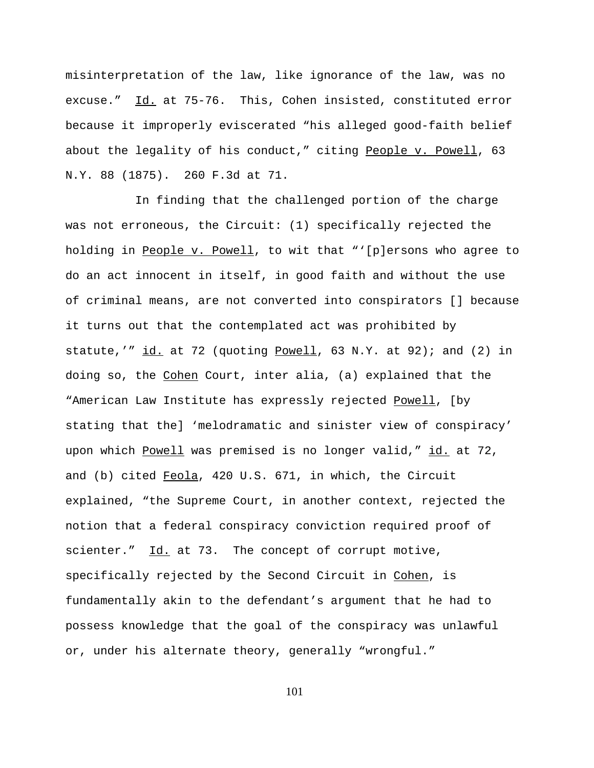misinterpretation of the law, like ignorance of the law, was no excuse." Id. at 75-76. This, Cohen insisted, constituted error because it improperly eviscerated "his alleged good-faith belief about the legality of his conduct," citing People v. Powell, 63 N.Y. 88 (1875). 260 F.3d at 71.

In finding that the challenged portion of the charge was not erroneous, the Circuit: (1) specifically rejected the holding in People v. Powell, to wit that "'[p]ersons who agree to do an act innocent in itself, in good faith and without the use of criminal means, are not converted into conspirators [] because it turns out that the contemplated act was prohibited by statute,'" id. at 72 (quoting Powell, 63 N.Y. at 92); and (2) in doing so, the Cohen Court, inter alia, (a) explained that the "American Law Institute has expressly rejected Powell, [by stating that the] 'melodramatic and sinister view of conspiracy' upon which Powell was premised is no longer valid," id. at 72, and (b) cited Feola, 420 U.S. 671, in which, the Circuit explained, "the Supreme Court, in another context, rejected the notion that a federal conspiracy conviction required proof of scienter." Id. at 73. The concept of corrupt motive, specifically rejected by the Second Circuit in Cohen, is fundamentally akin to the defendant's argument that he had to possess knowledge that the goal of the conspiracy was unlawful or, under his alternate theory, generally "wrongful."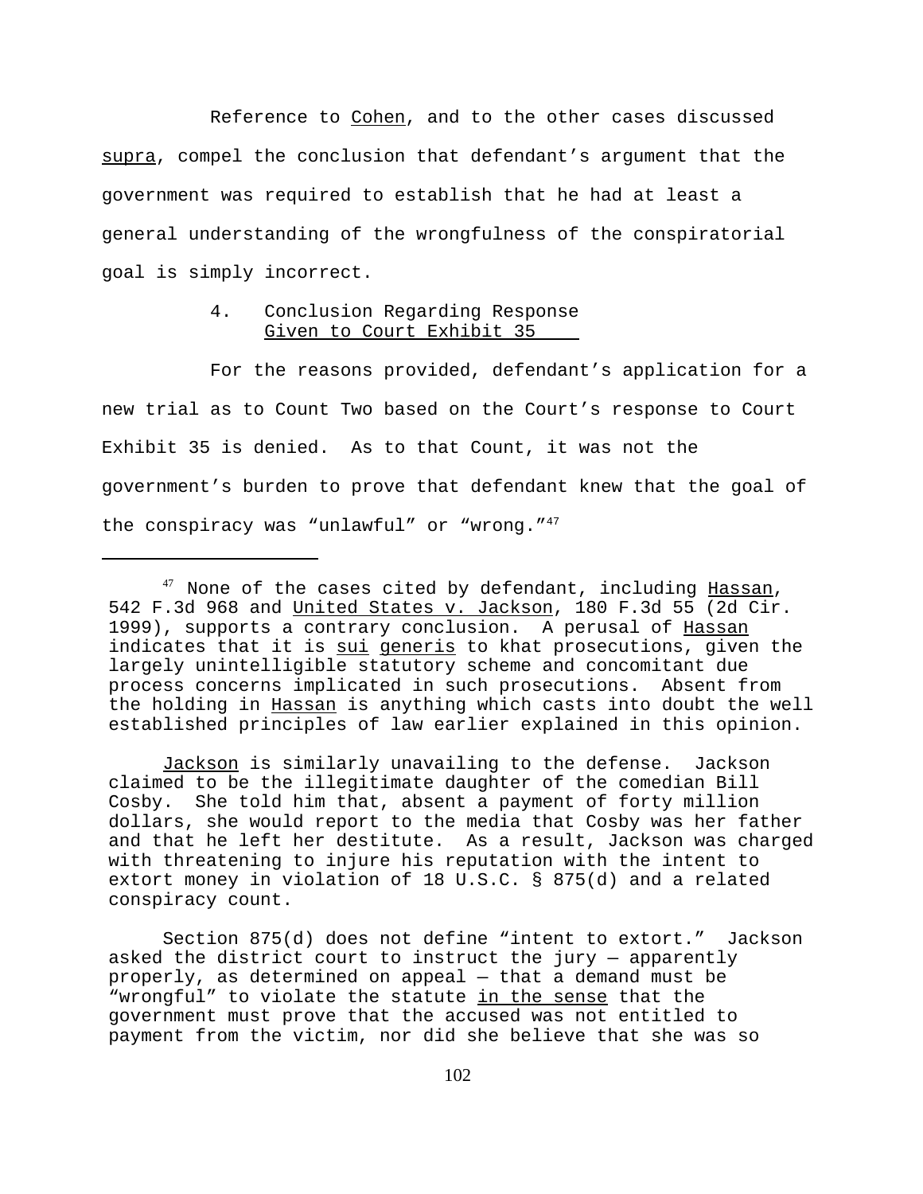Reference to Cohen, and to the other cases discussed supra, compel the conclusion that defendant's argument that the government was required to establish that he had at least a general understanding of the wrongfulness of the conspiratorial goal is simply incorrect.

### 4. Conclusion Regarding Response Given to Court Exhibit 35

For the reasons provided, defendant's application for a new trial as to Count Two based on the Court's response to Court Exhibit 35 is denied. As to that Count, it was not the government's burden to prove that defendant knew that the goal of the conspiracy was "unlawful" or "wrong."[47]

---

[47] None of the cases cited by defendant, including Hassan, 542 F.3d 968 and United States v. Jackson, 180 F.3d 55 (2d Cir. 1999), supports a contrary conclusion. A perusal of Hassan indicates that it is *sui generis* to khat prosecutions, given the largely unintelligible statutory scheme and concomitant due process concerns implicated in such prosecutions. Absent from the holding in Hassan is anything which casts into doubt the well established principles of law earlier explained in this opinion.

Jackson is similarly unavailing to the defense. Jackson claimed to be the illegitimate daughter of the comedian Bill Cosby. She told him that, absent a payment of forty million dollars, she would report to the media that Cosby was her father and that he left her destitute. As a result, Jackson was charged with threatening to injure his reputation with the intent to extort money in violation of 18 U.S.C. § 875(d) and a related conspiracy count.

Section 875(d) does not define "intent to extort." Jackson asked the district court to instruct the jury — apparently properly, as determined on appeal — that a demand must be "wrongful" to violate the statute *in the sense* that the government must prove that the accused was not entitled to payment from the victim, nor did she believe that she was so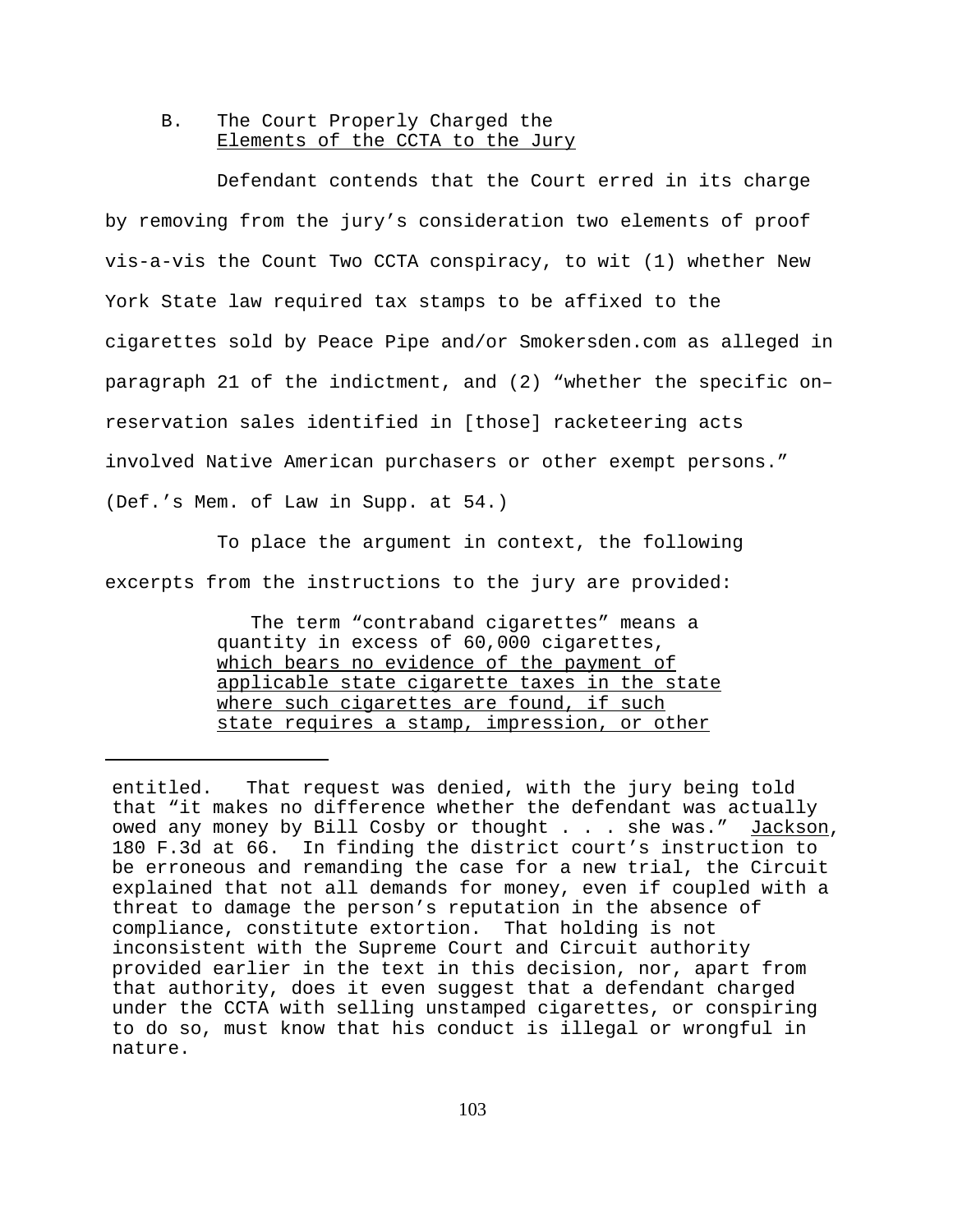B. The Court Properly Charged the Elements of the CCTA to the Jury

Defendant contends that the Court erred in its charge by removing from the jury's consideration two elements of proof vis-a-vis the Count Two CCTA conspiracy, to wit (1) whether New York State law required tax stamps to be affixed to the cigarettes sold by Peace Pipe and/or Smokersden.com as alleged in paragraph 21 of the indictment, and (2) "whether the specific on–reservation sales identified in [those] racketeering acts involved Native American purchasers or other exempt persons." (Def.'s Mem. of Law in Supp. at 54.)

To place the argument in context, the following excerpts from the instructions to the jury are provided:

> The term "contraband cigarettes" means a quantity in excess of 60,000 cigarettes, <u>which bears no evidence of the payment of applicable state cigarette taxes in the state where such cigarettes are found, if such state requires a stamp, impression, or other</u>

---

entitled. That request was denied, with the jury being told that "it makes no difference whether the defendant was actually owed any money by Bill Cosby or thought . . . she was." Jackson, 180 F.3d at 66. In finding the district court's instruction to be erroneous and remanding the case for a new trial, the Circuit explained that not all demands for money, even if coupled with a threat to damage the person's reputation in the absence of compliance, constitute extortion. That holding is not inconsistent with the Supreme Court and Circuit authority provided earlier in the text in this decision, nor, apart from that authority, does it even suggest that a defendant charged under the CCTA with selling unstamped cigarettes, or conspiring to do so, must know that his conduct is illegal or wrongful in nature.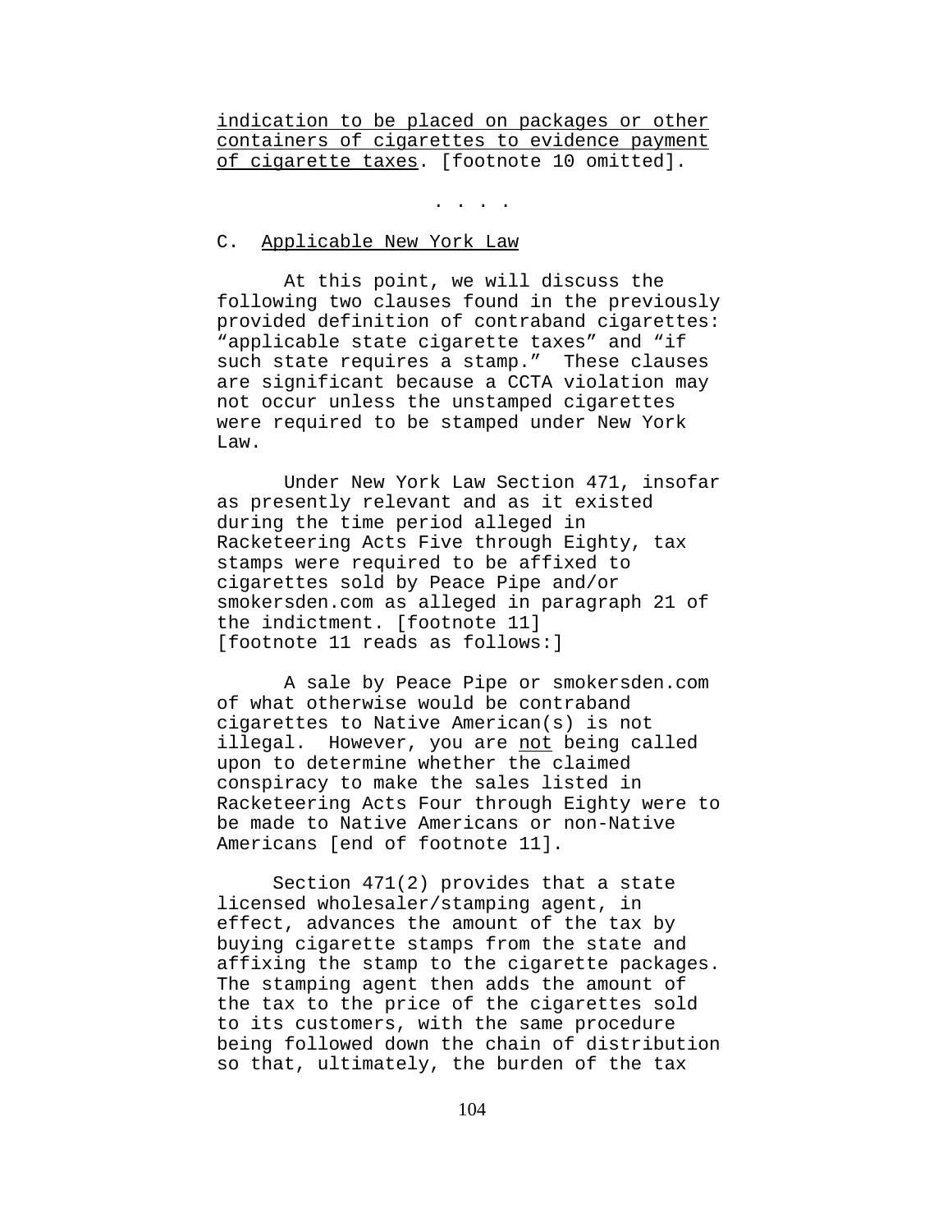<u>indication to be placed on packages or other containers of cigarettes to evidence payment of cigarette taxes</u>. [footnote 10 omitted].

. . . .

C. <u>Applicable New York Law</u>

At this point, we will discuss the following two clauses found in the previously provided definition of contraband cigarettes: “applicable state cigarette taxes” and “if such state requires a stamp.” These clauses are significant because a CCTA violation may not occur unless the unstamped cigarettes were required to be stamped under New York Law.

Under New York Law Section 471, insofar as presently relevant and as it existed during the time period alleged in Racketeering Acts Five through Eighty, tax stamps were required to be affixed to cigarettes sold by Peace Pipe and/or smokersden.com as alleged in paragraph 21 of the indictment. [footnote 11] [footnote 11 reads as follows:]

A sale by Peace Pipe or smokersden.com of what otherwise would be contraband cigarettes to Native American(s) is not illegal. However, you are <u>not</u> being called upon to determine whether the claimed conspiracy to make the sales listed in Racketeering Acts Four through Eighty were to be made to Native Americans or non-Native Americans [end of footnote 11].

Section 471(2) provides that a state licensed wholesaler/stamping agent, in effect, advances the amount of the tax by buying cigarette stamps from the state and affixing the stamp to the cigarette packages. The stamping agent then adds the amount of the tax to the price of the cigarettes sold to its customers, with the same procedure being followed down the chain of distribution so that, ultimately, the burden of the tax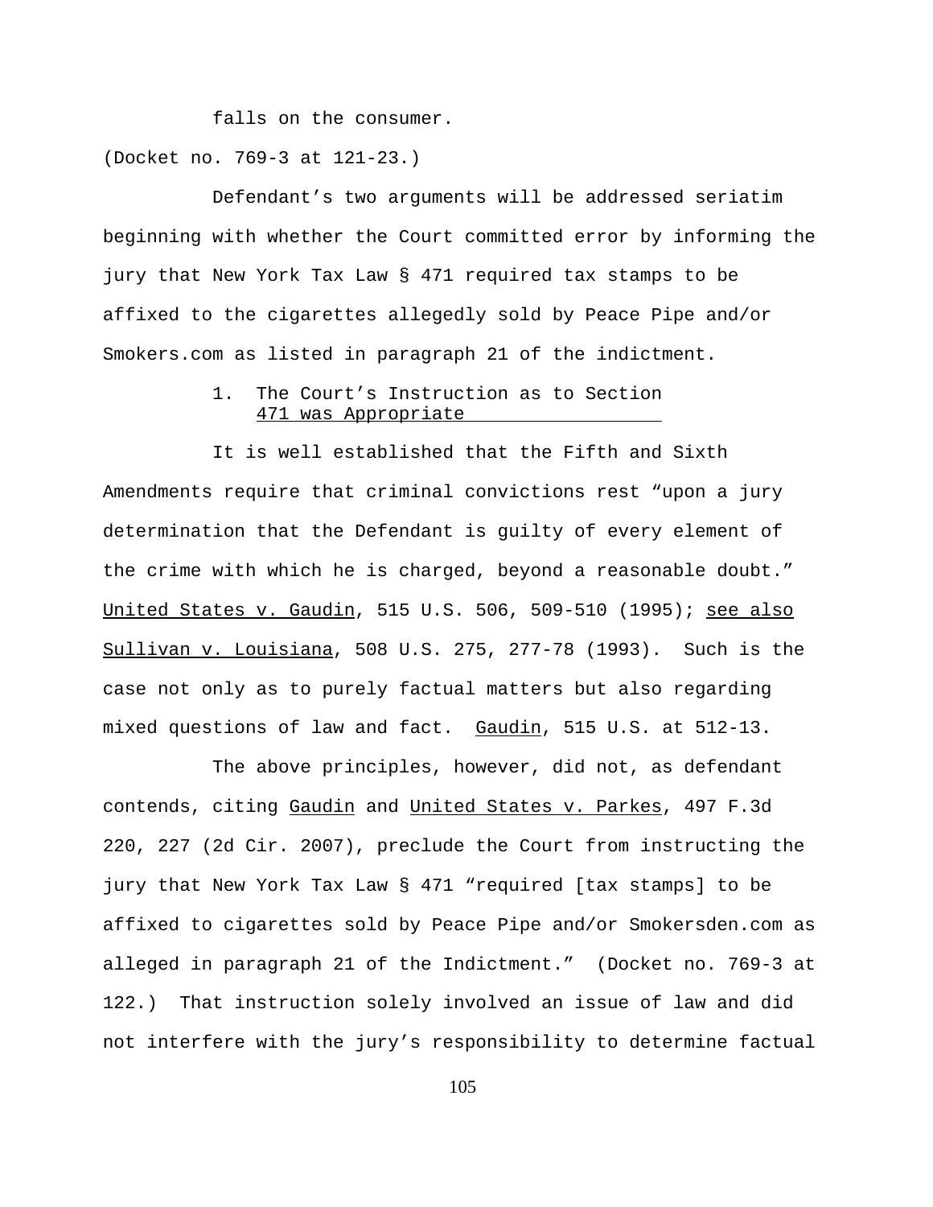falls on the consumer.

(Docket no. 769-3 at 121-23.)

Defendant's two arguments will be addressed seriatim beginning with whether the Court committed error by informing the jury that New York Tax Law § 471 required tax stamps to be affixed to the cigarettes allegedly sold by Peace Pipe and/or Smokers.com as listed in paragraph 21 of the indictment.

### 1. The Court's Instruction as to Section 471 was Appropriate

It is well established that the Fifth and Sixth Amendments require that criminal convictions rest "upon a jury determination that the Defendant is guilty of every element of the crime with which he is charged, beyond a reasonable doubt." United States v. Gaudin, 515 U.S. 506, 509-510 (1995); see also Sullivan v. Louisiana, 508 U.S. 275, 277-78 (1993). Such is the case not only as to purely factual matters but also regarding mixed questions of law and fact. Gaudin, 515 U.S. at 512-13.

The above principles, however, did not, as defendant contends, citing Gaudin and United States v. Parkes, 497 F.3d 220, 227 (2d Cir. 2007), preclude the Court from instructing the jury that New York Tax Law § 471 "required [tax stamps] to be affixed to cigarettes sold by Peace Pipe and/or Smokersden.com as alleged in paragraph 21 of the Indictment." (Docket no. 769-3 at 122.) That instruction solely involved an issue of law and did not interfere with the jury's responsibility to determine factual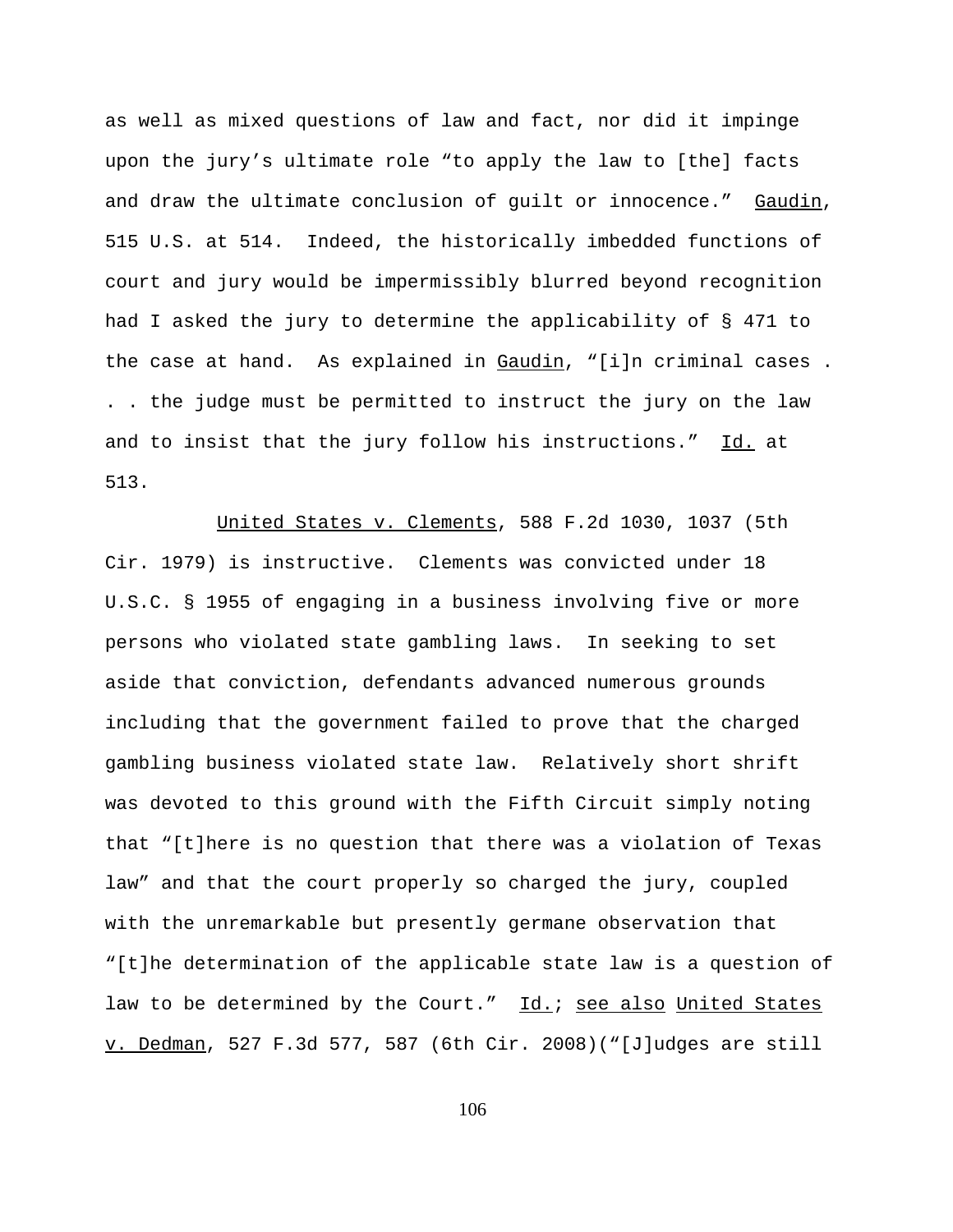as well as mixed questions of law and fact, nor did it impinge upon the jury's ultimate role "to apply the law to [the] facts and draw the ultimate conclusion of guilt or innocence." Gaudin, 515 U.S. at 514. Indeed, the historically imbedded functions of court and jury would be impermissibly blurred beyond recognition had I asked the jury to determine the applicability of § 471 to the case at hand. As explained in Gaudin, "[i]n criminal cases . . . the judge must be permitted to instruct the jury on the law and to insist that the jury follow his instructions." Id. at 513.

United States v. Clements, 588 F.2d 1030, 1037 (5th Cir. 1979) is instructive. Clements was convicted under 18 U.S.C. § 1955 of engaging in a business involving five or more persons who violated state gambling laws. In seeking to set aside that conviction, defendants advanced numerous grounds including that the government failed to prove that the charged gambling business violated state law. Relatively short shrift was devoted to this ground with the Fifth Circuit simply noting that "[t]here is no question that there was a violation of Texas law" and that the court properly so charged the jury, coupled with the unremarkable but presently germane observation that "[t]he determination of the applicable state law is a question of law to be determined by the Court." Id.; see also United States v. Dedman, 527 F.3d 577, 587 (6th Cir. 2008)("[J]udges are still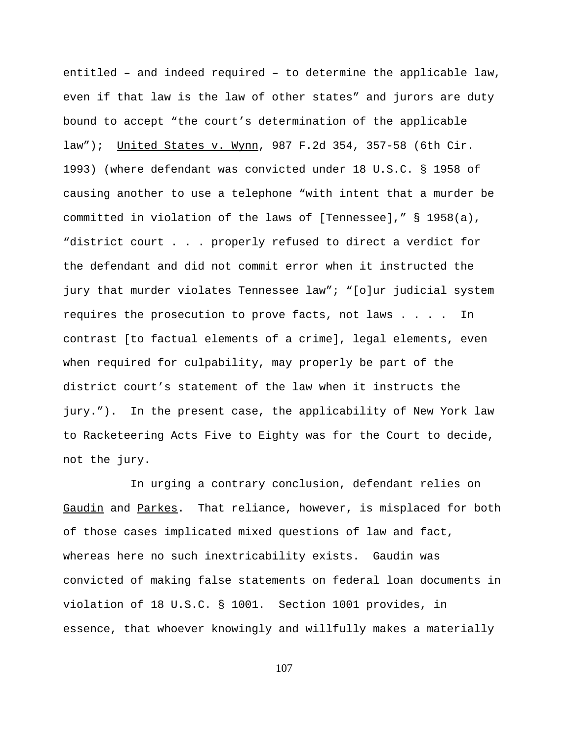entitled – and indeed required – to determine the applicable law, even if that law is the law of other states" and jurors are duty bound to accept "the court's determination of the applicable law"); United States v. Wynn, 987 F.2d 354, 357-58 (6th Cir. 1993) (where defendant was convicted under 18 U.S.C. § 1958 of causing another to use a telephone "with intent that a murder be committed in violation of the laws of [Tennessee]," § 1958(a), "district court . . . properly refused to direct a verdict for the defendant and did not commit error when it instructed the jury that murder violates Tennessee law"; "[o]ur judicial system requires the prosecution to prove facts, not laws . . . . In contrast [to factual elements of a crime], legal elements, even when required for culpability, may properly be part of the district court's statement of the law when it instructs the jury."). In the present case, the applicability of New York law to Racketeering Acts Five to Eighty was for the Court to decide, not the jury.

In urging a contrary conclusion, defendant relies on Gaudin and Parkes. That reliance, however, is misplaced for both of those cases implicated mixed questions of law and fact, whereas here no such inextricability exists. Gaudin was convicted of making false statements on federal loan documents in violation of 18 U.S.C. § 1001. Section 1001 provides, in essence, that whoever knowingly and willfully makes a materially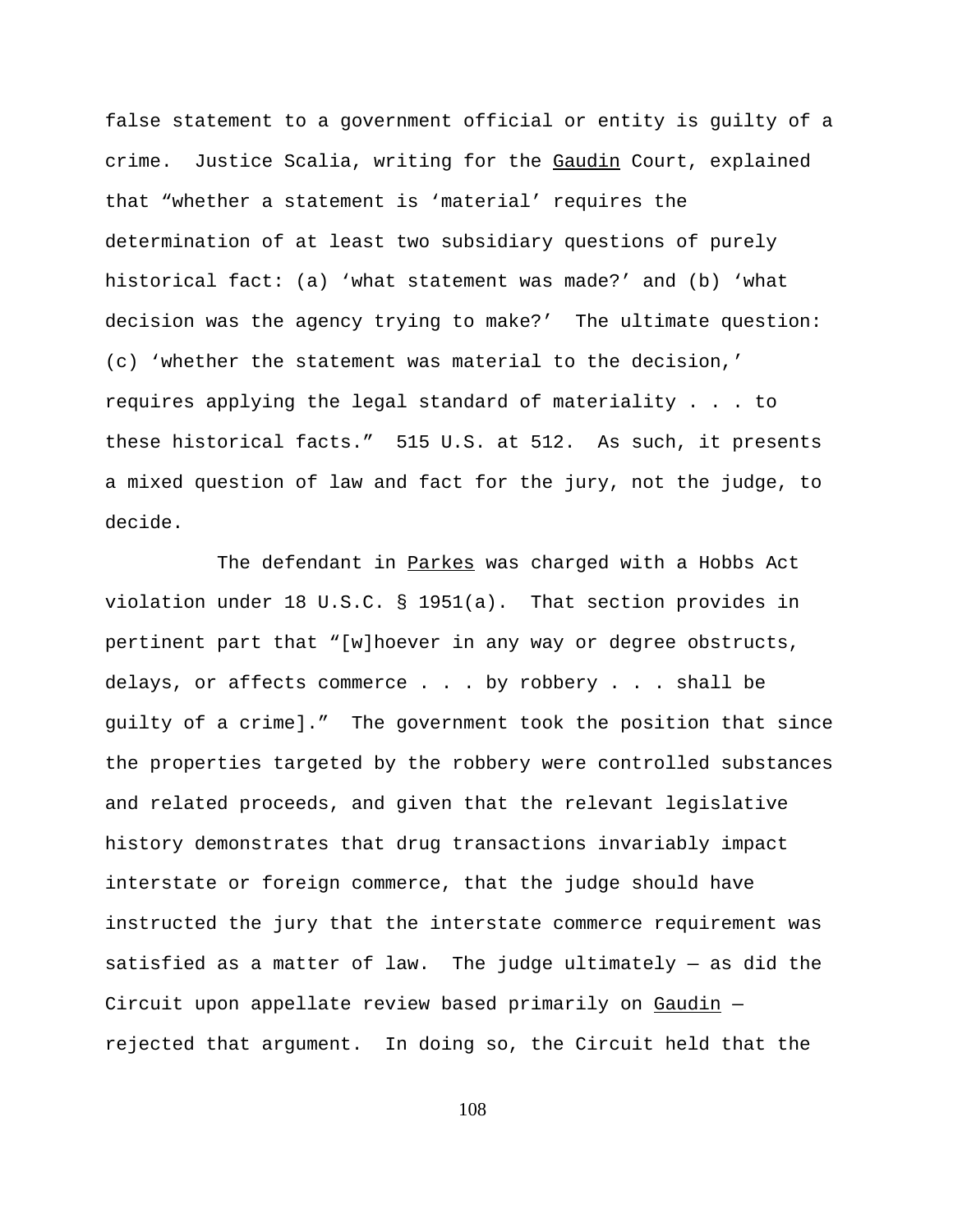false statement to a government official or entity is guilty of a crime. Justice Scalia, writing for the Gaudin Court, explained that "whether a statement is 'material' requires the determination of at least two subsidiary questions of purely historical fact: (a) 'what statement was made?' and (b) 'what decision was the agency trying to make?' The ultimate question: (c) 'whether the statement was material to the decision,' requires applying the legal standard of materiality . . . to these historical facts." 515 U.S. at 512. As such, it presents a mixed question of law and fact for the jury, not the judge, to decide.

The defendant in Parkes was charged with a Hobbs Act violation under 18 U.S.C. § 1951(a). That section provides in pertinent part that "[w]hoever in any way or degree obstructs, delays, or affects commerce . . . by robbery . . . shall be guilty of a crime]." The government took the position that since the properties targeted by the robbery were controlled substances and related proceeds, and given that the relevant legislative history demonstrates that drug transactions invariably impact interstate or foreign commerce, that the judge should have instructed the jury that the interstate commerce requirement was satisfied as a matter of law. The judge ultimately — as did the Circuit upon appellate review based primarily on Gaudin — rejected that argument. In doing so, the Circuit held that the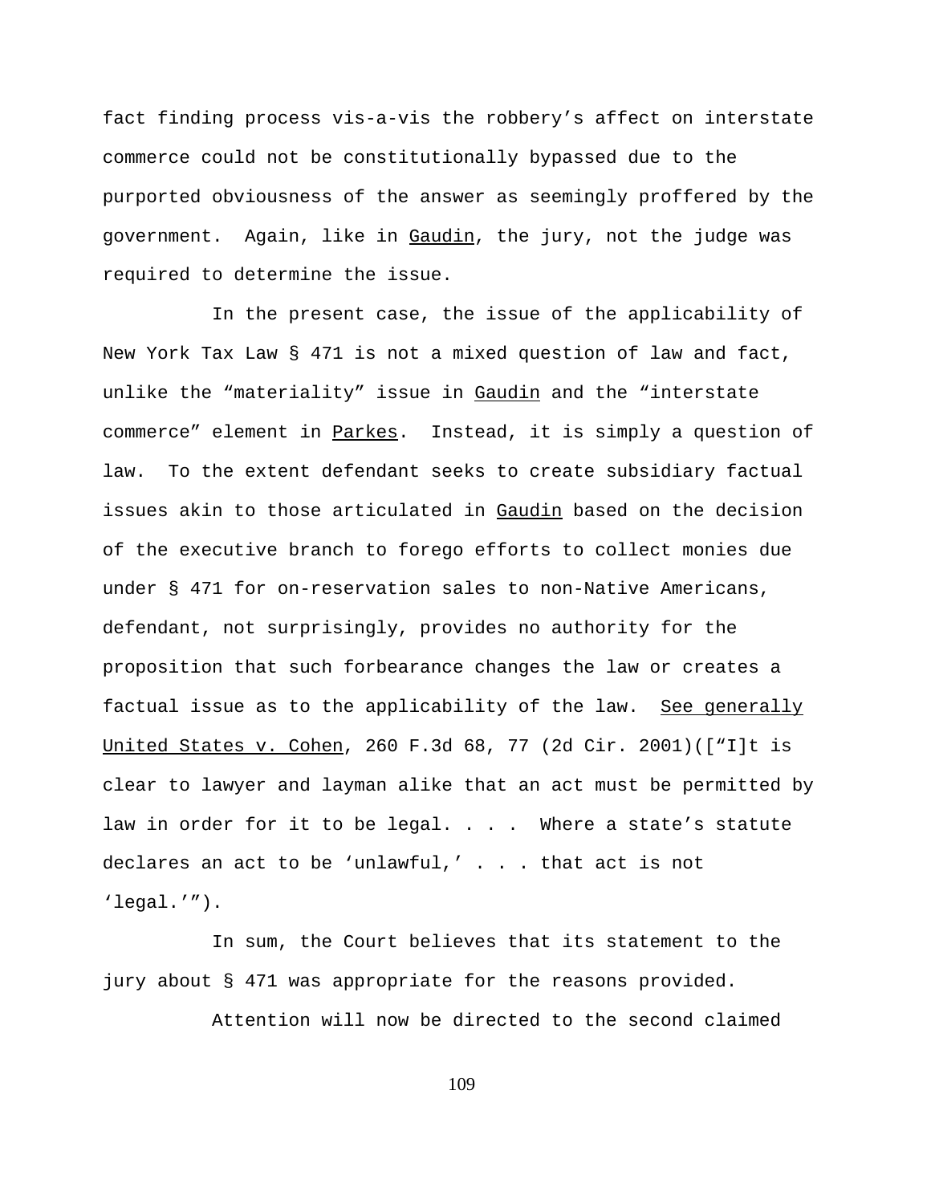fact finding process vis-a-vis the robbery's affect on interstate commerce could not be constitutionally bypassed due to the purported obviousness of the answer as seemingly proffered by the government. Again, like in Gaudin, the jury, not the judge was required to determine the issue.

In the present case, the issue of the applicability of New York Tax Law § 471 is not a mixed question of law and fact, unlike the "materiality" issue in Gaudin and the "interstate commerce" element in Parkes. Instead, it is simply a question of law. To the extent defendant seeks to create subsidiary factual issues akin to those articulated in Gaudin based on the decision of the executive branch to forego efforts to collect monies due under § 471 for on-reservation sales to non-Native Americans, defendant, not surprisingly, provides no authority for the proposition that such forbearance changes the law or creates a factual issue as to the applicability of the law. See generally United States v. Cohen, 260 F.3d 68, 77 (2d Cir. 2001)(["I]t is clear to lawyer and layman alike that an act must be permitted by law in order for it to be legal. . . . Where a state's statute declares an act to be 'unlawful,' . . . that act is not 'legal.'").

In sum, the Court believes that its statement to the jury about § 471 was appropriate for the reasons provided.

Attention will now be directed to the second claimed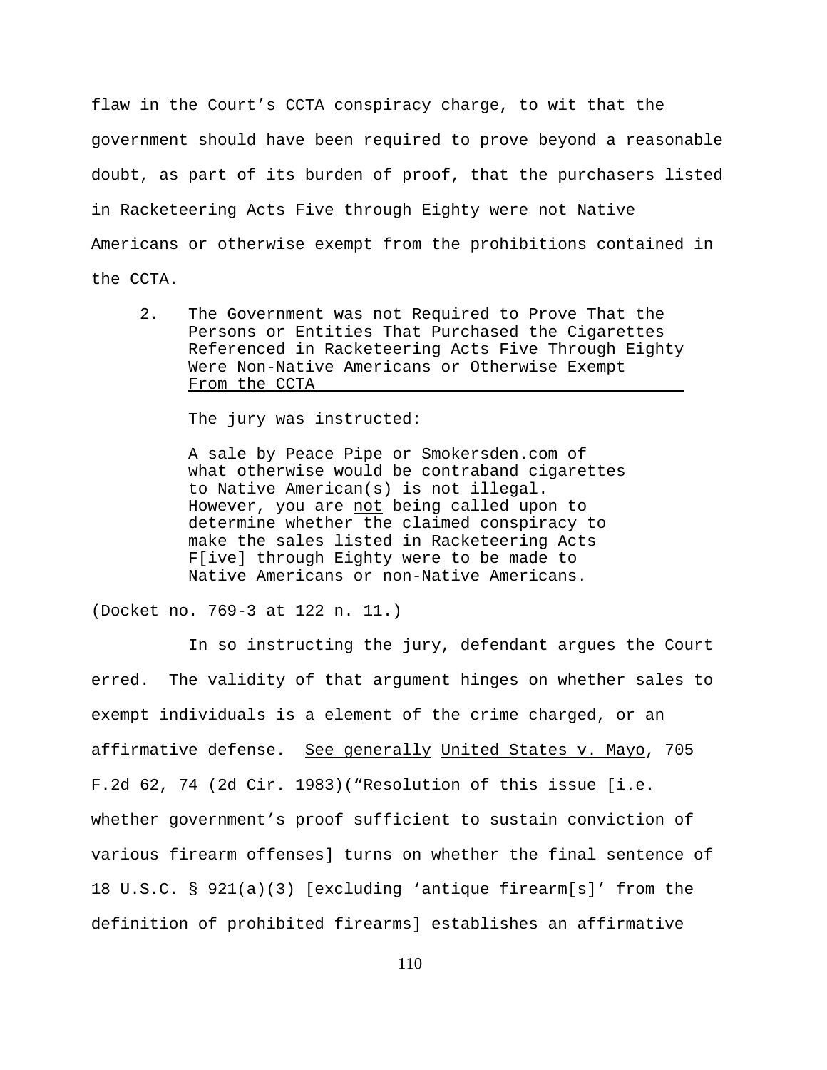flaw in the Court's CCTA conspiracy charge, to wit that the government should have been required to prove beyond a reasonable doubt, as part of its burden of proof, that the purchasers listed in Racketeering Acts Five through Eighty were not Native Americans or otherwise exempt from the prohibitions contained in the CCTA.

### 2. The Government was not Required to Prove That the Persons or Entities That Purchased the Cigarettes Referenced in Racketeering Acts Five Through Eighty Were Non-Native Americans or Otherwise Exempt From the CCTA

The jury was instructed:

> A sale by Peace Pipe or Smokersden.com of what otherwise would be contraband cigarettes to Native American(s) is not illegal. However, you are <u>not</u> being called upon to determine whether the claimed conspiracy to make the sales listed in Racketeering Acts F[ive] through Eighty were to be made to Native Americans or non-Native Americans.

(Docket no. 769-3 at 122 n. 11.)

In so instructing the jury, defendant argues the Court erred. The validity of that argument hinges on whether sales to exempt individuals is a element of the crime charged, or an affirmative defense. <u>See generally</u> <u>United States v. Mayo</u>, 705 F.2d 62, 74 (2d Cir. 1983)("Resolution of this issue [i.e. whether government's proof sufficient to sustain conviction of various firearm offenses] turns on whether the final sentence of 18 U.S.C. § 921(a)(3) [excluding 'antique firearm[s]' from the definition of prohibited firearms] establishes an affirmative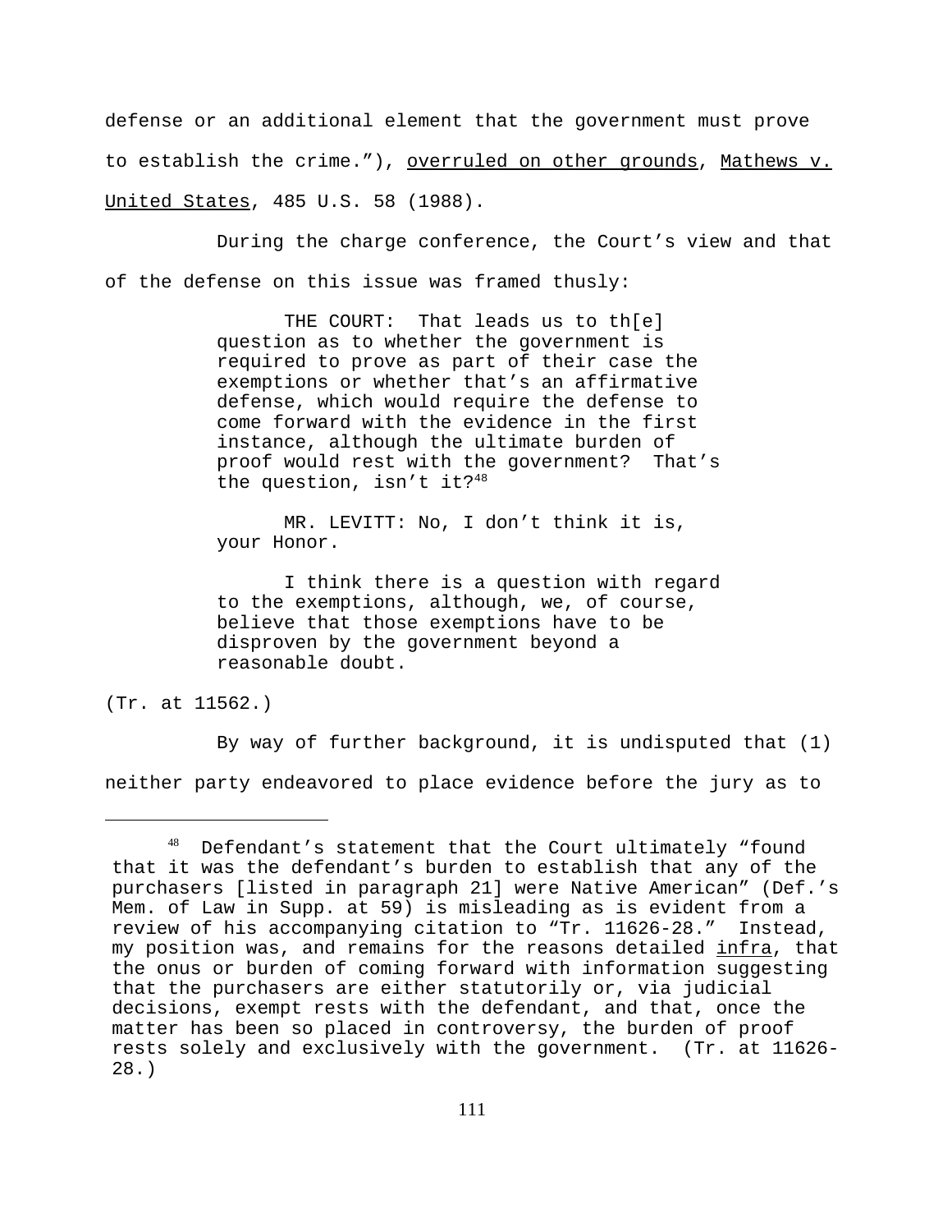defense or an additional element that the government must prove to establish the crime."), overruled on other grounds, Mathews v. United States, 485 U.S. 58 (1988).

During the charge conference, the Court's view and that of the defense on this issue was framed thusly:

> THE COURT: That leads us to th[e] question as to whether the government is required to prove as part of their case the exemptions or whether that's an affirmative defense, which would require the defense to come forward with the evidence in the first instance, although the ultimate burden of proof would rest with the government? That's the question, isn't it?[48]
>
> MR. LEVITT: No, I don't think it is, your Honor.
>
> I think there is a question with regard to the exemptions, although, we, of course, believe that those exemptions have to be disproven by the government beyond a reasonable doubt.

(Tr. at 11562.)

By way of further background, it is undisputed that (1) neither party endeavored to place evidence before the jury as to

---

[48] Defendant's statement that the Court ultimately "found that it was the defendant's burden to establish that any of the purchasers [listed in paragraph 21] were Native American" (Def.'s Mem. of Law in Supp. at 59) is misleading as is evident from a review of his accompanying citation to "Tr. 11626-28." Instead, my position was, and remains for the reasons detailed infra, that the onus or burden of coming forward with information suggesting that the purchasers are either statutorily or, via judicial decisions, exempt rests with the defendant, and that, once the matter has been so placed in controversy, the burden of proof rests solely and exclusively with the government. (Tr. at 11626-28.)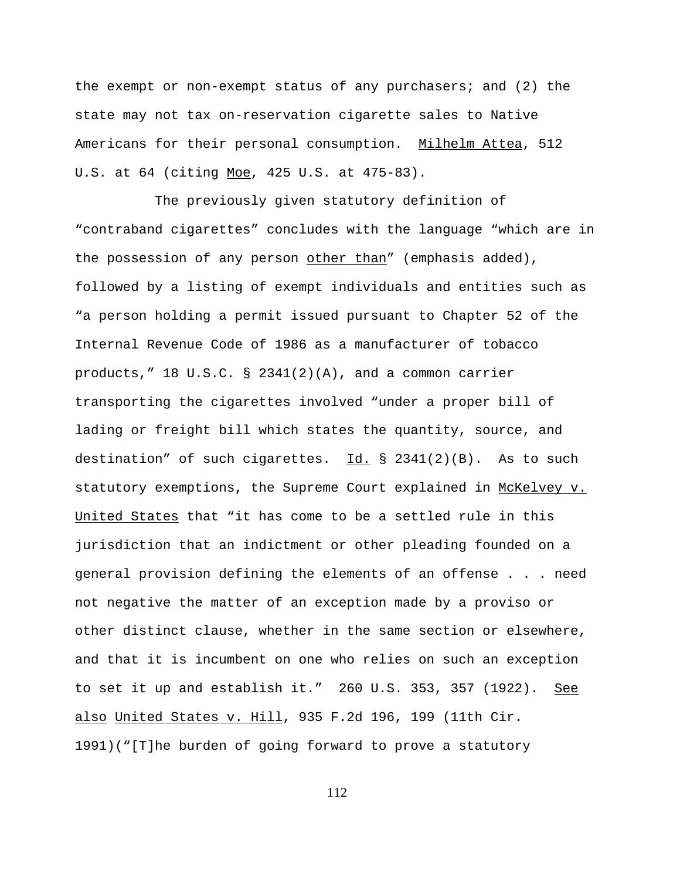the exempt or non-exempt status of any purchasers; and (2) the state may not tax on-reservation cigarette sales to Native Americans for their personal consumption. Milhelm Attea, 512 U.S. at 64 (citing Moe, 425 U.S. at 475-83).

The previously given statutory definition of "contraband cigarettes" concludes with the language "which are in the possession of any person other than" (emphasis added), followed by a listing of exempt individuals and entities such as "a person holding a permit issued pursuant to Chapter 52 of the Internal Revenue Code of 1986 as a manufacturer of tobacco products," 18 U.S.C. § 2341(2)(A), and a common carrier transporting the cigarettes involved "under a proper bill of lading or freight bill which states the quantity, source, and destination" of such cigarettes. Id. § 2341(2)(B). As to such statutory exemptions, the Supreme Court explained in McKelvey v. United States that "it has come to be a settled rule in this jurisdiction that an indictment or other pleading founded on a general provision defining the elements of an offense . . . need not negative the matter of an exception made by a proviso or other distinct clause, whether in the same section or elsewhere, and that it is incumbent on one who relies on such an exception to set it up and establish it." 260 U.S. 353, 357 (1922). See also United States v. Hill, 935 F.2d 196, 199 (11th Cir. 1991)("[T]he burden of going forward to prove a statutory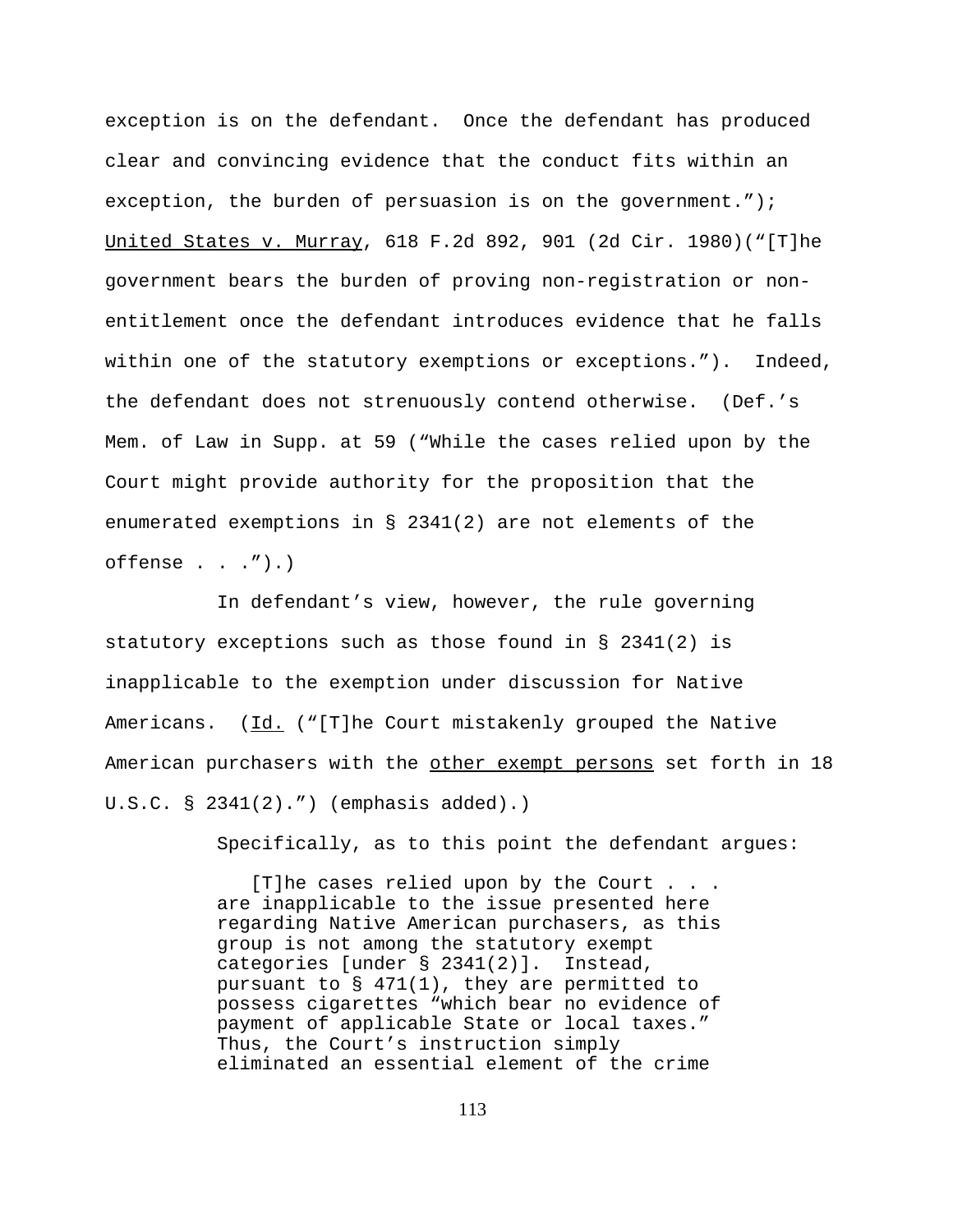exception is on the defendant. Once the defendant has produced clear and convincing evidence that the conduct fits within an exception, the burden of persuasion is on the government."); United States v. Murray, 618 F.2d 892, 901 (2d Cir. 1980)("[T]he government bears the burden of proving non-registration or non-entitlement once the defendant introduces evidence that he falls within one of the statutory exemptions or exceptions."). Indeed, the defendant does not strenuously contend otherwise. (Def.'s Mem. of Law in Supp. at 59 ("While the cases relied upon by the Court might provide authority for the proposition that the enumerated exemptions in § 2341(2) are not elements of the offense . . .").)

In defendant's view, however, the rule governing statutory exceptions such as those found in § 2341(2) is inapplicable to the exemption under discussion for Native Americans. (Id. ("[T]he Court mistakenly grouped the Native American purchasers with the other exempt persons set forth in 18 U.S.C. § 2341(2).") (emphasis added).)

Specifically, as to this point the defendant argues:

> [T]he cases relied upon by the Court . . . are inapplicable to the issue presented here regarding Native American purchasers, as this group is not among the statutory exempt categories [under § 2341(2)]. Instead, pursuant to § 471(1), they are permitted to possess cigarettes "which bear no evidence of payment of applicable State or local taxes." Thus, the Court's instruction simply eliminated an essential element of the crime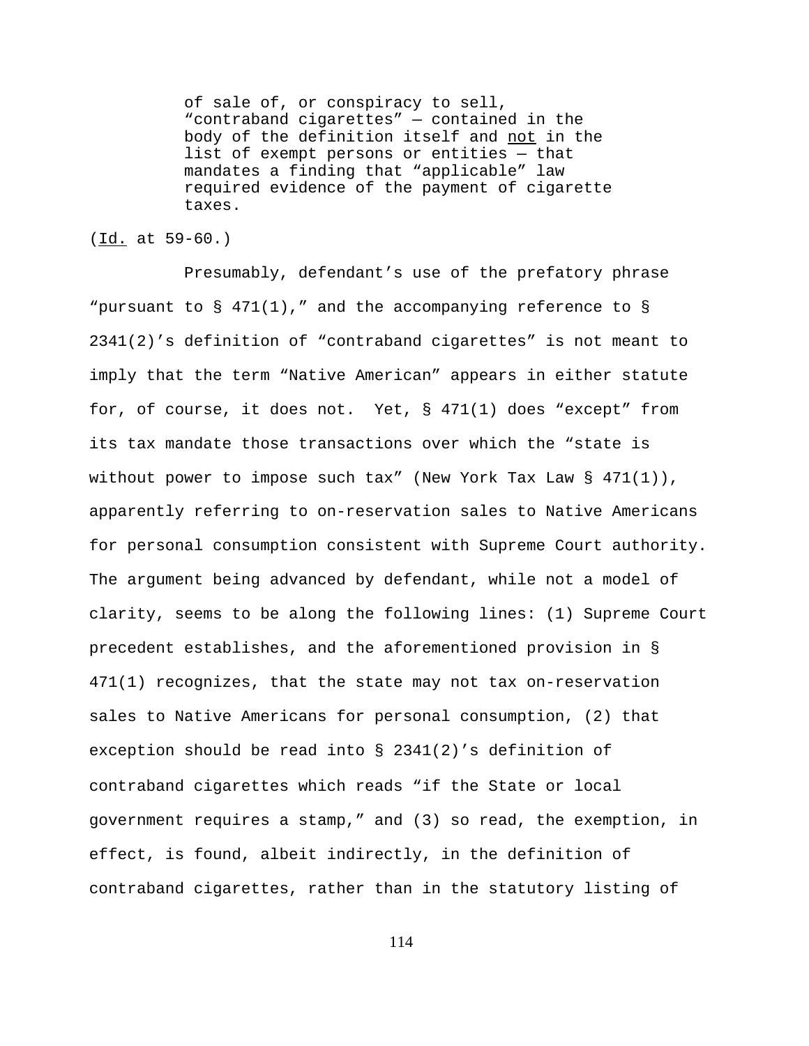> of sale of, or conspiracy to sell, "contraband cigarettes" — contained in the body of the definition itself and not in the list of exempt persons or entities — that mandates a finding that "applicable" law required evidence of the payment of cigarette taxes.

(Id. at 59-60.)

Presumably, defendant's use of the prefatory phrase "pursuant to § 471(1)," and the accompanying reference to § 2341(2)'s definition of "contraband cigarettes" is not meant to imply that the term "Native American" appears in either statute for, of course, it does not. Yet, § 471(1) does "except" from its tax mandate those transactions over which the "state is without power to impose such tax" (New York Tax Law § 471(1)), apparently referring to on-reservation sales to Native Americans for personal consumption consistent with Supreme Court authority. The argument being advanced by defendant, while not a model of clarity, seems to be along the following lines: (1) Supreme Court precedent establishes, and the aforementioned provision in § 471(1) recognizes, that the state may not tax on-reservation sales to Native Americans for personal consumption, (2) that exception should be read into § 2341(2)'s definition of contraband cigarettes which reads "if the State or local government requires a stamp," and (3) so read, the exemption, in effect, is found, albeit indirectly, in the definition of contraband cigarettes, rather than in the statutory listing of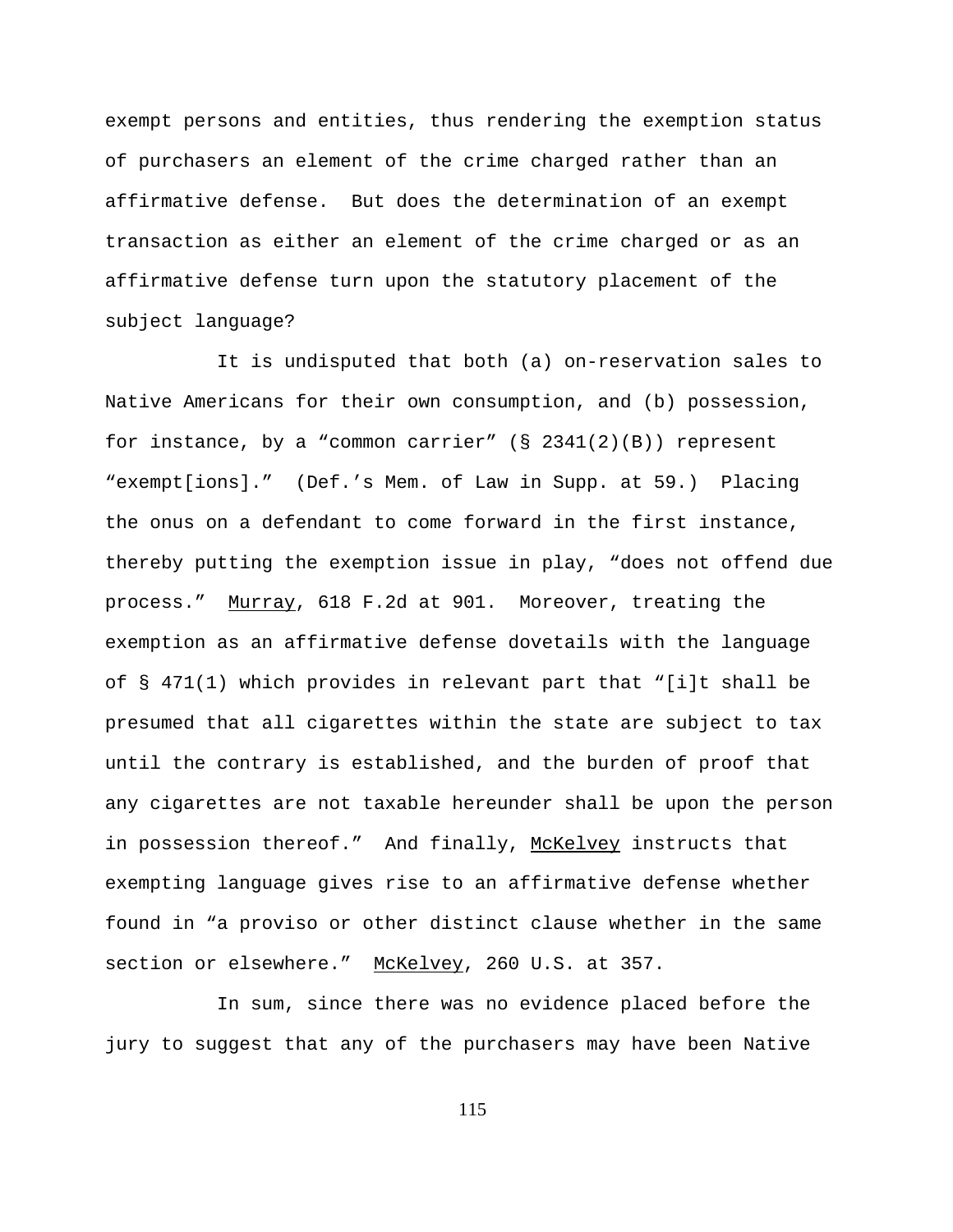exempt persons and entities, thus rendering the exemption status of purchasers an element of the crime charged rather than an affirmative defense. But does the determination of an exempt transaction as either an element of the crime charged or as an affirmative defense turn upon the statutory placement of the subject language?

It is undisputed that both (a) on-reservation sales to Native Americans for their own consumption, and (b) possession, for instance, by a "common carrier" (§ 2341(2)(B)) represent "exempt[ions]." (Def.'s Mem. of Law in Supp. at 59.) Placing the onus on a defendant to come forward in the first instance, thereby putting the exemption issue in play, "does not offend due process." Murray, 618 F.2d at 901. Moreover, treating the exemption as an affirmative defense dovetails with the language of § 471(1) which provides in relevant part that "[i]t shall be presumed that all cigarettes within the state are subject to tax until the contrary is established, and the burden of proof that any cigarettes are not taxable hereunder shall be upon the person in possession thereof." And finally, McKelvey instructs that exempting language gives rise to an affirmative defense whether found in "a proviso or other distinct clause whether in the same section or elsewhere." McKelvey, 260 U.S. at 357.

In sum, since there was no evidence placed before the jury to suggest that any of the purchasers may have been Native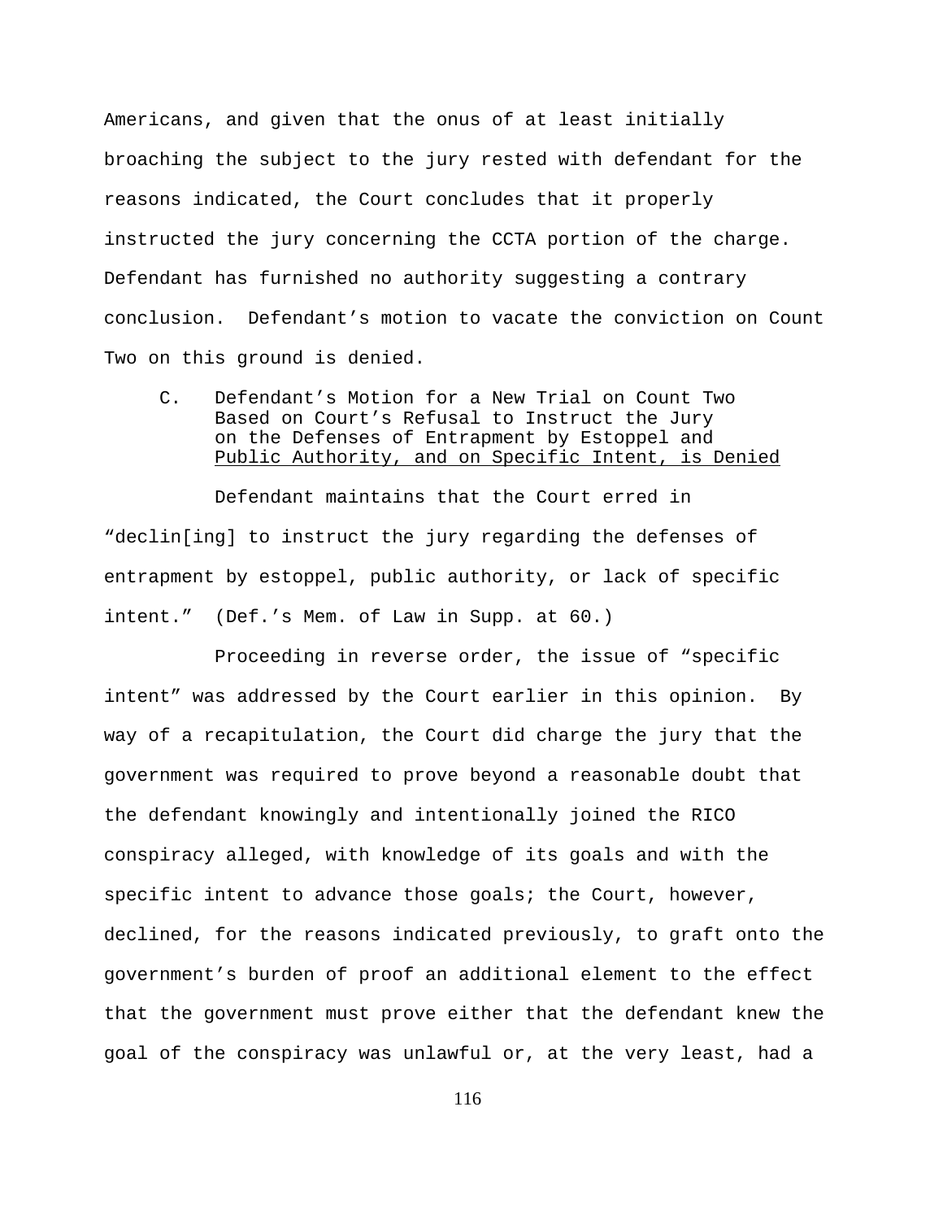Americans, and given that the onus of at least initially broaching the subject to the jury rested with defendant for the reasons indicated, the Court concludes that it properly instructed the jury concerning the CCTA portion of the charge. Defendant has furnished no authority suggesting a contrary conclusion. Defendant's motion to vacate the conviction on Count Two on this ground is denied.

### C. Defendant's Motion for a New Trial on Count Two Based on Court's Refusal to Instruct the Jury on the Defenses of Entrapment by Estoppel and Public Authority, and on Specific Intent, is Denied

Defendant maintains that the Court erred in "declin[ing] to instruct the jury regarding the defenses of entrapment by estoppel, public authority, or lack of specific intent." (Def.'s Mem. of Law in Supp. at 60.)

Proceeding in reverse order, the issue of "specific intent" was addressed by the Court earlier in this opinion. By way of a recapitulation, the Court did charge the jury that the government was required to prove beyond a reasonable doubt that the defendant knowingly and intentionally joined the RICO conspiracy alleged, with knowledge of its goals and with the specific intent to advance those goals; the Court, however, declined, for the reasons indicated previously, to graft onto the government's burden of proof an additional element to the effect that the government must prove either that the defendant knew the goal of the conspiracy was unlawful or, at the very least, had a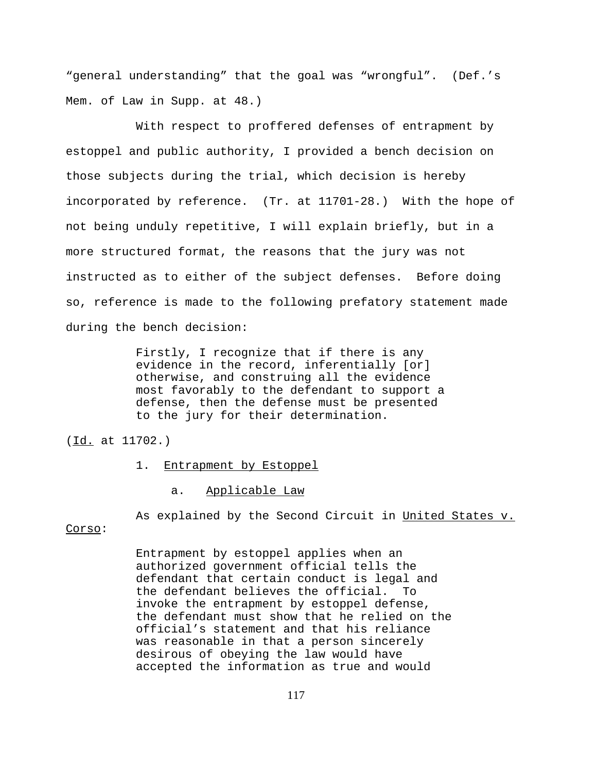"general understanding" that the goal was "wrongful". (Def.'s Mem. of Law in Supp. at 48.)

With respect to proffered defenses of entrapment by estoppel and public authority, I provided a bench decision on those subjects during the trial, which decision is hereby incorporated by reference. (Tr. at 11701-28.) With the hope of not being unduly repetitive, I will explain briefly, but in a more structured format, the reasons that the jury was not instructed as to either of the subject defenses. Before doing so, reference is made to the following prefatory statement made during the bench decision:

> Firstly, I recognize that if there is any evidence in the record, inferentially [or] otherwise, and construing all the evidence most favorably to the defendant to support a defense, then the defense must be presented to the jury for their determination.

(Id. at 11702.)

1. Entrapment by Estoppel

a. Applicable Law

As explained by the Second Circuit in United States v. Corso:

> Entrapment by estoppel applies when an authorized government official tells the defendant that certain conduct is legal and the defendant believes the official. To invoke the entrapment by estoppel defense, the defendant must show that he relied on the official's statement and that his reliance was reasonable in that a person sincerely desirous of obeying the law would have accepted the information as true and would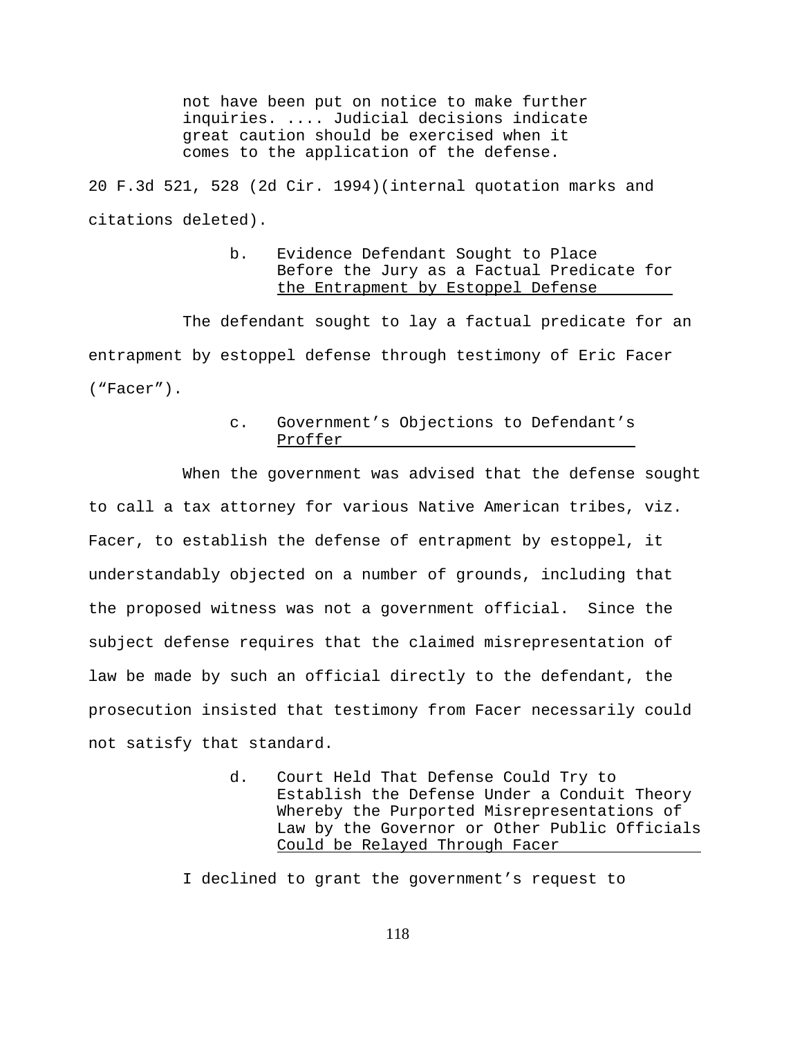> not have been put on notice to make further inquiries. .... Judicial decisions indicate great caution should be exercised when it comes to the application of the defense.

20 F.3d 521, 528 (2d Cir. 1994)(internal quotation marks and citations deleted).

b. Evidence Defendant Sought to Place Before the Jury as a Factual Predicate for the Entrapment by Estoppel Defense

The defendant sought to lay a factual predicate for an entrapment by estoppel defense through testimony of Eric Facer ("Facer").

c. Government's Objections to Defendant's Proffer

When the government was advised that the defense sought to call a tax attorney for various Native American tribes, viz. Facer, to establish the defense of entrapment by estoppel, it understandably objected on a number of grounds, including that the proposed witness was not a government official. Since the subject defense requires that the claimed misrepresentation of law be made by such an official directly to the defendant, the prosecution insisted that testimony from Facer necessarily could not satisfy that standard.

d. Court Held That Defense Could Try to Establish the Defense Under a Conduit Theory Whereby the Purported Misrepresentations of Law by the Governor or Other Public Officials Could be Relayed Through Facer

I declined to grant the government's request to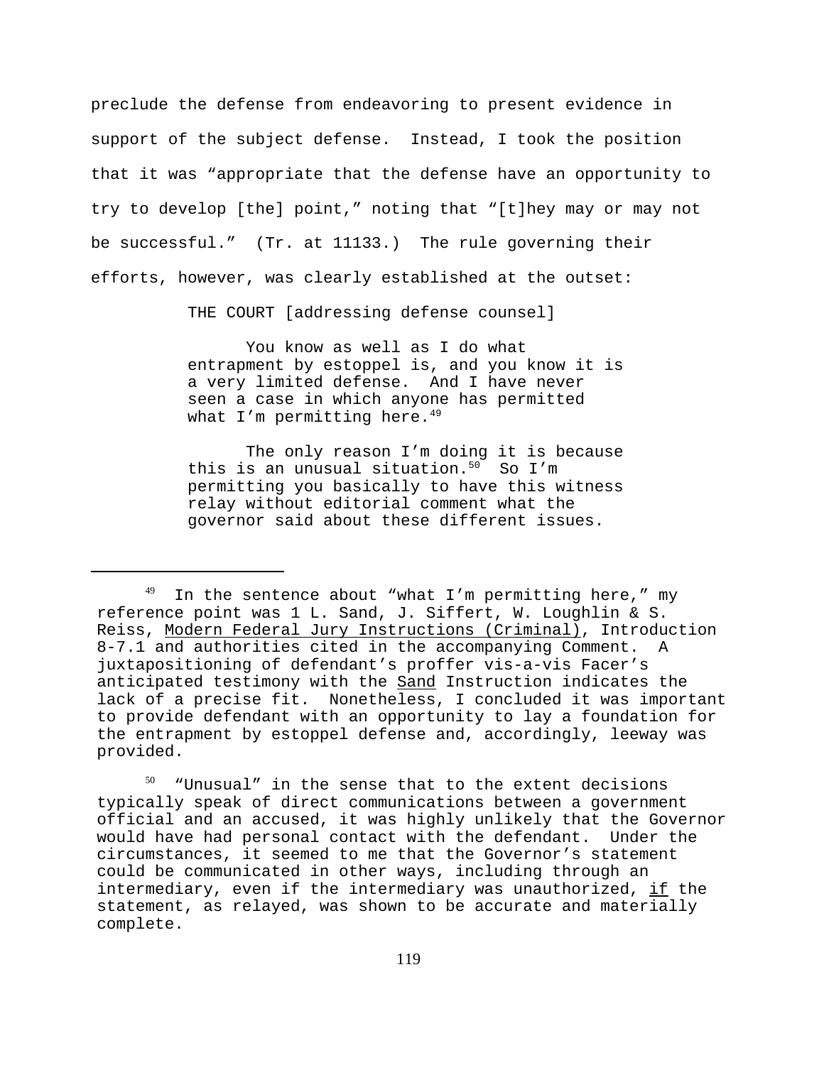preclude the defense from endeavoring to present evidence in support of the subject defense. Instead, I took the position that it was "appropriate that the defense have an opportunity to try to develop [the] point," noting that "[t]hey may or may not be successful." (Tr. at 11133.) The rule governing their efforts, however, was clearly established at the outset:

> THE COURT [addressing defense counsel]
>
> You know as well as I do what entrapment by estoppel is, and you know it is a very limited defense. And I have never seen a case in which anyone has permitted what I'm permitting here.[49]
>
> The only reason I'm doing it is because this is an unusual situation.[50] So I'm permitting you basically to have this witness relay without editorial comment what the governor said about these different issues.

---

[49] In the sentence about "what I'm permitting here," my reference point was 1 L. Sand, J. Siffert, W. Loughlin & S. Reiss, Modern Federal Jury Instructions (Criminal), Introduction 8-7.1 and authorities cited in the accompanying Comment. A juxtapositioning of defendant's proffer vis-a-vis Facer's anticipated testimony with the Sand Instruction indicates the lack of a precise fit. Nonetheless, I concluded it was important to provide defendant with an opportunity to lay a foundation for the entrapment by estoppel defense and, accordingly, leeway was provided.

[50] "Unusual" in the sense that to the extent decisions typically speak of direct communications between a government official and an accused, it was highly unlikely that the Governor would have had personal contact with the defendant. Under the circumstances, it seemed to me that the Governor's statement could be communicated in other ways, including through an intermediary, even if the intermediary was unauthorized, if the statement, as relayed, was shown to be accurate and materially complete.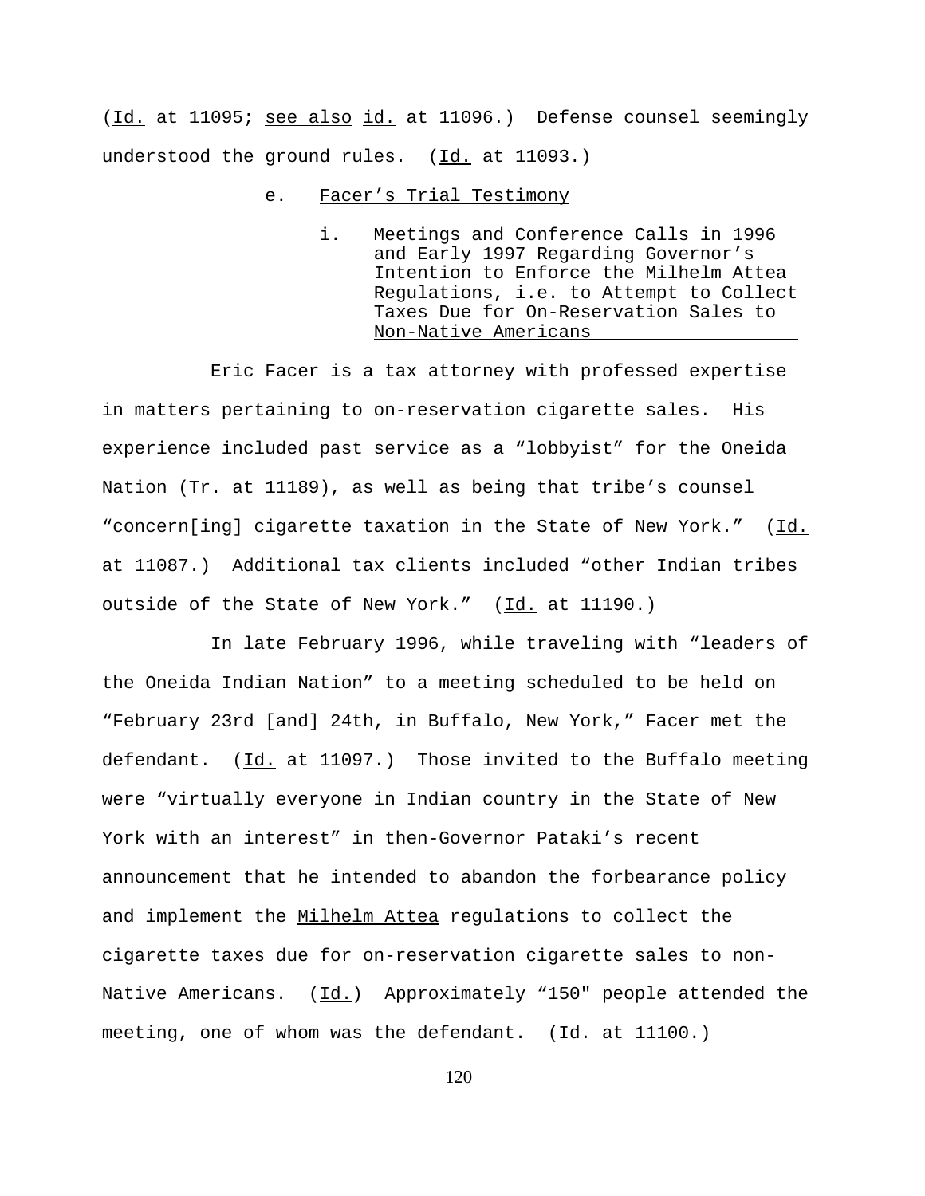(*Id.* at 11095; *see also* *id.* at 11096.) Defense counsel seemingly understood the ground rules. (*Id.* at 11093.)

e. Facer's Trial Testimony

i. Meetings and Conference Calls in 1996 and Early 1997 Regarding Governor's Intention to Enforce the *Milhelm Attea* Regulations, i.e. to Attempt to Collect Taxes Due for On-Reservation Sales to Non-Native Americans

Eric Facer is a tax attorney with professed expertise in matters pertaining to on-reservation cigarette sales. His experience included past service as a "lobbyist" for the Oneida Nation (Tr. at 11189), as well as being that tribe's counsel "concern[ing] cigarette taxation in the State of New York." (*Id.* at 11087.) Additional tax clients included "other Indian tribes outside of the State of New York." (*Id.* at 11190.)

In late February 1996, while traveling with "leaders of the Oneida Indian Nation" to a meeting scheduled to be held on "February 23rd [and] 24th, in Buffalo, New York," Facer met the defendant. (*Id.* at 11097.) Those invited to the Buffalo meeting were "virtually everyone in Indian country in the State of New York with an interest" in then-Governor Pataki's recent announcement that he intended to abandon the forbearance policy and implement the *Milhelm Attea* regulations to collect the cigarette taxes due for on-reservation cigarette sales to non-Native Americans. (*Id.*) Approximately "150" people attended the meeting, one of whom was the defendant. (*Id.* at 11100.)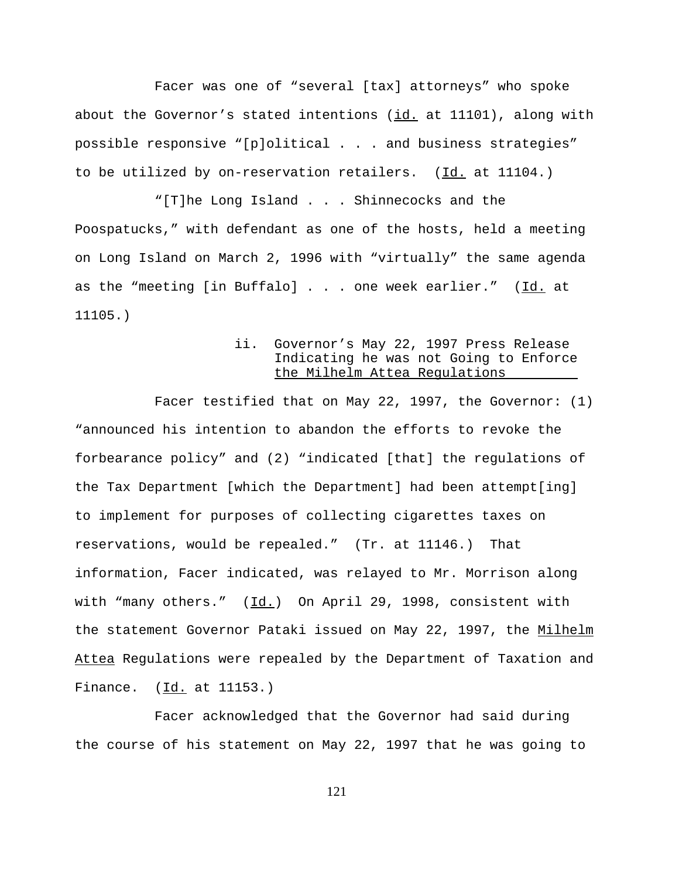Facer was one of "several [tax] attorneys" who spoke about the Governor's stated intentions (id. at 11101), along with possible responsive "[p]olitical . . . and business strategies" to be utilized by on-reservation retailers. (Id. at 11104.)

"[T]he Long Island . . . Shinnecocks and the Poospatucks," with defendant as one of the hosts, held a meeting on Long Island on March 2, 1996 with "virtually" the same agenda as the "meeting [in Buffalo] . . . one week earlier." (Id. at 11105.)

#### ii. Governor's May 22, 1997 Press Release Indicating he was not Going to Enforce the Milhelm Attea Regulations

Facer testified that on May 22, 1997, the Governor: (1) "announced his intention to abandon the efforts to revoke the forbearance policy" and (2) "indicated [that] the regulations of the Tax Department [which the Department] had been attempt[ing] to implement for purposes of collecting cigarettes taxes on reservations, would be repealed." (Tr. at 11146.) That information, Facer indicated, was relayed to Mr. Morrison along with "many others." (Id.) On April 29, 1998, consistent with the statement Governor Pataki issued on May 22, 1997, the Milhelm Attea Regulations were repealed by the Department of Taxation and Finance. (Id. at 11153.)

Facer acknowledged that the Governor had said during the course of his statement on May 22, 1997 that he was going to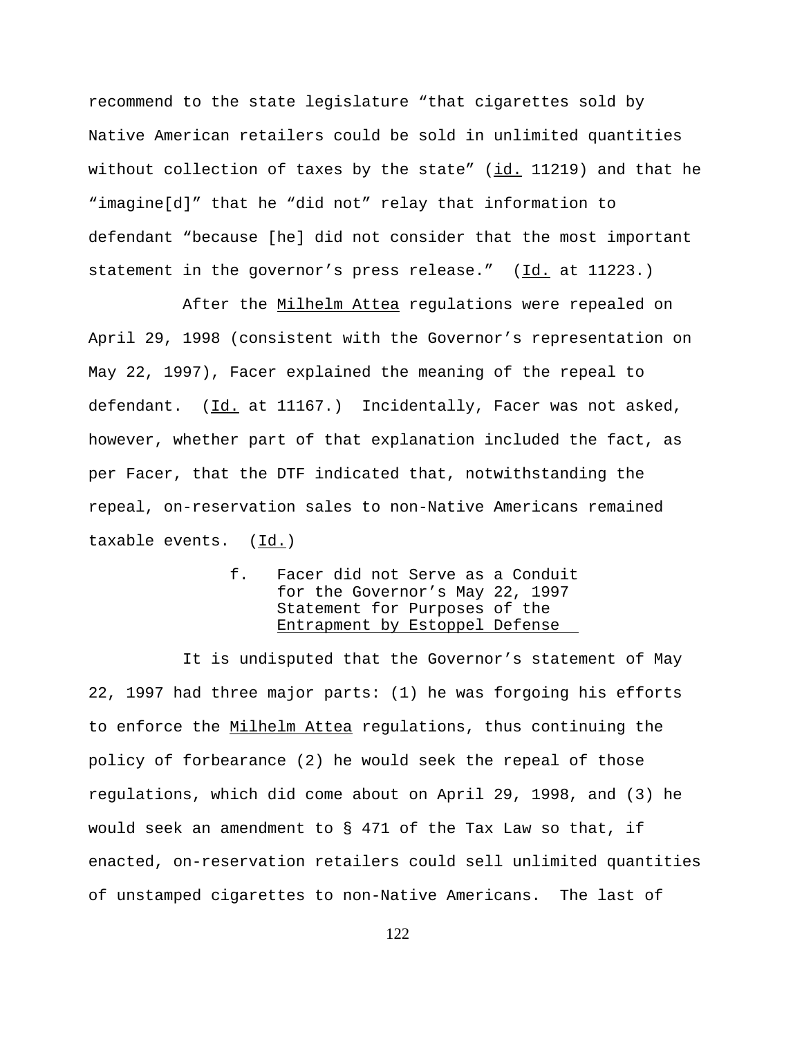recommend to the state legislature "that cigarettes sold by Native American retailers could be sold in unlimited quantities without collection of taxes by the state" (id. 11219) and that he "imagine[d]" that he "did not" relay that information to defendant "because [he] did not consider that the most important statement in the governor's press release." (Id. at 11223.)

After the Milhelm Attea regulations were repealed on April 29, 1998 (consistent with the Governor's representation on May 22, 1997), Facer explained the meaning of the repeal to defendant. (Id. at 11167.) Incidentally, Facer was not asked, however, whether part of that explanation included the fact, as per Facer, that the DTF indicated that, notwithstanding the repeal, on-reservation sales to non-Native Americans remained taxable events. (Id.)

f. Facer did not Serve as a Conduit for the Governor's May 22, 1997 Statement for Purposes of the Entrapment by Estoppel Defense

It is undisputed that the Governor's statement of May 22, 1997 had three major parts: (1) he was forgoing his efforts to enforce the Milhelm Attea regulations, thus continuing the policy of forbearance (2) he would seek the repeal of those regulations, which did come about on April 29, 1998, and (3) he would seek an amendment to § 471 of the Tax Law so that, if enacted, on-reservation retailers could sell unlimited quantities of unstamped cigarettes to non-Native Americans. The last of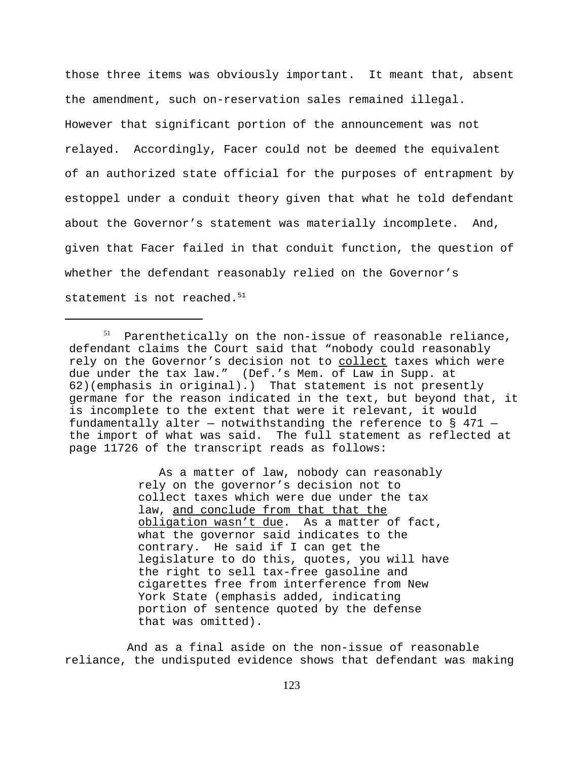those three items was obviously important. It meant that, absent the amendment, such on-reservation sales remained illegal. However that significant portion of the announcement was not relayed. Accordingly, Facer could not be deemed the equivalent of an authorized state official for the purposes of entrapment by estoppel under a conduit theory given that what he told defendant about the Governor's statement was materially incomplete. And, given that Facer failed in that conduit function, the question of whether the defendant reasonably relied on the Governor's statement is not reached.[51]

---

[51] Parenthetically on the non-issue of reasonable reliance, defendant claims the Court said that "nobody could reasonably rely on the Governor's decision not to <u>collect</u> taxes which were due under the tax law." (Def.'s Mem. of Law in Supp. at 62)(emphasis in original).) That statement is not presently germane for the reason indicated in the text, but beyond that, it is incomplete to the extent that were it relevant, it would fundamentally alter — notwithstanding the reference to § 471 — the import of what was said. The full statement as reflected at page 11726 of the transcript reads as follows:

> As a matter of law, nobody can reasonably rely on the governor's decision not to collect taxes which were due under the tax law, <u>and conclude from that that the obligation wasn't due</u>. As a matter of fact, what the governor said indicates to the contrary. He said if I can get the legislature to do this, quotes, you will have the right to sell tax-free gasoline and cigarettes free from interference from New York State (emphasis added, indicating portion of sentence quoted by the defense that was omitted).

And as a final aside on the non-issue of reasonable reliance, the undisputed evidence shows that defendant was making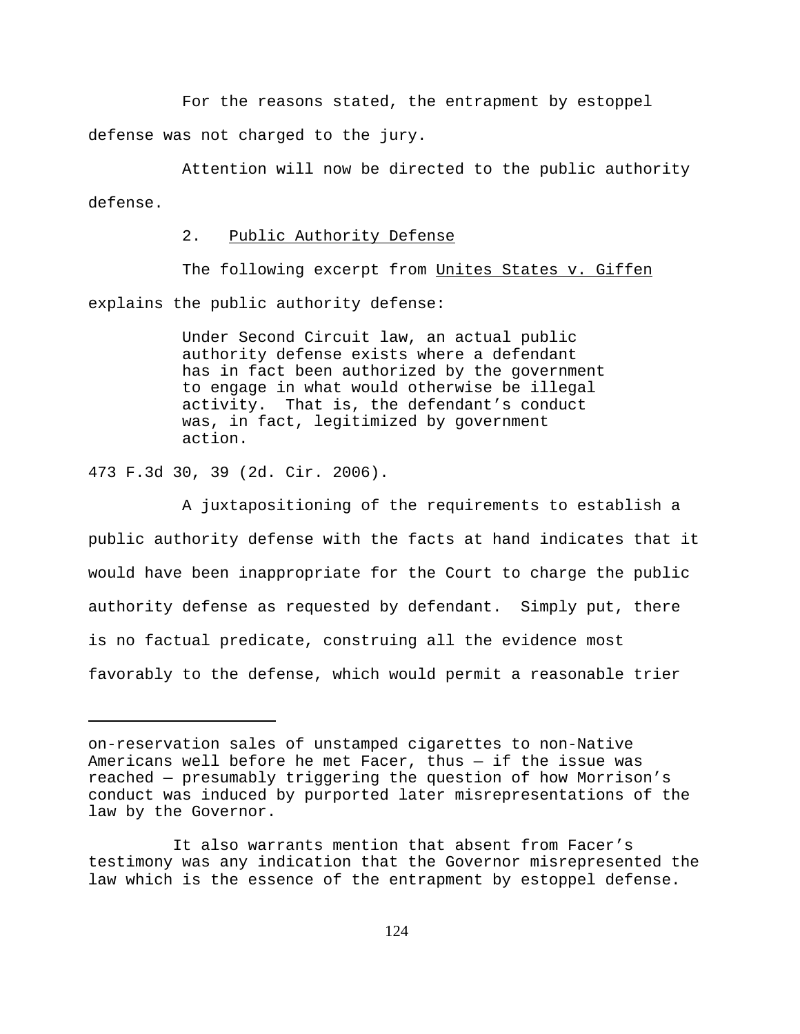For the reasons stated, the entrapment by estoppel defense was not charged to the jury.

Attention will now be directed to the public authority defense.

2. Public Authority Defense

The following excerpt from Unites States v. Giffen explains the public authority defense:

> Under Second Circuit law, an actual public authority defense exists where a defendant has in fact been authorized by the government to engage in what would otherwise be illegal activity. That is, the defendant's conduct was, in fact, legitimized by government action.

473 F.3d 30, 39 (2d. Cir. 2006).

A juxtapositioning of the requirements to establish a public authority defense with the facts at hand indicates that it would have been inappropriate for the Court to charge the public authority defense as requested by defendant. Simply put, there is no factual predicate, construing all the evidence most favorably to the defense, which would permit a reasonable trier

---

on-reservation sales of unstamped cigarettes to non-Native Americans well before he met Facer, thus — if the issue was reached — presumably triggering the question of how Morrison's conduct was induced by purported later misrepresentations of the law by the Governor.

It also warrants mention that absent from Facer's testimony was any indication that the Governor misrepresented the law which is the essence of the entrapment by estoppel defense.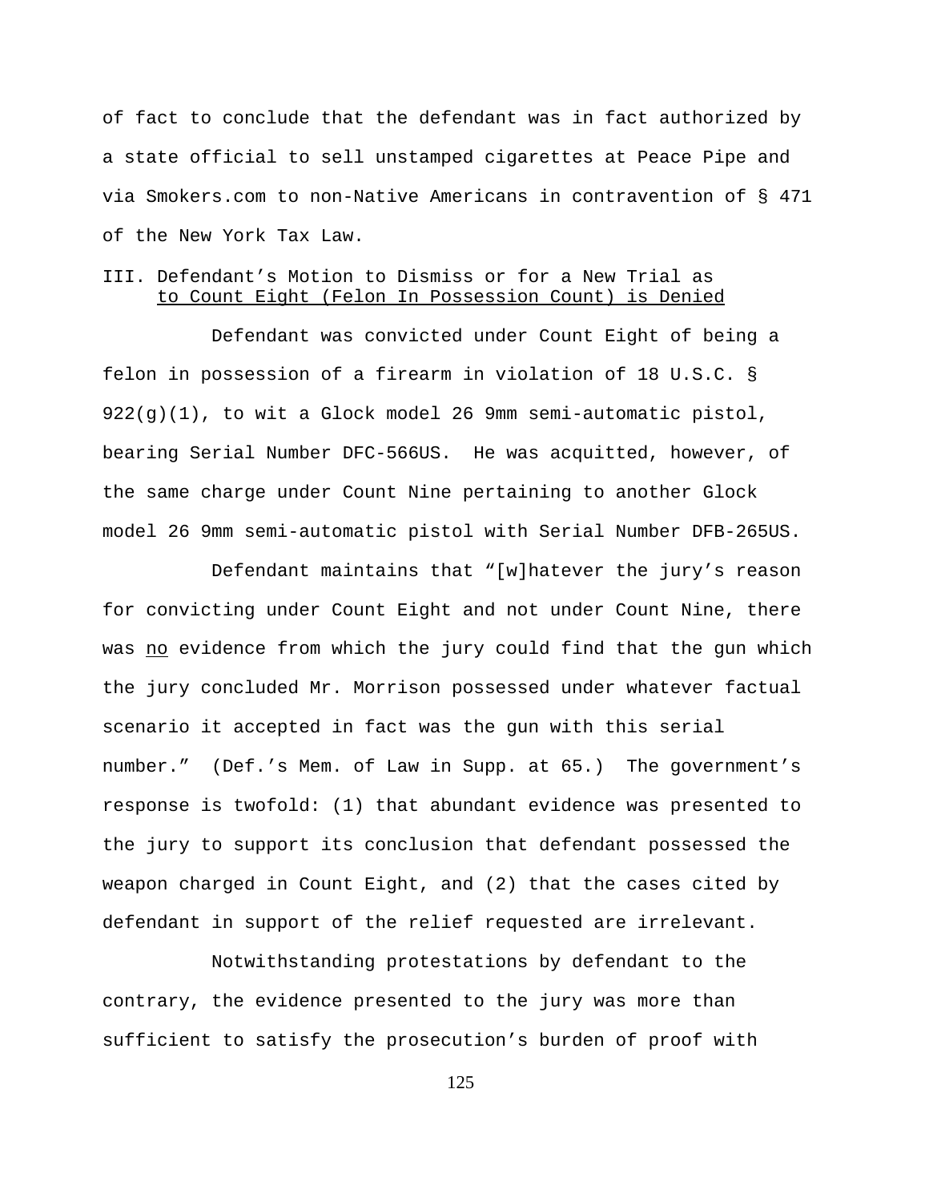of fact to conclude that the defendant was in fact authorized by a state official to sell unstamped cigarettes at Peace Pipe and via Smokers.com to non-Native Americans in contravention of § 471 of the New York Tax Law.

### III. Defendant's Motion to Dismiss or for a New Trial as to Count Eight (Felon In Possession Count) is Denied

Defendant was convicted under Count Eight of being a felon in possession of a firearm in violation of 18 U.S.C. § 922(g)(1), to wit a Glock model 26 9mm semi-automatic pistol, bearing Serial Number DFC-566US. He was acquitted, however, of the same charge under Count Nine pertaining to another Glock model 26 9mm semi-automatic pistol with Serial Number DFB-265US.

Defendant maintains that "[w]hatever the jury's reason for convicting under Count Eight and not under Count Nine, there was no evidence from which the jury could find that the gun which the jury concluded Mr. Morrison possessed under whatever factual scenario it accepted in fact was the gun with this serial number." (Def.'s Mem. of Law in Supp. at 65.) The government's response is twofold: (1) that abundant evidence was presented to the jury to support its conclusion that defendant possessed the weapon charged in Count Eight, and (2) that the cases cited by defendant in support of the relief requested are irrelevant.

Notwithstanding protestations by defendant to the contrary, the evidence presented to the jury was more than sufficient to satisfy the prosecution's burden of proof with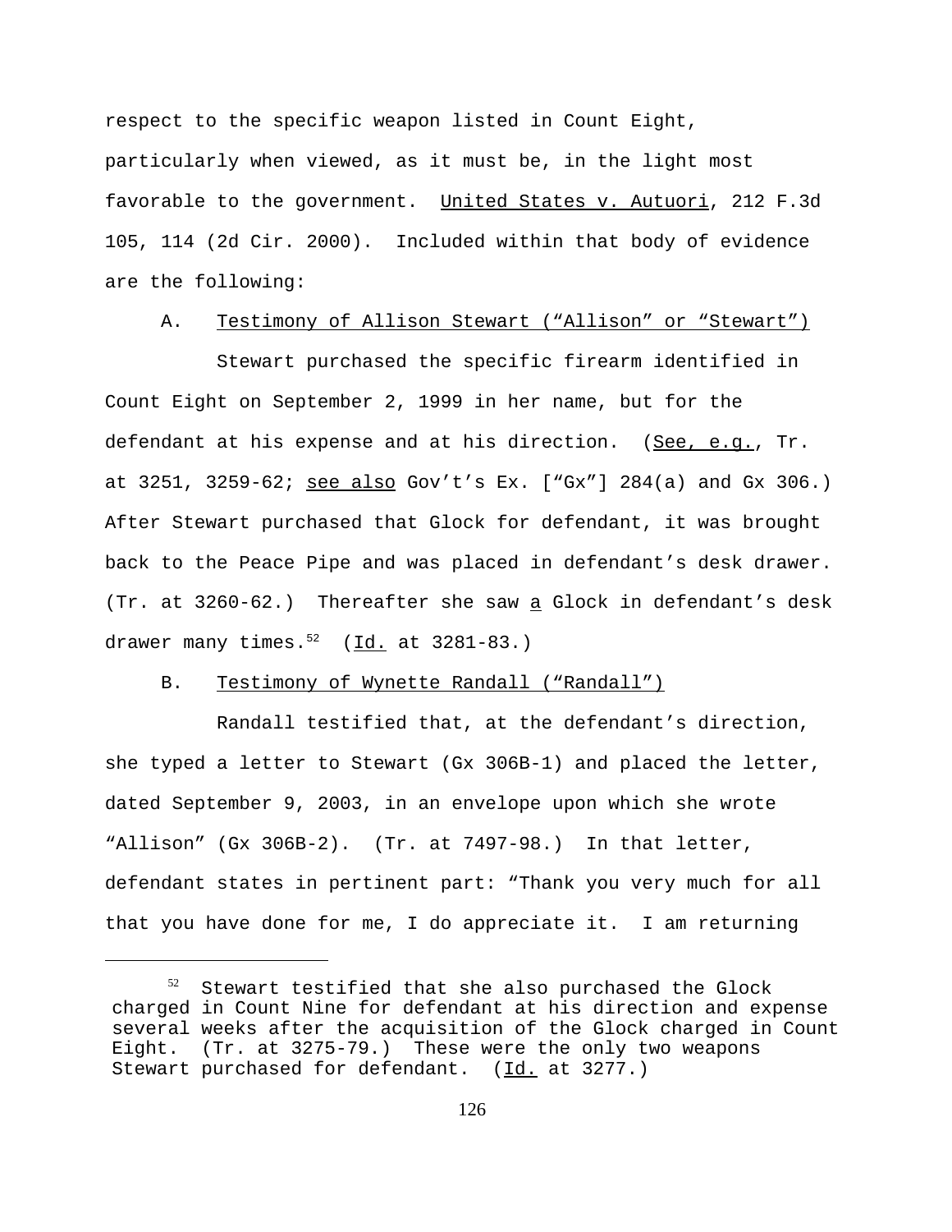respect to the specific weapon listed in Count Eight, particularly when viewed, as it must be, in the light most favorable to the government. United States v. Autuori, 212 F.3d 105, 114 (2d Cir. 2000). Included within that body of evidence are the following:

A. Testimony of Allison Stewart ("Allison" or "Stewart")

Stewart purchased the specific firearm identified in Count Eight on September 2, 1999 in her name, but for the defendant at his expense and at his direction. (See, e.g., Tr. at 3251, 3259-62; see also Gov't's Ex. ["Gx"] 284(a) and Gx 306.) After Stewart purchased that Glock for defendant, it was brought back to the Peace Pipe and was placed in defendant's desk drawer. (Tr. at 3260-62.) Thereafter she saw a Glock in defendant's desk drawer many times.[52] (Id. at 3281-83.)

B. Testimony of Wynette Randall ("Randall")

Randall testified that, at the defendant's direction, she typed a letter to Stewart (Gx 306B-1) and placed the letter, dated September 9, 2003, in an envelope upon which she wrote "Allison" (Gx 306B-2). (Tr. at 7497-98.) In that letter, defendant states in pertinent part: "Thank you very much for all that you have done for me, I do appreciate it. I am returning

---

[52] Stewart testified that she also purchased the Glock charged in Count Nine for defendant at his direction and expense several weeks after the acquisition of the Glock charged in Count Eight. (Tr. at 3275-79.) These were the only two weapons Stewart purchased for defendant. (Id. at 3277.)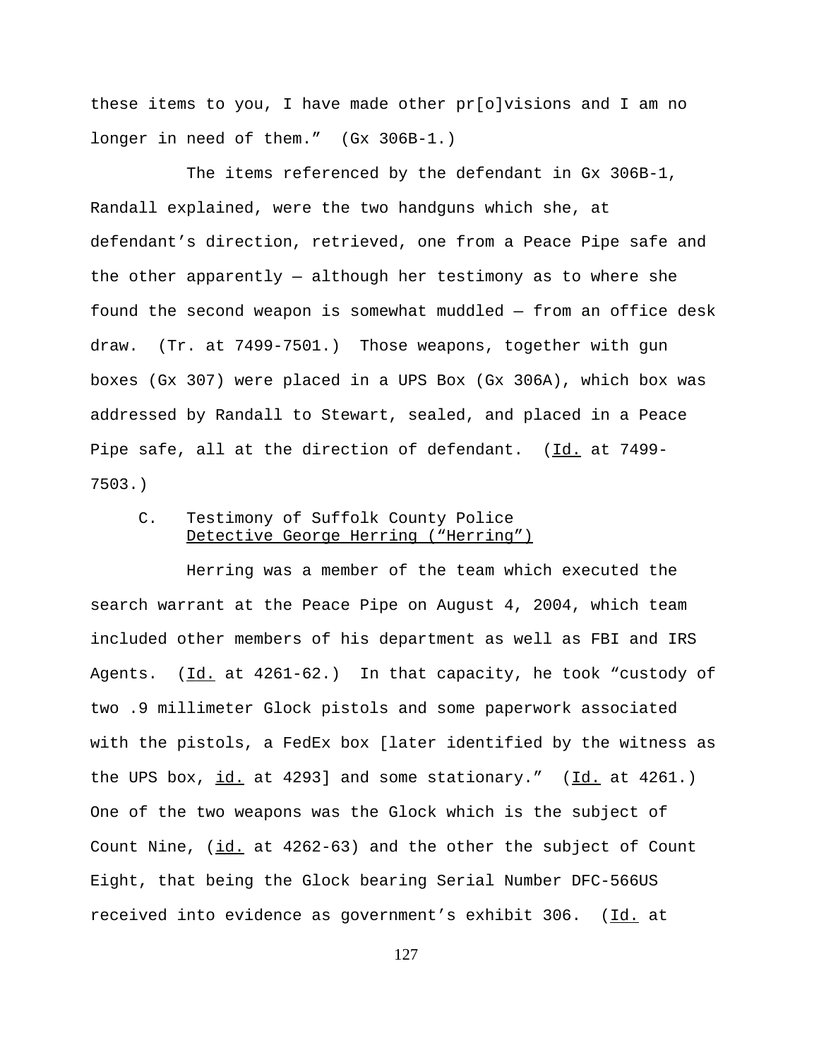these items to you, I have made other pr[o]visions and I am no longer in need of them." (Gx 306B-1.)

The items referenced by the defendant in Gx 306B-1, Randall explained, were the two handguns which she, at defendant's direction, retrieved, one from a Peace Pipe safe and the other apparently — although her testimony as to where she found the second weapon is somewhat muddled — from an office desk draw. (Tr. at 7499-7501.) Those weapons, together with gun boxes (Gx 307) were placed in a UPS Box (Gx 306A), which box was addressed by Randall to Stewart, sealed, and placed in a Peace Pipe safe, all at the direction of defendant. (Id. at 7499-7503.)

### C. Testimony of Suffolk County Police Detective George Herring ("Herring")

Herring was a member of the team which executed the search warrant at the Peace Pipe on August 4, 2004, which team included other members of his department as well as FBI and IRS Agents. (Id. at 4261-62.) In that capacity, he took "custody of two .9 millimeter Glock pistols and some paperwork associated with the pistols, a FedEx box [later identified by the witness as the UPS box, id. at 4293] and some stationary." (Id. at 4261.) One of the two weapons was the Glock which is the subject of Count Nine, (id. at 4262-63) and the other the subject of Count Eight, that being the Glock bearing Serial Number DFC-566US received into evidence as government's exhibit 306. (Id. at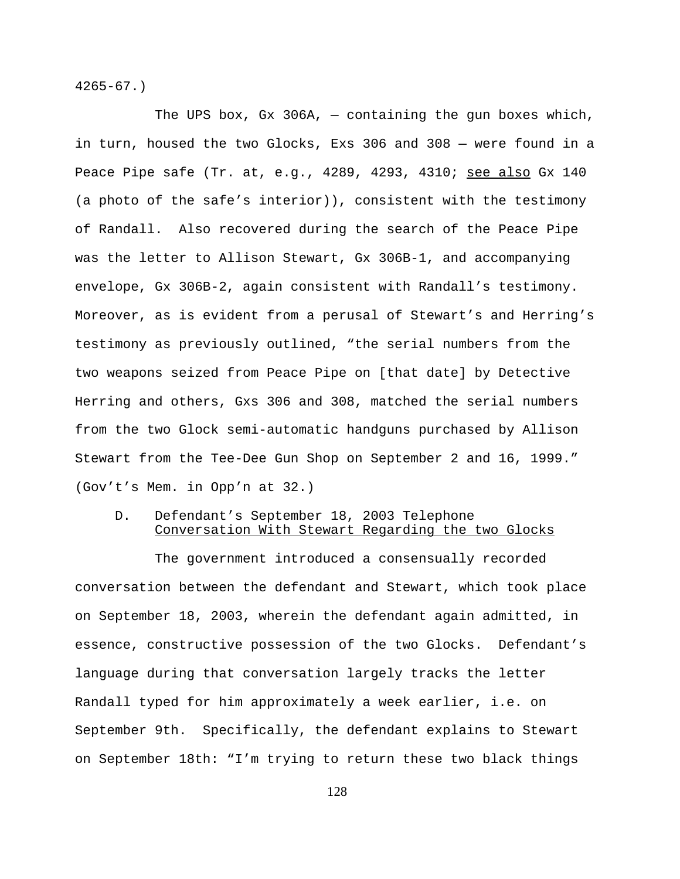4265-67.)

The UPS box, Gx 306A, — containing the gun boxes which, in turn, housed the two Glocks, Exs 306 and 308 — were found in a Peace Pipe safe (Tr. at, e.g., 4289, 4293, 4310; see also Gx 140 (a photo of the safe's interior)), consistent with the testimony of Randall. Also recovered during the search of the Peace Pipe was the letter to Allison Stewart, Gx 306B-1, and accompanying envelope, Gx 306B-2, again consistent with Randall's testimony. Moreover, as is evident from a perusal of Stewart's and Herring's testimony as previously outlined, "the serial numbers from the two weapons seized from Peace Pipe on [that date] by Detective Herring and others, Gxs 306 and 308, matched the serial numbers from the two Glock semi-automatic handguns purchased by Allison Stewart from the Tee-Dee Gun Shop on September 2 and 16, 1999." (Gov't's Mem. in Opp'n at 32.)

### D. Defendant's September 18, 2003 Telephone Conversation With Stewart Regarding the two Glocks

The government introduced a consensually recorded conversation between the defendant and Stewart, which took place on September 18, 2003, wherein the defendant again admitted, in essence, constructive possession of the two Glocks. Defendant's language during that conversation largely tracks the letter Randall typed for him approximately a week earlier, i.e. on September 9th. Specifically, the defendant explains to Stewart on September 18th: "I'm trying to return these two black things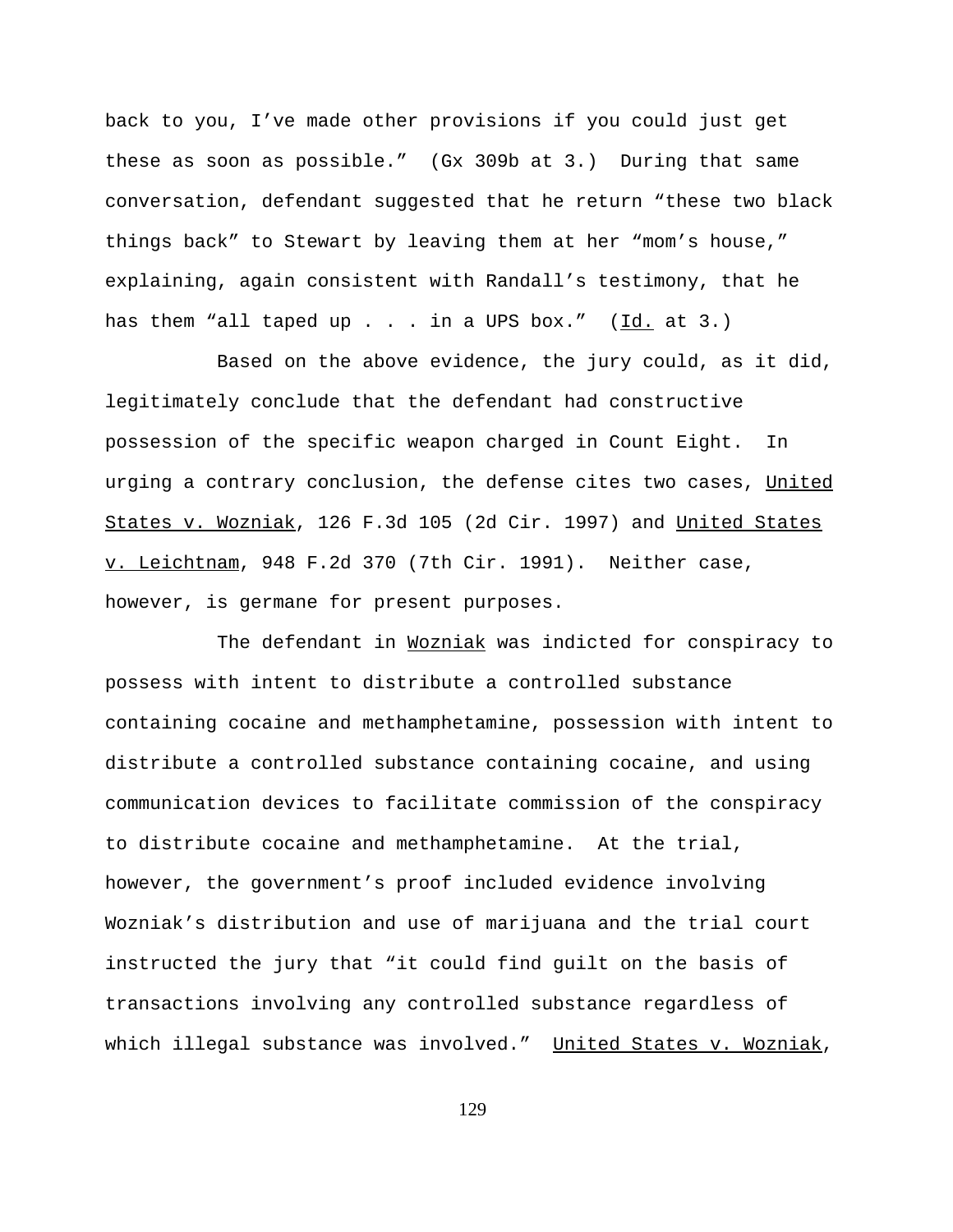back to you, I've made other provisions if you could just get these as soon as possible." (Gx 309b at 3.) During that same conversation, defendant suggested that he return "these two black things back" to Stewart by leaving them at her "mom's house," explaining, again consistent with Randall's testimony, that he has them "all taped up . . . in a UPS box." (Id. at 3.)

Based on the above evidence, the jury could, as it did, legitimately conclude that the defendant had constructive possession of the specific weapon charged in Count Eight. In urging a contrary conclusion, the defense cites two cases, United States v. Wozniak, 126 F.3d 105 (2d Cir. 1997) and United States v. Leichtnam, 948 F.2d 370 (7th Cir. 1991). Neither case, however, is germane for present purposes.

The defendant in Wozniak was indicted for conspiracy to possess with intent to distribute a controlled substance containing cocaine and methamphetamine, possession with intent to distribute a controlled substance containing cocaine, and using communication devices to facilitate commission of the conspiracy to distribute cocaine and methamphetamine. At the trial, however, the government's proof included evidence involving Wozniak's distribution and use of marijuana and the trial court instructed the jury that "it could find guilt on the basis of transactions involving any controlled substance regardless of which illegal substance was involved." United States v. Wozniak,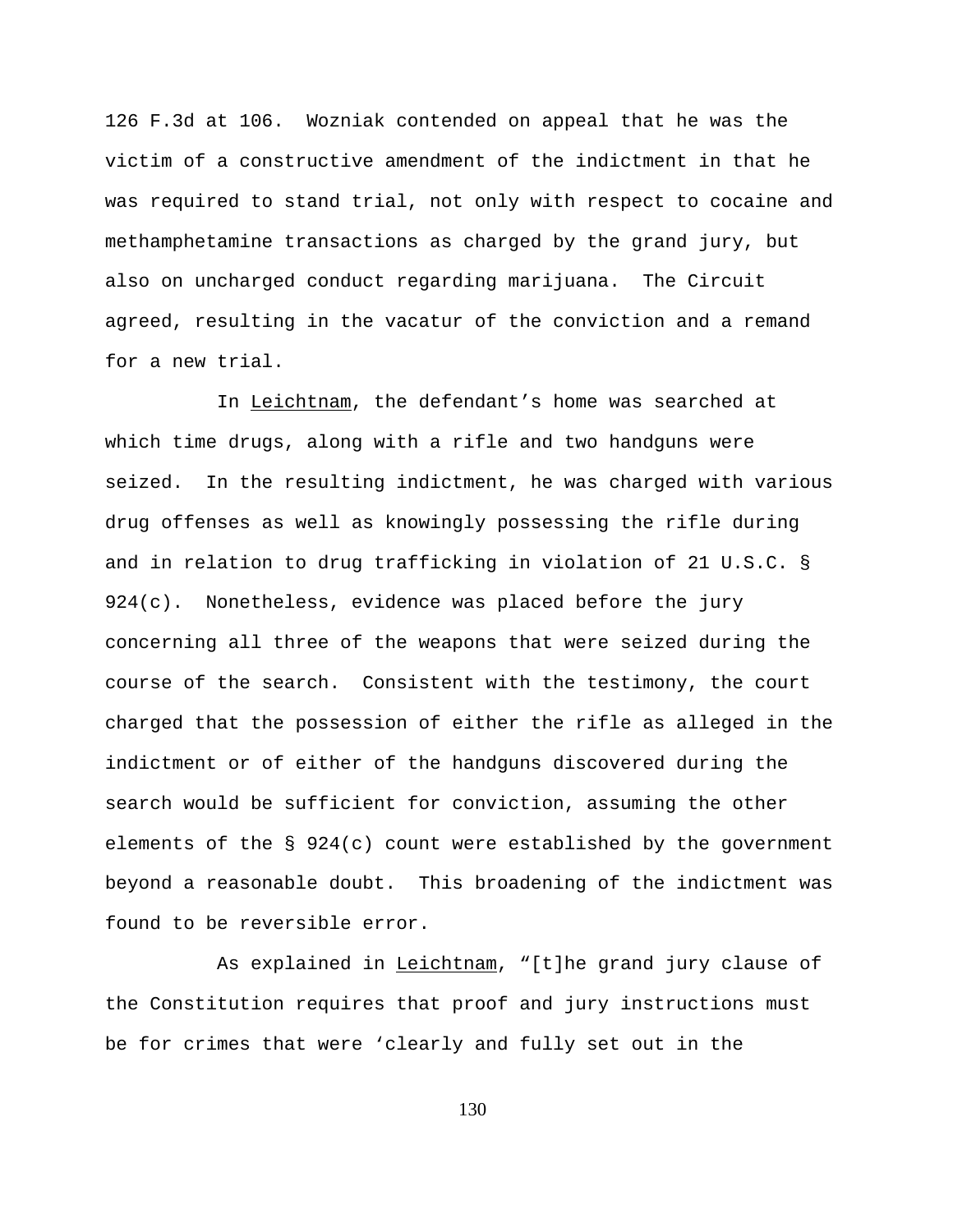126 F.3d at 106. Wozniak contended on appeal that he was the victim of a constructive amendment of the indictment in that he was required to stand trial, not only with respect to cocaine and methamphetamine transactions as charged by the grand jury, but also on uncharged conduct regarding marijuana. The Circuit agreed, resulting in the vacatur of the conviction and a remand for a new trial.

In Leichtnam, the defendant's home was searched at which time drugs, along with a rifle and two handguns were seized. In the resulting indictment, he was charged with various drug offenses as well as knowingly possessing the rifle during and in relation to drug trafficking in violation of 21 U.S.C. § 924(c). Nonetheless, evidence was placed before the jury concerning all three of the weapons that were seized during the course of the search. Consistent with the testimony, the court charged that the possession of either the rifle as alleged in the indictment or of either of the handguns discovered during the search would be sufficient for conviction, assuming the other elements of the § 924(c) count were established by the government beyond a reasonable doubt. This broadening of the indictment was found to be reversible error.

As explained in Leichtnam, "[t]he grand jury clause of the Constitution requires that proof and jury instructions must be for crimes that were 'clearly and fully set out in the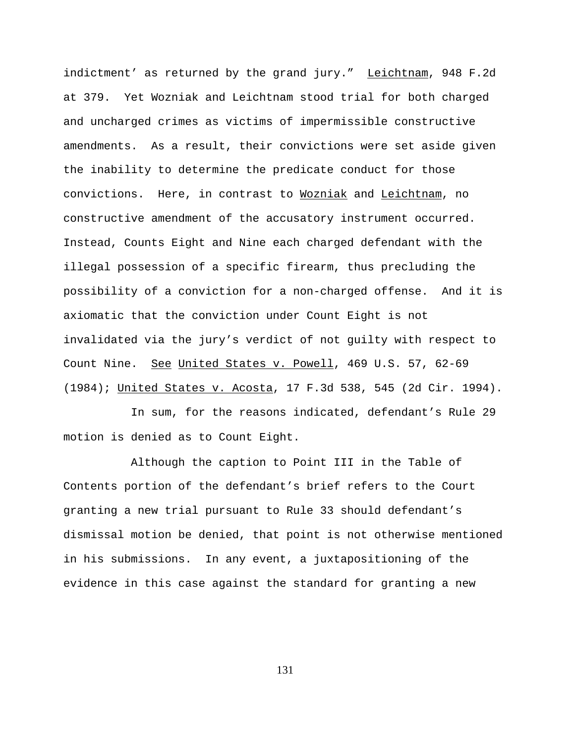indictment' as returned by the grand jury." Leichtnam, 948 F.2d at 379. Yet Wozniak and Leichtnam stood trial for both charged and uncharged crimes as victims of impermissible constructive amendments. As a result, their convictions were set aside given the inability to determine the predicate conduct for those convictions. Here, in contrast to Wozniak and Leichtnam, no constructive amendment of the accusatory instrument occurred. Instead, Counts Eight and Nine each charged defendant with the illegal possession of a specific firearm, thus precluding the possibility of a conviction for a non-charged offense. And it is axiomatic that the conviction under Count Eight is not invalidated via the jury's verdict of not guilty with respect to Count Nine. See United States v. Powell, 469 U.S. 57, 62-69 (1984); United States v. Acosta, 17 F.3d 538, 545 (2d Cir. 1994).

In sum, for the reasons indicated, defendant's Rule 29 motion is denied as to Count Eight.

Although the caption to Point III in the Table of Contents portion of the defendant's brief refers to the Court granting a new trial pursuant to Rule 33 should defendant's dismissal motion be denied, that point is not otherwise mentioned in his submissions. In any event, a juxtapositioning of the evidence in this case against the standard for granting a new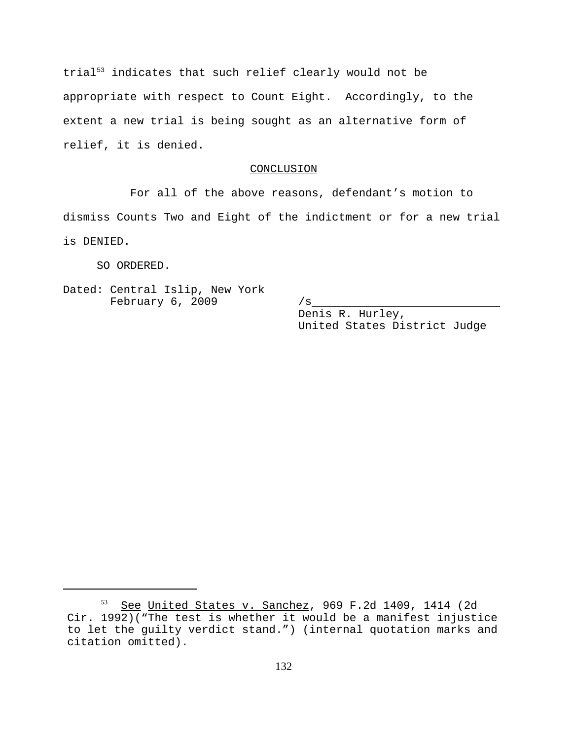trial[53] indicates that such relief clearly would not be appropriate with respect to Count Eight. Accordingly, to the extent a new trial is being sought as an alternative form of relief, it is denied.

## CONCLUSION

For all of the above reasons, defendant's motion to dismiss Counts Two and Eight of the indictment or for a new trial is DENIED.

SO ORDERED.

Dated: Central Islip, New York
February 6, 2009

/s
Denis R. Hurley,
United States District Judge

---

[53] See United States v. Sanchez, 969 F.2d 1409, 1414 (2d Cir. 1992)("The test is whether it would be a manifest injustice to let the guilty verdict stand.") (internal quotation marks and citation omitted).